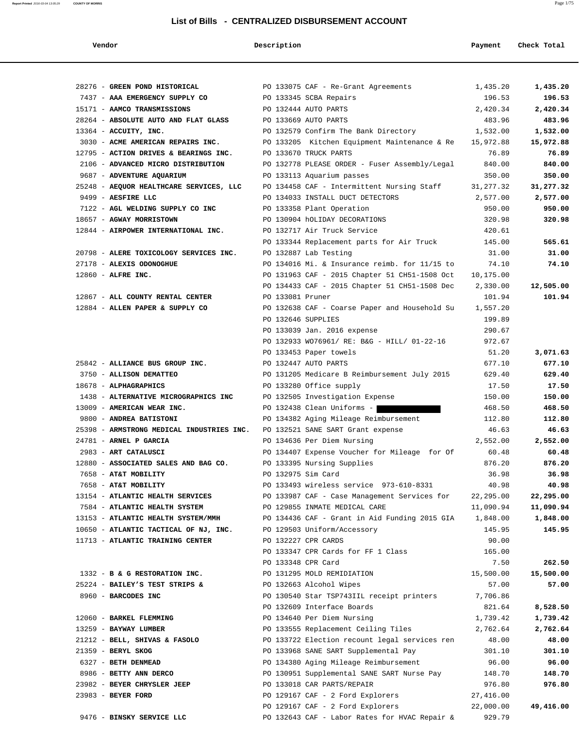## List of Bills - CENTRALIZED DISBURSEMENT ACCOUNT

| Vendor | Description | Payment | Check Total |
|---|---|---|---|
| 28276 - **GREEN POND HISTORICAL** | PO 133075 CAF - Re-Grant Agreements | 1,435.20 | **1,435.20** |
| 7437 - **AAA EMERGENCY SUPPLY CO** | PO 133345 SCBA Repairs | 196.53 | **196.53** |
| 15171 - **AAMCO TRANSMISSIONS** | PO 132444 AUTO PARTS | 2,420.34 | **2,420.34** |
| 28264 - **ABSOLUTE AUTO AND FLAT GLASS** | PO 133669 AUTO PARTS | 483.96 | **483.96** |
| 13364 - **ACCUITY, INC.** | PO 132579 Confirm The Bank Directory | 1,532.00 | **1,532.00** |
| 3030 - **ACME AMERICAN REPAIRS INC.** | PO 133205 Kitchen Equipment Maintenance & Re | 15,972.88 | **15,972.88** |
| 12795 - **ACTION DRIVES & BEARINGS INC.** | PO 133670 TRUCK PARTS | 76.89 | **76.89** |
| 2106 - **ADVANCED MICRO DISTRIBUTION** | PO 132778 PLEASE ORDER - Fuser Assembly/Legal | 840.00 | **840.00** |
| 9687 - **ADVENTURE AQUARIUM** | PO 133113 Aquarium passes | 350.00 | **350.00** |
| 25248 - **AEQUOR HEALTHCARE SERVICES, LLC** | PO 134458 CAF - Intermittent Nursing Staff | 31,277.32 | **31,277.32** |
| 9499 - **AESFIRE LLC** | PO 134033 INSTALL DUCT DETECTORS | 2,577.00 | **2,577.00** |
| 7122 - **AGL WELDING SUPPLY CO INC** | PO 133358 Plant Operation | 950.00 | **950.00** |
| 18657 - **AGWAY MORRISTOWN** | PO 130904 hOLIDAY DECORATIONS | 320.98 | **320.98** |
| 12844 - **AIRPOWER INTERNATIONAL INC.** | PO 132717 Air Truck Service | 420.61 | |
| | PO 133344 Replacement parts for Air Truck | 145.00 | **565.61** |
| 20798 - **ALERE TOXICOLOGY SERVICES INC.** | PO 132887 Lab Testing | 31.00 | **31.00** |
| 27178 - **ALEXIS ODONOGHUE** | PO 134016 Mi. & Insurance reimb. for 11/15 to | 74.10 | **74.10** |
| 12860 - **ALFRE INC.** | PO 131963 CAF - 2015 Chapter 51 CH51-1508 Oct | 10,175.00 | |
| | PO 134433 CAF - 2015 Chapter 51 CH51-1508 Dec | 2,330.00 | **12,505.00** |
| 12867 - **ALL COUNTY RENTAL CENTER** | PO 133081 Pruner | 101.94 | **101.94** |
| 12884 - **ALLEN PAPER & SUPPLY CO** | PO 132638 CAF - Coarse Paper and Household Su | 1,557.20 | |
| | PO 132646 SUPPLIES | 199.89 | |
| | PO 133039 Jan. 2016 expense | 290.67 | |
| | PO 132933 WO76961/ RE: B&G - HILL/ 01-22-16 | 972.67 | |
| | PO 133453 Paper towels | 51.20 | **3,071.63** |
| 25842 - **ALLIANCE BUS GROUP INC.** | PO 132447 AUTO PARTS | 677.10 | **677.10** |
| 3750 - **ALLISON DEMATTEO** | PO 131205 Medicare B Reimbursement July 2015 | 629.40 | **629.40** |
| 18678 - **ALPHAGRAPHICS** | PO 133280 Office supply | 17.50 | **17.50** |
| 1438 - **ALTERNATIVE MICROGRAPHICS INC** | PO 132505 Investigation Expense | 150.00 | **150.00** |
| 13009 - **AMERICAN WEAR INC.** | PO 132438 Clean Uniforms - | 468.50 | **468.50** |
| 9800 - **ANDREA BATISTONI** | PO 134382 Aging Mileage Reimbursement | 112.80 | **112.80** |
| 25398 - **ARMSTRONG MEDICAL INDUSTRIES INC.** | PO 132521 SANE SART Grant expense | 46.63 | **46.63** |
| 24781 - **ARNEL P GARCIA** | PO 134636 Per Diem Nursing | 2,552.00 | **2,552.00** |
| 2983 - **ART CATALUSCI** | PO 134407 Expense Voucher for Mileage for Of | 60.48 | **60.48** |
| 12880 - **ASSOCIATED SALES AND BAG CO.** | PO 133395 Nursing Supplies | 876.20 | **876.20** |
| 7658 - **AT&T MOBILITY** | PO 132975 Sim Card | 36.98 | **36.98** |
| 7658 - **AT&T MOBILITY** | PO 133493 wireless service 973-610-8331 | 40.98 | **40.98** |
| 13154 - **ATLANTIC HEALTH SERVICES** | PO 133987 CAF - Case Management Services for | 22,295.00 | **22,295.00** |
| 7584 - **ATLANTIC HEALTH SYSTEM** | PO 129855 INMATE MEDICAL CARE | 11,090.94 | **11,090.94** |
| 13153 - **ATLANTIC HEALTH SYSTEM/MMH** | PO 134436 CAF - Grant in Aid Funding 2015 GIA | 1,848.00 | **1,848.00** |
| 10650 - **ATLANTIC TACTICAL OF NJ, INC.** | PO 129503 Uniform/Accessory | 145.95 | **145.95** |
| 11713 - **ATLANTIC TRAINING CENTER** | PO 132227 CPR CARDS | 90.00 | |
| | PO 133347 CPR Cards for FF 1 Class | 165.00 | |
| | PO 133348 CPR Card | 7.50 | **262.50** |
| 1332 - **B & G RESTORATION INC.** | PO 131295 MOLD REMIDIATION | 15,500.00 | **15,500.00** |
| 25224 - **BAILEY'S TEST STRIPS &** | PO 132663 Alcohol Wipes | 57.00 | **57.00** |
| 8960 - **BARCODES INC** | PO 130540 Star TSP743IIL receipt printers | 7,706.86 | |
| | PO 132609 Interface Boards | 821.64 | **8,528.50** |
| 12060 - **BARKEL FLEMMING** | PO 134640 Per Diem Nursing | 1,739.42 | **1,739.42** |
| 13259 - **BAYWAY LUMBER** | PO 133555 Replacement Ceiling Tiles | 2,762.64 | **2,762.64** |
| 21212 - **BELL, SHIVAS & FASOLO** | PO 133722 Election recount legal services ren | 48.00 | **48.00** |
| 21359 - **BERYL SKOG** | PO 133968 SANE SART Supplemental Pay | 301.10 | **301.10** |
| 6327 - **BETH DENMEAD** | PO 134380 Aging Mileage Reimbursement | 96.00 | **96.00** |
| 8986 - **BETTY ANN DERCO** | PO 130951 Supplemental SANE SART Nurse Pay | 148.70 | **148.70** |
| 23982 - **BEYER CHRYSLER JEEP** | PO 133018 CAR PARTS/REPAIR | 976.80 | **976.80** |
| 23983 - **BEYER FORD** | PO 129167 CAF - 2 Ford Explorers | 27,416.00 | |
| | PO 129167 CAF - 2 Ford Explorers | 22,000.00 | **49,416.00** |
| 9476 - **BINSKY SERVICE LLC** | PO 132643 CAF - Labor Rates for HVAC Repair & | 929.79 | |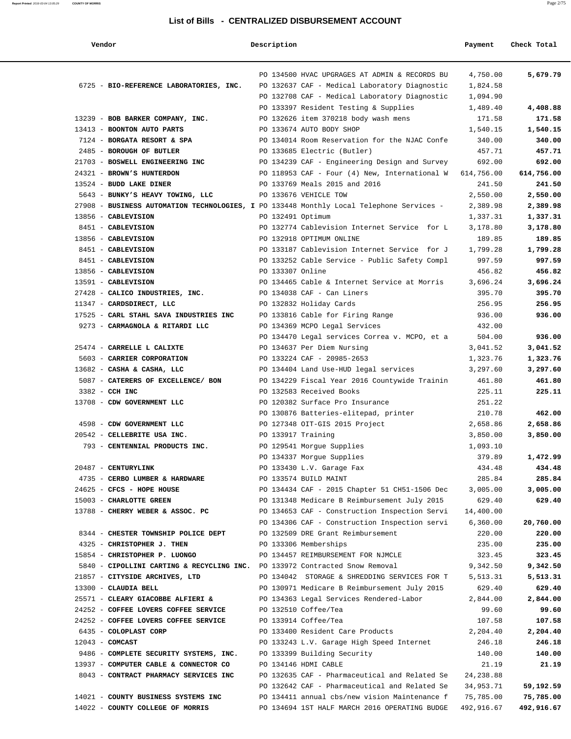# List of Bills - CENTRALIZED DISBURSEMENT ACCOUNT

| Vendor | Description | Payment | Check Total |
|---|---|---|---|
| | PO 134500 HVAC UPGRAGES AT ADMIN & RECORDS BU | 4,750.00 | **5,679.79** |
| 6725 - **BIO-REFERENCE LABORATORIES, INC.** | PO 132637 CAF - Medical Laboratory Diagnostic | 1,824.58 | |
| | PO 132708 CAF - Medical Laboratory Diagnostic | 1,094.90 | |
| | PO 133397 Resident Testing & Supplies | 1,489.40 | **4,408.88** |
| 13239 - **BOB BARKER COMPANY, INC.** | PO 132626 item 370218 body wash mens | 171.58 | **171.58** |
| 13413 - **BOONTON AUTO PARTS** | PO 133674 AUTO BODY SHOP | 1,540.15 | **1,540.15** |
| 7124 - **BORGATA RESORT & SPA** | PO 134014 Room Reservation for the NJAC Confe | 340.00 | **340.00** |
| 2485 - **BOROUGH OF BUTLER** | PO 133685 Electric (Butler) | 457.71 | **457.71** |
| 21703 - **BOSWELL ENGINEERING INC** | PO 134239 CAF - Engineering Design and Survey | 692.00 | **692.00** |
| 24321 - **BROWN'S HUNTERDON** | PO 118953 CAF - Four (4) New, International W | 614,756.00 | **614,756.00** |
| 13524 - **BUDD LAKE DINER** | PO 133769 Meals 2015 and 2016 | 241.50 | **241.50** |
| 5643 - **BUNKY'S HEAVY TOWING, LLC** | PO 133676 VEHICLE TOW | 2,550.00 | **2,550.00** |
| 27908 - **BUSINESS AUTOMATION TECHNOLOGIES, I** | PO 133448 Monthly Local Telephone Services - | 2,389.98 | **2,389.98** |
| 13856 - **CABLEVISION** | PO 132491 Optimum | 1,337.31 | **1,337.31** |
| 8451 - **CABLEVISION** | PO 132774 Cablevision Internet Service for L | 3,178.80 | **3,178.80** |
| 13856 - **CABLEVISION** | PO 132918 OPTIMUM ONLINE | 189.85 | **189.85** |
| 8451 - **CABLEVISION** | PO 133187 Cablevision Internet Service for J | 1,799.28 | **1,799.28** |
| 8451 - **CABLEVISION** | PO 133252 Cable Service - Public Safety Compl | 997.59 | **997.59** |
| 13856 - **CABLEVISION** | PO 133307 Online | 456.82 | **456.82** |
| 13591 - **CABLEVISION** | PO 134465 Cable & Internet Service at Morris | 3,696.24 | **3,696.24** |
| 27428 - **CALICO INDUSTRIES, INC.** | PO 134038 CAF - Can Liners | 395.70 | **395.70** |
| 11347 - **CARDSDIRECT, LLC** | PO 132832 Holiday Cards | 256.95 | **256.95** |
| 17525 - **CARL STAHL SAVA INDUSTRIES INC** | PO 133816 Cable for Firing Range | 936.00 | **936.00** |
| 9273 - **CARMAGNOLA & RITARDI LLC** | PO 134369 MCPO Legal Services | 432.00 | |
| | PO 134470 Legal services Correa v. MCPO, et a | 504.00 | **936.00** |
| 25474 - **CARRELLE L CALIXTE** | PO 134637 Per Diem Nursing | 3,041.52 | **3,041.52** |
| 5603 - **CARRIER CORPORATION** | PO 133224 CAF - 20985-2653 | 1,323.76 | **1,323.76** |
| 13682 - **CASHA & CASHA, LLC** | PO 134404 Land Use-HUD legal services | 3,297.60 | **3,297.60** |
| 5087 - **CATERERS OF EXCELLENCE/ BON** | PO 134229 Fiscal Year 2016 Countywide Trainin | 461.80 | **461.80** |
| 3382 - **CCH INC** | PO 132583 Received Books | 225.11 | **225.11** |
| 13708 - **CDW GOVERNMENT LLC** | PO 120382 Surface Pro Insurance | 251.22 | |
| | PO 130876 Batteries-elitepad, printer | 210.78 | **462.00** |
| 4598 - **CDW GOVERNMENT LLC** | PO 127348 OIT-GIS 2015 Project | 2,658.86 | **2,658.86** |
| 20542 - **CELLEBRITE USA INC.** | PO 133917 Training | 3,850.00 | **3,850.00** |
| 793 - **CENTENNIAL PRODUCTS INC.** | PO 129541 Morgue Supplies | 1,093.10 | |
| | PO 134337 Morgue Supplies | 379.89 | **1,472.99** |
| 20487 - **CENTURYLINK** | PO 133430 L.V. Garage Fax | 434.48 | **434.48** |
| 4735 - **CERBO LUMBER & HARDWARE** | PO 133574 BUILD MAINT | 285.84 | **285.84** |
| 24625 - **CFCS - HOPE HOUSE** | PO 134434 CAF - 2015 Chapter 51 CH51-1506 Dec | 3,005.00 | **3,005.00** |
| 15003 - **CHARLOTTE GREEN** | PO 131348 Medicare B Reimbursement July 2015 | 629.40 | **629.40** |
| 13788 - **CHERRY WEBER & ASSOC. PC** | PO 134653 CAF - Construction Inspection Servi | 14,400.00 | |
| | PO 134306 CAF - Construction Inspection servi | 6,360.00 | **20,760.00** |
| 8344 - **CHESTER TOWNSHIP POLICE DEPT** | PO 132509 DRE Grant Reimbursement | 220.00 | **220.00** |
| 4325 - **CHRISTOPHER J. THEN** | PO 133306 Memberships | 235.00 | **235.00** |
| 15854 - **CHRISTOPHER P. LUONGO** | PO 134457 REIMBURSEMENT FOR NJMCLE | 323.45 | **323.45** |
| 5840 - **CIPOLLINI CARTING & RECYCLING INC.** | PO 133972 Contracted Snow Removal | 9,342.50 | **9,342.50** |
| 21857 - **CITYSIDE ARCHIVES, LTD** | PO 134042 STORAGE & SHREDDING SERVICES FOR T | 5,513.31 | **5,513.31** |
| 13300 - **CLAUDIA BELL** | PO 130971 Medicare B Reimbursement July 2015 | 629.40 | **629.40** |
| 25571 - **CLEARY GIACOBBE ALFIERI &** | PO 134363 Legal Services Rendered-Labor | 2,844.00 | **2,844.00** |
| 24252 - **COFFEE LOVERS COFFEE SERVICE** | PO 132510 Coffee/Tea | 99.60 | **99.60** |
| 24252 - **COFFEE LOVERS COFFEE SERVICE** | PO 133914 Coffee/Tea | 107.58 | **107.58** |
| 6435 - **COLOPLAST CORP** | PO 133400 Resident Care Products | 2,204.40 | **2,204.40** |
| 12043 - **COMCAST** | PO 133243 L.V. Garage High Speed Internet | 246.18 | **246.18** |
| 9486 - **COMPLETE SECURITY SYSTEMS, INC.** | PO 133399 Building Security | 140.00 | **140.00** |
| 13937 - **COMPUTER CABLE & CONNECTOR CO** | PO 134146 HDMI CABLE | 21.19 | **21.19** |
| 8043 - **CONTRACT PHARMACY SERVICES INC** | PO 132635 CAF - Pharmaceutical and Related Se | 24,238.88 | |
| | PO 132642 CAF - Pharmaceutical and Related Se | 34,953.71 | **59,192.59** |
| 14021 - **COUNTY BUSINESS SYSTEMS INC** | PO 134411 annual cbs/new vision Maintenance f | 75,785.00 | **75,785.00** |
| 14022 - **COUNTY COLLEGE OF MORRIS** | PO 134694 1ST HALF MARCH 2016 OPERATING BUDGE | 492,916.67 | **492,916.67** |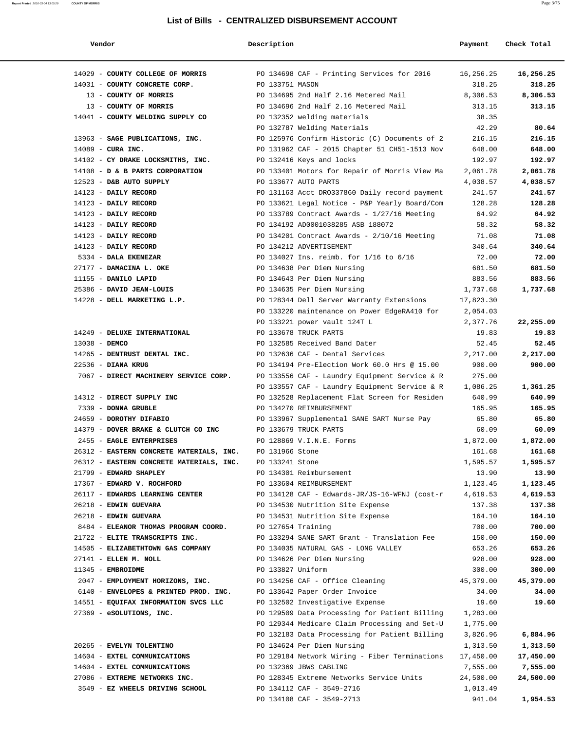# List of Bills - CENTRALIZED DISBURSEMENT ACCOUNT

| Vendor | Description | Payment | Check Total |
|---|---|---|---|
| 14029 - **COUNTY COLLEGE OF MORRIS** | PO 134698 CAF - Printing Services for 2016 | 16,256.25 | **16,256.25** |
| 14031 - **COUNTY CONCRETE CORP.** | PO 133751 MASON | 318.25 | **318.25** |
| 13 - **COUNTY OF MORRIS** | PO 134695 2nd Half 2.16 Metered Mail | 8,306.53 | **8,306.53** |
| 13 - **COUNTY OF MORRIS** | PO 134696 2nd Half 2.16 Metered Mail | 313.15 | **313.15** |
| 14041 - **COUNTY WELDING SUPPLY CO** | PO 132352 welding materials | 38.35 | |
| | PO 132787 Welding Materials | 42.29 | **80.64** |
| 13963 - **SAGE PUBLICATIONS, INC.** | PO 125976 Confirm Historic (C) Documents of 2 | 216.15 | **216.15** |
| 14089 - **CURA INC.** | PO 131962 CAF - 2015 Chapter 51 CH51-1513 Nov | 648.00 | **648.00** |
| 14102 - **CY DRAKE LOCKSMITHS, INC.** | PO 132416 Keys and locks | 192.97 | **192.97** |
| 14108 - **D & B PARTS CORPORATION** | PO 133401 Motors for Repair of Morris View Ma | 2,061.78 | **2,061.78** |
| 12523 - **D&B AUTO SUPPLY** | PO 133677 AUTO PARTS | 4,038.57 | **4,038.57** |
| 14123 - **DAILY RECORD** | PO 131163 Acct DRO337860 Daily record payment | 241.57 | **241.57** |
| 14123 - **DAILY RECORD** | PO 133621 Legal Notice - P&P Yearly Board/Com | 128.28 | **128.28** |
| 14123 - **DAILY RECORD** | PO 133789 Contract Awards - 1/27/16 Meeting | 64.92 | **64.92** |
| 14123 - **DAILY RECORD** | PO 134192 AD0001038285 ASB 188072 | 58.32 | **58.32** |
| 14123 - **DAILY RECORD** | PO 134201 Contract Awards - 2/10/16 Meeting | 71.08 | **71.08** |
| 14123 - **DAILY RECORD** | PO 134212 ADVERTISEMENT | 340.64 | **340.64** |
| 5334 - **DALA EKENEZAR** | PO 134027 Ins. reimb. for 1/16 to 6/16 | 72.00 | **72.00** |
| 27177 - **DAMACINA L. OKE** | PO 134638 Per Diem Nursing | 681.50 | **681.50** |
| 11155 - **DANILO LAPID** | PO 134643 Per Diem Nursing | 883.56 | **883.56** |
| 25386 - **DAVID JEAN-LOUIS** | PO 134635 Per Diem Nursing | 1,737.68 | **1,737.68** |
| 14228 - **DELL MARKETING L.P.** | PO 128344 Dell Server Warranty Extensions | 17,823.30 | |
| | PO 133220 maintenance on Power EdgeRA410 for | 2,054.03 | |
| | PO 133221 power vault 124T L | 2,377.76 | **22,255.09** |
| 14249 - **DELUXE INTERNATIONAL** | PO 133678 TRUCK PARTS | 19.83 | **19.83** |
| 13038 - **DEMCO** | PO 132585 Received Band Dater | 52.45 | **52.45** |
| 14265 - **DENTRUST DENTAL INC.** | PO 132636 CAF - Dental Services | 2,217.00 | **2,217.00** |
| 22536 - **DIANA KRUG** | PO 134194 Pre-Election Work 60.0 Hrs @ 15.00 | 900.00 | **900.00** |
| 7067 - **DIRECT MACHINERY SERVICE CORP.** | PO 133556 CAF - Laundry Equipment Service & R | 275.00 | |
| | PO 133557 CAF - Laundry Equipment Service & R | 1,086.25 | **1,361.25** |
| 14312 - **DIRECT SUPPLY INC** | PO 132528 Replacement Flat Screen for Residen | 640.99 | **640.99** |
| 7339 - **DONNA GRUBLE** | PO 134270 REIMBURSEMENT | 165.95 | **165.95** |
| 24659 - **DOROTHY DIFABIO** | PO 133967 Supplemental SANE SART Nurse Pay | 65.80 | **65.80** |
| 14379 - **DOVER BRAKE & CLUTCH CO INC** | PO 133679 TRUCK PARTS | 60.09 | **60.09** |
| 2455 - **EAGLE ENTERPRISES** | PO 128869 V.I.N.E. Forms | 1,872.00 | **1,872.00** |
| 26312 - **EASTERN CONCRETE MATERIALS, INC.** | PO 131966 Stone | 161.68 | **161.68** |
| 26312 - **EASTERN CONCRETE MATERIALS, INC.** | PO 133241 Stone | 1,595.57 | **1,595.57** |
| 21799 - **EDWARD SHAPLEY** | PO 134301 Reimbursement | 13.90 | **13.90** |
| 17367 - **EDWARD V. ROCHFORD** | PO 133604 REIMBURSEMENT | 1,123.45 | **1,123.45** |
| 26117 - **EDWARDS LEARNING CENTER** | PO 134128 CAF - Edwards-JR/JS-16-WFNJ (cost-r | 4,619.53 | **4,619.53** |
| 26218 - **EDWIN GUEVARA** | PO 134530 Nutrition Site Expense | 137.38 | **137.38** |
| 26218 - **EDWIN GUEVARA** | PO 134531 Nutrition Site Expense | 164.10 | **164.10** |
| 8484 - **ELEANOR THOMAS PROGRAM COORD.** | PO 127654 Training | 700.00 | **700.00** |
| 21722 - **ELITE TRANSCRIPTS INC.** | PO 133294 SANE SART Grant - Translation Fee | 150.00 | **150.00** |
| 14505 - **ELIZABETHTOWN GAS COMPANY** | PO 134035 NATURAL GAS - LONG VALLEY | 653.26 | **653.26** |
| 27141 - **ELLEN M. NOLL** | PO 134626 Per Diem Nursing | 928.00 | **928.00** |
| 11345 - **EMBROIDME** | PO 133827 Uniform | 300.00 | **300.00** |
| 2047 - **EMPLOYMENT HORIZONS, INC.** | PO 134256 CAF - Office Cleaning | 45,379.00 | **45,379.00** |
| 6140 - **ENVELOPES & PRINTED PROD. INC.** | PO 133642 Paper Order Invoice | 34.00 | **34.00** |
| 14551 - **EQUIFAX INFORMATION SVCS LLC** | PO 132502 Investigative Expense | 19.60 | **19.60** |
| 27369 - **eSOLUTIONS, INC.** | PO 129509 Data Processing for Patient Billing | 1,283.00 | |
| | PO 129344 Medicare Claim Processing and Set-U | 1,775.00 | |
| | PO 132183 Data Processing for Patient Billing | 3,826.96 | **6,884.96** |
| 20265 - **EVELYN TOLENTINO** | PO 134624 Per Diem Nursing | 1,313.50 | **1,313.50** |
| 14604 - **EXTEL COMMUNICATIONS** | PO 129184 Network Wiring - Fiber Terminations | 17,450.00 | **17,450.00** |
| 14604 - **EXTEL COMMUNICATIONS** | PO 132369 JBWS CABLING | 7,555.00 | **7,555.00** |
| 27086 - **EXTREME NETWORKS INC.** | PO 128345 Extreme Networks Service Units | 24,500.00 | **24,500.00** |
| 3549 - **EZ WHEELS DRIVING SCHOOL** | PO 134112 CAF - 3549-2716 | 1,013.49 | |
| | PO 134108 CAF - 3549-2713 | 941.04 | **1,954.53** |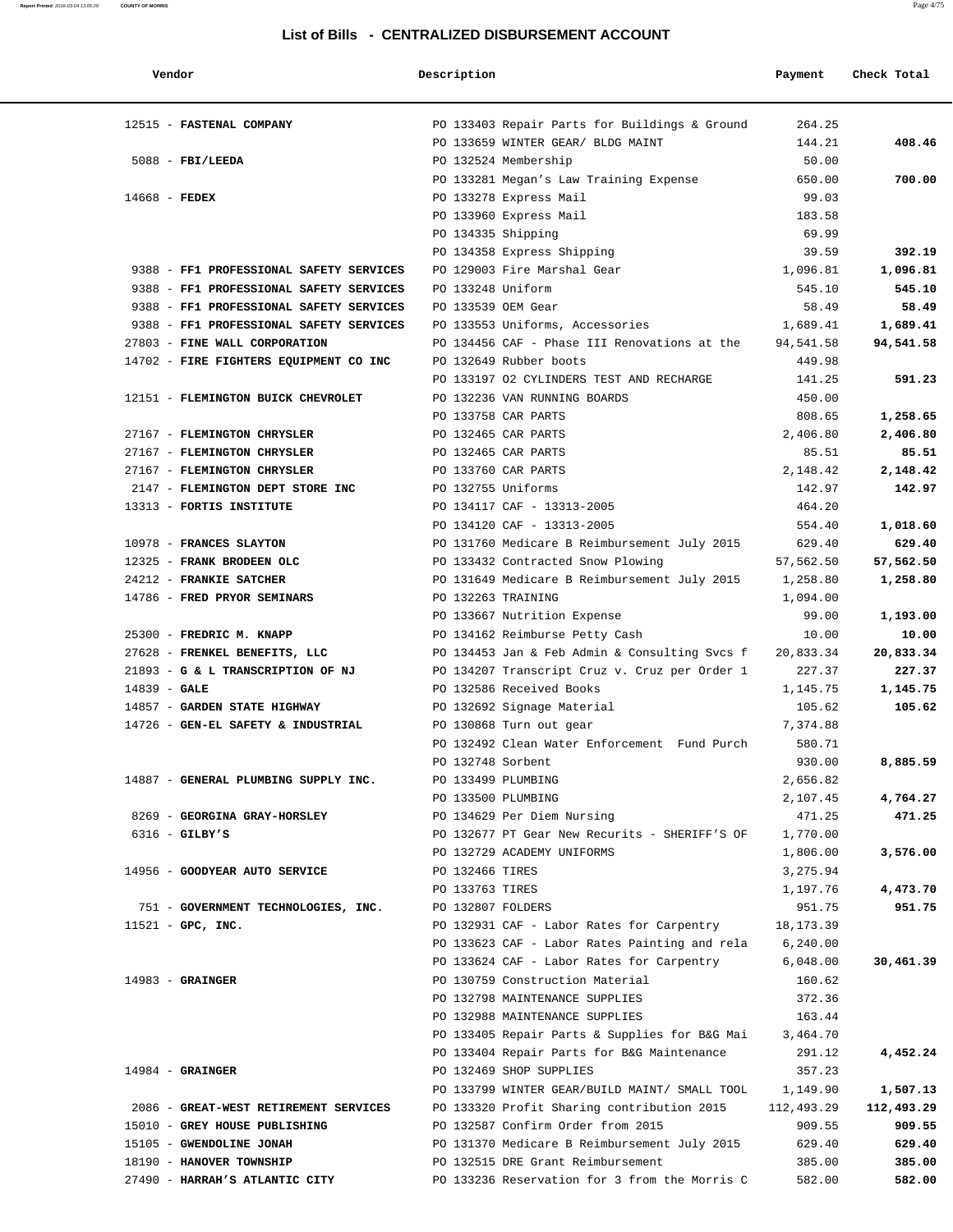## List of Bills - CENTRALIZED DISBURSEMENT ACCOUNT

| Vendor | Description | Payment | Check Total |
|---|---|---|---|
| 12515 - **FASTENAL COMPANY** | PO 133403 Repair Parts for Buildings & Ground | 264.25 | |
| | PO 133659 WINTER GEAR/ BLDG MAINT | 144.21 | **408.46** |
| 5088 - **FBI/LEEDA** | PO 132524 Membership | 50.00 | |
| | PO 133281 Megan's Law Training Expense | 650.00 | **700.00** |
| 14668 - **FEDEX** | PO 133278 Express Mail | 99.03 | |
| | PO 133960 Express Mail | 183.58 | |
| | PO 134335 Shipping | 69.99 | |
| | PO 134358 Express Shipping | 39.59 | **392.19** |
| 9388 - **FF1 PROFESSIONAL SAFETY SERVICES** | PO 129003 Fire Marshal Gear | 1,096.81 | **1,096.81** |
| 9388 - **FF1 PROFESSIONAL SAFETY SERVICES** | PO 133248 Uniform | 545.10 | **545.10** |
| 9388 - **FF1 PROFESSIONAL SAFETY SERVICES** | PO 133539 OEM Gear | 58.49 | **58.49** |
| 9388 - **FF1 PROFESSIONAL SAFETY SERVICES** | PO 133553 Uniforms, Accessories | 1,689.41 | **1,689.41** |
| 27803 - **FINE WALL CORPORATION** | PO 134456 CAF - Phase III Renovations at the | 94,541.58 | **94,541.58** |
| 14702 - **FIRE FIGHTERS EQUIPMENT CO INC** | PO 132649 Rubber boots | 449.98 | |
| | PO 133197 O2 CYLINDERS TEST AND RECHARGE | 141.25 | **591.23** |
| 12151 - **FLEMINGTON BUICK CHEVROLET** | PO 132236 VAN RUNNING BOARDS | 450.00 | |
| | PO 133758 CAR PARTS | 808.65 | **1,258.65** |
| 27167 - **FLEMINGTON CHRYSLER** | PO 132465 CAR PARTS | 2,406.80 | **2,406.80** |
| 27167 - **FLEMINGTON CHRYSLER** | PO 132465 CAR PARTS | 85.51 | **85.51** |
| 27167 - **FLEMINGTON CHRYSLER** | PO 133760 CAR PARTS | 2,148.42 | **2,148.42** |
| 2147 - **FLEMINGTON DEPT STORE INC** | PO 132755 Uniforms | 142.97 | **142.97** |
| 13313 - **FORTIS INSTITUTE** | PO 134117 CAF - 13313-2005 | 464.20 | |
| | PO 134120 CAF - 13313-2005 | 554.40 | **1,018.60** |
| 10978 - **FRANCES SLAYTON** | PO 131760 Medicare B Reimbursement July 2015 | 629.40 | **629.40** |
| 12325 - **FRANK BRODEEN OLC** | PO 133432 Contracted Snow Plowing | 57,562.50 | **57,562.50** |
| 24212 - **FRANKIE SATCHER** | PO 131649 Medicare B Reimbursement July 2015 | 1,258.80 | **1,258.80** |
| 14786 - **FRED PRYOR SEMINARS** | PO 132263 TRAINING | 1,094.00 | |
| | PO 133667 Nutrition Expense | 99.00 | **1,193.00** |
| 25300 - **FREDRIC M. KNAPP** | PO 134162 Reimburse Petty Cash | 10.00 | **10.00** |
| 27628 - **FRENKEL BENEFITS, LLC** | PO 134453 Jan & Feb Admin & Consulting Svcs f | 20,833.34 | **20,833.34** |
| 21893 - **G & L TRANSCRIPTION OF NJ** | PO 134207 Transcript Cruz v. Cruz per Order 1 | 227.37 | **227.37** |
| 14839 - **GALE** | PO 132586 Received Books | 1,145.75 | **1,145.75** |
| 14857 - **GARDEN STATE HIGHWAY** | PO 132692 Signage Material | 105.62 | **105.62** |
| 14726 - **GEN-EL SAFETY & INDUSTRIAL** | PO 130868 Turn out gear | 7,374.88 | |
| | PO 132492 Clean Water Enforcement Fund Purch | 580.71 | |
| | PO 132748 Sorbent | 930.00 | **8,885.59** |
| 14887 - **GENERAL PLUMBING SUPPLY INC.** | PO 133499 PLUMBING | 2,656.82 | |
| | PO 133500 PLUMBING | 2,107.45 | **4,764.27** |
| 8269 - **GEORGINA GRAY-HORSLEY** | PO 134629 Per Diem Nursing | 471.25 | **471.25** |
| 6316 - **GILBY'S** | PO 132677 PT Gear New Recurits - SHERIFF'S OF | 1,770.00 | |
| | PO 132729 ACADEMY UNIFORMS | 1,806.00 | **3,576.00** |
| 14956 - **GOODYEAR AUTO SERVICE** | PO 132466 TIRES | 3,275.94 | |
| | PO 133763 TIRES | 1,197.76 | **4,473.70** |
| 751 - **GOVERNMENT TECHNOLOGIES, INC.** | PO 132807 FOLDERS | 951.75 | **951.75** |
| 11521 - **GPC, INC.** | PO 132931 CAF - Labor Rates for Carpentry | 18,173.39 | |
| | PO 133623 CAF - Labor Rates Painting and rela | 6,240.00 | |
| | PO 133624 CAF - Labor Rates for Carpentry | 6,048.00 | **30,461.39** |
| 14983 - **GRAINGER** | PO 130759 Construction Material | 160.62 | |
| | PO 132798 MAINTENANCE SUPPLIES | 372.36 | |
| | PO 132988 MAINTENANCE SUPPLIES | 163.44 | |
| | PO 133405 Repair Parts & Supplies for B&G Mai | 3,464.70 | |
| | PO 133404 Repair Parts for B&G Maintenance | 291.12 | **4,452.24** |
| 14984 - **GRAINGER** | PO 132469 SHOP SUPPLIES | 357.23 | |
| | PO 133799 WINTER GEAR/BUILD MAINT/ SMALL TOOL | 1,149.90 | **1,507.13** |
| 2086 - **GREAT-WEST RETIREMENT SERVICES** | PO 133320 Profit Sharing contribution 2015 | 112,493.29 | **112,493.29** |
| 15010 - **GREY HOUSE PUBLISHING** | PO 132587 Confirm Order from 2015 | 909.55 | **909.55** |
| 15105 - **GWENDOLINE JONAH** | PO 131370 Medicare B Reimbursement July 2015 | 629.40 | **629.40** |
| 18190 - **HANOVER TOWNSHIP** | PO 132515 DRE Grant Reimbursement | 385.00 | **385.00** |
| 27490 - **HARRAH'S ATLANTIC CITY** | PO 133236 Reservation for 3 from the Morris C | 582.00 | **582.00** |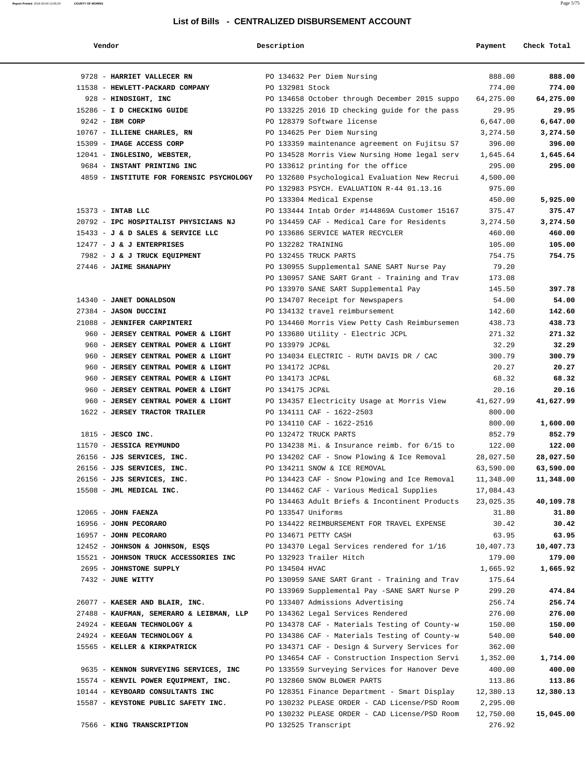# List of Bills - CENTRALIZED DISBURSEMENT ACCOUNT

| Vendor | Description | Payment | Check Total |
|---|---|---|---|
| 9728 - **HARRIET VALLECER RN** | PO 134632 Per Diem Nursing | 888.00 | **888.00** |
| 11538 - **HEWLETT-PACKARD COMPANY** | PO 132981 Stock | 774.00 | **774.00** |
| 928 - **HINDSIGHT, INC** | PO 134658 October through December 2015 suppo | 64,275.00 | **64,275.00** |
| 15286 - **I D CHECKING GUIDE** | PO 133225 2016 ID checking guide for the pass | 29.95 | **29.95** |
| 9242 - **IBM CORP** | PO 128379 Software license | 6,647.00 | **6,647.00** |
| 10767 - **ILLIENE CHARLES, RN** | PO 134625 Per Diem Nursing | 3,274.50 | **3,274.50** |
| 15309 - **IMAGE ACCESS CORP** | PO 133359 maintenance agreement on Fujitsu S7 | 396.00 | **396.00** |
| 12041 - **INGLESINO, WEBSTER,** | PO 134528 Morris View Nursing Home legal serv | 1,645.64 | **1,645.64** |
| 9684 - **INSTANT PRINTING INC** | PO 133612 printing for the office | 295.00 | **295.00** |
| 4859 - **INSTITUTE FOR FORENSIC PSYCHOLOGY** | PO 132680 Psychological Evaluation New Recrui | 4,500.00 | |
| | PO 132983 PSYCH. EVALUATION R-44 01.13.16 | 975.00 | |
| | PO 133304 Medical Expense | 450.00 | **5,925.00** |
| 15373 - **INTAB LLC** | PO 133444 Intab Order #144869A Customer 15167 | 375.47 | **375.47** |
| 20792 - **IPC HOSPITALIST PHYSICIANS NJ** | PO 134459 CAF - Medical Care for Residents | 3,274.50 | **3,274.50** |
| 15433 - **J & D SALES & SERVICE LLC** | PO 133686 SERVICE WATER RECYCLER | 460.00 | **460.00** |
| 12477 - **J & J ENTERPRISES** | PO 132282 TRAINING | 105.00 | **105.00** |
| 7982 - **J & J TRUCK EQUIPMENT** | PO 132455 TRUCK PARTS | 754.75 | **754.75** |
| 27446 - **JAIME SHANAPHY** | PO 130955 Supplemental SANE SART Nurse Pay | 79.20 | |
| | PO 130957 SANE SART Grant - Training and Trav | 173.08 | |
| | PO 133970 SANE SART Supplemental Pay | 145.50 | **397.78** |
| 14340 - **JANET DONALDSON** | PO 134707 Receipt for Newspapers | 54.00 | **54.00** |
| 27384 - **JASON DUCCINI** | PO 134132 travel reimbursement | 142.60 | **142.60** |
| 21088 - **JENNIFER CARPINTERI** | PO 134460 Morris View Petty Cash Reimbursemen | 438.73 | **438.73** |
| 960 - **JERSEY CENTRAL POWER & LIGHT** | PO 133680 Utility - Electric JCPL | 271.32 | **271.32** |
| 960 - **JERSEY CENTRAL POWER & LIGHT** | PO 133979 JCP&L | 32.29 | **32.29** |
| 960 - **JERSEY CENTRAL POWER & LIGHT** | PO 134034 ELECTRIC - RUTH DAVIS DR / CAC | 300.79 | **300.79** |
| 960 - **JERSEY CENTRAL POWER & LIGHT** | PO 134172 JCP&L | 20.27 | **20.27** |
| 960 - **JERSEY CENTRAL POWER & LIGHT** | PO 134173 JCP&L | 68.32 | **68.32** |
| 960 - **JERSEY CENTRAL POWER & LIGHT** | PO 134175 JCP&L | 20.16 | **20.16** |
| 960 - **JERSEY CENTRAL POWER & LIGHT** | PO 134357 Electricity Usage at Morris View | 41,627.99 | **41,627.99** |
| 1622 - **JERSEY TRACTOR TRAILER** | PO 134111 CAF - 1622-2503 | 800.00 | |
| | PO 134110 CAF - 1622-2516 | 800.00 | **1,600.00** |
| 1815 - **JESCO INC.** | PO 132472 TRUCK PARTS | 852.79 | **852.79** |
| 11570 - **JESSICA REYMUNDO** | PO 134238 Mi. & Insurance reimb. for 6/15 to | 122.00 | **122.00** |
| 26156 - **JJS SERVICES, INC.** | PO 134202 CAF - Snow Plowing & Ice Removal | 28,027.50 | **28,027.50** |
| 26156 - **JJS SERVICES, INC.** | PO 134211 SNOW & ICE REMOVAL | 63,590.00 | **63,590.00** |
| 26156 - **JJS SERVICES, INC.** | PO 134423 CAF - Snow Plowing and Ice Removal | 11,348.00 | **11,348.00** |
| 15508 - **JML MEDICAL INC.** | PO 134462 CAF - Various Medical Supplies | 17,084.43 | |
| | PO 134463 Adult Briefs & Incontinent Products | 23,025.35 | **40,109.78** |
| 12065 - **JOHN FAENZA** | PO 133547 Uniforms | 31.80 | **31.80** |
| 16956 - **JOHN PECORARO** | PO 134422 REIMBURSEMENT FOR TRAVEL EXPENSE | 30.42 | **30.42** |
| 16957 - **JOHN PECORARO** | PO 134671 PETTY CASH | 63.95 | **63.95** |
| 12452 - **JOHNSON & JOHNSON, ESQS** | PO 134370 Legal Services rendered for 1/16 | 10,407.73 | **10,407.73** |
| 15521 - **JOHNSON TRUCK ACCESSORIES INC** | PO 132923 Trailer Hitch | 179.00 | **179.00** |
| 2695 - **JOHNSTONE SUPPLY** | PO 134504 HVAC | 1,665.92 | **1,665.92** |
| 7432 - **JUNE WITTY** | PO 130959 SANE SART Grant - Training and Trav | 175.64 | |
| | PO 133969 Supplemental Pay -SANE SART Nurse P | 299.20 | **474.84** |
| 26077 - **KAESER AND BLAIR, INC.** | PO 133407 Admissions Advertising | 256.74 | **256.74** |
| 27488 - **KAUFMAN, SEMERARO & LEIBMAN, LLP** | PO 134362 Legal Services Rendered | 276.00 | **276.00** |
| 24924 - **KEEGAN TECHNOLOGY &** | PO 134378 CAF - Materials Testing of County-w | 150.00 | **150.00** |
| 24924 - **KEEGAN TECHNOLOGY &** | PO 134386 CAF - Materials Testing of County-w | 540.00 | **540.00** |
| 15565 - **KELLER & KIRKPATRICK** | PO 134371 CAF - Design & Survery Services for | 362.00 | |
| | PO 134654 CAF - Construction Inspection Servi | 1,352.00 | **1,714.00** |
| 9635 - **KENNON SURVEYING SERVICES, INC** | PO 133559 Surveying Services for Hanover Deve | 400.00 | **400.00** |
| 15574 - **KENVIL POWER EQUIPMENT, INC.** | PO 132860 SNOW BLOWER PARTS | 113.86 | **113.86** |
| 10144 - **KEYBOARD CONSULTANTS INC** | PO 128351 Finance Department - Smart Display | 12,380.13 | **12,380.13** |
| 15587 - **KEYSTONE PUBLIC SAFETY INC.** | PO 130232 PLEASE ORDER - CAD License/PSD Room | 2,295.00 | |
| | PO 130232 PLEASE ORDER - CAD License/PSD Room | 12,750.00 | **15,045.00** |
| 7566 - **KING TRANSCRIPTION** | PO 132525 Transcript | 276.92 | |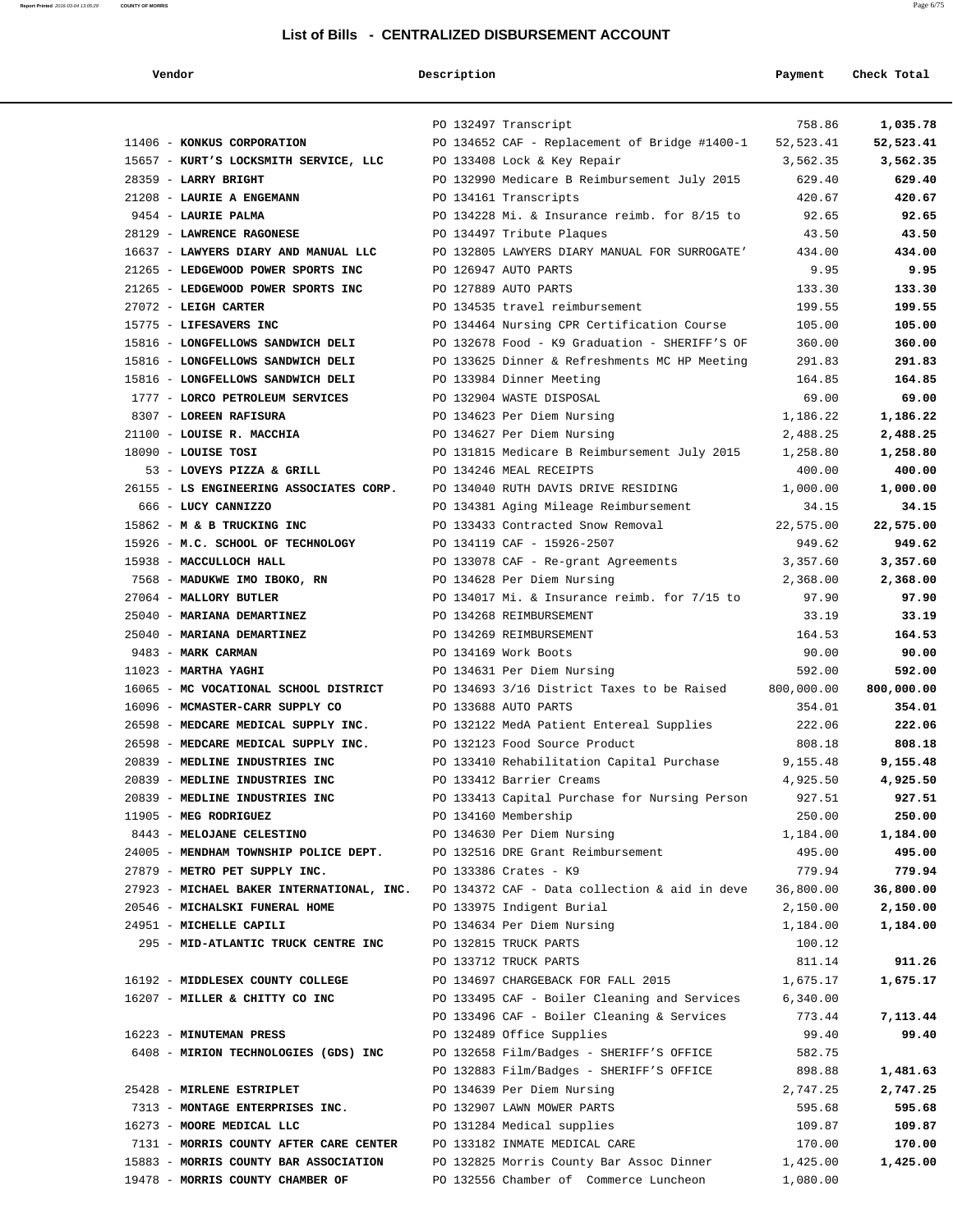## List of Bills - CENTRALIZED DISBURSEMENT ACCOUNT

| Vendor | Description | Payment | Check Total |
|---|---|---|---|
| | PO 132497 Transcript | 758.86 | **1,035.78** |
| 11406 - **KONKUS CORPORATION** | PO 134652 CAF - Replacement of Bridge #1400-1 | 52,523.41 | **52,523.41** |
| 15657 - **KURT'S LOCKSMITH SERVICE, LLC** | PO 133408 Lock & Key Repair | 3,562.35 | **3,562.35** |
| 28359 - **LARRY BRIGHT** | PO 132990 Medicare B Reimbursement July 2015 | 629.40 | **629.40** |
| 21208 - **LAURIE A ENGEMANN** | PO 134161 Transcripts | 420.67 | **420.67** |
| 9454 - **LAURIE PALMA** | PO 134228 Mi. & Insurance reimb. for 8/15 to | 92.65 | **92.65** |
| 28129 - **LAWRENCE RAGONESE** | PO 134497 Tribute Plaques | 43.50 | **43.50** |
| 16637 - **LAWYERS DIARY AND MANUAL LLC** | PO 132805 LAWYERS DIARY MANUAL FOR SURROGATE' | 434.00 | **434.00** |
| 21265 - **LEDGEWOOD POWER SPORTS INC** | PO 126947 AUTO PARTS | 9.95 | **9.95** |
| 21265 - **LEDGEWOOD POWER SPORTS INC** | PO 127889 AUTO PARTS | 133.30 | **133.30** |
| 27072 - **LEIGH CARTER** | PO 134535 travel reimbursement | 199.55 | **199.55** |
| 15775 - **LIFESAVERS INC** | PO 134464 Nursing CPR Certification Course | 105.00 | **105.00** |
| 15816 - **LONGFELLOWS SANDWICH DELI** | PO 132678 Food - K9 Graduation - SHERIFF'S OF | 360.00 | **360.00** |
| 15816 - **LONGFELLOWS SANDWICH DELI** | PO 133625 Dinner & Refreshments MC HP Meeting | 291.83 | **291.83** |
| 15816 - **LONGFELLOWS SANDWICH DELI** | PO 133984 Dinner Meeting | 164.85 | **164.85** |
| 1777 - **LORCO PETROLEUM SERVICES** | PO 132904 WASTE DISPOSAL | 69.00 | **69.00** |
| 8307 - **LOREEN RAFISURA** | PO 134623 Per Diem Nursing | 1,186.22 | **1,186.22** |
| 21100 - **LOUISE R. MACCHIA** | PO 134627 Per Diem Nursing | 2,488.25 | **2,488.25** |
| 18090 - **LOUISE TOSI** | PO 131815 Medicare B Reimbursement July 2015 | 1,258.80 | **1,258.80** |
| 53 - **LOVEYS PIZZA & GRILL** | PO 134246 MEAL RECEIPTS | 400.00 | **400.00** |
| 26155 - **LS ENGINEERING ASSOCIATES CORP.** | PO 134040 RUTH DAVIS DRIVE RESIDING | 1,000.00 | **1,000.00** |
| 666 - **LUCY CANNIZZO** | PO 134381 Aging Mileage Reimbursement | 34.15 | **34.15** |
| 15862 - **M & B TRUCKING INC** | PO 133433 Contracted Snow Removal | 22,575.00 | **22,575.00** |
| 15926 - **M.C. SCHOOL OF TECHNOLOGY** | PO 134119 CAF - 15926-2507 | 949.62 | **949.62** |
| 15938 - **MACCULLOCH HALL** | PO 133078 CAF - Re-grant Agreements | 3,357.60 | **3,357.60** |
| 7568 - **MADUKWE IMO IBOKO, RN** | PO 134628 Per Diem Nursing | 2,368.00 | **2,368.00** |
| 27064 - **MALLORY BUTLER** | PO 134017 Mi. & Insurance reimb. for 7/15 to | 97.90 | **97.90** |
| 25040 - **MARIANA DEMARTINEZ** | PO 134268 REIMBURSEMENT | 33.19 | **33.19** |
| 25040 - **MARIANA DEMARTINEZ** | PO 134269 REIMBURSEMENT | 164.53 | **164.53** |
| 9483 - **MARK CARMAN** | PO 134169 Work Boots | 90.00 | **90.00** |
| 11023 - **MARTHA YAGHI** | PO 134631 Per Diem Nursing | 592.00 | **592.00** |
| 16065 - **MC VOCATIONAL SCHOOL DISTRICT** | PO 134693 3/16 District Taxes to be Raised | 800,000.00 | **800,000.00** |
| 16096 - **MCMASTER-CARR SUPPLY CO** | PO 133688 AUTO PARTS | 354.01 | **354.01** |
| 26598 - **MEDCARE MEDICAL SUPPLY INC.** | PO 132122 MedA Patient Entereal Supplies | 222.06 | **222.06** |
| 26598 - **MEDCARE MEDICAL SUPPLY INC.** | PO 132123 Food Source Product | 808.18 | **808.18** |
| 20839 - **MEDLINE INDUSTRIES INC** | PO 133410 Rehabilitation Capital Purchase | 9,155.48 | **9,155.48** |
| 20839 - **MEDLINE INDUSTRIES INC** | PO 133412 Barrier Creams | 4,925.50 | **4,925.50** |
| 20839 - **MEDLINE INDUSTRIES INC** | PO 133413 Capital Purchase for Nursing Person | 927.51 | **927.51** |
| 11905 - **MEG RODRIGUEZ** | PO 134160 Membership | 250.00 | **250.00** |
| 8443 - **MELOJANE CELESTINO** | PO 134630 Per Diem Nursing | 1,184.00 | **1,184.00** |
| 24005 - **MENDHAM TOWNSHIP POLICE DEPT.** | PO 132516 DRE Grant Reimbursement | 495.00 | **495.00** |
| 27879 - **METRO PET SUPPLY INC.** | PO 133386 Crates - K9 | 779.94 | **779.94** |
| 27923 - **MICHAEL BAKER INTERNATIONAL, INC.** | PO 134372 CAF - Data collection & aid in deve | 36,800.00 | **36,800.00** |
| 20546 - **MICHALSKI FUNERAL HOME** | PO 133975 Indigent Burial | 2,150.00 | **2,150.00** |
| 24951 - **MICHELLE CAPILI** | PO 134634 Per Diem Nursing | 1,184.00 | **1,184.00** |
| 295 - **MID-ATLANTIC TRUCK CENTRE INC** | PO 132815 TRUCK PARTS | 100.12 | |
| | PO 133712 TRUCK PARTS | 811.14 | **911.26** |
| 16192 - **MIDDLESEX COUNTY COLLEGE** | PO 134697 CHARGEBACK FOR FALL 2015 | 1,675.17 | **1,675.17** |
| 16207 - **MILLER & CHITTY CO INC** | PO 133495 CAF - Boiler Cleaning and Services | 6,340.00 | |
| | PO 133496 CAF - Boiler Cleaning & Services | 773.44 | **7,113.44** |
| 16223 - **MINUTEMAN PRESS** | PO 132489 Office Supplies | 99.40 | **99.40** |
| 6408 - **MIRION TECHNOLOGIES (GDS) INC** | PO 132658 Film/Badges - SHERIFF'S OFFICE | 582.75 | |
| | PO 132883 Film/Badges - SHERIFF'S OFFICE | 898.88 | **1,481.63** |
| 25428 - **MIRLENE ESTRIPLET** | PO 134639 Per Diem Nursing | 2,747.25 | **2,747.25** |
| 7313 - **MONTAGE ENTERPRISES INC.** | PO 132907 LAWN MOWER PARTS | 595.68 | **595.68** |
| 16273 - **MOORE MEDICAL LLC** | PO 131284 Medical supplies | 109.87 | **109.87** |
| 7131 - **MORRIS COUNTY AFTER CARE CENTER** | PO 133182 INMATE MEDICAL CARE | 170.00 | **170.00** |
| 15883 - **MORRIS COUNTY BAR ASSOCIATION** | PO 132825 Morris County Bar Assoc Dinner | 1,425.00 | **1,425.00** |
| 19478 - **MORRIS COUNTY CHAMBER OF** | PO 132556 Chamber of Commerce Luncheon | 1,080.00 | |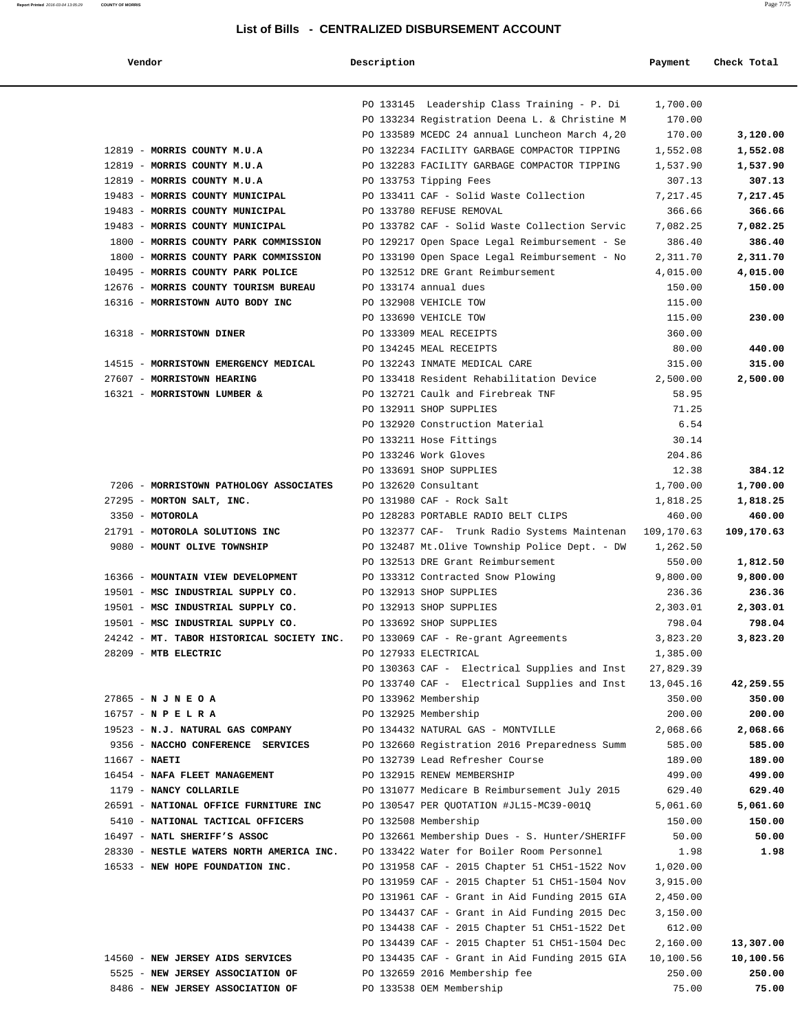## List of Bills - CENTRALIZED DISBURSEMENT ACCOUNT

| Vendor | Description | Payment | Check Total |
|---|---|---|---|
| | PO 133145 Leadership Class Training - P. Di | 1,700.00 | |
| | PO 133234 Registration Deena L. & Christine M | 170.00 | |
| | PO 133589 MCEDC 24 annual Luncheon March 4,20 | 170.00 | **3,120.00** |
| 12819 - **MORRIS COUNTY M.U.A** | PO 132234 FACILITY GARBAGE COMPACTOR TIPPING | 1,552.08 | **1,552.08** |
| 12819 - **MORRIS COUNTY M.U.A** | PO 132283 FACILITY GARBAGE COMPACTOR TIPPING | 1,537.90 | **1,537.90** |
| 12819 - **MORRIS COUNTY M.U.A** | PO 133753 Tipping Fees | 307.13 | **307.13** |
| 19483 - **MORRIS COUNTY MUNICIPAL** | PO 133411 CAF - Solid Waste Collection | 7,217.45 | **7,217.45** |
| 19483 - **MORRIS COUNTY MUNICIPAL** | PO 133780 REFUSE REMOVAL | 366.66 | **366.66** |
| 19483 - **MORRIS COUNTY MUNICIPAL** | PO 133782 CAF - Solid Waste Collection Servic | 7,082.25 | **7,082.25** |
| 1800 - **MORRIS COUNTY PARK COMMISSION** | PO 129217 Open Space Legal Reimbursement - Se | 386.40 | **386.40** |
| 1800 - **MORRIS COUNTY PARK COMMISSION** | PO 133190 Open Space Legal Reimbursement - No | 2,311.70 | **2,311.70** |
| 10495 - **MORRIS COUNTY PARK POLICE** | PO 132512 DRE Grant Reimbursement | 4,015.00 | **4,015.00** |
| 12676 - **MORRIS COUNTY TOURISM BUREAU** | PO 133174 annual dues | 150.00 | **150.00** |
| 16316 - **MORRISTOWN AUTO BODY INC** | PO 132908 VEHICLE TOW | 115.00 | |
| | PO 133690 VEHICLE TOW | 115.00 | **230.00** |
| 16318 - **MORRISTOWN DINER** | PO 133309 MEAL RECEIPTS | 360.00 | |
| | PO 134245 MEAL RECEIPTS | 80.00 | **440.00** |
| 14515 - **MORRISTOWN EMERGENCY MEDICAL** | PO 132243 INMATE MEDICAL CARE | 315.00 | **315.00** |
| 27607 - **MORRISTOWN HEARING** | PO 133418 Resident Rehabilitation Device | 2,500.00 | **2,500.00** |
| 16321 - **MORRISTOWN LUMBER &** | PO 132721 Caulk and Firebreak TNF | 58.95 | |
| | PO 132911 SHOP SUPPLIES | 71.25 | |
| | PO 132920 Construction Material | 6.54 | |
| | PO 133211 Hose Fittings | 30.14 | |
| | PO 133246 Work Gloves | 204.86 | |
| | PO 133691 SHOP SUPPLIES | 12.38 | **384.12** |
| 7206 - **MORRISTOWN PATHOLOGY ASSOCIATES** | PO 132620 Consultant | 1,700.00 | **1,700.00** |
| 27295 - **MORTON SALT, INC.** | PO 131980 CAF - Rock Salt | 1,818.25 | **1,818.25** |
| 3350 - **MOTOROLA** | PO 128283 PORTABLE RADIO BELT CLIPS | 460.00 | **460.00** |
| 21791 - **MOTOROLA SOLUTIONS INC** | PO 132377 CAF- Trunk Radio Systems Maintenan | 109,170.63 | **109,170.63** |
| 9080 - **MOUNT OLIVE TOWNSHIP** | PO 132487 Mt.Olive Township Police Dept. - DW | 1,262.50 | |
| | PO 132513 DRE Grant Reimbursement | 550.00 | **1,812.50** |
| 16366 - **MOUNTAIN VIEW DEVELOPMENT** | PO 133312 Contracted Snow Plowing | 9,800.00 | **9,800.00** |
| 19501 - **MSC INDUSTRIAL SUPPLY CO.** | PO 132913 SHOP SUPPLIES | 236.36 | **236.36** |
| 19501 - **MSC INDUSTRIAL SUPPLY CO.** | PO 132913 SHOP SUPPLIES | 2,303.01 | **2,303.01** |
| 19501 - **MSC INDUSTRIAL SUPPLY CO.** | PO 133692 SHOP SUPPLIES | 798.04 | **798.04** |
| 24242 - **MT. TABOR HISTORICAL SOCIETY INC.** | PO 133069 CAF - Re-grant Agreements | 3,823.20 | **3,823.20** |
| 28209 - **MTB ELECTRIC** | PO 127933 ELECTRICAL | 1,385.00 | |
| | PO 130363 CAF - Electrical Supplies and Inst | 27,829.39 | |
| | PO 133740 CAF - Electrical Supplies and Inst | 13,045.16 | **42,259.55** |
| 27865 - **N J N E O A** | PO 133962 Membership | 350.00 | **350.00** |
| 16757 - **N P E L R A** | PO 132925 Membership | 200.00 | **200.00** |
| 19523 - **N.J. NATURAL GAS COMPANY** | PO 134432 NATURAL GAS - MONTVILLE | 2,068.66 | **2,068.66** |
| 9356 - **NACCHO CONFERENCE SERVICES** | PO 132660 Registration 2016 Preparedness Summ | 585.00 | **585.00** |
| 11667 - **NAETI** | PO 132739 Lead Refresher Course | 189.00 | **189.00** |
| 16454 - **NAFA FLEET MANAGEMENT** | PO 132915 RENEW MEMBERSHIP | 499.00 | **499.00** |
| 1179 - **NANCY COLLARILE** | PO 131077 Medicare B Reimbursement July 2015 | 629.40 | **629.40** |
| 26591 - **NATIONAL OFFICE FURNITURE INC** | PO 130547 PER QUOTATION #JL15-MC39-001Q | 5,061.60 | **5,061.60** |
| 5410 - **NATIONAL TACTICAL OFFICERS** | PO 132508 Membership | 150.00 | **150.00** |
| 16497 - **NATL SHERIFF'S ASSOC** | PO 132661 Membership Dues - S. Hunter/SHERIFF | 50.00 | **50.00** |
| 28330 - **NESTLE WATERS NORTH AMERICA INC.** | PO 133422 Water for Boiler Room Personnel | 1.98 | **1.98** |
| 16533 - **NEW HOPE FOUNDATION INC.** | PO 131958 CAF - 2015 Chapter 51 CH51-1522 Nov | 1,020.00 | |
| | PO 131959 CAF - 2015 Chapter 51 CH51-1504 Nov | 3,915.00 | |
| | PO 131961 CAF - Grant in Aid Funding 2015 GIA | 2,450.00 | |
| | PO 134437 CAF - Grant in Aid Funding 2015 Dec | 3,150.00 | |
| | PO 134438 CAF - 2015 Chapter 51 CH51-1522 Det | 612.00 | |
| | PO 134439 CAF - 2015 Chapter 51 CH51-1504 Dec | 2,160.00 | **13,307.00** |
| 14560 - **NEW JERSEY AIDS SERVICES** | PO 134435 CAF - Grant in Aid Funding 2015 GIA | 10,100.56 | **10,100.56** |
| 5525 - **NEW JERSEY ASSOCIATION OF** | PO 132659 2016 Membership fee | 250.00 | **250.00** |
| 8486 - **NEW JERSEY ASSOCIATION OF** | PO 133538 OEM Membership | 75.00 | **75.00** |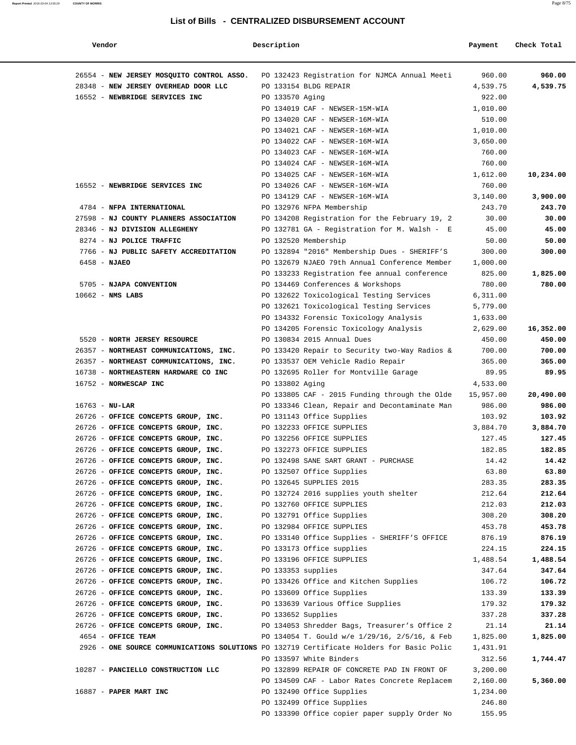## List of Bills - CENTRALIZED DISBURSEMENT ACCOUNT

| Vendor | Description | Payment | Check Total |
|---|---|---|---|
| 26554 - **NEW JERSEY MOSQUITO CONTROL ASSO.** | PO 132423 Registration for NJMCA Annual Meeti | 960.00 | **960.00** |
| 28348 - **NEW JERSEY OVERHEAD DOOR LLC** | PO 133154 BLDG REPAIR | 4,539.75 | **4,539.75** |
| 16552 - **NEWBRIDGE SERVICES INC** | PO 133570 Aging | 922.00 | |
| | PO 134019 CAF - NEWSER-15M-WIA | 1,010.00 | |
| | PO 134020 CAF - NEWSER-16M-WIA | 510.00 | |
| | PO 134021 CAF - NEWSER-16M-WIA | 1,010.00 | |
| | PO 134022 CAF - NEWSER-16M-WIA | 3,650.00 | |
| | PO 134023 CAF - NEWSER-16M-WIA | 760.00 | |
| | PO 134024 CAF - NEWSER-16M-WIA | 760.00 | |
| | PO 134025 CAF - NEWSER-16M-WIA | 1,612.00 | **10,234.00** |
| 16552 - **NEWBRIDGE SERVICES INC** | PO 134026 CAF - NEWSER-16M-WIA | 760.00 | |
| | PO 134129 CAF - NEWSER-16M-WIA | 3,140.00 | **3,900.00** |
| 4784 - **NFPA INTERNATIONAL** | PO 132976 NFPA Membership | 243.70 | **243.70** |
| 27598 - **NJ COUNTY PLANNERS ASSOCIATION** | PO 134208 Registration for the February 19, 2 | 30.00 | **30.00** |
| 28346 - **NJ DIVISION ALLEGHENY** | PO 132781 GA - Registration for M. Walsh - E | 45.00 | **45.00** |
| 8274 - **NJ POLICE TRAFFIC** | PO 132520 Membership | 50.00 | **50.00** |
| 7766 - **NJ PUBLIC SAFETY ACCREDITATION** | PO 132894 "2016" Membership Dues - SHERIFF'S | 300.00 | **300.00** |
| 6458 - **NJAEO** | PO 132679 NJAEO 79th Annual Conference Member | 1,000.00 | |
| | PO 133233 Registration fee annual conference | 825.00 | **1,825.00** |
| 5705 - **NJAPA CONVENTION** | PO 134469 Conferences & Workshops | 780.00 | **780.00** |
| 10662 - **NMS LABS** | PO 132622 Toxicological Testing Services | 6,311.00 | |
| | PO 132621 Toxicological Testing Services | 5,779.00 | |
| | PO 134332 Forensic Toxicology Analysis | 1,633.00 | |
| | PO 134205 Forensic Toxicology Analysis | 2,629.00 | **16,352.00** |
| 5520 - **NORTH JERSEY RESOURCE** | PO 130834 2015 Annual Dues | 450.00 | **450.00** |
| 26357 - **NORTHEAST COMMUNICATIONS, INC.** | PO 133420 Repair to Security two-Way Radios & | 700.00 | **700.00** |
| 26357 - **NORTHEAST COMMUNICATIONS, INC.** | PO 133537 OEM Vehicle Radio Repair | 365.00 | **365.00** |
| 16738 - **NORTHEASTERN HARDWARE CO INC** | PO 132695 Roller for Montville Garage | 89.95 | **89.95** |
| 16752 - **NORWESCAP INC** | PO 133802 Aging | 4,533.00 | |
| | PO 133805 CAF - 2015 Funding through the Olde | 15,957.00 | **20,490.00** |
| 16763 - **NU-LAR** | PO 133346 Clean, Repair and Decontaminate Man | 986.00 | **986.00** |
| 26726 - **OFFICE CONCEPTS GROUP, INC.** | PO 131143 Office Supplies | 103.92 | **103.92** |
| 26726 - **OFFICE CONCEPTS GROUP, INC.** | PO 132233 OFFICE SUPPLIES | 3,884.70 | **3,884.70** |
| 26726 - **OFFICE CONCEPTS GROUP, INC.** | PO 132256 OFFICE SUPPLIES | 127.45 | **127.45** |
| 26726 - **OFFICE CONCEPTS GROUP, INC.** | PO 132273 OFFICE SUPPLIES | 182.85 | **182.85** |
| 26726 - **OFFICE CONCEPTS GROUP, INC.** | PO 132498 SANE SART GRANT - PURCHASE | 14.42 | **14.42** |
| 26726 - **OFFICE CONCEPTS GROUP, INC.** | PO 132507 Office Supplies | 63.80 | **63.80** |
| 26726 - **OFFICE CONCEPTS GROUP, INC.** | PO 132645 SUPPLIES 2015 | 283.35 | **283.35** |
| 26726 - **OFFICE CONCEPTS GROUP, INC.** | PO 132724 2016 supplies youth shelter | 212.64 | **212.64** |
| 26726 - **OFFICE CONCEPTS GROUP, INC.** | PO 132760 OFFICE SUPPLIES | 212.03 | **212.03** |
| 26726 - **OFFICE CONCEPTS GROUP, INC.** | PO 132791 Office Supplies | 308.20 | **308.20** |
| 26726 - **OFFICE CONCEPTS GROUP, INC.** | PO 132984 OFFICE SUPPLIES | 453.78 | **453.78** |
| 26726 - **OFFICE CONCEPTS GROUP, INC.** | PO 133140 Office Supplies - SHERIFF'S OFFICE | 876.19 | **876.19** |
| 26726 - **OFFICE CONCEPTS GROUP, INC.** | PO 133173 Office supplies | 224.15 | **224.15** |
| 26726 - **OFFICE CONCEPTS GROUP, INC.** | PO 133196 OFFICE SUPPLIES | 1,488.54 | **1,488.54** |
| 26726 - **OFFICE CONCEPTS GROUP, INC.** | PO 133353 supplies | 347.64 | **347.64** |
| 26726 - **OFFICE CONCEPTS GROUP, INC.** | PO 133426 Office and Kitchen Supplies | 106.72 | **106.72** |
| 26726 - **OFFICE CONCEPTS GROUP, INC.** | PO 133609 Office Supplies | 133.39 | **133.39** |
| 26726 - **OFFICE CONCEPTS GROUP, INC.** | PO 133639 Various Office Supplies | 179.32 | **179.32** |
| 26726 - **OFFICE CONCEPTS GROUP, INC.** | PO 133652 Supplies | 337.28 | **337.28** |
| 26726 - **OFFICE CONCEPTS GROUP, INC.** | PO 134053 Shredder Bags, Treasurer's Office 2 | 21.14 | **21.14** |
| 4654 - **OFFICE TEAM** | PO 134054 T. Gould w/e 1/29/16, 2/5/16, & Feb | 1,825.00 | **1,825.00** |
| 2926 - **ONE SOURCE COMMUNICATIONS SOLUTIONS** | PO 132719 Certificate Holders for Basic Polic | 1,431.91 | |
| | PO 133597 White Binders | 312.56 | **1,744.47** |
| 10287 - **PANCIELLO CONSTRUCTION LLC** | PO 132899 REPAIR OF CONCRETE PAD IN FRONT OF | 3,200.00 | |
| | PO 134509 CAF - Labor Rates Concrete Replacem | 2,160.00 | **5,360.00** |
| 16887 - **PAPER MART INC** | PO 132490 Office Supplies | 1,234.00 | |
| | PO 132499 Office Supplies | 246.80 | |
| | PO 133390 Office copier paper supply Order No | 155.95 | |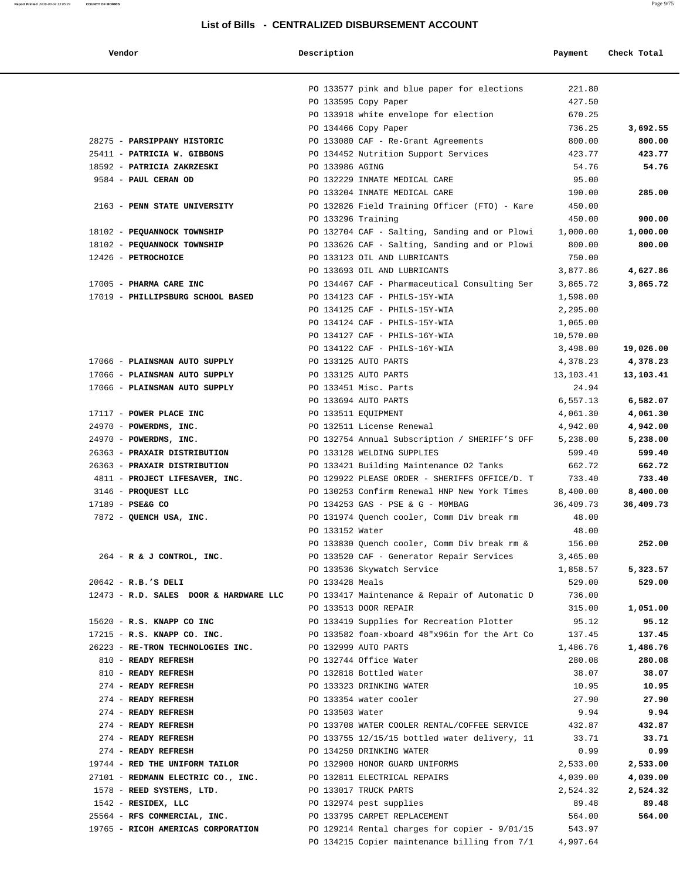## List of Bills - CENTRALIZED DISBURSEMENT ACCOUNT

| Vendor | Description | Payment | Check Total |
|---|---|---|---|
| | PO 133577 pink and blue paper for elections | 221.80 | |
| | PO 133595 Copy Paper | 427.50 | |
| | PO 133918 white envelope for election | 670.25 | |
| | PO 134466 Copy Paper | 736.25 | **3,692.55** |
| 28275 - **PARSIPPANY HISTORIC** | PO 133080 CAF - Re-Grant Agreements | 800.00 | **800.00** |
| 25411 - **PATRICIA W. GIBBONS** | PO 134452 Nutrition Support Services | 423.77 | **423.77** |
| 18592 - **PATRICIA ZAKRZESKI** | PO 133986 AGING | 54.76 | **54.76** |
| 9584 - **PAUL CERAN OD** | PO 132229 INMATE MEDICAL CARE | 95.00 | |
| | PO 133204 INMATE MEDICAL CARE | 190.00 | **285.00** |
| 2163 - **PENN STATE UNIVERSITY** | PO 132826 Field Training Officer (FTO) - Kare | 450.00 | |
| | PO 133296 Training | 450.00 | **900.00** |
| 18102 - **PEQUANNOCK TOWNSHIP** | PO 132704 CAF - Salting, Sanding and or Plowi | 1,000.00 | **1,000.00** |
| 18102 - **PEQUANNOCK TOWNSHIP** | PO 133626 CAF - Salting, Sanding and or Plowi | 800.00 | **800.00** |
| 12426 - **PETROCHOICE** | PO 133123 OIL AND LUBRICANTS | 750.00 | |
| | PO 133693 OIL AND LUBRICANTS | 3,877.86 | **4,627.86** |
| 17005 - **PHARMA CARE INC** | PO 134467 CAF - Pharmaceutical Consulting Ser | 3,865.72 | **3,865.72** |
| 17019 - **PHILLIPSBURG SCHOOL BASED** | PO 134123 CAF - PHILS-15Y-WIA | 1,598.00 | |
| | PO 134125 CAF - PHILS-15Y-WIA | 2,295.00 | |
| | PO 134124 CAF - PHILS-15Y-WIA | 1,065.00 | |
| | PO 134127 CAF - PHILS-16Y-WIA | 10,570.00 | |
| | PO 134122 CAF - PHILS-16Y-WIA | 3,498.00 | **19,026.00** |
| 17066 - **PLAINSMAN AUTO SUPPLY** | PO 133125 AUTO PARTS | 4,378.23 | **4,378.23** |
| 17066 - **PLAINSMAN AUTO SUPPLY** | PO 133125 AUTO PARTS | 13,103.41 | **13,103.41** |
| 17066 - **PLAINSMAN AUTO SUPPLY** | PO 133451 Misc. Parts | 24.94 | |
| | PO 133694 AUTO PARTS | 6,557.13 | **6,582.07** |
| 17117 - **POWER PLACE INC** | PO 133511 EQUIPMENT | 4,061.30 | **4,061.30** |
| 24970 - **POWERDMS, INC.** | PO 132511 License Renewal | 4,942.00 | **4,942.00** |
| 24970 - **POWERDMS, INC.** | PO 132754 Annual Subscription / SHERIFF'S OFF | 5,238.00 | **5,238.00** |
| 26363 - **PRAXAIR DISTRIBUTION** | PO 133128 WELDING SUPPLIES | 599.40 | **599.40** |
| 26363 - **PRAXAIR DISTRIBUTION** | PO 133421 Building Maintenance O2 Tanks | 662.72 | **662.72** |
| 4811 - **PROJECT LIFESAVER, INC.** | PO 129922 PLEASE ORDER - SHERIFFS OFFICE/D. T | 733.40 | **733.40** |
| 3146 - **PROQUEST LLC** | PO 130253 Confirm Renewal HNP New York Times | 8,400.00 | **8,400.00** |
| 17189 - **PSE&G CO** | PO 134253 GAS - PSE & G - M0MBAG | 36,409.73 | **36,409.73** |
| 7872 - **QUENCH USA, INC.** | PO 131974 Quench cooler, Comm Div break rm | 48.00 | |
| | PO 133152 Water | 48.00 | |
| | PO 133830 Quench cooler, Comm Div break rm & | 156.00 | **252.00** |
| 264 - **R & J CONTROL, INC.** | PO 133520 CAF - Generator Repair Services | 3,465.00 | |
| | PO 133536 Skywatch Service | 1,858.57 | **5,323.57** |
| 20642 - **R.B.'S DELI** | PO 133428 Meals | 529.00 | **529.00** |
| 12473 - **R.D. SALES DOOR & HARDWARE LLC** | PO 133417 Maintenance & Repair of Automatic D | 736.00 | |
| | PO 133513 DOOR REPAIR | 315.00 | **1,051.00** |
| 15620 - **R.S. KNAPP CO INC** | PO 133419 Supplies for Recreation Plotter | 95.12 | **95.12** |
| 17215 - **R.S. KNAPP CO. INC.** | PO 133582 foam-xboard 48"x96in for the Art Co | 137.45 | **137.45** |
| 26223 - **RE-TRON TECHNOLOGIES INC.** | PO 132999 AUTO PARTS | 1,486.76 | **1,486.76** |
| 810 - **READY REFRESH** | PO 132744 Office Water | 280.08 | **280.08** |
| 810 - **READY REFRESH** | PO 132818 Bottled Water | 38.07 | **38.07** |
| 274 - **READY REFRESH** | PO 133323 DRINKING WATER | 10.95 | **10.95** |
| 274 - **READY REFRESH** | PO 133354 water cooler | 27.90 | **27.90** |
| 274 - **READY REFRESH** | PO 133503 Water | 9.94 | **9.94** |
| 274 - **READY REFRESH** | PO 133708 WATER COOLER RENTAL/COFFEE SERVICE | 432.87 | **432.87** |
| 274 - **READY REFRESH** | PO 133755 12/15/15 bottled water delivery, 11 | 33.71 | **33.71** |
| 274 - **READY REFRESH** | PO 134250 DRINKING WATER | 0.99 | **0.99** |
| 19744 - **RED THE UNIFORM TAILOR** | PO 132900 HONOR GUARD UNIFORMS | 2,533.00 | **2,533.00** |
| 27101 - **REDMANN ELECTRIC CO., INC.** | PO 132811 ELECTRICAL REPAIRS | 4,039.00 | **4,039.00** |
| 1578 - **REED SYSTEMS, LTD.** | PO 133017 TRUCK PARTS | 2,524.32 | **2,524.32** |
| 1542 - **RESIDEX, LLC** | PO 132974 pest supplies | 89.48 | **89.48** |
| 25564 - **RFS COMMERCIAL, INC.** | PO 133795 CARPET REPLACEMENT | 564.00 | **564.00** |
| 19765 - **RICOH AMERICAS CORPORATION** | PO 129214 Rental charges for copier - 9/01/15 | 543.97 | |
| | PO 134215 Copier maintenance billing from 7/1 | 4,997.64 | |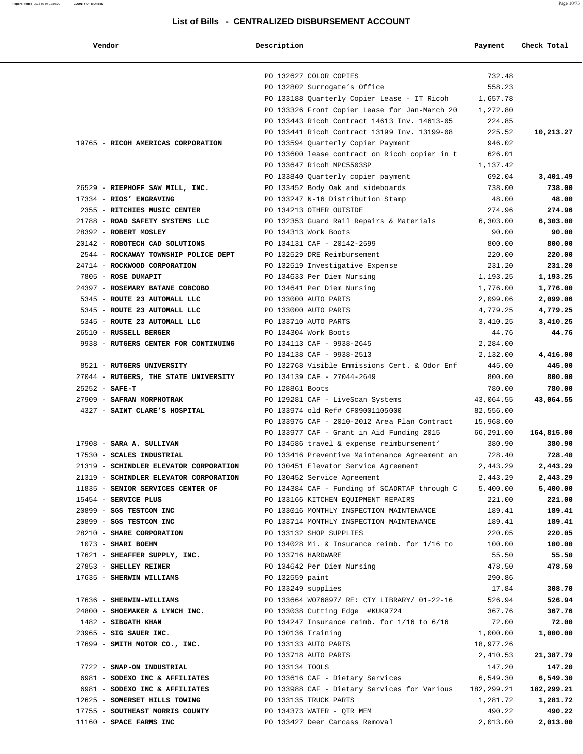# List of Bills - CENTRALIZED DISBURSEMENT ACCOUNT

| Vendor | Description | Payment | Check Total |
|---|---|---|---|
| | PO 132627 COLOR COPIES | 732.48 | |
| | PO 132802 Surrogate's Office | 558.23 | |
| | PO 133188 Quarterly Copier Lease - IT Ricoh | 1,657.78 | |
| | PO 133326 Front Copier Lease for Jan-March 20 | 1,272.80 | |
| | PO 133443 Ricoh Contract 14613 Inv. 14613-05 | 224.85 | |
| | PO 133441 Ricoh Contract 13199 Inv. 13199-08 | 225.52 | 10,213.27 |
| 19765 - **RICOH AMERICAS CORPORATION** | PO 133594 Quarterly Copier Payment | 946.02 | |
| | PO 133600 lease contract on Ricoh copier in t | 626.01 | |
| | PO 133647 Ricoh MPC5503SP | 1,137.42 | |
| | PO 133840 Quarterly copier payment | 692.04 | 3,401.49 |
| 26529 - **RIEPHOFF SAW MILL, INC.** | PO 133452 Body Oak and sideboards | 738.00 | 738.00 |
| 17334 - **RIOS' ENGRAVING** | PO 133247 N-16 Distribution Stamp | 48.00 | 48.00 |
| 2355 - **RITCHIES MUSIC CENTER** | PO 134213 OTHER OUTSIDE | 274.96 | 274.96 |
| 21788 - **ROAD SAFETY SYSTEMS LLC** | PO 132353 Guard Rail Repairs & Materials | 6,303.00 | 6,303.00 |
| 28392 - **ROBERT MOSLEY** | PO 134313 Work Boots | 90.00 | 90.00 |
| 20142 - **ROBOTECH CAD SOLUTIONS** | PO 134131 CAF - 20142-2599 | 800.00 | 800.00 |
| 2544 - **ROCKAWAY TOWNSHIP POLICE DEPT** | PO 132529 DRE Reimbursement | 220.00 | 220.00 |
| 24714 - **ROCKWOOD CORPORATION** | PO 132519 Investigative Expense | 231.20 | 231.20 |
| 7805 - **ROSE DUMAPIT** | PO 134633 Per Diem Nursing | 1,193.25 | 1,193.25 |
| 24397 - **ROSEMARY BATANE COBCOBO** | PO 134641 Per Diem Nursing | 1,776.00 | 1,776.00 |
| 5345 - **ROUTE 23 AUTOMALL LLC** | PO 133000 AUTO PARTS | 2,099.06 | 2,099.06 |
| 5345 - **ROUTE 23 AUTOMALL LLC** | PO 133000 AUTO PARTS | 4,779.25 | 4,779.25 |
| 5345 - **ROUTE 23 AUTOMALL LLC** | PO 133710 AUTO PARTS | 3,410.25 | 3,410.25 |
| 26510 - **RUSSELL BERGER** | PO 134304 Work Boots | 44.76 | 44.76 |
| 9938 - **RUTGERS CENTER FOR CONTINUING** | PO 134113 CAF - 9938-2645 | 2,284.00 | |
| | PO 134138 CAF - 9938-2513 | 2,132.00 | 4,416.00 |
| 8521 - **RUTGERS UNIVERSITY** | PO 132768 Visible Emmissions Cert. & Odor Enf | 445.00 | 445.00 |
| 27044 - **RUTGERS, THE STATE UNIVERSITY** | PO 134139 CAF - 27044-2649 | 800.00 | 800.00 |
| 25252 - **SAFE-T** | PO 128861 Boots | 780.00 | 780.00 |
| 27909 - **SAFRAN MORPHOTRAK** | PO 129281 CAF - LiveScan Systems | 43,064.55 | 43,064.55 |
| 4327 - **SAINT CLARE'S HOSPITAL** | PO 133974 old Ref# CF09001105000 | 82,556.00 | |
| | PO 133976 CAF - 2010-2012 Area Plan Contract | 15,968.00 | |
| | PO 133977 CAF - Grant in Aid Funding 2015 | 66,291.00 | 164,815.00 |
| 17908 - **SARA A. SULLIVAN** | PO 134586 travel & expense reimbursement' | 380.90 | 380.90 |
| 17530 - **SCALES INDUSTRIAL** | PO 133416 Preventive Maintenance Agreement an | 728.40 | 728.40 |
| 21319 - **SCHINDLER ELEVATOR CORPORATION** | PO 130451 Elevator Service Agreement | 2,443.29 | 2,443.29 |
| 21319 - **SCHINDLER ELEVATOR CORPORATION** | PO 130452 Service Agreement | 2,443.29 | 2,443.29 |
| 11835 - **SENIOR SERVICES CENTER OF** | PO 134384 CAF - Funding of SCADRTAP through C | 5,400.00 | 5,400.00 |
| 15454 - **SERVICE PLUS** | PO 133166 KITCHEN EQUIPMENT REPAIRS | 221.00 | 221.00 |
| 20899 - **SGS TESTCOM INC** | PO 133016 MONTHLY INSPECTION MAINTENANCE | 189.41 | 189.41 |
| 20899 - **SGS TESTCOM INC** | PO 133714 MONTHLY INSPECTION MAINTENANCE | 189.41 | 189.41 |
| 28210 - **SHARE CORPORATION** | PO 133132 SHOP SUPPLIES | 220.05 | 220.05 |
| 1073 - **SHARI BOEHM** | PO 134028 Mi. & Insurance reimb. for 1/16 to | 100.00 | 100.00 |
| 17621 - **SHEAFFER SUPPLY, INC.** | PO 133716 HARDWARE | 55.50 | 55.50 |
| 27853 - **SHELLEY REINER** | PO 134642 Per Diem Nursing | 478.50 | 478.50 |
| 17635 - **SHERWIN WILLIAMS** | PO 132559 paint | 290.86 | |
| | PO 133249 supplies | 17.84 | 308.70 |
| 17636 - **SHERWIN-WILLIAMS** | PO 133664 WO76897/ RE: CTY LIBRARY/ 01-22-16 | 526.94 | 526.94 |
| 24800 - **SHOEMAKER & LYNCH INC.** | PO 133038 Cutting Edge #KUK9724 | 367.76 | 367.76 |
| 1482 - **SIBGATH KHAN** | PO 134247 Insurance reimb. for 1/16 to 6/16 | 72.00 | 72.00 |
| 23965 - **SIG SAUER INC.** | PO 130136 Training | 1,000.00 | 1,000.00 |
| 17699 - **SMITH MOTOR CO., INC.** | PO 133133 AUTO PARTS | 18,977.26 | |
| | PO 133718 AUTO PARTS | 2,410.53 | 21,387.79 |
| 7722 - **SNAP-ON INDUSTRIAL** | PO 133134 TOOLS | 147.20 | 147.20 |
| 6981 - **SODEXO INC & AFFILIATES** | PO 133616 CAF - Dietary Services | 6,549.30 | 6,549.30 |
| 6981 - **SODEXO INC & AFFILIATES** | PO 133988 CAF - Dietary Services for Various | 182,299.21 | 182,299.21 |
| 12625 - **SOMERSET HILLS TOWING** | PO 133135 TRUCK PARTS | 1,281.72 | 1,281.72 |
| 17755 - **SOUTHEAST MORRIS COUNTY** | PO 134373 WATER - QTR MEM | 490.22 | 490.22 |
| 11160 - **SPACE FARMS INC** | PO 133427 Deer Carcass Removal | 2,013.00 | 2,013.00 |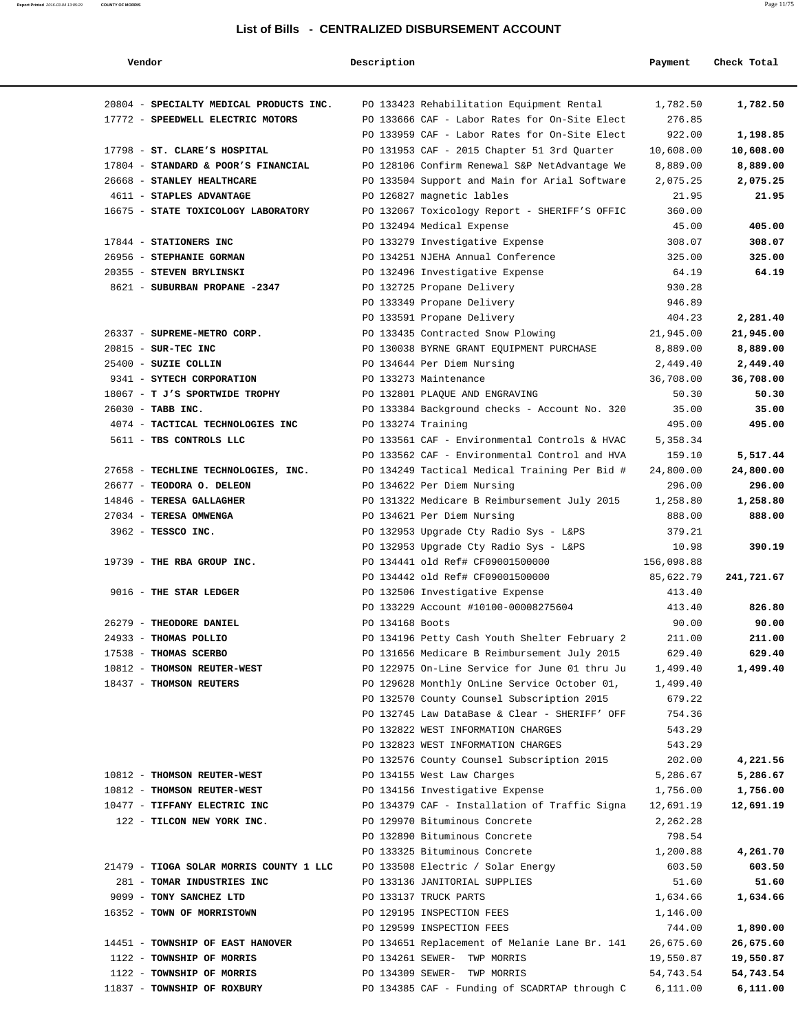# List of Bills - CENTRALIZED DISBURSEMENT ACCOUNT

| Vendor | Description | Payment | Check Total |
|---|---|---|---|
| 20804 - **SPECIALTY MEDICAL PRODUCTS INC.** | PO 133423 Rehabilitation Equipment Rental | 1,782.50 | **1,782.50** |
| 17772 - **SPEEDWELL ELECTRIC MOTORS** | PO 133666 CAF - Labor Rates for On-Site Elect | 276.85 | |
| | PO 133959 CAF - Labor Rates for On-Site Elect | 922.00 | **1,198.85** |
| 17798 - **ST. CLARE'S HOSPITAL** | PO 131953 CAF - 2015 Chapter 51 3rd Quarter | 10,608.00 | **10,608.00** |
| 17804 - **STANDARD & POOR'S FINANCIAL** | PO 128106 Confirm Renewal S&P NetAdvantage We | 8,889.00 | **8,889.00** |
| 26668 - **STANLEY HEALTHCARE** | PO 133504 Support and Main for Arial Software | 2,075.25 | **2,075.25** |
| 4611 - **STAPLES ADVANTAGE** | PO 126827 magnetic lables | 21.95 | **21.95** |
| 16675 - **STATE TOXICOLOGY LABORATORY** | PO 132067 Toxicology Report - SHERIFF'S OFFIC | 360.00 | |
| | PO 132494 Medical Expense | 45.00 | **405.00** |
| 17844 - **STATIONERS INC** | PO 133279 Investigative Expense | 308.07 | **308.07** |
| 26956 - **STEPHANIE GORMAN** | PO 134251 NJEHA Annual Conference | 325.00 | **325.00** |
| 20355 - **STEVEN BRYLINSKI** | PO 132496 Investigative Expense | 64.19 | **64.19** |
| 8621 - **SUBURBAN PROPANE -2347** | PO 132725 Propane Delivery | 930.28 | |
| | PO 133349 Propane Delivery | 946.89 | |
| | PO 133591 Propane Delivery | 404.23 | **2,281.40** |
| 26337 - **SUPREME-METRO CORP.** | PO 133435 Contracted Snow Plowing | 21,945.00 | **21,945.00** |
| 20815 - **SUR-TEC INC** | PO 130038 BYRNE GRANT EQUIPMENT PURCHASE | 8,889.00 | **8,889.00** |
| 25400 - **SUZIE COLLIN** | PO 134644 Per Diem Nursing | 2,449.40 | **2,449.40** |
| 9341 - **SYTECH CORPORATION** | PO 133273 Maintenance | 36,708.00 | **36,708.00** |
| 18067 - **T J'S SPORTWIDE TROPHY** | PO 132801 PLAQUE AND ENGRAVING | 50.30 | **50.30** |
| 26030 - **TABB INC.** | PO 133384 Background checks - Account No. 320 | 35.00 | **35.00** |
| 4074 - **TACTICAL TECHNOLOGIES INC** | PO 133274 Training | 495.00 | **495.00** |
| 5611 - **TBS CONTROLS LLC** | PO 133561 CAF - Environmental Controls & HVAC | 5,358.34 | |
| | PO 133562 CAF - Environmental Control and HVA | 159.10 | **5,517.44** |
| 27658 - **TECHLINE TECHNOLOGIES, INC.** | PO 134249 Tactical Medical Training Per Bid # | 24,800.00 | **24,800.00** |
| 26677 - **TEODORA O. DELEON** | PO 134622 Per Diem Nursing | 296.00 | **296.00** |
| 14846 - **TERESA GALLAGHER** | PO 131322 Medicare B Reimbursement July 2015 | 1,258.80 | **1,258.80** |
| 27034 - **TERESA OMWENGA** | PO 134621 Per Diem Nursing | 888.00 | **888.00** |
| 3962 - **TESSCO INC.** | PO 132953 Upgrade Cty Radio Sys - L&PS | 379.21 | |
| | PO 132953 Upgrade Cty Radio Sys - L&PS | 10.98 | **390.19** |
| 19739 - **THE RBA GROUP INC.** | PO 134441 old Ref# CF09001500000 | 156,098.88 | |
| | PO 134442 old Ref# CF09001500000 | 85,622.79 | **241,721.67** |
| 9016 - **THE STAR LEDGER** | PO 132506 Investigative Expense | 413.40 | |
| | PO 133229 Account #10100-00008275604 | 413.40 | **826.80** |
| 26279 - **THEODORE DANIEL** | PO 134168 Boots | 90.00 | **90.00** |
| 24933 - **THOMAS POLLIO** | PO 134196 Petty Cash Youth Shelter February 2 | 211.00 | **211.00** |
| 17538 - **THOMAS SCERBO** | PO 131656 Medicare B Reimbursement July 2015 | 629.40 | **629.40** |
| 10812 - **THOMSON REUTER-WEST** | PO 122975 On-Line Service for June 01 thru Ju | 1,499.40 | **1,499.40** |
| 18437 - **THOMSON REUTERS** | PO 129628 Monthly OnLine Service October 01, | 1,499.40 | |
| | PO 132570 County Counsel Subscription 2015 | 679.22 | |
| | PO 132745 Law DataBase & Clear - SHERIFF' OFF | 754.36 | |
| | PO 132822 WEST INFORMATION CHARGES | 543.29 | |
| | PO 132823 WEST INFORMATION CHARGES | 543.29 | |
| | PO 132576 County Counsel Subscription 2015 | 202.00 | **4,221.56** |
| 10812 - **THOMSON REUTER-WEST** | PO 134155 West Law Charges | 5,286.67 | **5,286.67** |
| 10812 - **THOMSON REUTER-WEST** | PO 134156 Investigative Expense | 1,756.00 | **1,756.00** |
| 10477 - **TIFFANY ELECTRIC INC** | PO 134379 CAF - Installation of Traffic Signa | 12,691.19 | **12,691.19** |
| 122 - **TILCON NEW YORK INC.** | PO 129970 Bituminous Concrete | 2,262.28 | |
| | PO 132890 Bituminous Concrete | 798.54 | |
| | PO 133325 Bituminous Concrete | 1,200.88 | **4,261.70** |
| 21479 - **TIOGA SOLAR MORRIS COUNTY 1 LLC** | PO 133508 Electric / Solar Energy | 603.50 | **603.50** |
| 281 - **TOMAR INDUSTRIES INC** | PO 133136 JANITORIAL SUPPLIES | 51.60 | **51.60** |
| 9099 - **TONY SANCHEZ LTD** | PO 133137 TRUCK PARTS | 1,634.66 | **1,634.66** |
| 16352 - **TOWN OF MORRISTOWN** | PO 129195 INSPECTION FEES | 1,146.00 | |
| | PO 129599 INSPECTION FEES | 744.00 | **1,890.00** |
| 14451 - **TOWNSHIP OF EAST HANOVER** | PO 134651 Replacement of Melanie Lane Br. 141 | 26,675.60 | **26,675.60** |
| 1122 - **TOWNSHIP OF MORRIS** | PO 134261 SEWER- TWP MORRIS | 19,550.87 | **19,550.87** |
| 1122 - **TOWNSHIP OF MORRIS** | PO 134309 SEWER- TWP MORRIS | 54,743.54 | **54,743.54** |
| 11837 - **TOWNSHIP OF ROXBURY** | PO 134385 CAF - Funding of SCADRTAP through C | 6,111.00 | **6,111.00** |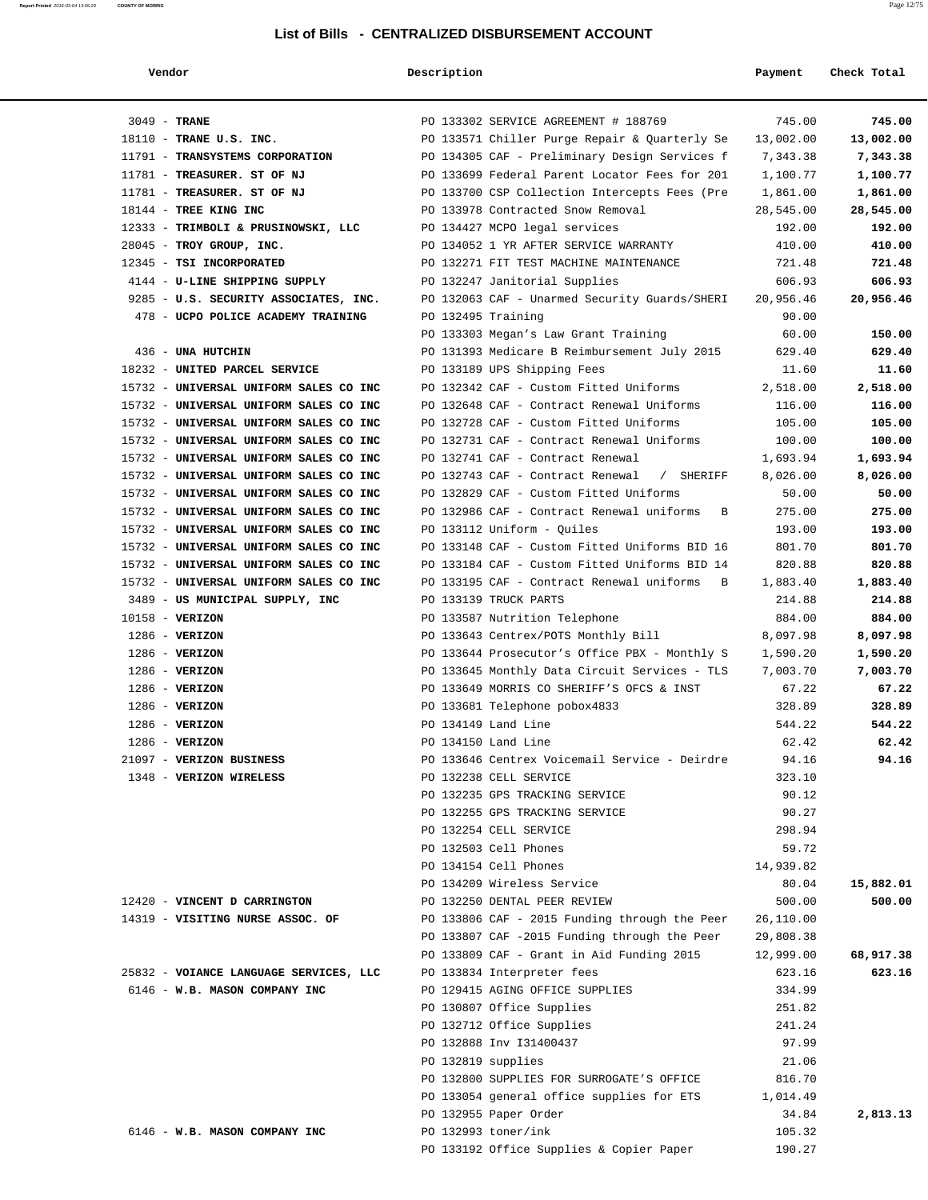## List of Bills - CENTRALIZED DISBURSEMENT ACCOUNT

| Vendor | Description | Payment | Check Total |
|---|---|---|---|
| 3049 - **TRANE** | PO 133302 SERVICE AGREEMENT # 188769 | 745.00 | **745.00** |
| 18110 - **TRANE U.S. INC.** | PO 133571 Chiller Purge Repair & Quarterly Se | 13,002.00 | **13,002.00** |
| 11791 - **TRANSYSTEMS CORPORATION** | PO 134305 CAF - Preliminary Design Services f | 7,343.38 | **7,343.38** |
| 11781 - **TREASURER. ST OF NJ** | PO 133699 Federal Parent Locator Fees for 201 | 1,100.77 | **1,100.77** |
| 11781 - **TREASURER. ST OF NJ** | PO 133700 CSP Collection Intercepts Fees (Pre | 1,861.00 | **1,861.00** |
| 18144 - **TREE KING INC** | PO 133978 Contracted Snow Removal | 28,545.00 | **28,545.00** |
| 12333 - **TRIMBOLI & PRUSINOWSKI, LLC** | PO 134427 MCPO legal services | 192.00 | **192.00** |
| 28045 - **TROY GROUP, INC.** | PO 134052 1 YR AFTER SERVICE WARRANTY | 410.00 | **410.00** |
| 12345 - **TSI INCORPORATED** | PO 132271 FIT TEST MACHINE MAINTENANCE | 721.48 | **721.48** |
| 4144 - **U-LINE SHIPPING SUPPLY** | PO 132247 Janitorial Supplies | 606.93 | **606.93** |
| 9285 - **U.S. SECURITY ASSOCIATES, INC.** | PO 132063 CAF - Unarmed Security Guards/SHERI | 20,956.46 | **20,956.46** |
| 478 - **UCPO POLICE ACADEMY TRAINING** | PO 132495 Training | 90.00 | |
| | PO 133303 Megan's Law Grant Training | 60.00 | **150.00** |
| 436 - **UNA HUTCHIN** | PO 131393 Medicare B Reimbursement July 2015 | 629.40 | **629.40** |
| 18232 - **UNITED PARCEL SERVICE** | PO 133189 UPS Shipping Fees | 11.60 | **11.60** |
| 15732 - **UNIVERSAL UNIFORM SALES CO INC** | PO 132342 CAF - Custom Fitted Uniforms | 2,518.00 | **2,518.00** |
| 15732 - **UNIVERSAL UNIFORM SALES CO INC** | PO 132648 CAF - Contract Renewal Uniforms | 116.00 | **116.00** |
| 15732 - **UNIVERSAL UNIFORM SALES CO INC** | PO 132728 CAF - Custom Fitted Uniforms | 105.00 | **105.00** |
| 15732 - **UNIVERSAL UNIFORM SALES CO INC** | PO 132731 CAF - Contract Renewal Uniforms | 100.00 | **100.00** |
| 15732 - **UNIVERSAL UNIFORM SALES CO INC** | PO 132741 CAF - Contract Renewal | 1,693.94 | **1,693.94** |
| 15732 - **UNIVERSAL UNIFORM SALES CO INC** | PO 132743 CAF - Contract Renewal / SHERIFF | 8,026.00 | **8,026.00** |
| 15732 - **UNIVERSAL UNIFORM SALES CO INC** | PO 132829 CAF - Custom Fitted Uniforms | 50.00 | **50.00** |
| 15732 - **UNIVERSAL UNIFORM SALES CO INC** | PO 132986 CAF - Contract Renewal uniforms B | 275.00 | **275.00** |
| 15732 - **UNIVERSAL UNIFORM SALES CO INC** | PO 133112 Uniform - Quiles | 193.00 | **193.00** |
| 15732 - **UNIVERSAL UNIFORM SALES CO INC** | PO 133148 CAF - Custom Fitted Uniforms BID 16 | 801.70 | **801.70** |
| 15732 - **UNIVERSAL UNIFORM SALES CO INC** | PO 133184 CAF - Custom Fitted Uniforms BID 14 | 820.88 | **820.88** |
| 15732 - **UNIVERSAL UNIFORM SALES CO INC** | PO 133195 CAF - Contract Renewal uniforms B | 1,883.40 | **1,883.40** |
| 3489 - **US MUNICIPAL SUPPLY, INC** | PO 133139 TRUCK PARTS | 214.88 | **214.88** |
| 10158 - **VERIZON** | PO 133587 Nutrition Telephone | 884.00 | **884.00** |
| 1286 - **VERIZON** | PO 133643 Centrex/POTS Monthly Bill | 8,097.98 | **8,097.98** |
| 1286 - **VERIZON** | PO 133644 Prosecutor's Office PBX - Monthly S | 1,590.20 | **1,590.20** |
| 1286 - **VERIZON** | PO 133645 Monthly Data Circuit Services - TLS | 7,003.70 | **7,003.70** |
| 1286 - **VERIZON** | PO 133649 MORRIS CO SHERIFF'S OFCS & INST | 67.22 | **67.22** |
| 1286 - **VERIZON** | PO 133681 Telephone pobox4833 | 328.89 | **328.89** |
| 1286 - **VERIZON** | PO 134149 Land Line | 544.22 | **544.22** |
| 1286 - **VERIZON** | PO 134150 Land Line | 62.42 | **62.42** |
| 21097 - **VERIZON BUSINESS** | PO 133646 Centrex Voicemail Service - Deirdre | 94.16 | **94.16** |
| 1348 - **VERIZON WIRELESS** | PO 132238 CELL SERVICE | 323.10 | |
| | PO 132235 GPS TRACKING SERVICE | 90.12 | |
| | PO 132255 GPS TRACKING SERVICE | 90.27 | |
| | PO 132254 CELL SERVICE | 298.94 | |
| | PO 132503 Cell Phones | 59.72 | |
| | PO 134154 Cell Phones | 14,939.82 | |
| | PO 134209 Wireless Service | 80.04 | **15,882.01** |
| 12420 - **VINCENT D CARRINGTON** | PO 132250 DENTAL PEER REVIEW | 500.00 | **500.00** |
| 14319 - **VISITING NURSE ASSOC. OF** | PO 133806 CAF - 2015 Funding through the Peer | 26,110.00 | |
| | PO 133807 CAF -2015 Funding through the Peer | 29,808.38 | |
| | PO 133809 CAF - Grant in Aid Funding 2015 | 12,999.00 | **68,917.38** |
| 25832 - **VOIANCE LANGUAGE SERVICES, LLC** | PO 133834 Interpreter fees | 623.16 | **623.16** |
| 6146 - **W.B. MASON COMPANY INC** | PO 129415 AGING OFFICE SUPPLIES | 334.99 | |
| | PO 130807 Office Supplies | 251.82 | |
| | PO 132712 Office Supplies | 241.24 | |
| | PO 132888 Inv I31400437 | 97.99 | |
| | PO 132819 supplies | 21.06 | |
| | PO 132800 SUPPLIES FOR SURROGATE'S OFFICE | 816.70 | |
| | PO 133054 general office supplies for ETS | 1,014.49 | |
| | PO 132955 Paper Order | 34.84 | **2,813.13** |
| 6146 - **W.B. MASON COMPANY INC** | PO 132993 toner/ink | 105.32 | |
| | PO 133192 Office Supplies & Copier Paper | 190.27 | |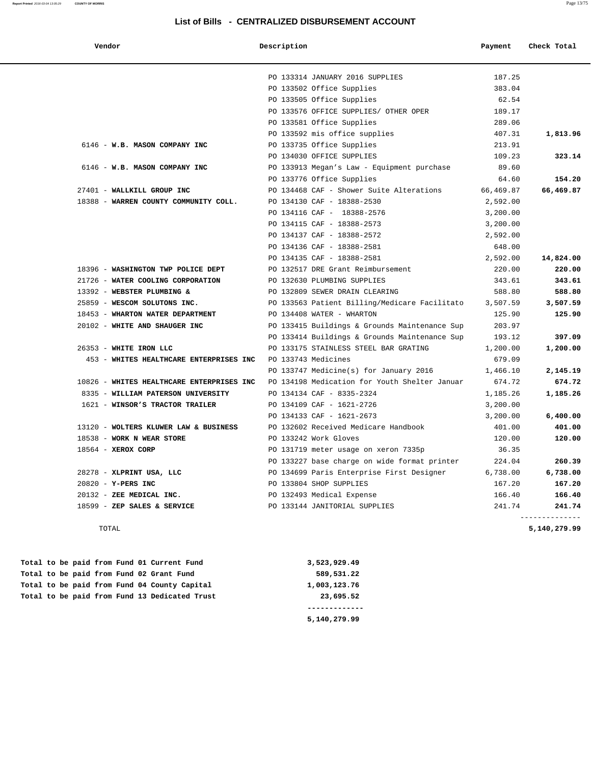## List of Bills - CENTRALIZED DISBURSEMENT ACCOUNT

| Vendor | Description | Payment | Check Total |
|---|---|---|---|
| | PO 133314 JANUARY 2016 SUPPLIES | 187.25 | |
| | PO 133502 Office Supplies | 383.04 | |
| | PO 133505 Office Supplies | 62.54 | |
| | PO 133576 OFFICE SUPPLIES/ OTHER OPER | 189.17 | |
| | PO 133581 Office Supplies | 289.06 | |
| | PO 133592 mis office supplies | 407.31 | **1,813.96** |
| 6146 - **W.B. MASON COMPANY INC** | PO 133735 Office Supplies | 213.91 | |
| | PO 134030 OFFICE SUPPLIES | 109.23 | **323.14** |
| 6146 - **W.B. MASON COMPANY INC** | PO 133913 Megan's Law - Equipment purchase | 89.60 | |
| | PO 133776 Office Supplies | 64.60 | **154.20** |
| 27401 - **WALLKILL GROUP INC** | PO 134468 CAF - Shower Suite Alterations | 66,469.87 | **66,469.87** |
| 18388 - **WARREN COUNTY COMMUNITY COLL.** | PO 134130 CAF - 18388-2530 | 2,592.00 | |
| | PO 134116 CAF - 18388-2576 | 3,200.00 | |
| | PO 134115 CAF - 18388-2573 | 3,200.00 | |
| | PO 134137 CAF - 18388-2572 | 2,592.00 | |
| | PO 134136 CAF - 18388-2581 | 648.00 | |
| | PO 134135 CAF - 18388-2581 | 2,592.00 | **14,824.00** |
| 18396 - **WASHINGTON TWP POLICE DEPT** | PO 132517 DRE Grant Reimbursement | 220.00 | **220.00** |
| 21726 - **WATER COOLING CORPORATION** | PO 132630 PLUMBING SUPPLIES | 343.61 | **343.61** |
| 13392 - **WEBSTER PLUMBING &** | PO 132809 SEWER DRAIN CLEARING | 588.80 | **588.80** |
| 25859 - **WESCOM SOLUTONS INC.** | PO 133563 Patient Billing/Medicare Facilitato | 3,507.59 | **3,507.59** |
| 18453 - **WHARTON WATER DEPARTMENT** | PO 134408 WATER - WHARTON | 125.90 | **125.90** |
| 20102 - **WHITE AND SHAUGER INC** | PO 133415 Buildings & Grounds Maintenance Sup | 203.97 | |
| | PO 133414 Buildings & Grounds Maintenance Sup | 193.12 | **397.09** |
| 26353 - **WHITE IRON LLC** | PO 133175 STAINLESS STEEL BAR GRATING | 1,200.00 | **1,200.00** |
| 453 - **WHITES HEALTHCARE ENTERPRISES INC** | PO 133743 Medicines | 679.09 | |
| | PO 133747 Medicine(s) for January 2016 | 1,466.10 | **2,145.19** |
| 10826 - **WHITES HEALTHCARE ENTERPRISES INC** | PO 134198 Medication for Youth Shelter Januar | 674.72 | **674.72** |
| 8335 - **WILLIAM PATERSON UNIVERSITY** | PO 134134 CAF - 8335-2324 | 1,185.26 | **1,185.26** |
| 1621 - **WINSOR'S TRACTOR TRAILER** | PO 134109 CAF - 1621-2726 | 3,200.00 | |
| | PO 134133 CAF - 1621-2673 | 3,200.00 | **6,400.00** |
| 13120 - **WOLTERS KLUWER LAW & BUSINESS** | PO 132602 Received Medicare Handbook | 401.00 | **401.00** |
| 18538 - **WORK N WEAR STORE** | PO 133242 Work Gloves | 120.00 | **120.00** |
| 18564 - **XEROX CORP** | PO 131719 meter usage on xeron 7335p | 36.35 | |
| | PO 133227 base charge on wide format printer | 224.04 | **260.39** |
| 28278 - **XLPRINT USA, LLC** | PO 134699 Paris Enterprise First Designer | 6,738.00 | **6,738.00** |
| 20820 - **Y-PERS INC** | PO 133804 SHOP SUPPLIES | 167.20 | **167.20** |
| 20132 - **ZEE MEDICAL INC.** | PO 132493 Medical Expense | 166.40 | **166.40** |
| 18599 - **ZEP SALES & SERVICE** | PO 133144 JANITORIAL SUPPLIES | 241.74 | **241.74** |
| TOTAL | | | **5,140,279.99** |

| | |
|---|---|
| **Total to be paid from Fund 01 Current Fund** | **3,523,929.49** |
| **Total to be paid from Fund 02 Grant Fund** | **589,531.22** |
| **Total to be paid from Fund 04 County Capital** | **1,003,123.76** |
| **Total to be paid from Fund 13 Dedicated Trust** | **23,695.52** |
| | **5,140,279.99** |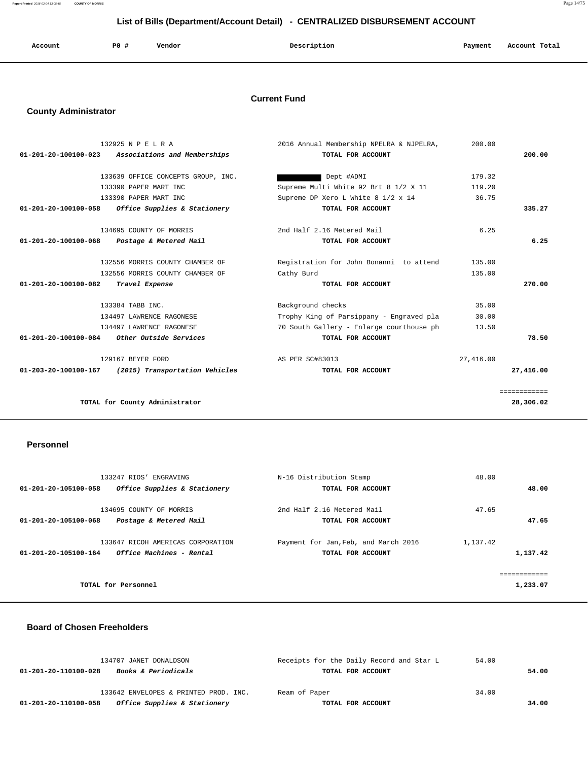# List of Bills (Department/Account Detail) - CENTRALIZED DISBURSEMENT ACCOUNT

| Account | PO # | Vendor | Description | Payment | Account Total |
|---|---|---|---|---|---|

## Current Fund

### County Administrator

| Account | PO # | Vendor | Description | Payment | Account Total |
|---|---|---|---|---|---|
| | 132925 | N P E L R A | 2016 Annual Membership NPELRA & NJPELRA, | 200.00 | |
| 01-201-20-100100-023 | | *Associations and Memberships* | **TOTAL FOR ACCOUNT** | | **200.00** |
| | 133639 | OFFICE CONCEPTS GROUP, INC. | [REDACTED] Dept #ADMI | 179.32 | |
| | 133390 | PAPER MART INC | Supreme Multi White 92 Brt 8 1/2 X 11 | 119.20 | |
| | 133390 | PAPER MART INC | Supreme DP Xero L White 8 1/2 x 14 | 36.75 | |
| 01-201-20-100100-058 | | *Office Supplies & Stationery* | **TOTAL FOR ACCOUNT** | | **335.27** |
| | 134695 | COUNTY OF MORRIS | 2nd Half 2.16 Metered Mail | 6.25 | |
| 01-201-20-100100-068 | | *Postage & Metered Mail* | **TOTAL FOR ACCOUNT** | | **6.25** |
| | 132556 | MORRIS COUNTY CHAMBER OF | Registration for John Bonanni to attend | 135.00 | |
| | 132556 | MORRIS COUNTY CHAMBER OF | Cathy Burd | 135.00 | |
| 01-201-20-100100-082 | | *Travel Expense* | **TOTAL FOR ACCOUNT** | | **270.00** |
| | 133384 | TABB INC. | Background checks | 35.00 | |
| | 134497 | LAWRENCE RAGONESE | Trophy King of Parsippany - Engraved pla | 30.00 | |
| | 134497 | LAWRENCE RAGONESE | 70 South Gallery - Enlarge courthouse ph | 13.50 | |
| 01-201-20-100100-084 | | *Other Outside Services* | **TOTAL FOR ACCOUNT** | | **78.50** |
| | 129167 | BEYER FORD | AS PER SC#83013 | 27,416.00 | |
| 01-203-20-100100-167 | | *(2015) Transportation Vehicles* | **TOTAL FOR ACCOUNT** | | **27,416.00** |
| | | **TOTAL for County Administrator** | | | **28,306.02** |

### Personnel

| Account | PO # | Vendor | Description | Payment | Account Total |
|---|---|---|---|---|---|
| | 133247 | RIOS' ENGRAVING | N-16 Distribution Stamp | 48.00 | |
| 01-201-20-105100-058 | | *Office Supplies & Stationery* | **TOTAL FOR ACCOUNT** | | **48.00** |
| | 134695 | COUNTY OF MORRIS | 2nd Half 2.16 Metered Mail | 47.65 | |
| 01-201-20-105100-068 | | *Postage & Metered Mail* | **TOTAL FOR ACCOUNT** | | **47.65** |
| | 133647 | RICOH AMERICAS CORPORATION | Payment for Jan,Feb, and March 2016 | 1,137.42 | |
| 01-201-20-105100-164 | | *Office Machines - Rental* | **TOTAL FOR ACCOUNT** | | **1,137.42** |
| | | **TOTAL for Personnel** | | | **1,233.07** |

### Board of Chosen Freeholders

| Account | PO # | Vendor | Description | Payment | Account Total |
|---|---|---|---|---|---|
| | 134707 | JANET DONALDSON | Receipts for the Daily Record and Star L | 54.00 | |
| 01-201-20-110100-028 | | *Books & Periodicals* | **TOTAL FOR ACCOUNT** | | **54.00** |
| | 133642 | ENVELOPES & PRINTED PROD. INC. | Ream of Paper | 34.00 | |
| 01-201-20-110100-058 | | *Office Supplies & Stationery* | **TOTAL FOR ACCOUNT** | | **34.00** |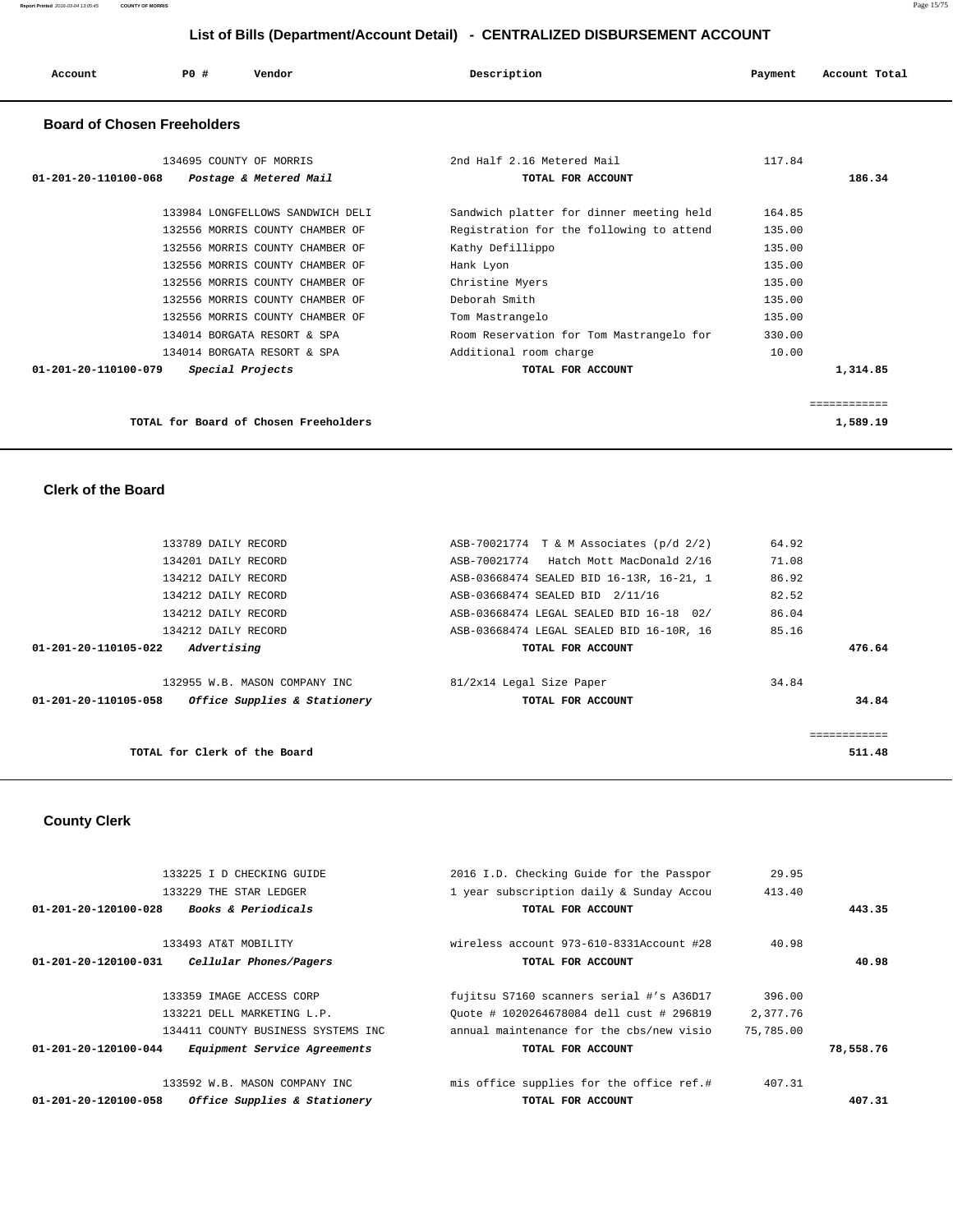# List of Bills (Department/Account Detail) - CENTRALIZED DISBURSEMENT ACCOUNT

| Account | PO # | Vendor | Description | Payment | Account Total |
|---|---|---|---|---|---|

## Board of Chosen Freeholders

| Account | PO # | Vendor | Description | Payment | Account Total |
|---|---|---|---|---|---|
| | 134695 | COUNTY OF MORRIS | 2nd Half 2.16 Metered Mail | 117.84 | |
| 01-201-20-110100-068 | | *Postage & Metered Mail* | TOTAL FOR ACCOUNT | | 186.34 |
| | 133984 | LONGFELLOWS SANDWICH DELI | Sandwich platter for dinner meeting held | 164.85 | |
| | 132556 | MORRIS COUNTY CHAMBER OF | Registration for the following to attend | 135.00 | |
| | 132556 | MORRIS COUNTY CHAMBER OF | Kathy Defillippo | 135.00 | |
| | 132556 | MORRIS COUNTY CHAMBER OF | Hank Lyon | 135.00 | |
| | 132556 | MORRIS COUNTY CHAMBER OF | Christine Myers | 135.00 | |
| | 132556 | MORRIS COUNTY CHAMBER OF | Deborah Smith | 135.00 | |
| | 132556 | MORRIS COUNTY CHAMBER OF | Tom Mastrangelo | 135.00 | |
| | 134014 | BORGATA RESORT & SPA | Room Reservation for Tom Mastrangelo for | 330.00 | |
| | 134014 | BORGATA RESORT & SPA | Additional room charge | 10.00 | |
| 01-201-20-110100-079 | | *Special Projects* | TOTAL FOR ACCOUNT | | 1,314.85 |
| | | | | | ============ |
| | | TOTAL for Board of Chosen Freeholders | | | 1,589.19 |

## Clerk of the Board

| Account | PO # | Vendor | Description | Payment | Account Total |
|---|---|---|---|---|---|
| | 133789 | DAILY RECORD | ASB-70021774 T & M Associates (p/d 2/2) | 64.92 | |
| | 134201 | DAILY RECORD | ASB-70021774 Hatch Mott MacDonald 2/16 | 71.08 | |
| | 134212 | DAILY RECORD | ASB-03668474 SEALED BID 16-13R, 16-21, 1 | 86.92 | |
| | 134212 | DAILY RECORD | ASB-03668474 SEALED BID 2/11/16 | 82.52 | |
| | 134212 | DAILY RECORD | ASB-03668474 LEGAL SEALED BID 16-18 02/ | 86.04 | |
| | 134212 | DAILY RECORD | ASB-03668474 LEGAL SEALED BID 16-10R, 16 | 85.16 | |
| 01-201-20-110105-022 | | *Advertising* | TOTAL FOR ACCOUNT | | 476.64 |
| | 132955 | W.B. MASON COMPANY INC | 81/2x14 Legal Size Paper | 34.84 | |
| 01-201-20-110105-058 | | *Office Supplies & Stationery* | TOTAL FOR ACCOUNT | | 34.84 |
| | | | | | ============ |
| | | TOTAL for Clerk of the Board | | | 511.48 |

## County Clerk

| Account | PO # | Vendor | Description | Payment | Account Total |
|---|---|---|---|---|---|
| | 133225 | I D CHECKING GUIDE | 2016 I.D. Checking Guide for the Passpor | 29.95 | |
| | 133229 | THE STAR LEDGER | 1 year subscription daily & Sunday Accou | 413.40 | |
| 01-201-20-120100-028 | | *Books & Periodicals* | TOTAL FOR ACCOUNT | | 443.35 |
| | 133493 | AT&T MOBILITY | wireless account 973-610-8331Account #28 | 40.98 | |
| 01-201-20-120100-031 | | *Cellular Phones/Pagers* | TOTAL FOR ACCOUNT | | 40.98 |
| | 133359 | IMAGE ACCESS CORP | fujitsu S7160 scanners serial #'s A36D17 | 396.00 | |
| | 133221 | DELL MARKETING L.P. | Quote # 1020264678084 dell cust # 296819 | 2,377.76 | |
| | 134411 | COUNTY BUSINESS SYSTEMS INC | annual maintenance for the cbs/new visio | 75,785.00 | |
| 01-201-20-120100-044 | | *Equipment Service Agreements* | TOTAL FOR ACCOUNT | | 78,558.76 |
| | 133592 | W.B. MASON COMPANY INC | mis office supplies for the office ref.# | 407.31 | |
| 01-201-20-120100-058 | | *Office Supplies & Stationery* | TOTAL FOR ACCOUNT | | 407.31 |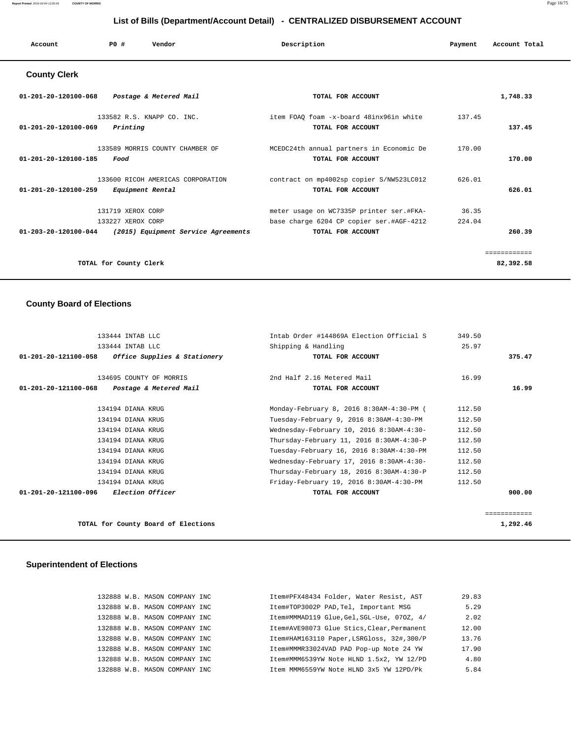# List of Bills (Department/Account Detail) - CENTRALIZED DISBURSEMENT ACCOUNT

| Account | PO # | Vendor | Description | Payment | Account Total |
|---|---|---|---|---|---|

## County Clerk

| Account | PO # | Vendor | Description | Payment | Account Total |
|---|---|---|---|---|---|
| 01-201-20-120100-068 | | *Postage & Metered Mail* | TOTAL FOR ACCOUNT | | 1,748.33 |
| | 133582 | R.S. KNAPP CO. INC. | item FOAQ foam -x-board 48inx96in white | 137.45 | |
| 01-201-20-120100-069 | | *Printing* | TOTAL FOR ACCOUNT | | 137.45 |
| | 133589 | MORRIS COUNTY CHAMBER OF | MCEDC24th annual partners in Economic De | 170.00 | |
| 01-201-20-120100-185 | | *Food* | TOTAL FOR ACCOUNT | | 170.00 |
| | 133600 | RICOH AMERICAS CORPORATION | contract on mp4002sp copier S/NW523LC012 | 626.01 | |
| 01-201-20-120100-259 | | *Equipment Rental* | TOTAL FOR ACCOUNT | | 626.01 |
| | 131719 | XEROX CORP | meter usage on WC7335P printer ser.#FKA- | 36.35 | |
| | 133227 | XEROX CORP | base charge 6204 CP copier ser.#AGF-4212 | 224.04 | |
| 01-203-20-120100-044 | | *(2015) Equipment Service Agreements* | TOTAL FOR ACCOUNT | | 260.39 |
| | | | | | ============ |
| | | TOTAL for County Clerk | | | 82,392.58 |

## County Board of Elections

| Account | PO # | Vendor | Description | Payment | Account Total |
|---|---|---|---|---|---|
| | 133444 | INTAB LLC | Intab Order #144869A Election Official S | 349.50 | |
| | 133444 | INTAB LLC | Shipping & Handling | 25.97 | |
| 01-201-20-121100-058 | | *Office Supplies & Stationery* | TOTAL FOR ACCOUNT | | 375.47 |
| | 134695 | COUNTY OF MORRIS | 2nd Half 2.16 Metered Mail | 16.99 | |
| 01-201-20-121100-068 | | *Postage & Metered Mail* | TOTAL FOR ACCOUNT | | 16.99 |
| | 134194 | DIANA KRUG | Monday-February 8, 2016 8:30AM-4:30-PM ( | 112.50 | |
| | 134194 | DIANA KRUG | Tuesday-February 9, 2016 8:30AM-4:30-PM | 112.50 | |
| | 134194 | DIANA KRUG | Wednesday-February 10, 2016 8:30AM-4:30- | 112.50 | |
| | 134194 | DIANA KRUG | Thursday-February 11, 2016 8:30AM-4:30-P | 112.50 | |
| | 134194 | DIANA KRUG | Tuesday-February 16, 2016 8:30AM-4:30-PM | 112.50 | |
| | 134194 | DIANA KRUG | Wednesday-February 17, 2016 8:30AM-4:30- | 112.50 | |
| | 134194 | DIANA KRUG | Thursday-February 18, 2016 8:30AM-4:30-P | 112.50 | |
| | 134194 | DIANA KRUG | Friday-February 19, 2016 8:30AM-4:30-PM | 112.50 | |
| 01-201-20-121100-096 | | *Election Officer* | TOTAL FOR ACCOUNT | | 900.00 |
| | | | | | ============ |
| | | TOTAL for County Board of Elections | | | 1,292.46 |

## Superintendent of Elections

| Account | PO # | Vendor | Description | Payment | Account Total |
|---|---|---|---|---|---|
| | 132888 | W.B. MASON COMPANY INC | Item#PFX48434 Folder, Water Resist, AST | 29.83 | |
| | 132888 | W.B. MASON COMPANY INC | Item#TOP3002P PAD,Tel, Important MSG | 5.29 | |
| | 132888 | W.B. MASON COMPANY INC | Item#MMMAD119 Glue,Gel,SGL-Use, 07OZ, 4/ | 2.02 | |
| | 132888 | W.B. MASON COMPANY INC | Item#AVE98073 Glue Stics,Clear,Permanent | 12.00 | |
| | 132888 | W.B. MASON COMPANY INC | Item#HAM163110 Paper,LSRGloss, 32#,300/P | 13.76 | |
| | 132888 | W.B. MASON COMPANY INC | Item#MMMR33024VAD PAD Pop-up Note 24 YW | 17.90 | |
| | 132888 | W.B. MASON COMPANY INC | Item#MMM6539YW Note HLND 1.5x2, YW 12/PD | 4.80 | |
| | 132888 | W.B. MASON COMPANY INC | Item MMM6559YW Note HLND 3x5 YW 12PD/Pk | 5.84 | |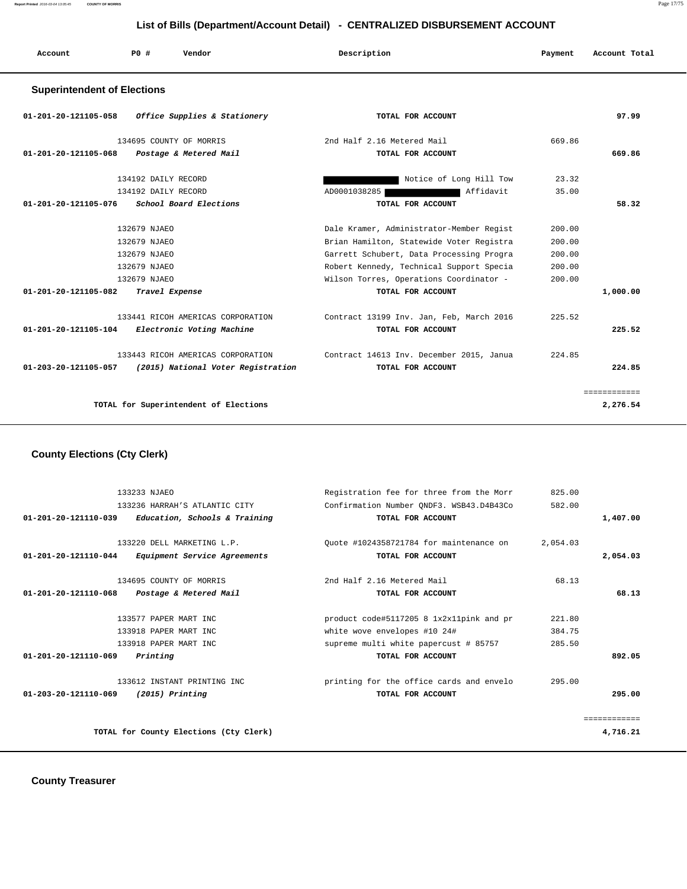# List of Bills (Department/Account Detail) - CENTRALIZED DISBURSEMENT ACCOUNT

| Account | PO # | Vendor | Description | Payment | Account Total |
|---|---|---|---|---|---|

## Superintendent of Elections

| Account | PO # | Vendor | Description | Payment | Account Total |
|---|---|---|---|---|---|
| 01-201-20-121105-058 | | *Office Supplies & Stationery* | TOTAL FOR ACCOUNT | | 97.99 |
| | 134695 | COUNTY OF MORRIS | 2nd Half 2.16 Metered Mail | 669.86 | |
| 01-201-20-121105-068 | | *Postage & Metered Mail* | TOTAL FOR ACCOUNT | | 669.86 |
| | 134192 | DAILY RECORD | Notice of Long Hill Tow | 23.32 | |
| | 134192 | DAILY RECORD | AD0001038285 Affidavit | 35.00 | |
| 01-201-20-121105-076 | | *School Board Elections* | TOTAL FOR ACCOUNT | | 58.32 |
| | 132679 | NJAEO | Dale Kramer, Administrator-Member Regist | 200.00 | |
| | 132679 | NJAEO | Brian Hamilton, Statewide Voter Registra | 200.00 | |
| | 132679 | NJAEO | Garrett Schubert, Data Processing Progra | 200.00 | |
| | 132679 | NJAEO | Robert Kennedy, Technical Support Specia | 200.00 | |
| | 132679 | NJAEO | Wilson Torres, Operations Coordinator - | 200.00 | |
| 01-201-20-121105-082 | | *Travel Expense* | TOTAL FOR ACCOUNT | | 1,000.00 |
| | 133441 | RICOH AMERICAS CORPORATION | Contract 13199 Inv. Jan, Feb, March 2016 | 225.52 | |
| 01-201-20-121105-104 | | *Electronic Voting Machine* | TOTAL FOR ACCOUNT | | 225.52 |
| | 133443 | RICOH AMERICAS CORPORATION | Contract 14613 Inv. December 2015, Janua | 224.85 | |
| 01-203-20-121105-057 | | *(2015) National Voter Registration* | TOTAL FOR ACCOUNT | | 224.85 |
| | | TOTAL for Superintendent of Elections | | | 2,276.54 |

## County Elections (Cty Clerk)

| Account | PO # | Vendor | Description | Payment | Account Total |
|---|---|---|---|---|---|
| | 133233 | NJAEO | Registration fee for three from the Morr | 825.00 | |
| | 133236 | HARRAH'S ATLANTIC CITY | Confirmation Number QNDF3. WSB43.D4B43Co | 582.00 | |
| 01-201-20-121110-039 | | *Education, Schools & Training* | TOTAL FOR ACCOUNT | | 1,407.00 |
| | 133220 | DELL MARKETING L.P. | Quote #1024358721784 for maintenance on | 2,054.03 | |
| 01-201-20-121110-044 | | *Equipment Service Agreements* | TOTAL FOR ACCOUNT | | 2,054.03 |
| | 134695 | COUNTY OF MORRIS | 2nd Half 2.16 Metered Mail | 68.13 | |
| 01-201-20-121110-068 | | *Postage & Metered Mail* | TOTAL FOR ACCOUNT | | 68.13 |
| | 133577 | PAPER MART INC | product code#5117205 8 1x2x11pink and pr | 221.80 | |
| | 133918 | PAPER MART INC | white wove envelopes #10 24# | 384.75 | |
| | 133918 | PAPER MART INC | supreme multi white papercust # 85757 | 285.50 | |
| 01-201-20-121110-069 | | *Printing* | TOTAL FOR ACCOUNT | | 892.05 |
| | 133612 | INSTANT PRINTING INC | printing for the office cards and envelo | 295.00 | |
| 01-203-20-121110-069 | | *(2015) Printing* | TOTAL FOR ACCOUNT | | 295.00 |
| | | TOTAL for County Elections (Cty Clerk) | | | 4,716.21 |

## County Treasurer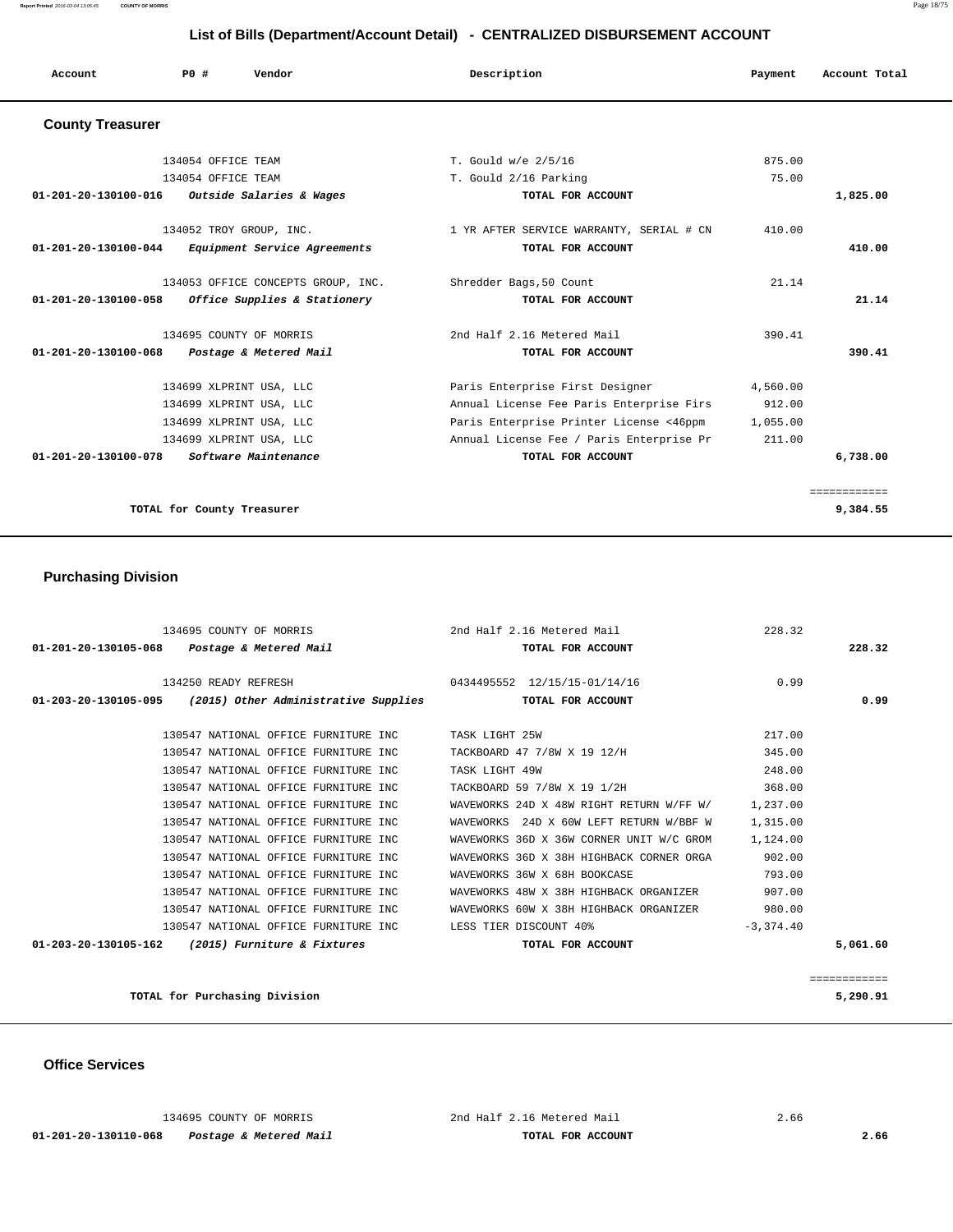## List of Bills (Department/Account Detail) - CENTRALIZED DISBURSEMENT ACCOUNT

| Account | PO # | Vendor | Description | Payment | Account Total |
|---|---|---|---|---|---|

### County Treasurer

| Account | PO # | Vendor | Description | Payment | Account Total |
|---|---|---|---|---|---|
| | 134054 | OFFICE TEAM | T. Gould w/e 2/5/16 | 875.00 | |
| | 134054 | OFFICE TEAM | T. Gould 2/16 Parking | 75.00 | |
| **01-201-20-130100-016** | | ***Outside Salaries & Wages*** | **TOTAL FOR ACCOUNT** | | **1,825.00** |
| | 134052 | TROY GROUP, INC. | 1 YR AFTER SERVICE WARRANTY, SERIAL # CN | 410.00 | |
| **01-201-20-130100-044** | | ***Equipment Service Agreements*** | **TOTAL FOR ACCOUNT** | | **410.00** |
| | 134053 | OFFICE CONCEPTS GROUP, INC. | Shredder Bags,50 Count | 21.14 | |
| **01-201-20-130100-058** | | ***Office Supplies & Stationery*** | **TOTAL FOR ACCOUNT** | | **21.14** |
| | 134695 | COUNTY OF MORRIS | 2nd Half 2.16 Metered Mail | 390.41 | |
| **01-201-20-130100-068** | | ***Postage & Metered Mail*** | **TOTAL FOR ACCOUNT** | | **390.41** |
| | 134699 | XLPRINT USA, LLC | Paris Enterprise First Designer | 4,560.00 | |
| | 134699 | XLPRINT USA, LLC | Annual License Fee Paris Enterprise Firs | 912.00 | |
| | 134699 | XLPRINT USA, LLC | Paris Enterprise Printer License <46ppm | 1,055.00 | |
| | 134699 | XLPRINT USA, LLC | Annual License Fee / Paris Enterprise Pr | 211.00 | |
| **01-201-20-130100-078** | | ***Software Maintenance*** | **TOTAL FOR ACCOUNT** | | **6,738.00** |
| | | | | | ============ |
| | | **TOTAL for County Treasurer** | | | **9,384.55** |

### Purchasing Division

| Account | PO # | Vendor | Description | Payment | Account Total |
|---|---|---|---|---|---|
| | 134695 | COUNTY OF MORRIS | 2nd Half 2.16 Metered Mail | 228.32 | |
| **01-201-20-130105-068** | | ***Postage & Metered Mail*** | **TOTAL FOR ACCOUNT** | | **228.32** |
| | 134250 | READY REFRESH | 0434495552 12/15/15-01/14/16 | 0.99 | |
| **01-203-20-130105-095** | | ***(2015) Other Administrative Supplies*** | **TOTAL FOR ACCOUNT** | | **0.99** |
| | 130547 | NATIONAL OFFICE FURNITURE INC | TASK LIGHT 25W | 217.00 | |
| | 130547 | NATIONAL OFFICE FURNITURE INC | TACKBOARD 47 7/8W X 19 12/H | 345.00 | |
| | 130547 | NATIONAL OFFICE FURNITURE INC | TASK LIGHT 49W | 248.00 | |
| | 130547 | NATIONAL OFFICE FURNITURE INC | TACKBOARD 59 7/8W X 19 1/2H | 368.00 | |
| | 130547 | NATIONAL OFFICE FURNITURE INC | WAVEWORKS 24D X 48W RIGHT RETURN W/FF W/ | 1,237.00 | |
| | 130547 | NATIONAL OFFICE FURNITURE INC | WAVEWORKS 24D X 60W LEFT RETURN W/BBF W | 1,315.00 | |
| | 130547 | NATIONAL OFFICE FURNITURE INC | WAVEWORKS 36D X 36W CORNER UNIT W/C GROM | 1,124.00 | |
| | 130547 | NATIONAL OFFICE FURNITURE INC | WAVEWORKS 36D X 38H HIGHBACK CORNER ORGA | 902.00 | |
| | 130547 | NATIONAL OFFICE FURNITURE INC | WAVEWORKS 36W X 68H BOOKCASE | 793.00 | |
| | 130547 | NATIONAL OFFICE FURNITURE INC | WAVEWORKS 48W X 38H HIGHBACK ORGANIZER | 907.00 | |
| | 130547 | NATIONAL OFFICE FURNITURE INC | WAVEWORKS 60W X 38H HIGHBACK ORGANIZER | 980.00 | |
| | 130547 | NATIONAL OFFICE FURNITURE INC | LESS TIER DISCOUNT 40% | -3,374.40 | |
| **01-203-20-130105-162** | | ***(2015) Furniture & Fixtures*** | **TOTAL FOR ACCOUNT** | | **5,061.60** |
| | | | | | ============ |
| | | **TOTAL for Purchasing Division** | | | **5,290.91** |

### Office Services

| Account | PO # | Vendor | Description | Payment | Account Total |
|---|---|---|---|---|---|
| | 134695 | COUNTY OF MORRIS | 2nd Half 2.16 Metered Mail | 2.66 | |
| **01-201-20-130110-068** | | ***Postage & Metered Mail*** | **TOTAL FOR ACCOUNT** | | **2.66** |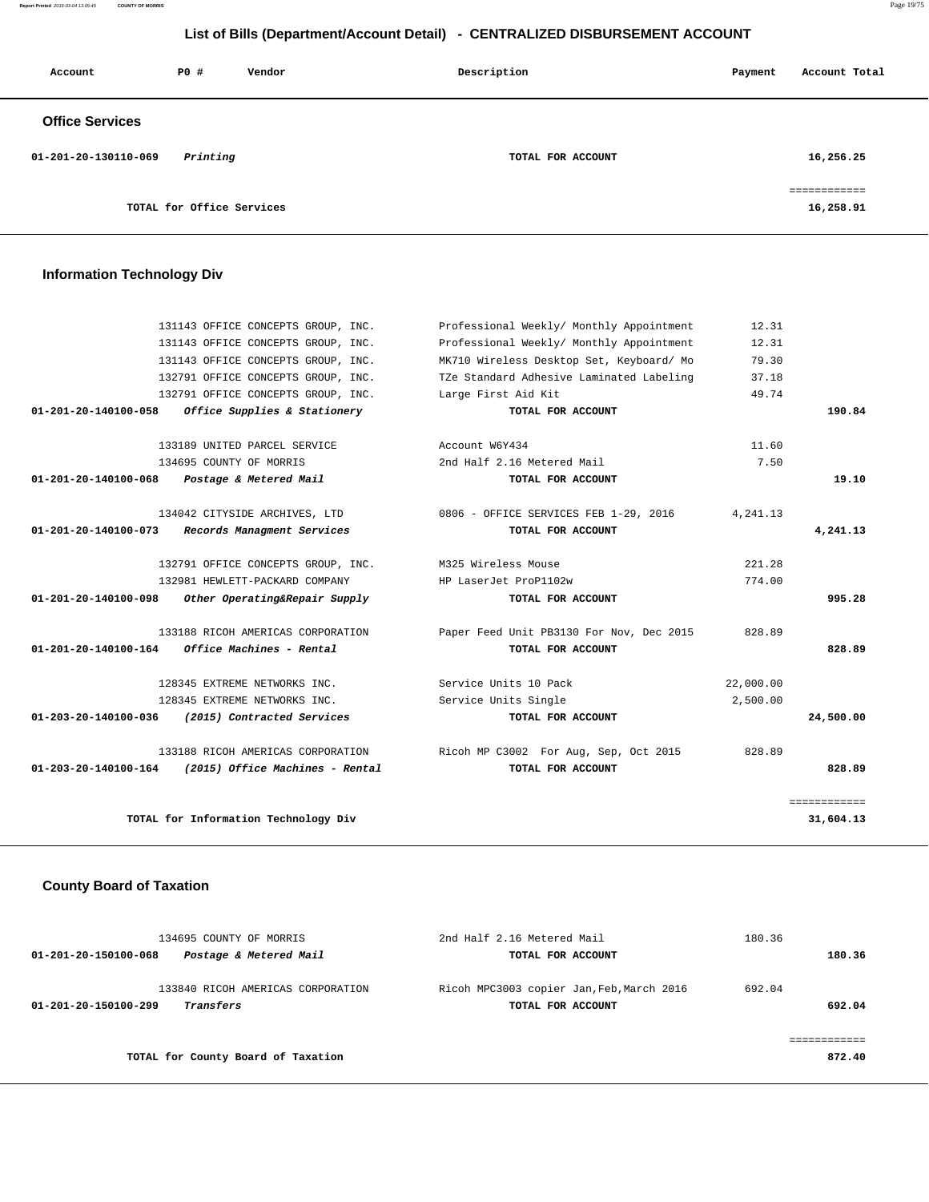## List of Bills (Department/Account Detail) - CENTRALIZED DISBURSEMENT ACCOUNT

| Account | PO # | Vendor | Description | Payment | Account Total |
|---|---|---|---|---|---|

### Office Services

| Account | PO # | Vendor | Description | Payment | Account Total |
|---|---|---|---|---|---|
| 01-201-20-130110-069 | | *Printing* | TOTAL FOR ACCOUNT | | 16,256.25 |
| | | | | | ============ |
| | | TOTAL for Office Services | | | 16,258.91 |

### Information Technology Div

| Account | PO # | Vendor | Description | Payment | Account Total |
|---|---|---|---|---|---|
| | 131143 | OFFICE CONCEPTS GROUP, INC. | Professional Weekly/ Monthly Appointment | 12.31 | |
| | 131143 | OFFICE CONCEPTS GROUP, INC. | Professional Weekly/ Monthly Appointment | 12.31 | |
| | 131143 | OFFICE CONCEPTS GROUP, INC. | MK710 Wireless Desktop Set, Keyboard/ Mo | 79.30 | |
| | 132791 | OFFICE CONCEPTS GROUP, INC. | TZe Standard Adhesive Laminated Labeling | 37.18 | |
| | 132791 | OFFICE CONCEPTS GROUP, INC. | Large First Aid Kit | 49.74 | |
| 01-201-20-140100-058 | | *Office Supplies & Stationery* | TOTAL FOR ACCOUNT | | 190.84 |
| | 133189 | UNITED PARCEL SERVICE | Account W6Y434 | 11.60 | |
| | 134695 | COUNTY OF MORRIS | 2nd Half 2.16 Metered Mail | 7.50 | |
| 01-201-20-140100-068 | | *Postage & Metered Mail* | TOTAL FOR ACCOUNT | | 19.10 |
| | 134042 | CITYSIDE ARCHIVES, LTD | 0806 - OFFICE SERVICES FEB 1-29, 2016 | 4,241.13 | |
| 01-201-20-140100-073 | | *Records Managment Services* | TOTAL FOR ACCOUNT | | 4,241.13 |
| | 132791 | OFFICE CONCEPTS GROUP, INC. | M325 Wireless Mouse | 221.28 | |
| | 132981 | HEWLETT-PACKARD COMPANY | HP LaserJet ProP1102w | 774.00 | |
| 01-201-20-140100-098 | | *Other Operating&Repair Supply* | TOTAL FOR ACCOUNT | | 995.28 |
| | 133188 | RICOH AMERICAS CORPORATION | Paper Feed Unit PB3130 For Nov, Dec 2015 | 828.89 | |
| 01-201-20-140100-164 | | *Office Machines - Rental* | TOTAL FOR ACCOUNT | | 828.89 |
| | 128345 | EXTREME NETWORKS INC. | Service Units 10 Pack | 22,000.00 | |
| | 128345 | EXTREME NETWORKS INC. | Service Units Single | 2,500.00 | |
| 01-203-20-140100-036 | | *(2015) Contracted Services* | TOTAL FOR ACCOUNT | | 24,500.00 |
| | 133188 | RICOH AMERICAS CORPORATION | Ricoh MP C3002 For Aug, Sep, Oct 2015 | 828.89 | |
| 01-203-20-140100-164 | | *(2015) Office Machines - Rental* | TOTAL FOR ACCOUNT | | 828.89 |
| | | | | | ============ |
| | | TOTAL for Information Technology Div | | | 31,604.13 |

### County Board of Taxation

| Account | PO # | Vendor | Description | Payment | Account Total |
|---|---|---|---|---|---|
| | 134695 | COUNTY OF MORRIS | 2nd Half 2.16 Metered Mail | 180.36 | |
| 01-201-20-150100-068 | | *Postage & Metered Mail* | TOTAL FOR ACCOUNT | | 180.36 |
| | 133840 | RICOH AMERICAS CORPORATION | Ricoh MPC3003 copier Jan,Feb,March 2016 | 692.04 | |
| 01-201-20-150100-299 | | *Transfers* | TOTAL FOR ACCOUNT | | 692.04 |
| | | | | | ============ |
| | | TOTAL for County Board of Taxation | | | 872.40 |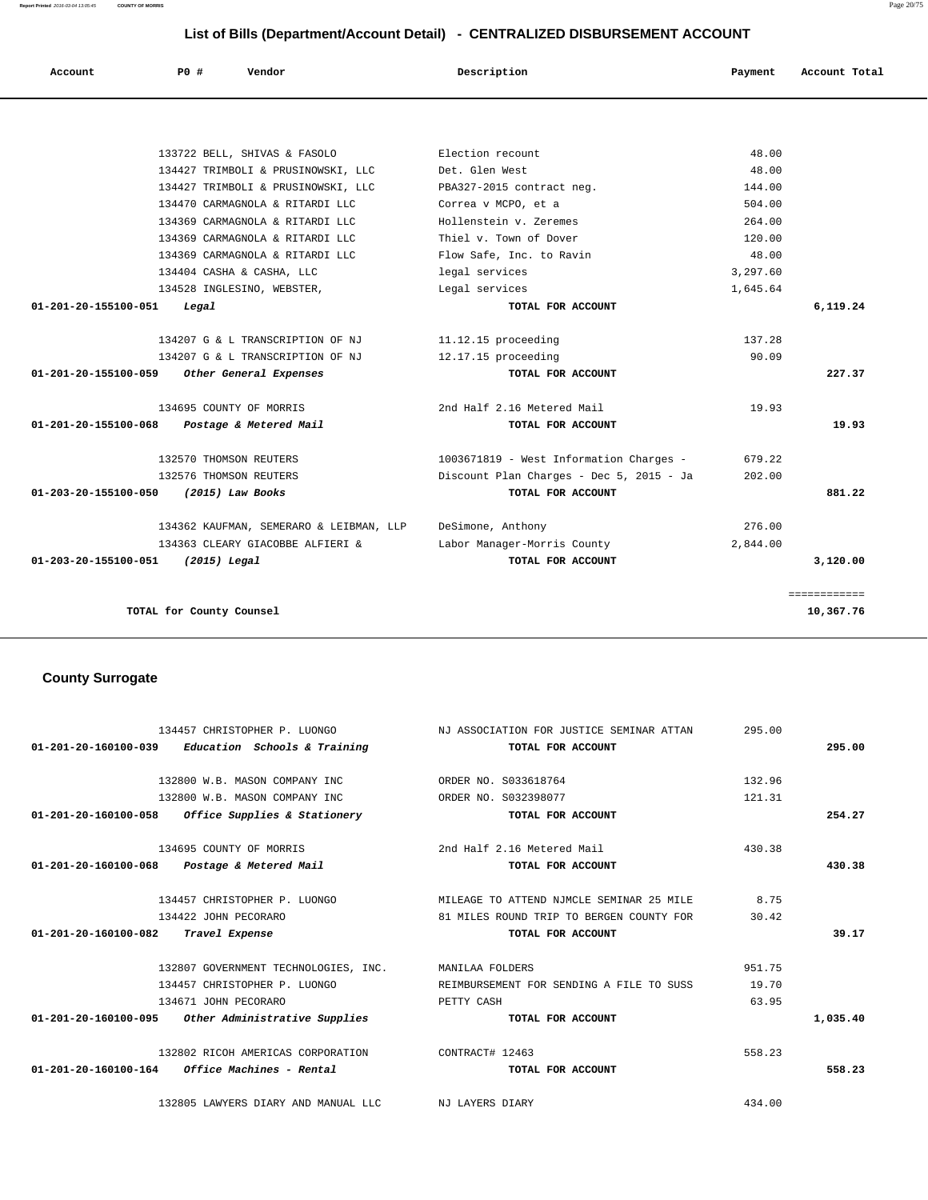# List of Bills (Department/Account Detail) - CENTRALIZED DISBURSEMENT ACCOUNT

| Account | PO # | Vendor | Description | Payment | Account Total |
|---|---|---|---|---|---|
| | 133722 | BELL, SHIVAS & FASOLO | Election recount | 48.00 | |
| | 134427 | TRIMBOLI & PRUSINOWSKI, LLC | Det. Glen West | 48.00 | |
| | 134427 | TRIMBOLI & PRUSINOWSKI, LLC | PBA327-2015 contract neg. | 144.00 | |
| | 134470 | CARMAGNOLA & RITARDI LLC | Correa v MCPO, et a | 504.00 | |
| | 134369 | CARMAGNOLA & RITARDI LLC | Hollenstein v. Zeremes | 264.00 | |
| | 134369 | CARMAGNOLA & RITARDI LLC | Thiel v. Town of Dover | 120.00 | |
| | 134369 | CARMAGNOLA & RITARDI LLC | Flow Safe, Inc. to Ravin | 48.00 | |
| | 134404 | CASHA & CASHA, LLC | legal services | 3,297.60 | |
| | 134528 | INGLESINO, WEBSTER, | Legal services | 1,645.64 | |
| **01-201-20-155100-051** | *Legal* | | **TOTAL FOR ACCOUNT** | | **6,119.24** |
| | 134207 | G & L TRANSCRIPTION OF NJ | 11.12.15 proceeding | 137.28 | |
| | 134207 | G & L TRANSCRIPTION OF NJ | 12.17.15 proceeding | 90.09 | |
| **01-201-20-155100-059** | *Other General Expenses* | | **TOTAL FOR ACCOUNT** | | **227.37** |
| | 134695 | COUNTY OF MORRIS | 2nd Half 2.16 Metered Mail | 19.93 | |
| **01-201-20-155100-068** | *Postage & Metered Mail* | | **TOTAL FOR ACCOUNT** | | **19.93** |
| | 132570 | THOMSON REUTERS | 1003671819 - West Information Charges - | 679.22 | |
| | 132576 | THOMSON REUTERS | Discount Plan Charges - Dec 5, 2015 - Ja | 202.00 | |
| **01-203-20-155100-050** | *(2015) Law Books* | | **TOTAL FOR ACCOUNT** | | **881.22** |
| | 134362 | KAUFMAN, SEMERARO & LEIBMAN, LLP | DeSimone, Anthony | 276.00 | |
| | 134363 | CLEARY GIACOBBE ALFIERI & | Labor Manager-Morris County | 2,844.00 | |
| **01-203-20-155100-051** | *(2015) Legal* | | **TOTAL FOR ACCOUNT** | | **3,120.00** |
| | | | | | ============ |
| | **TOTAL for County Counsel** | | | | **10,367.76** |

## County Surrogate

| Account | PO # | Vendor | Description | Payment | Account Total |
|---|---|---|---|---|---|
| | 134457 | CHRISTOPHER P. LUONGO | NJ ASSOCIATION FOR JUSTICE SEMINAR ATTAN | 295.00 | |
| **01-201-20-160100-039** | *Education Schools & Training* | | **TOTAL FOR ACCOUNT** | | **295.00** |
| | 132800 | W.B. MASON COMPANY INC | ORDER NO. S033618764 | 132.96 | |
| | 132800 | W.B. MASON COMPANY INC | ORDER NO. S032398077 | 121.31 | |
| **01-201-20-160100-058** | *Office Supplies & Stationery* | | **TOTAL FOR ACCOUNT** | | **254.27** |
| | 134695 | COUNTY OF MORRIS | 2nd Half 2.16 Metered Mail | 430.38 | |
| **01-201-20-160100-068** | *Postage & Metered Mail* | | **TOTAL FOR ACCOUNT** | | **430.38** |
| | 134457 | CHRISTOPHER P. LUONGO | MILEAGE TO ATTEND NJMCLE SEMINAR 25 MILE | 8.75 | |
| | 134422 | JOHN PECORARO | 81 MILES ROUND TRIP TO BERGEN COUNTY FOR | 30.42 | |
| **01-201-20-160100-082** | *Travel Expense* | | **TOTAL FOR ACCOUNT** | | **39.17** |
| | 132807 | GOVERNMENT TECHNOLOGIES, INC. | MANILAA FOLDERS | 951.75 | |
| | 134457 | CHRISTOPHER P. LUONGO | REIMBURSEMENT FOR SENDING A FILE TO SUSS | 19.70 | |
| | 134671 | JOHN PECORARO | PETTY CASH | 63.95 | |
| **01-201-20-160100-095** | *Other Administrative Supplies* | | **TOTAL FOR ACCOUNT** | | **1,035.40** |
| | 132802 | RICOH AMERICAS CORPORATION | CONTRACT# 12463 | 558.23 | |
| **01-201-20-160100-164** | *Office Machines - Rental* | | **TOTAL FOR ACCOUNT** | | **558.23** |
| | 132805 | LAWYERS DIARY AND MANUAL LLC | NJ LAYERS DIARY | 434.00 | |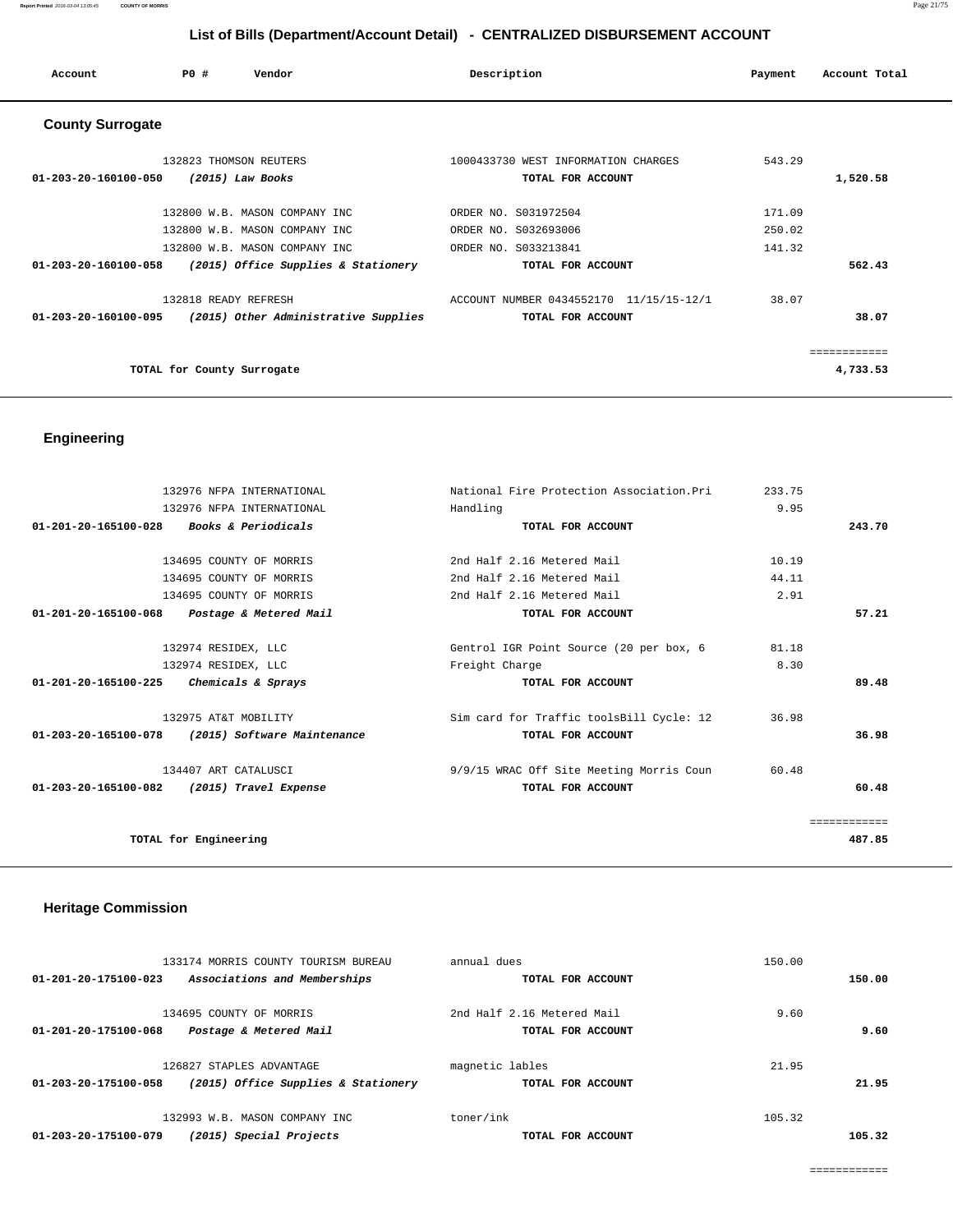## List of Bills (Department/Account Detail) - CENTRALIZED DISBURSEMENT ACCOUNT

| Account | PO # | Vendor | Description | Payment | Account Total |
|---|---|---|---|---|---|

### County Surrogate

| Account | PO # | Vendor | Description | Payment | Account Total |
|---|---|---|---|---|---|
| | 132823 | THOMSON REUTERS | 1000433730 WEST INFORMATION CHARGES | 543.29 | |
| **01-203-20-160100-050** | | ***(2015) Law Books*** | **TOTAL FOR ACCOUNT** | | **1,520.58** |
| | 132800 | W.B. MASON COMPANY INC | ORDER NO. S031972504 | 171.09 | |
| | 132800 | W.B. MASON COMPANY INC | ORDER NO. S032693006 | 250.02 | |
| | 132800 | W.B. MASON COMPANY INC | ORDER NO. S033213841 | 141.32 | |
| **01-203-20-160100-058** | | ***(2015) Office Supplies & Stationery*** | **TOTAL FOR ACCOUNT** | | **562.43** |
| | 132818 | READY REFRESH | ACCOUNT NUMBER 0434552170 11/15/15-12/1 | 38.07 | |
| **01-203-20-160100-095** | | ***(2015) Other Administrative Supplies*** | **TOTAL FOR ACCOUNT** | | **38.07** |
| | | | | | ============ |
| | | **TOTAL for County Surrogate** | | | **4,733.53** |

### Engineering

| Account | PO # | Vendor | Description | Payment | Account Total |
|---|---|---|---|---|---|
| | 132976 | NFPA INTERNATIONAL | National Fire Protection Association.Pri | 233.75 | |
| | 132976 | NFPA INTERNATIONAL | Handling | 9.95 | |
| **01-201-20-165100-028** | | ***Books & Periodicals*** | **TOTAL FOR ACCOUNT** | | **243.70** |
| | 134695 | COUNTY OF MORRIS | 2nd Half 2.16 Metered Mail | 10.19 | |
| | 134695 | COUNTY OF MORRIS | 2nd Half 2.16 Metered Mail | 44.11 | |
| | 134695 | COUNTY OF MORRIS | 2nd Half 2.16 Metered Mail | 2.91 | |
| **01-201-20-165100-068** | | ***Postage & Metered Mail*** | **TOTAL FOR ACCOUNT** | | **57.21** |
| | 132974 | RESIDEX, LLC | Gentrol IGR Point Source (20 per box, 6 | 81.18 | |
| | 132974 | RESIDEX, LLC | Freight Charge | 8.30 | |
| **01-201-20-165100-225** | | ***Chemicals & Sprays*** | **TOTAL FOR ACCOUNT** | | **89.48** |
| | 132975 | AT&T MOBILITY | Sim card for Traffic toolsBill Cycle: 12 | 36.98 | |
| **01-203-20-165100-078** | | ***(2015) Software Maintenance*** | **TOTAL FOR ACCOUNT** | | **36.98** |
| | 134407 | ART CATALUSCI | 9/9/15 WRAC Off Site Meeting Morris Coun | 60.48 | |
| **01-203-20-165100-082** | | ***(2015) Travel Expense*** | **TOTAL FOR ACCOUNT** | | **60.48** |
| | | | | | ============ |
| | | **TOTAL for Engineering** | | | **487.85** |

### Heritage Commission

| Account | PO # | Vendor | Description | Payment | Account Total |
|---|---|---|---|---|---|
| | 133174 | MORRIS COUNTY TOURISM BUREAU | annual dues | 150.00 | |
| **01-201-20-175100-023** | | ***Associations and Memberships*** | **TOTAL FOR ACCOUNT** | | **150.00** |
| | 134695 | COUNTY OF MORRIS | 2nd Half 2.16 Metered Mail | 9.60 | |
| **01-201-20-175100-068** | | ***Postage & Metered Mail*** | **TOTAL FOR ACCOUNT** | | **9.60** |
| | 126827 | STAPLES ADVANTAGE | magnetic lables | 21.95 | |
| **01-203-20-175100-058** | | ***(2015) Office Supplies & Stationery*** | **TOTAL FOR ACCOUNT** | | **21.95** |
| | 132993 | W.B. MASON COMPANY INC | toner/ink | 105.32 | |
| **01-203-20-175100-079** | | ***(2015) Special Projects*** | **TOTAL FOR ACCOUNT** | | **105.32** |
| | | | | | ============ |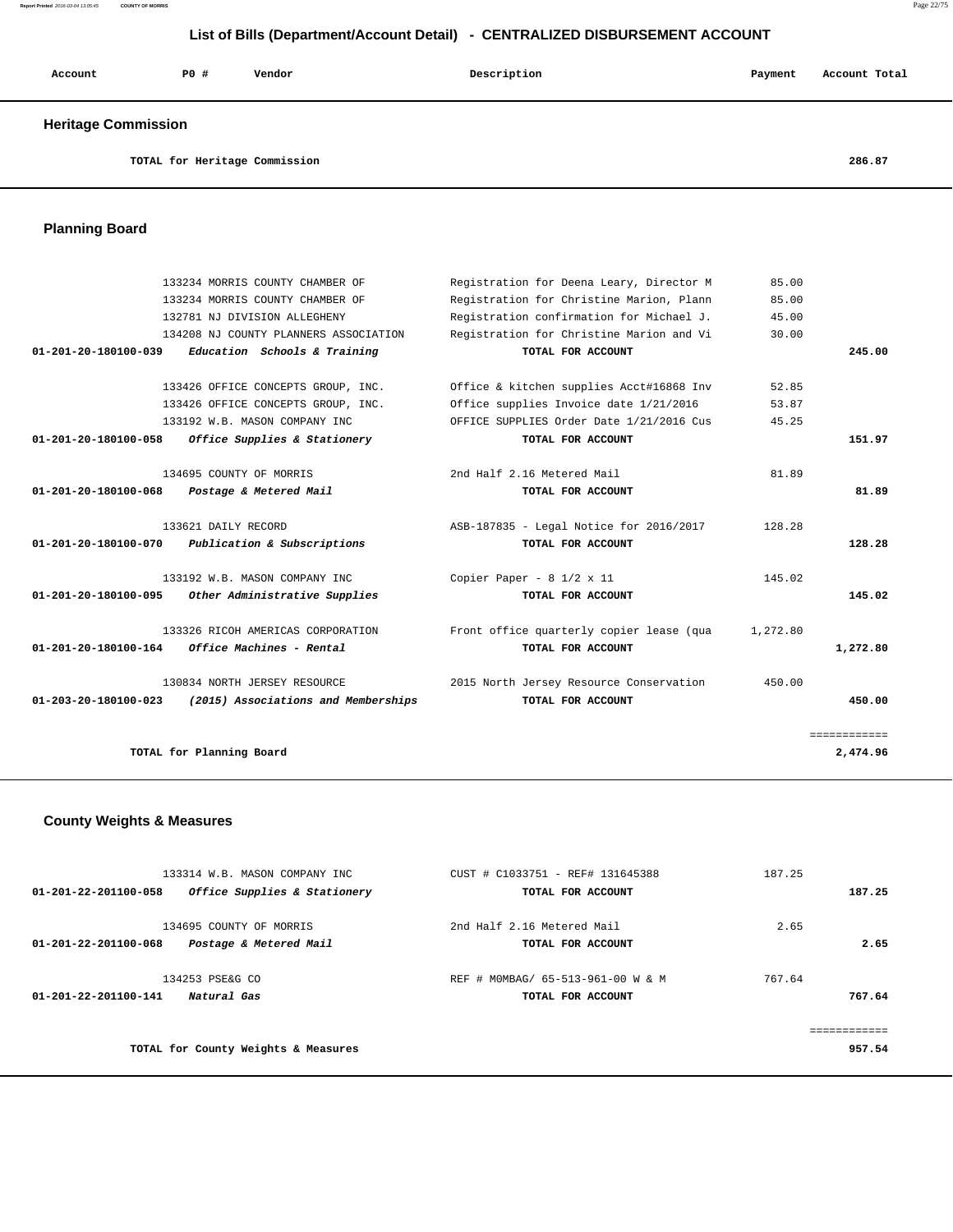# List of Bills (Department/Account Detail) - CENTRALIZED DISBURSEMENT ACCOUNT

| Account | PO # | Vendor | Description | Payment | Account Total |
|---|---|---|---|---|---|

## Heritage Commission

| | | | | | |
|---|---|---|---|---|---|
| | | **TOTAL for Heritage Commission** | | | **286.87** |

## Planning Board

| Account | PO # | Vendor | Description | Payment | Account Total |
|---|---|---|---|---|---|
| | 133234 | MORRIS COUNTY CHAMBER OF | Registration for Deena Leary, Director M | 85.00 | |
| | 133234 | MORRIS COUNTY CHAMBER OF | Registration for Christine Marion, Plann | 85.00 | |
| | 132781 | NJ DIVISION ALLEGHENY | Registration confirmation for Michael J. | 45.00 | |
| | 134208 | NJ COUNTY PLANNERS ASSOCIATION | Registration for Christine Marion and Vi | 30.00 | |
| **01-201-20-180100-039** | | ***Education Schools & Training*** | **TOTAL FOR ACCOUNT** | | **245.00** |
| | 133426 | OFFICE CONCEPTS GROUP, INC. | Office & kitchen supplies Acct#16868 Inv | 52.85 | |
| | 133426 | OFFICE CONCEPTS GROUP, INC. | Office supplies Invoice date 1/21/2016 | 53.87 | |
| | 133192 | W.B. MASON COMPANY INC | OFFICE SUPPLIES Order Date 1/21/2016 Cus | 45.25 | |
| **01-201-20-180100-058** | | ***Office Supplies & Stationery*** | **TOTAL FOR ACCOUNT** | | **151.97** |
| | 134695 | COUNTY OF MORRIS | 2nd Half 2.16 Metered Mail | 81.89 | |
| **01-201-20-180100-068** | | ***Postage & Metered Mail*** | **TOTAL FOR ACCOUNT** | | **81.89** |
| | 133621 | DAILY RECORD | ASB-187835 - Legal Notice for 2016/2017 | 128.28 | |
| **01-201-20-180100-070** | | ***Publication & Subscriptions*** | **TOTAL FOR ACCOUNT** | | **128.28** |
| | 133192 | W.B. MASON COMPANY INC | Copier Paper - 8 1/2 x 11 | 145.02 | |
| **01-201-20-180100-095** | | ***Other Administrative Supplies*** | **TOTAL FOR ACCOUNT** | | **145.02** |
| | 133326 | RICOH AMERICAS CORPORATION | Front office quarterly copier lease (qua | 1,272.80 | |
| **01-201-20-180100-164** | | ***Office Machines - Rental*** | **TOTAL FOR ACCOUNT** | | **1,272.80** |
| | 130834 | NORTH JERSEY RESOURCE | 2015 North Jersey Resource Conservation | 450.00 | |
| **01-203-20-180100-023** | | ***(2015) Associations and Memberships*** | **TOTAL FOR ACCOUNT** | | **450.00** |
| | | | | | ============ |
| | | **TOTAL for Planning Board** | | | **2,474.96** |

## County Weights & Measures

| Account | PO # | Vendor | Description | Payment | Account Total |
|---|---|---|---|---|---|
| | 133314 | W.B. MASON COMPANY INC | CUST # C1033751 - REF# 131645388 | 187.25 | |
| **01-201-22-201100-058** | | ***Office Supplies & Stationery*** | **TOTAL FOR ACCOUNT** | | **187.25** |
| | 134695 | COUNTY OF MORRIS | 2nd Half 2.16 Metered Mail | 2.65 | |
| **01-201-22-201100-068** | | ***Postage & Metered Mail*** | **TOTAL FOR ACCOUNT** | | **2.65** |
| | 134253 | PSE&G CO | REF # M0MBAG/ 65-513-961-00 W & M | 767.64 | |
| **01-201-22-201100-141** | | ***Natural Gas*** | **TOTAL FOR ACCOUNT** | | **767.64** |
| | | | | | ============ |
| | | **TOTAL for County Weights & Measures** | | | **957.54** |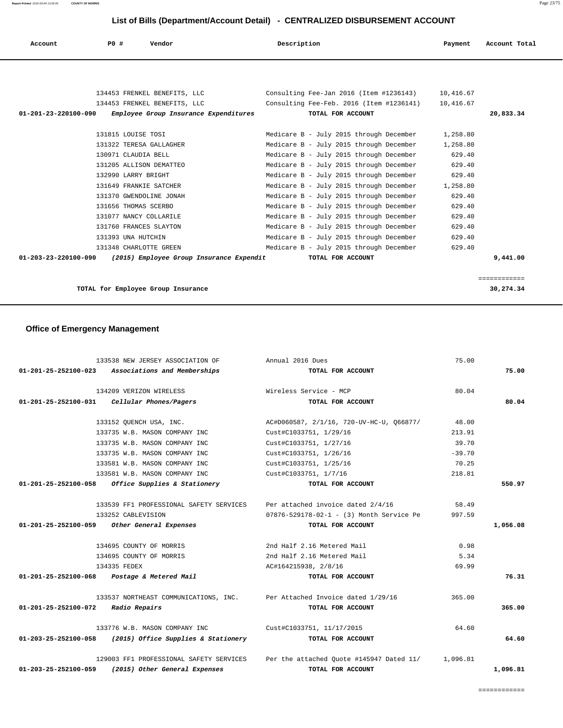# List of Bills (Department/Account Detail) - CENTRALIZED DISBURSEMENT ACCOUNT

| Account | PO # | Vendor | Description | Payment | Account Total |
|---|---|---|---|---|---|
| | 134453 | FRENKEL BENEFITS, LLC | Consulting Fee-Jan 2016 (Item #1236143) | 10,416.67 | |
| | 134453 | FRENKEL BENEFITS, LLC | Consulting Fee-Feb. 2016 (Item #1236141) | 10,416.67 | |
| 01-201-23-220100-090 | | *Employee Group Insurance Expenditures* | TOTAL FOR ACCOUNT | | 20,833.34 |
| | 131815 | LOUISE TOSI | Medicare B - July 2015 through December | 1,258.80 | |
| | 131322 | TERESA GALLAGHER | Medicare B - July 2015 through December | 1,258.80 | |
| | 130971 | CLAUDIA BELL | Medicare B - July 2015 through December | 629.40 | |
| | 131205 | ALLISON DEMATTEO | Medicare B - July 2015 through December | 629.40 | |
| | 132990 | LARRY BRIGHT | Medicare B - July 2015 through December | 629.40 | |
| | 131649 | FRANKIE SATCHER | Medicare B - July 2015 through December | 1,258.80 | |
| | 131370 | GWENDOLINE JONAH | Medicare B - July 2015 through December | 629.40 | |
| | 131656 | THOMAS SCERBO | Medicare B - July 2015 through December | 629.40 | |
| | 131077 | NANCY COLLARILE | Medicare B - July 2015 through December | 629.40 | |
| | 131760 | FRANCES SLAYTON | Medicare B - July 2015 through December | 629.40 | |
| | 131393 | UNA HUTCHIN | Medicare B - July 2015 through December | 629.40 | |
| | 131348 | CHARLOTTE GREEN | Medicare B - July 2015 through December | 629.40 | |
| 01-203-23-220100-090 | | *(2015) Employee Group Insurance Expendit* | TOTAL FOR ACCOUNT | | 9,441.00 |
| | | **TOTAL for Employee Group Insurance** | | | 30,274.34 |

## Office of Emergency Management

| Account | PO # | Vendor | Description | Payment | Account Total |
|---|---|---|---|---|---|
| | 133538 | NEW JERSEY ASSOCIATION OF | Annual 2016 Dues | 75.00 | |
| 01-201-25-252100-023 | | *Associations and Memberships* | TOTAL FOR ACCOUNT | | 75.00 |
| | 134209 | VERIZON WIRELESS | Wireless Service - MCP | 80.04 | |
| 01-201-25-252100-031 | | *Cellular Phones/Pagers* | TOTAL FOR ACCOUNT | | 80.04 |
| | 133152 | QUENCH USA, INC. | AC#D060587, 2/1/16, 720-UV-HC-U, Q66877/ | 48.00 | |
| | 133735 | W.B. MASON COMPANY INC | Cust#C1033751, 1/29/16 | 213.91 | |
| | 133735 | W.B. MASON COMPANY INC | Cust#C1033751, 1/27/16 | 39.70 | |
| | 133735 | W.B. MASON COMPANY INC | Cust#C1033751, 1/26/16 | -39.70 | |
| | 133581 | W.B. MASON COMPANY INC | Cust#C1033751, 1/25/16 | 70.25 | |
| | 133581 | W.B. MASON COMPANY INC | Cust#C1033751, 1/7/16 | 218.81 | |
| 01-201-25-252100-058 | | *Office Supplies & Stationery* | TOTAL FOR ACCOUNT | | 550.97 |
| | 133539 | FF1 PROFESSIONAL SAFETY SERVICES | Per attached invoice dated 2/4/16 | 58.49 | |
| | 133252 | CABLEVISION | 07876-529178-02-1 - (3) Month Service Pe | 997.59 | |
| 01-201-25-252100-059 | | *Other General Expenses* | TOTAL FOR ACCOUNT | | 1,056.08 |
| | 134695 | COUNTY OF MORRIS | 2nd Half 2.16 Metered Mail | 0.98 | |
| | 134695 | COUNTY OF MORRIS | 2nd Half 2.16 Metered Mail | 5.34 | |
| | 134335 | FEDEX | AC#164215938, 2/8/16 | 69.99 | |
| 01-201-25-252100-068 | | *Postage & Metered Mail* | TOTAL FOR ACCOUNT | | 76.31 |
| | 133537 | NORTHEAST COMMUNICATIONS, INC. | Per Attached Invoice dated 1/29/16 | 365.00 | |
| 01-201-25-252100-072 | | *Radio Repairs* | TOTAL FOR ACCOUNT | | 365.00 |
| | 133776 | W.B. MASON COMPANY INC | Cust#C1033751, 11/17/2015 | 64.60 | |
| 01-203-25-252100-058 | | *(2015) Office Supplies & Stationery* | TOTAL FOR ACCOUNT | | 64.60 |
| | 129003 | FF1 PROFESSIONAL SAFETY SERVICES | Per the attached Quote #145947 Dated 11/ | 1,096.81 | |
| 01-203-25-252100-059 | | *(2015) Other General Expenses* | TOTAL FOR ACCOUNT | | 1,096.81 |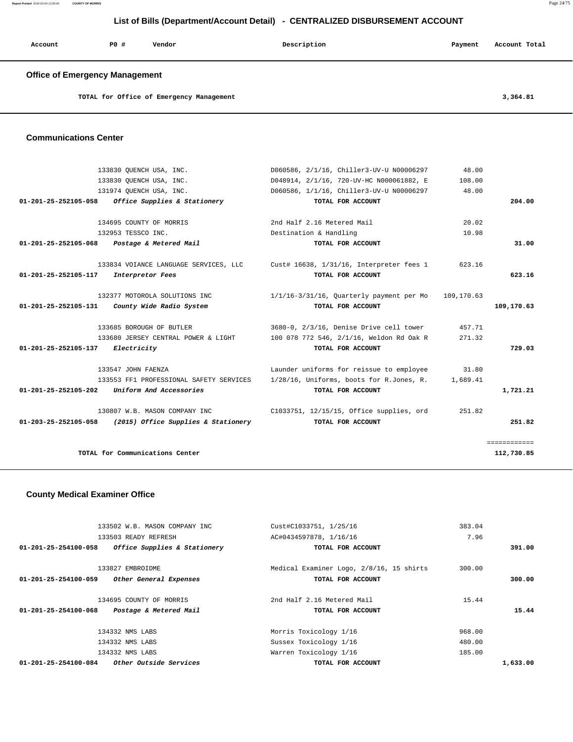## List of Bills (Department/Account Detail) - CENTRALIZED DISBURSEMENT ACCOUNT

| Account | PO # | Vendor | Description | Payment | Account Total |
|---|---|---|---|---|---|

### Office of Emergency Management

| | | | | | |
|---|---|---|---|---|---|
| TOTAL for Office of Emergency Management | | | | | 3,364.81 |

### Communications Center

| Account | PO # | Vendor | Description | Payment | Account Total |
|---|---|---|---|---|---|
| | 133830 | QUENCH USA, INC. | D060586, 2/1/16, Chiller3-UV-U N00006297 | 48.00 | |
| | 133830 | QUENCH USA, INC. | D048914, 2/1/16, 720-UV-HC N000061882, E | 108.00 | |
| | 131974 | QUENCH USA, INC. | D060586, 1/1/16, Chiller3-UV-U N00006297 | 48.00 | |
| 01-201-25-252105-058 | | *Office Supplies & Stationery* | TOTAL FOR ACCOUNT | | 204.00 |
| | 134695 | COUNTY OF MORRIS | 2nd Half 2.16 Metered Mail | 20.02 | |
| | 132953 | TESSCO INC. | Destination & Handling | 10.98 | |
| 01-201-25-252105-068 | | *Postage & Metered Mail* | TOTAL FOR ACCOUNT | | 31.00 |
| | 133834 | VOIANCE LANGUAGE SERVICES, LLC | Cust# 16638, 1/31/16, Interpreter fees 1 | 623.16 | |
| 01-201-25-252105-117 | | *Interpretor Fees* | TOTAL FOR ACCOUNT | | 623.16 |
| | 132377 | MOTOROLA SOLUTIONS INC | 1/1/16-3/31/16, Quarterly payment per Mo | 109,170.63 | |
| 01-201-25-252105-131 | | *County Wide Radio System* | TOTAL FOR ACCOUNT | | 109,170.63 |
| | 133685 | BOROUGH OF BUTLER | 3680-0, 2/3/16, Denise Drive cell tower | 457.71 | |
| | 133680 | JERSEY CENTRAL POWER & LIGHT | 100 078 772 546, 2/1/16, Weldon Rd Oak R | 271.32 | |
| 01-201-25-252105-137 | | *Electricity* | TOTAL FOR ACCOUNT | | 729.03 |
| | 133547 | JOHN FAENZA | Launder uniforms for reissue to employee | 31.80 | |
| | 133553 | FF1 PROFESSIONAL SAFETY SERVICES | 1/28/16, Uniforms, boots for R.Jones, R. | 1,689.41 | |
| 01-201-25-252105-202 | | *Uniform And Accessories* | TOTAL FOR ACCOUNT | | 1,721.21 |
| | 130807 | W.B. MASON COMPANY INC | C1033751, 12/15/15, Office supplies, ord | 251.82 | |
| 01-203-25-252105-058 | | *(2015) Office Supplies & Stationery* | TOTAL FOR ACCOUNT | | 251.82 |
| TOTAL for Communications Center | | | | | 112,730.85 |

### County Medical Examiner Office

| Account | PO # | Vendor | Description | Payment | Account Total |
|---|---|---|---|---|---|
| | 133502 | W.B. MASON COMPANY INC | Cust#C1033751, 1/25/16 | 383.04 | |
| | 133503 | READY REFRESH | AC#0434597878, 1/16/16 | 7.96 | |
| 01-201-25-254100-058 | | *Office Supplies & Stationery* | TOTAL FOR ACCOUNT | | 391.00 |
| | 133827 | EMBROIDME | Medical Examiner Logo, 2/8/16, 15 shirts | 300.00 | |
| 01-201-25-254100-059 | | *Other General Expenses* | TOTAL FOR ACCOUNT | | 300.00 |
| | 134695 | COUNTY OF MORRIS | 2nd Half 2.16 Metered Mail | 15.44 | |
| 01-201-25-254100-068 | | *Postage & Metered Mail* | TOTAL FOR ACCOUNT | | 15.44 |
| | 134332 | NMS LABS | Morris Toxicology 1/16 | 968.00 | |
| | 134332 | NMS LABS | Sussex Toxicology 1/16 | 480.00 | |
| | 134332 | NMS LABS | Warren Toxicology 1/16 | 185.00 | |
| 01-201-25-254100-084 | | *Other Outside Services* | TOTAL FOR ACCOUNT | | 1,633.00 |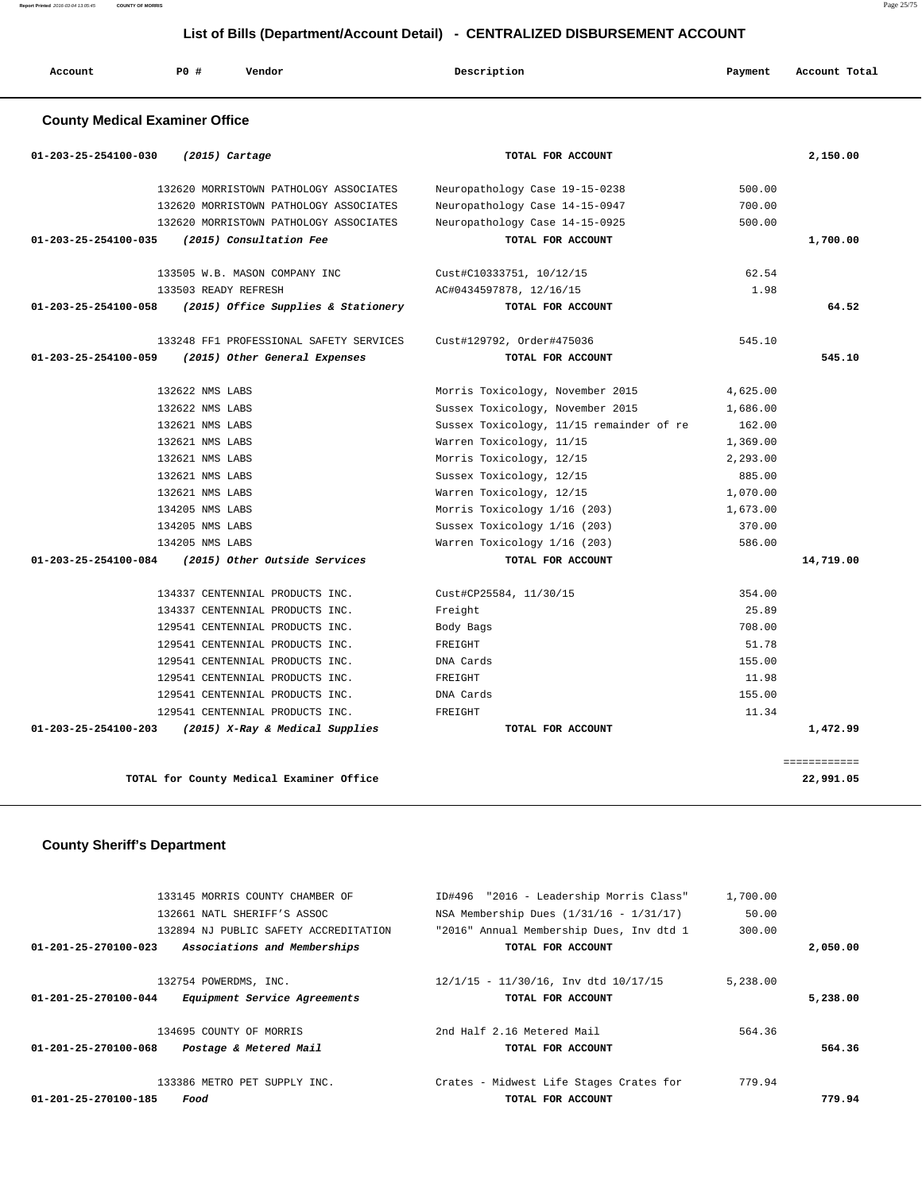## List of Bills (Department/Account Detail) - CENTRALIZED DISBURSEMENT ACCOUNT

| Account | PO # | Vendor | Description | Payment | Account Total |
|---|---|---|---|---|---|

### County Medical Examiner Office

| Account | PO # | Vendor | Description | Payment | Account Total |
|---|---|---|---|---|---|
| 01-203-25-254100-030 | | *(2015) Cartage* | TOTAL FOR ACCOUNT | | 2,150.00 |
| | 132620 | MORRISTOWN PATHOLOGY ASSOCIATES | Neuropathology Case 19-15-0238 | 500.00 | |
| | 132620 | MORRISTOWN PATHOLOGY ASSOCIATES | Neuropathology Case 14-15-0947 | 700.00 | |
| | 132620 | MORRISTOWN PATHOLOGY ASSOCIATES | Neuropathology Case 14-15-0925 | 500.00 | |
| 01-203-25-254100-035 | | *(2015) Consultation Fee* | TOTAL FOR ACCOUNT | | 1,700.00 |
| | 133505 | W.B. MASON COMPANY INC | Cust#C10333751, 10/12/15 | 62.54 | |
| | 133503 | READY REFRESH | AC#0434597878, 12/16/15 | 1.98 | |
| 01-203-25-254100-058 | | *(2015) Office Supplies & Stationery* | TOTAL FOR ACCOUNT | | 64.52 |
| | 133248 | FF1 PROFESSIONAL SAFETY SERVICES | Cust#129792, Order#475036 | 545.10 | |
| 01-203-25-254100-059 | | *(2015) Other General Expenses* | TOTAL FOR ACCOUNT | | 545.10 |
| | 132622 | NMS LABS | Morris Toxicology, November 2015 | 4,625.00 | |
| | 132622 | NMS LABS | Sussex Toxicology, November 2015 | 1,686.00 | |
| | 132621 | NMS LABS | Sussex Toxicology, 11/15 remainder of re | 162.00 | |
| | 132621 | NMS LABS | Warren Toxicology, 11/15 | 1,369.00 | |
| | 132621 | NMS LABS | Morris Toxicology, 12/15 | 2,293.00 | |
| | 132621 | NMS LABS | Sussex Toxicology, 12/15 | 885.00 | |
| | 132621 | NMS LABS | Warren Toxicology, 12/15 | 1,070.00 | |
| | 134205 | NMS LABS | Morris Toxicology 1/16 (203) | 1,673.00 | |
| | 134205 | NMS LABS | Sussex Toxicology 1/16 (203) | 370.00 | |
| | 134205 | NMS LABS | Warren Toxicology 1/16 (203) | 586.00 | |
| 01-203-25-254100-084 | | *(2015) Other Outside Services* | TOTAL FOR ACCOUNT | | 14,719.00 |
| | 134337 | CENTENNIAL PRODUCTS INC. | Cust#CP25584, 11/30/15 | 354.00 | |
| | 134337 | CENTENNIAL PRODUCTS INC. | Freight | 25.89 | |
| | 129541 | CENTENNIAL PRODUCTS INC. | Body Bags | 708.00 | |
| | 129541 | CENTENNIAL PRODUCTS INC. | FREIGHT | 51.78 | |
| | 129541 | CENTENNIAL PRODUCTS INC. | DNA Cards | 155.00 | |
| | 129541 | CENTENNIAL PRODUCTS INC. | FREIGHT | 11.98 | |
| | 129541 | CENTENNIAL PRODUCTS INC. | DNA Cards | 155.00 | |
| | 129541 | CENTENNIAL PRODUCTS INC. | FREIGHT | 11.34 | |
| 01-203-25-254100-203 | | *(2015) X-Ray & Medical Supplies* | TOTAL FOR ACCOUNT | | 1,472.99 |
| | | | | | ============ |
| | | TOTAL for County Medical Examiner Office | | | 22,991.05 |

### County Sheriff's Department

| Account | PO # | Vendor | Description | Payment | Account Total |
|---|---|---|---|---|---|
| | 133145 | MORRIS COUNTY CHAMBER OF | ID#496 "2016 - Leadership Morris Class" | 1,700.00 | |
| | 132661 | NATL SHERIFF'S ASSOC | NSA Membership Dues (1/31/16 - 1/31/17) | 50.00 | |
| | 132894 | NJ PUBLIC SAFETY ACCREDITATION | "2016" Annual Membership Dues, Inv dtd 1 | 300.00 | |
| 01-201-25-270100-023 | | *Associations and Memberships* | TOTAL FOR ACCOUNT | | 2,050.00 |
| | 132754 | POWERDMS, INC. | 12/1/15 - 11/30/16, Inv dtd 10/17/15 | 5,238.00 | |
| 01-201-25-270100-044 | | *Equipment Service Agreements* | TOTAL FOR ACCOUNT | | 5,238.00 |
| | 134695 | COUNTY OF MORRIS | 2nd Half 2.16 Metered Mail | 564.36 | |
| 01-201-25-270100-068 | | *Postage & Metered Mail* | TOTAL FOR ACCOUNT | | 564.36 |
| | 133386 | METRO PET SUPPLY INC. | Crates - Midwest Life Stages Crates for | 779.94 | |
| 01-201-25-270100-185 | | *Food* | TOTAL FOR ACCOUNT | | 779.94 |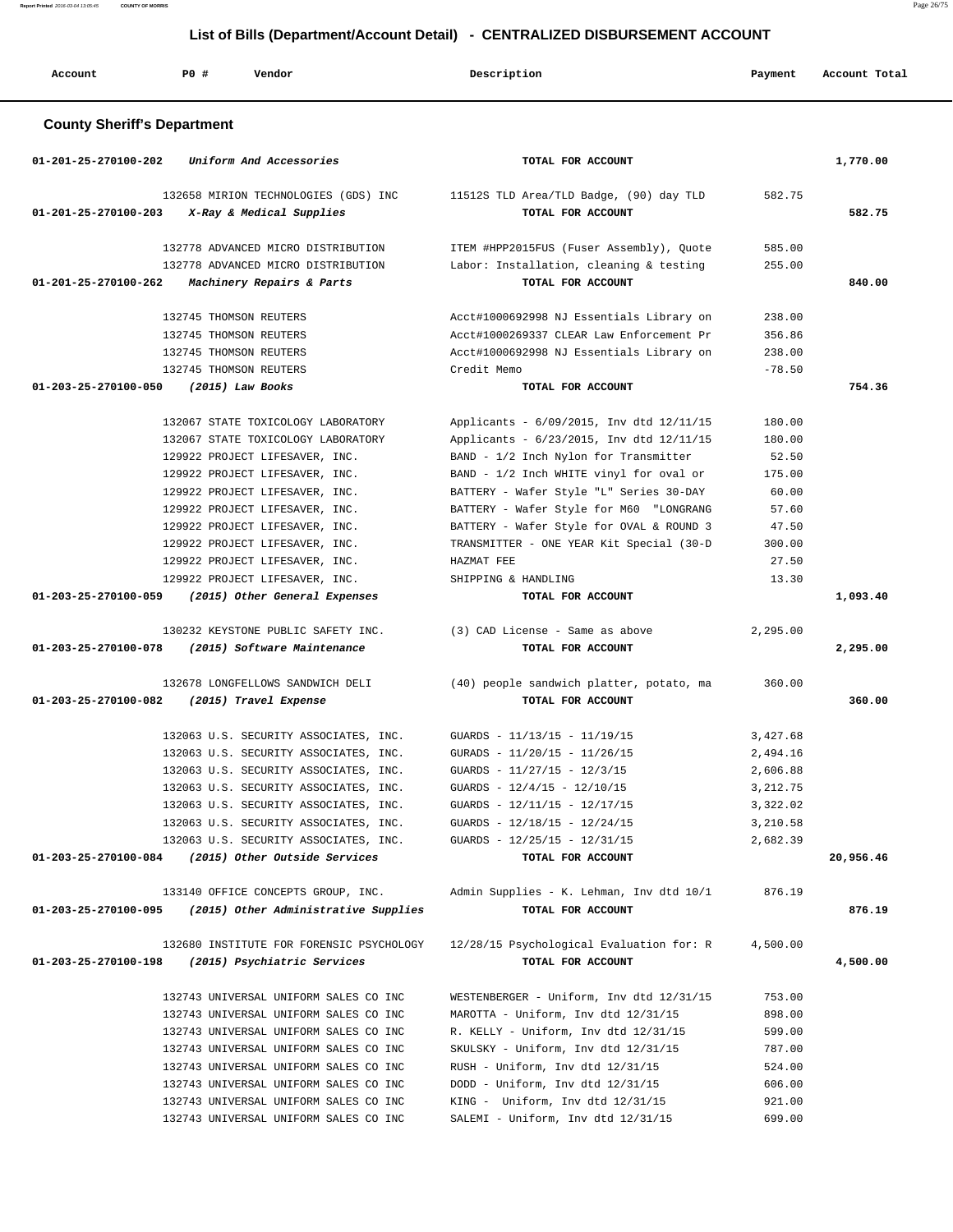## List of Bills (Department/Account Detail) - CENTRALIZED DISBURSEMENT ACCOUNT

| Account | PO # | Vendor | Description | Payment | Account Total |
|---|---|---|---|---|---|

### County Sheriff's Department

| Account | PO # | Vendor | Description | Payment | Account Total |
|---|---|---|---|---|---|
| 01-201-25-270100-202 | | *Uniform And Accessories* | TOTAL FOR ACCOUNT | | 1,770.00 |
| | 132658 | MIRION TECHNOLOGIES (GDS) INC | 11512S TLD Area/TLD Badge, (90) day TLD | 582.75 | |
| 01-201-25-270100-203 | | *X-Ray & Medical Supplies* | TOTAL FOR ACCOUNT | | 582.75 |
| | 132778 | ADVANCED MICRO DISTRIBUTION | ITEM #HPP2015FUS (Fuser Assembly), Quote | 585.00 | |
| | 132778 | ADVANCED MICRO DISTRIBUTION | Labor: Installation, cleaning & testing | 255.00 | |
| 01-201-25-270100-262 | | *Machinery Repairs & Parts* | TOTAL FOR ACCOUNT | | 840.00 |
| | 132745 | THOMSON REUTERS | Acct#1000692998 NJ Essentials Library on | 238.00 | |
| | 132745 | THOMSON REUTERS | Acct#1000269337 CLEAR Law Enforcement Pr | 356.86 | |
| | 132745 | THOMSON REUTERS | Acct#1000692998 NJ Essentials Library on | 238.00 | |
| | 132745 | THOMSON REUTERS | Credit Memo | -78.50 | |
| 01-203-25-270100-050 | | *(2015) Law Books* | TOTAL FOR ACCOUNT | | 754.36 |
| | 132067 | STATE TOXICOLOGY LABORATORY | Applicants - 6/09/2015, Inv dtd 12/11/15 | 180.00 | |
| | 132067 | STATE TOXICOLOGY LABORATORY | Applicants - 6/23/2015, Inv dtd 12/11/15 | 180.00 | |
| | 129922 | PROJECT LIFESAVER, INC. | BAND - 1/2 Inch Nylon for Transmitter | 52.50 | |
| | 129922 | PROJECT LIFESAVER, INC. | BAND - 1/2 Inch WHITE vinyl for oval or | 175.00 | |
| | 129922 | PROJECT LIFESAVER, INC. | BATTERY - Wafer Style "L" Series 30-DAY | 60.00 | |
| | 129922 | PROJECT LIFESAVER, INC. | BATTERY - Wafer Style for M60 "LONGRANG | 57.60 | |
| | 129922 | PROJECT LIFESAVER, INC. | BATTERY - Wafer Style for OVAL & ROUND 3 | 47.50 | |
| | 129922 | PROJECT LIFESAVER, INC. | TRANSMITTER - ONE YEAR Kit Special (30-D | 300.00 | |
| | 129922 | PROJECT LIFESAVER, INC. | HAZMAT FEE | 27.50 | |
| | 129922 | PROJECT LIFESAVER, INC. | SHIPPING & HANDLING | 13.30 | |
| 01-203-25-270100-059 | | *(2015) Other General Expenses* | TOTAL FOR ACCOUNT | | 1,093.40 |
| | 130232 | KEYSTONE PUBLIC SAFETY INC. | (3) CAD License - Same as above | 2,295.00 | |
| 01-203-25-270100-078 | | *(2015) Software Maintenance* | TOTAL FOR ACCOUNT | | 2,295.00 |
| | 132678 | LONGFELLOWS SANDWICH DELI | (40) people sandwich platter, potato, ma | 360.00 | |
| 01-203-25-270100-082 | | *(2015) Travel Expense* | TOTAL FOR ACCOUNT | | 360.00 |
| | 132063 | U.S. SECURITY ASSOCIATES, INC. | GUARDS - 11/13/15 - 11/19/15 | 3,427.68 | |
| | 132063 | U.S. SECURITY ASSOCIATES, INC. | GURADS - 11/20/15 - 11/26/15 | 2,494.16 | |
| | 132063 | U.S. SECURITY ASSOCIATES, INC. | GUARDS - 11/27/15 - 12/3/15 | 2,606.88 | |
| | 132063 | U.S. SECURITY ASSOCIATES, INC. | GUARDS - 12/4/15 - 12/10/15 | 3,212.75 | |
| | 132063 | U.S. SECURITY ASSOCIATES, INC. | GUARDS - 12/11/15 - 12/17/15 | 3,322.02 | |
| | 132063 | U.S. SECURITY ASSOCIATES, INC. | GUARDS - 12/18/15 - 12/24/15 | 3,210.58 | |
| | 132063 | U.S. SECURITY ASSOCIATES, INC. | GUARDS - 12/25/15 - 12/31/15 | 2,682.39 | |
| 01-203-25-270100-084 | | *(2015) Other Outside Services* | TOTAL FOR ACCOUNT | | 20,956.46 |
| | 133140 | OFFICE CONCEPTS GROUP, INC. | Admin Supplies - K. Lehman, Inv dtd 10/1 | 876.19 | |
| 01-203-25-270100-095 | | *(2015) Other Administrative Supplies* | TOTAL FOR ACCOUNT | | 876.19 |
| | 132680 | INSTITUTE FOR FORENSIC PSYCHOLOGY | 12/28/15 Psychological Evaluation for: R | 4,500.00 | |
| 01-203-25-270100-198 | | *(2015) Psychiatric Services* | TOTAL FOR ACCOUNT | | 4,500.00 |
| | 132743 | UNIVERSAL UNIFORM SALES CO INC | WESTENBERGER - Uniform, Inv dtd 12/31/15 | 753.00 | |
| | 132743 | UNIVERSAL UNIFORM SALES CO INC | MAROTTA - Uniform, Inv dtd 12/31/15 | 898.00 | |
| | 132743 | UNIVERSAL UNIFORM SALES CO INC | R. KELLY - Uniform, Inv dtd 12/31/15 | 599.00 | |
| | 132743 | UNIVERSAL UNIFORM SALES CO INC | SKULSKY - Uniform, Inv dtd 12/31/15 | 787.00 | |
| | 132743 | UNIVERSAL UNIFORM SALES CO INC | RUSH - Uniform, Inv dtd 12/31/15 | 524.00 | |
| | 132743 | UNIVERSAL UNIFORM SALES CO INC | DODD - Uniform, Inv dtd 12/31/15 | 606.00 | |
| | 132743 | UNIVERSAL UNIFORM SALES CO INC | KING - Uniform, Inv dtd 12/31/15 | 921.00 | |
| | 132743 | UNIVERSAL UNIFORM SALES CO INC | SALEMI - Uniform, Inv dtd 12/31/15 | 699.00 | |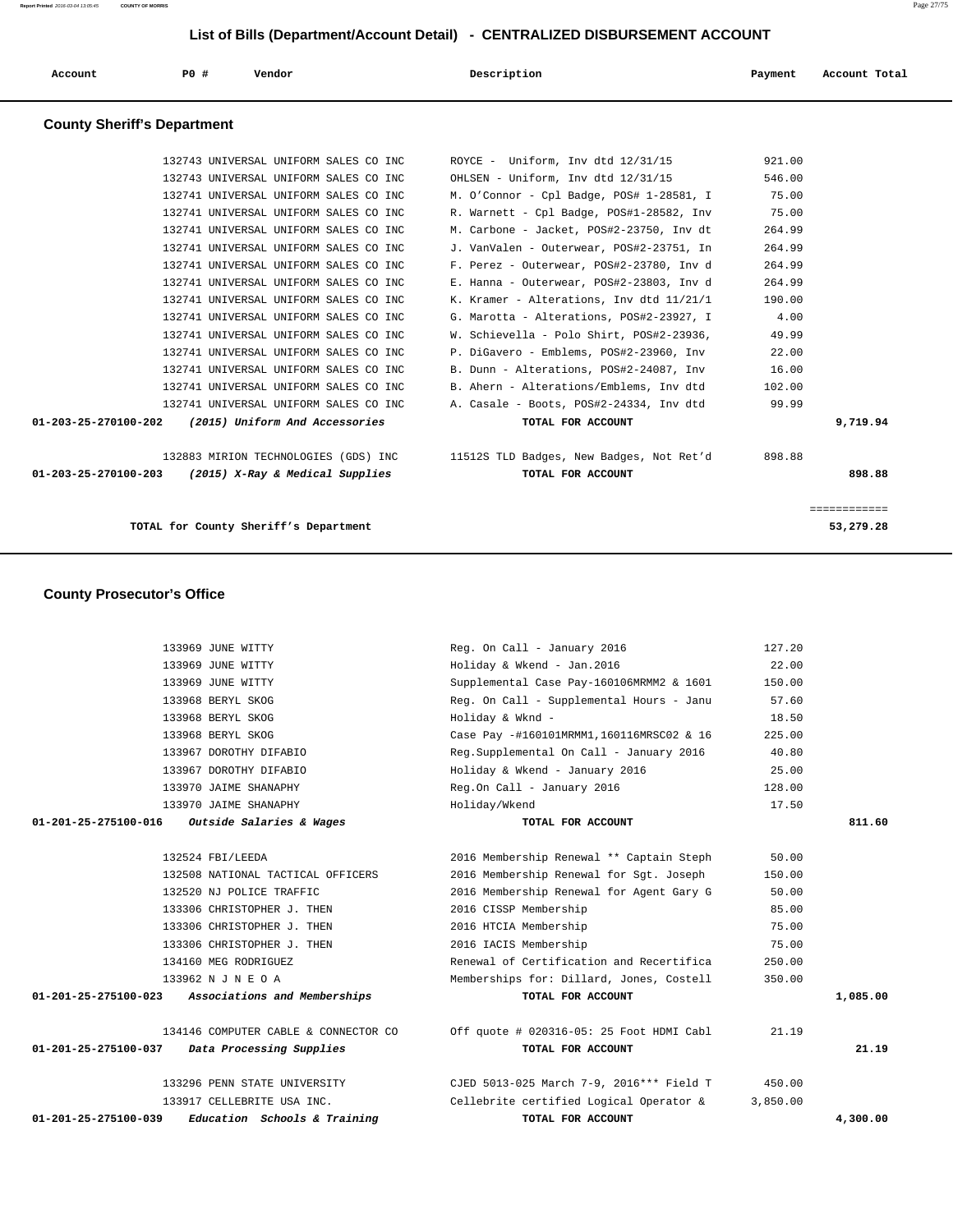## List of Bills (Department/Account Detail) - CENTRALIZED DISBURSEMENT ACCOUNT

| Account | PO # | Vendor | Description | Payment | Account Total |
|---|---|---|---|---|---|

### County Sheriff's Department

| Account | PO # | Vendor | Description | Payment | Account Total |
|---|---|---|---|---|---|
| | 132743 | UNIVERSAL UNIFORM SALES CO INC | ROYCE - Uniform, Inv dtd 12/31/15 | 921.00 | |
| | 132743 | UNIVERSAL UNIFORM SALES CO INC | OHLSEN - Uniform, Inv dtd 12/31/15 | 546.00 | |
| | 132741 | UNIVERSAL UNIFORM SALES CO INC | M. O'Connor - Cpl Badge, POS# 1-28581, I | 75.00 | |
| | 132741 | UNIVERSAL UNIFORM SALES CO INC | R. Warnett - Cpl Badge, POS#1-28582, Inv | 75.00 | |
| | 132741 | UNIVERSAL UNIFORM SALES CO INC | M. Carbone - Jacket, POS#2-23750, Inv dt | 264.99 | |
| | 132741 | UNIVERSAL UNIFORM SALES CO INC | J. VanValen - Outerwear, POS#2-23751, In | 264.99 | |
| | 132741 | UNIVERSAL UNIFORM SALES CO INC | F. Perez - Outerwear, POS#2-23780, Inv d | 264.99 | |
| | 132741 | UNIVERSAL UNIFORM SALES CO INC | E. Hanna - Outerwear, POS#2-23803, Inv d | 264.99 | |
| | 132741 | UNIVERSAL UNIFORM SALES CO INC | K. Kramer - Alterations, Inv dtd 11/21/1 | 190.00 | |
| | 132741 | UNIVERSAL UNIFORM SALES CO INC | G. Marotta - Alterations, POS#2-23927, I | 4.00 | |
| | 132741 | UNIVERSAL UNIFORM SALES CO INC | W. Schievella - Polo Shirt, POS#2-23936, | 49.99 | |
| | 132741 | UNIVERSAL UNIFORM SALES CO INC | P. DiGavero - Emblems, POS#2-23960, Inv | 22.00 | |
| | 132741 | UNIVERSAL UNIFORM SALES CO INC | B. Dunn - Alterations, POS#2-24087, Inv | 16.00 | |
| | 132741 | UNIVERSAL UNIFORM SALES CO INC | B. Ahern - Alterations/Emblems, Inv dtd | 102.00 | |
| | 132741 | UNIVERSAL UNIFORM SALES CO INC | A. Casale - Boots, POS#2-24334, Inv dtd | 99.99 | |
| **01-203-25-270100-202** | | ***(2015) Uniform And Accessories*** | **TOTAL FOR ACCOUNT** | | **9,719.94** |
| | 132883 | MIRION TECHNOLOGIES (GDS) INC | 11512S TLD Badges, New Badges, Not Ret'd | 898.88 | |
| **01-203-25-270100-203** | | ***(2015) X-Ray & Medical Supplies*** | **TOTAL FOR ACCOUNT** | | **898.88** |
| | | | | | ============ |
| | | **TOTAL for County Sheriff's Department** | | | **53,279.28** |

### County Prosecutor's Office

| Account | PO # | Vendor | Description | Payment | Account Total |
|---|---|---|---|---|---|
| | 133969 | JUNE WITTY | Reg. On Call - January 2016 | 127.20 | |
| | 133969 | JUNE WITTY | Holiday & Wkend - Jan.2016 | 22.00 | |
| | 133969 | JUNE WITTY | Supplemental Case Pay-160106MRMM2 & 1601 | 150.00 | |
| | 133968 | BERYL SKOG | Reg. On Call - Supplemental Hours - Janu | 57.60 | |
| | 133968 | BERYL SKOG | Holiday & Wknd - | 18.50 | |
| | 133968 | BERYL SKOG | Case Pay -#160101MRMM1,160116MRSC02 & 16 | 225.00 | |
| | 133967 | DOROTHY DIFABIO | Reg.Supplemental On Call - January 2016 | 40.80 | |
| | 133967 | DOROTHY DIFABIO | Holiday & Wkend - January 2016 | 25.00 | |
| | 133970 | JAIME SHANAPHY | Reg.On Call - January 2016 | 128.00 | |
| | 133970 | JAIME SHANAPHY | Holiday/Wkend | 17.50 | |
| **01-201-25-275100-016** | | ***Outside Salaries & Wages*** | **TOTAL FOR ACCOUNT** | | **811.60** |
| | 132524 | FBI/LEEDA | 2016 Membership Renewal ** Captain Steph | 50.00 | |
| | 132508 | NATIONAL TACTICAL OFFICERS | 2016 Membership Renewal for Sgt. Joseph | 150.00 | |
| | 132520 | NJ POLICE TRAFFIC | 2016 Membership Renewal for Agent Gary G | 50.00 | |
| | 133306 | CHRISTOPHER J. THEN | 2016 CISSP Membership | 85.00 | |
| | 133306 | CHRISTOPHER J. THEN | 2016 HTCIA Membership | 75.00 | |
| | 133306 | CHRISTOPHER J. THEN | 2016 IACIS Membership | 75.00 | |
| | 134160 | MEG RODRIGUEZ | Renewal of Certification and Recertifica | 250.00 | |
| | 133962 | N J N E O A | Memberships for: Dillard, Jones, Costell | 350.00 | |
| **01-201-25-275100-023** | | ***Associations and Memberships*** | **TOTAL FOR ACCOUNT** | | **1,085.00** |
| | 134146 | COMPUTER CABLE & CONNECTOR CO | Off quote # 020316-05: 25 Foot HDMI Cabl | 21.19 | |
| **01-201-25-275100-037** | | ***Data Processing Supplies*** | **TOTAL FOR ACCOUNT** | | **21.19** |
| | 133296 | PENN STATE UNIVERSITY | CJED 5013-025 March 7-9, 2016*** Field T | 450.00 | |
| | 133917 | CELLEBRITE USA INC. | Cellebrite certified Logical Operator & | 3,850.00 | |
| **01-201-25-275100-039** | | ***Education Schools & Training*** | **TOTAL FOR ACCOUNT** | | **4,300.00** |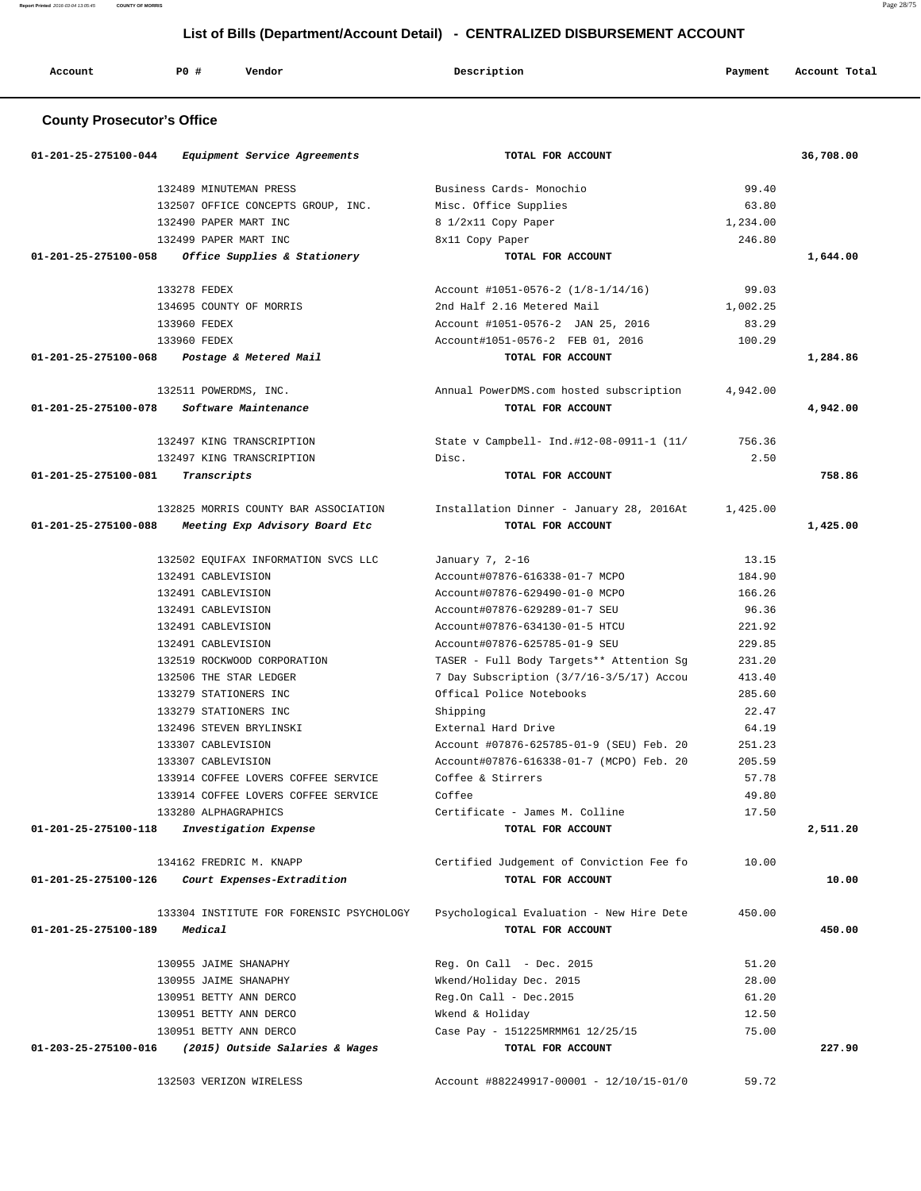## List of Bills (Department/Account Detail) - CENTRALIZED DISBURSEMENT ACCOUNT

| Account | PO # | Vendor | Description | Payment | Account Total |
|---|---|---|---|---|---|

### County Prosecutor's Office

| Account | PO # | Vendor | Description | Payment | Account Total |
|---|---|---|---|---|---|
| 01-201-25-275100-044 | | *Equipment Service Agreements* | TOTAL FOR ACCOUNT | | 36,708.00 |
| | 132489 | MINUTEMAN PRESS | Business Cards- Monochio | 99.40 | |
| | 132507 | OFFICE CONCEPTS GROUP, INC. | Misc. Office Supplies | 63.80 | |
| | 132490 | PAPER MART INC | 8 1/2x11 Copy Paper | 1,234.00 | |
| | 132499 | PAPER MART INC | 8x11 Copy Paper | 246.80 | |
| 01-201-25-275100-058 | | *Office Supplies & Stationery* | TOTAL FOR ACCOUNT | | 1,644.00 |
| | 133278 | FEDEX | Account #1051-0576-2 (1/8-1/14/16) | 99.03 | |
| | 134695 | COUNTY OF MORRIS | 2nd Half 2.16 Metered Mail | 1,002.25 | |
| | 133960 | FEDEX | Account #1051-0576-2 JAN 25, 2016 | 83.29 | |
| | 133960 | FEDEX | Account#1051-0576-2 FEB 01, 2016 | 100.29 | |
| 01-201-25-275100-068 | | *Postage & Metered Mail* | TOTAL FOR ACCOUNT | | 1,284.86 |
| | 132511 | POWERDMS, INC. | Annual PowerDMS.com hosted subscription | 4,942.00 | |
| 01-201-25-275100-078 | | *Software Maintenance* | TOTAL FOR ACCOUNT | | 4,942.00 |
| | 132497 | KING TRANSCRIPTION | State v Campbell- Ind.#12-08-0911-1 (11/ | 756.36 | |
| | 132497 | KING TRANSCRIPTION | Disc. | 2.50 | |
| 01-201-25-275100-081 | | *Transcripts* | TOTAL FOR ACCOUNT | | 758.86 |
| | 132825 | MORRIS COUNTY BAR ASSOCIATION | Installation Dinner - January 28, 2016At | 1,425.00 | |
| 01-201-25-275100-088 | | *Meeting Exp Advisory Board Etc* | TOTAL FOR ACCOUNT | | 1,425.00 |
| | 132502 | EQUIFAX INFORMATION SVCS LLC | January 7, 2-16 | 13.15 | |
| | 132491 | CABLEVISION | Account#07876-616338-01-7 MCPO | 184.90 | |
| | 132491 | CABLEVISION | Account#07876-629490-01-0 MCPO | 166.26 | |
| | 132491 | CABLEVISION | Account#07876-629289-01-7 SEU | 96.36 | |
| | 132491 | CABLEVISION | Account#07876-634130-01-5 HTCU | 221.92 | |
| | 132491 | CABLEVISION | Account#07876-625785-01-9 SEU | 229.85 | |
| | 132519 | ROCKWOOD CORPORATION | TASER - Full Body Targets** Attention Sg | 231.20 | |
| | 132506 | THE STAR LEDGER | 7 Day Subscription (3/7/16-3/5/17) Accou | 413.40 | |
| | 133279 | STATIONERS INC | Offical Police Notebooks | 285.60 | |
| | 133279 | STATIONERS INC | Shipping | 22.47 | |
| | 132496 | STEVEN BRYLINSKI | External Hard Drive | 64.19 | |
| | 133307 | CABLEVISION | Account #07876-625785-01-9 (SEU) Feb. 20 | 251.23 | |
| | 133307 | CABLEVISION | Account#07876-616338-01-7 (MCPO) Feb. 20 | 205.59 | |
| | 133914 | COFFEE LOVERS COFFEE SERVICE | Coffee & Stirrers | 57.78 | |
| | 133914 | COFFEE LOVERS COFFEE SERVICE | Coffee | 49.80 | |
| | 133280 | ALPHAGRAPHICS | Certificate - James M. Colline | 17.50 | |
| 01-201-25-275100-118 | | *Investigation Expense* | TOTAL FOR ACCOUNT | | 2,511.20 |
| | 134162 | FREDRIC M. KNAPP | Certified Judgement of Conviction Fee fo | 10.00 | |
| 01-201-25-275100-126 | | *Court Expenses-Extradition* | TOTAL FOR ACCOUNT | | 10.00 |
| | 133304 | INSTITUTE FOR FORENSIC PSYCHOLOGY | Psychological Evaluation - New Hire Dete | 450.00 | |
| 01-201-25-275100-189 | | *Medical* | TOTAL FOR ACCOUNT | | 450.00 |
| | 130955 | JAIME SHANAPHY | Reg. On Call - Dec. 2015 | 51.20 | |
| | 130955 | JAIME SHANAPHY | Wkend/Holiday Dec. 2015 | 28.00 | |
| | 130951 | BETTY ANN DERCO | Reg.On Call - Dec.2015 | 61.20 | |
| | 130951 | BETTY ANN DERCO | Wkend & Holiday | 12.50 | |
| | 130951 | BETTY ANN DERCO | Case Pay - 151225MRMM61 12/25/15 | 75.00 | |
| 01-203-25-275100-016 | | *(2015) Outside Salaries & Wages* | TOTAL FOR ACCOUNT | | 227.90 |
| | 132503 | VERIZON WIRELESS | Account #882249917-00001 - 12/10/15-01/0 | 59.72 | |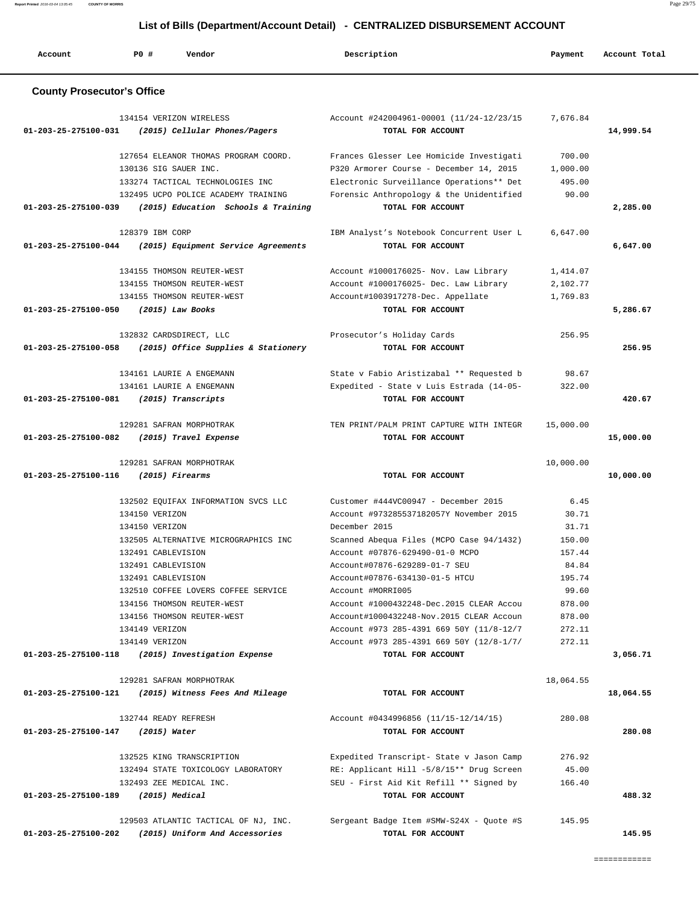## List of Bills (Department/Account Detail) - CENTRALIZED DISBURSEMENT ACCOUNT

| Account | PO # | Vendor | Description | Payment | Account Total |
|---|---|---|---|---|---|

### County Prosecutor's Office

| Account | PO # | Vendor | Description | Payment | Account Total |
|---|---|---|---|---|---|
| | 134154 | VERIZON WIRELESS | Account #242004961-00001 (11/24-12/23/15 | 7,676.84 | |
| 01-203-25-275100-031 | | *(2015) Cellular Phones/Pagers* | TOTAL FOR ACCOUNT | | 14,999.54 |
| | 127654 | ELEANOR THOMAS PROGRAM COORD. | Frances Glesser Lee Homicide Investigati | 700.00 | |
| | 130136 | SIG SAUER INC. | P320 Armorer Course - December 14, 2015 | 1,000.00 | |
| | 133274 | TACTICAL TECHNOLOGIES INC | Electronic Surveillance Operations** Det | 495.00 | |
| | 132495 | UCPO POLICE ACADEMY TRAINING | Forensic Anthropology & the Unidentified | 90.00 | |
| 01-203-25-275100-039 | | *(2015) Education Schools & Training* | TOTAL FOR ACCOUNT | | 2,285.00 |
| | 128379 | IBM CORP | IBM Analyst's Notebook Concurrent User L | 6,647.00 | |
| 01-203-25-275100-044 | | *(2015) Equipment Service Agreements* | TOTAL FOR ACCOUNT | | 6,647.00 |
| | 134155 | THOMSON REUTER-WEST | Account #1000176025- Nov. Law Library | 1,414.07 | |
| | 134155 | THOMSON REUTER-WEST | Account #1000176025- Dec. Law Library | 2,102.77 | |
| | 134155 | THOMSON REUTER-WEST | Account#1003917278-Dec. Appellate | 1,769.83 | |
| 01-203-25-275100-050 | | *(2015) Law Books* | TOTAL FOR ACCOUNT | | 5,286.67 |
| | 132832 | CARDSDIRECT, LLC | Prosecutor's Holiday Cards | 256.95 | |
| 01-203-25-275100-058 | | *(2015) Office Supplies & Stationery* | TOTAL FOR ACCOUNT | | 256.95 |
| | 134161 | LAURIE A ENGEMANN | State v Fabio Aristizabal ** Requested b | 98.67 | |
| | 134161 | LAURIE A ENGEMANN | Expedited - State v Luis Estrada (14-05- | 322.00 | |
| 01-203-25-275100-081 | | *(2015) Transcripts* | TOTAL FOR ACCOUNT | | 420.67 |
| | 129281 | SAFRAN MORPHOTRAK | TEN PRINT/PALM PRINT CAPTURE WITH INTEGR | 15,000.00 | |
| 01-203-25-275100-082 | | *(2015) Travel Expense* | TOTAL FOR ACCOUNT | | 15,000.00 |
| | 129281 | SAFRAN MORPHOTRAK | | 10,000.00 | |
| 01-203-25-275100-116 | | *(2015) Firearms* | TOTAL FOR ACCOUNT | | 10,000.00 |
| | 132502 | EQUIFAX INFORMATION SVCS LLC | Customer #444VC00947 - December 2015 | 6.45 | |
| | 134150 | VERIZON | Account #973285537182057Y November 2015 | 30.71 | |
| | 134150 | VERIZON | December 2015 | 31.71 | |
| | 132505 | ALTERNATIVE MICROGRAPHICS INC | Scanned Abequa Files (MCPO Case 94/1432) | 150.00 | |
| | 132491 | CABLEVISION | Account #07876-629490-01-0 MCPO | 157.44 | |
| | 132491 | CABLEVISION | Account#07876-629289-01-7 SEU | 84.84 | |
| | 132491 | CABLEVISION | Account#07876-634130-01-5 HTCU | 195.74 | |
| | 132510 | COFFEE LOVERS COFFEE SERVICE | Account #MORRI005 | 99.60 | |
| | 134156 | THOMSON REUTER-WEST | Account #1000432248-Dec.2015 CLEAR Accou | 878.00 | |
| | 134156 | THOMSON REUTER-WEST | Account#1000432248-Nov.2015 CLEAR Accoun | 878.00 | |
| | 134149 | VERIZON | Account #973 285-4391 669 50Y (11/8-12/7 | 272.11 | |
| | 134149 | VERIZON | Account #973 285-4391 669 50Y (12/8-1/7/ | 272.11 | |
| 01-203-25-275100-118 | | *(2015) Investigation Expense* | TOTAL FOR ACCOUNT | | 3,056.71 |
| | 129281 | SAFRAN MORPHOTRAK | | 18,064.55 | |
| 01-203-25-275100-121 | | *(2015) Witness Fees And Mileage* | TOTAL FOR ACCOUNT | | 18,064.55 |
| | 132744 | READY REFRESH | Account #0434996856 (11/15-12/14/15) | 280.08 | |
| 01-203-25-275100-147 | | *(2015) Water* | TOTAL FOR ACCOUNT | | 280.08 |
| | 132525 | KING TRANSCRIPTION | Expedited Transcript- State v Jason Camp | 276.92 | |
| | 132494 | STATE TOXICOLOGY LABORATORY | RE: Applicant Hill -5/8/15** Drug Screen | 45.00 | |
| | 132493 | ZEE MEDICAL INC. | SEU - First Aid Kit Refill ** Signed by | 166.40 | |
| 01-203-25-275100-189 | | *(2015) Medical* | TOTAL FOR ACCOUNT | | 488.32 |
| | 129503 | ATLANTIC TACTICAL OF NJ, INC. | Sergeant Badge Item #SMW-S24X - Quote #S | 145.95 | |
| 01-203-25-275100-202 | | *(2015) Uniform And Accessories* | TOTAL FOR ACCOUNT | | 145.95 |

============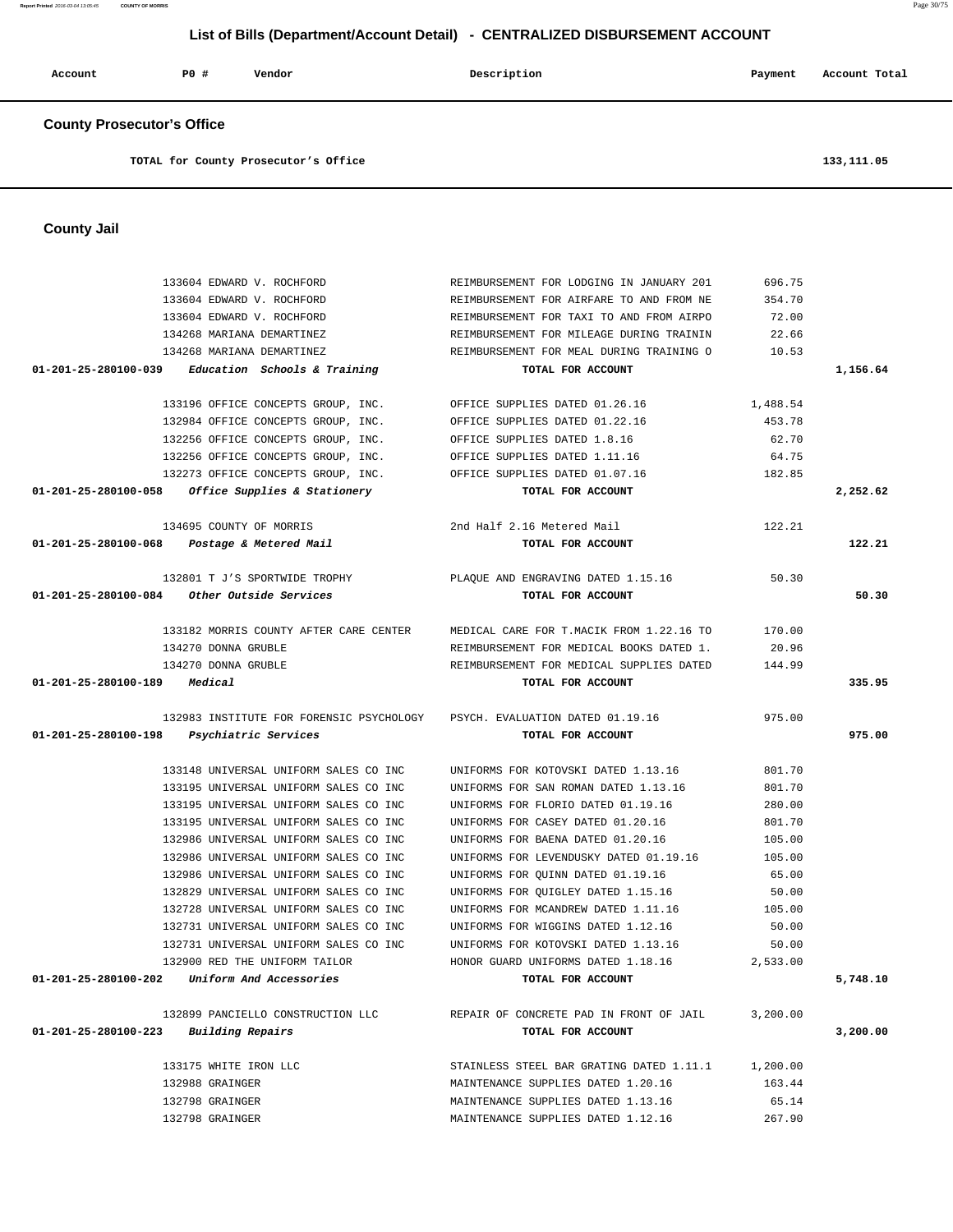# List of Bills (Department/Account Detail) - CENTRALIZED DISBURSEMENT ACCOUNT

| Account | PO # | Vendor | Description | Payment | Account Total |
|---|---|---|---|---|---|

## County Prosecutor's Office

| | | | | | |
|---|---|---|---|---|---|
| TOTAL for County Prosecutor's Office | | | | | 133,111.05 |

## County Jail

| Account | PO # | Vendor | Description | Payment | Account Total |
|---|---|---|---|---|---|
| | 133604 | EDWARD V. ROCHFORD | REIMBURSEMENT FOR LODGING IN JANUARY 201 | 696.75 | |
| | 133604 | EDWARD V. ROCHFORD | REIMBURSEMENT FOR AIRFARE TO AND FROM NE | 354.70 | |
| | 133604 | EDWARD V. ROCHFORD | REIMBURSEMENT FOR TAXI TO AND FROM AIRPO | 72.00 | |
| | 134268 | MARIANA DEMARTINEZ | REIMBURSEMENT FOR MILEAGE DURING TRAININ | 22.66 | |
| | 134268 | MARIANA DEMARTINEZ | REIMBURSEMENT FOR MEAL DURING TRAINING O | 10.53 | |
| 01-201-25-280100-039 | | *Education Schools & Training* | TOTAL FOR ACCOUNT | | 1,156.64 |
| | 133196 | OFFICE CONCEPTS GROUP, INC. | OFFICE SUPPLIES DATED 01.26.16 | 1,488.54 | |
| | 132984 | OFFICE CONCEPTS GROUP, INC. | OFFICE SUPPLIES DATED 01.22.16 | 453.78 | |
| | 132256 | OFFICE CONCEPTS GROUP, INC. | OFFICE SUPPLIES DATED 1.8.16 | 62.70 | |
| | 132256 | OFFICE CONCEPTS GROUP, INC. | OFFICE SUPPLIES DATED 1.11.16 | 64.75 | |
| | 132273 | OFFICE CONCEPTS GROUP, INC. | OFFICE SUPPLIES DATED 01.07.16 | 182.85 | |
| 01-201-25-280100-058 | | *Office Supplies & Stationery* | TOTAL FOR ACCOUNT | | 2,252.62 |
| | 134695 | COUNTY OF MORRIS | 2nd Half 2.16 Metered Mail | 122.21 | |
| 01-201-25-280100-068 | | *Postage & Metered Mail* | TOTAL FOR ACCOUNT | | 122.21 |
| | 132801 | T J'S SPORTWIDE TROPHY | PLAQUE AND ENGRAVING DATED 1.15.16 | 50.30 | |
| 01-201-25-280100-084 | | *Other Outside Services* | TOTAL FOR ACCOUNT | | 50.30 |
| | 133182 | MORRIS COUNTY AFTER CARE CENTER | MEDICAL CARE FOR T.MACIK FROM 1.22.16 TO | 170.00 | |
| | 134270 | DONNA GRUBLE | REIMBURSEMENT FOR MEDICAL BOOKS DATED 1. | 20.96 | |
| | 134270 | DONNA GRUBLE | REIMBURSEMENT FOR MEDICAL SUPPLIES DATED | 144.99 | |
| 01-201-25-280100-189 | | *Medical* | TOTAL FOR ACCOUNT | | 335.95 |
| | 132983 | INSTITUTE FOR FORENSIC PSYCHOLOGY | PSYCH. EVALUATION DATED 01.19.16 | 975.00 | |
| 01-201-25-280100-198 | | *Psychiatric Services* | TOTAL FOR ACCOUNT | | 975.00 |
| | 133148 | UNIVERSAL UNIFORM SALES CO INC | UNIFORMS FOR KOTOVSKI DATED 1.13.16 | 801.70 | |
| | 133195 | UNIVERSAL UNIFORM SALES CO INC | UNIFORMS FOR SAN ROMAN DATED 1.13.16 | 801.70 | |
| | 133195 | UNIVERSAL UNIFORM SALES CO INC | UNIFORMS FOR FLORIO DATED 01.19.16 | 280.00 | |
| | 133195 | UNIVERSAL UNIFORM SALES CO INC | UNIFORMS FOR CASEY DATED 01.20.16 | 801.70 | |
| | 132986 | UNIVERSAL UNIFORM SALES CO INC | UNIFORMS FOR BAENA DATED 01.20.16 | 105.00 | |
| | 132986 | UNIVERSAL UNIFORM SALES CO INC | UNIFORMS FOR LEVENDUSKY DATED 01.19.16 | 105.00 | |
| | 132986 | UNIVERSAL UNIFORM SALES CO INC | UNIFORMS FOR QUINN DATED 01.19.16 | 65.00 | |
| | 132829 | UNIVERSAL UNIFORM SALES CO INC | UNIFORMS FOR QUIGLEY DATED 1.15.16 | 50.00 | |
| | 132728 | UNIVERSAL UNIFORM SALES CO INC | UNIFORMS FOR MCANDREW DATED 1.11.16 | 105.00 | |
| | 132731 | UNIVERSAL UNIFORM SALES CO INC | UNIFORMS FOR WIGGINS DATED 1.12.16 | 50.00 | |
| | 132731 | UNIVERSAL UNIFORM SALES CO INC | UNIFORMS FOR KOTOVSKI DATED 1.13.16 | 50.00 | |
| | 132900 | RED THE UNIFORM TAILOR | HONOR GUARD UNIFORMS DATED 1.18.16 | 2,533.00 | |
| 01-201-25-280100-202 | | *Uniform And Accessories* | TOTAL FOR ACCOUNT | | 5,748.10 |
| | 132899 | PANCIELLO CONSTRUCTION LLC | REPAIR OF CONCRETE PAD IN FRONT OF JAIL | 3,200.00 | |
| 01-201-25-280100-223 | | *Building Repairs* | TOTAL FOR ACCOUNT | | 3,200.00 |
| | 133175 | WHITE IRON LLC | STAINLESS STEEL BAR GRATING DATED 1.11.1 | 1,200.00 | |
| | 132988 | GRAINGER | MAINTENANCE SUPPLIES DATED 1.20.16 | 163.44 | |
| | 132798 | GRAINGER | MAINTENANCE SUPPLIES DATED 1.13.16 | 65.14 | |
| | 132798 | GRAINGER | MAINTENANCE SUPPLIES DATED 1.12.16 | 267.90 | |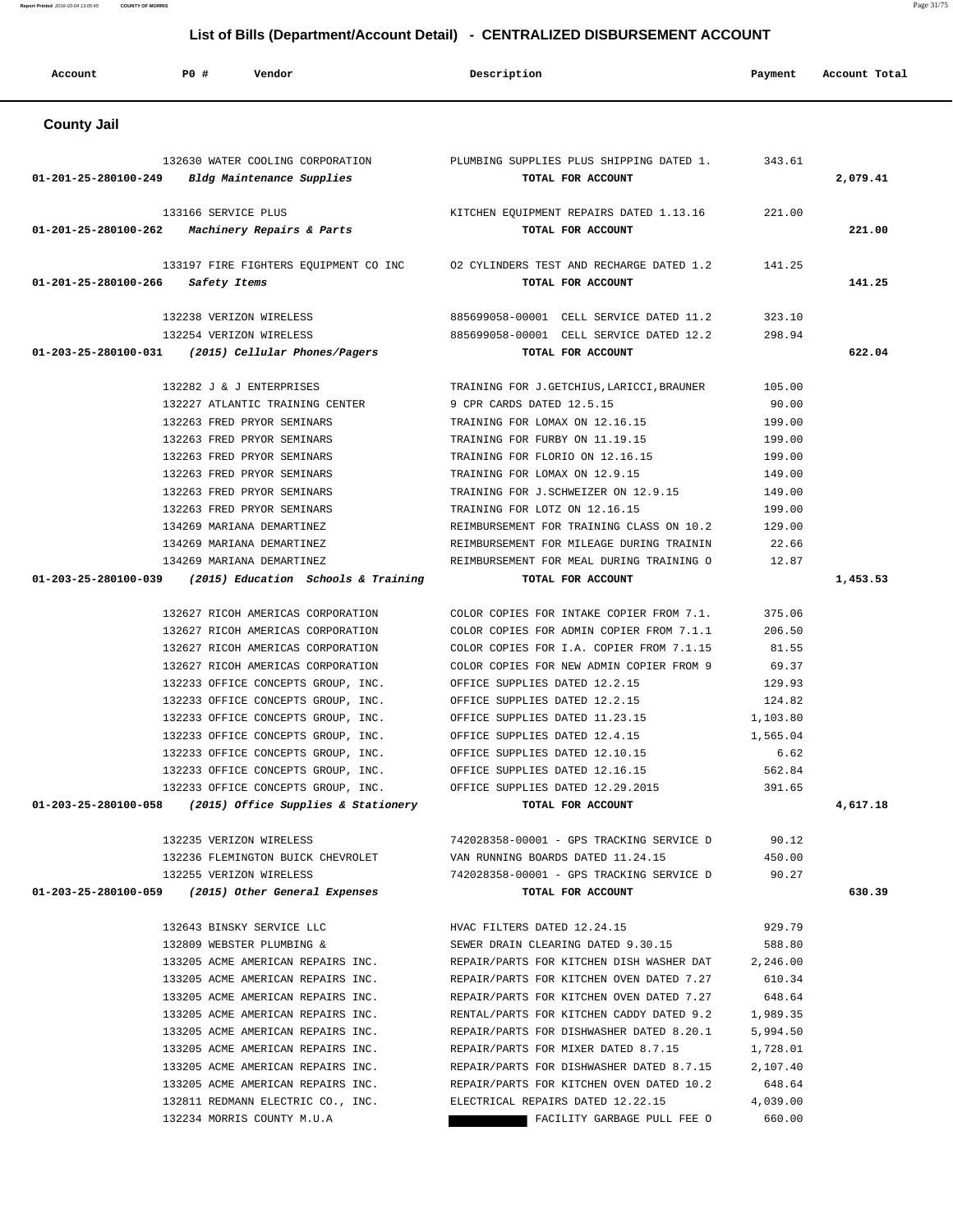## List of Bills (Department/Account Detail) - CENTRALIZED DISBURSEMENT ACCOUNT

| Account | PO # | Vendor | Description | Payment | Account Total |
|---|---|---|---|---|---|

### County Jail

| Account | PO # | Vendor | Description | Payment | Account Total |
|---|---|---|---|---|---|
| | 132630 | WATER COOLING CORPORATION | PLUMBING SUPPLIES PLUS SHIPPING DATED 1. | 343.61 | |
| 01-201-25-280100-249 | | *Bldg Maintenance Supplies* | TOTAL FOR ACCOUNT | | 2,079.41 |
| | 133166 | SERVICE PLUS | KITCHEN EQUIPMENT REPAIRS DATED 1.13.16 | 221.00 | |
| 01-201-25-280100-262 | | *Machinery Repairs & Parts* | TOTAL FOR ACCOUNT | | 221.00 |
| | 133197 | FIRE FIGHTERS EQUIPMENT CO INC | O2 CYLINDERS TEST AND RECHARGE DATED 1.2 | 141.25 | |
| 01-201-25-280100-266 | | *Safety Items* | TOTAL FOR ACCOUNT | | 141.25 |
| | 132238 | VERIZON WIRELESS | 885699058-00001 CELL SERVICE DATED 11.2 | 323.10 | |
| | 132254 | VERIZON WIRELESS | 885699058-00001 CELL SERVICE DATED 12.2 | 298.94 | |
| 01-203-25-280100-031 | | *(2015) Cellular Phones/Pagers* | TOTAL FOR ACCOUNT | | 622.04 |
| | 132282 | J & J ENTERPRISES | TRAINING FOR J.GETCHIUS,LARICCI,BRAUNER | 105.00 | |
| | 132227 | ATLANTIC TRAINING CENTER | 9 CPR CARDS DATED 12.5.15 | 90.00 | |
| | 132263 | FRED PRYOR SEMINARS | TRAINING FOR LOMAX ON 12.16.15 | 199.00 | |
| | 132263 | FRED PRYOR SEMINARS | TRAINING FOR FURBY ON 11.19.15 | 199.00 | |
| | 132263 | FRED PRYOR SEMINARS | TRAINING FOR FLORIO ON 12.16.15 | 199.00 | |
| | 132263 | FRED PRYOR SEMINARS | TRAINING FOR LOMAX ON 12.9.15 | 149.00 | |
| | 132263 | FRED PRYOR SEMINARS | TRAINING FOR J.SCHWEIZER ON 12.9.15 | 149.00 | |
| | 132263 | FRED PRYOR SEMINARS | TRAINING FOR LOTZ ON 12.16.15 | 199.00 | |
| | 134269 | MARIANA DEMARTINEZ | REIMBURSEMENT FOR TRAINING CLASS ON 10.2 | 129.00 | |
| | 134269 | MARIANA DEMARTINEZ | REIMBURSEMENT FOR MILEAGE DURING TRAININ | 22.66 | |
| | 134269 | MARIANA DEMARTINEZ | REIMBURSEMENT FOR MEAL DURING TRAINING O | 12.87 | |
| 01-203-25-280100-039 | | *(2015) Education Schools & Training* | TOTAL FOR ACCOUNT | | 1,453.53 |
| | 132627 | RICOH AMERICAS CORPORATION | COLOR COPIES FOR INTAKE COPIER FROM 7.1. | 375.06 | |
| | 132627 | RICOH AMERICAS CORPORATION | COLOR COPIES FOR ADMIN COPIER FROM 7.1.1 | 206.50 | |
| | 132627 | RICOH AMERICAS CORPORATION | COLOR COPIES FOR I.A. COPIER FROM 7.1.15 | 81.55 | |
| | 132627 | RICOH AMERICAS CORPORATION | COLOR COPIES FOR NEW ADMIN COPIER FROM 9 | 69.37 | |
| | 132233 | OFFICE CONCEPTS GROUP, INC. | OFFICE SUPPLIES DATED 12.2.15 | 129.93 | |
| | 132233 | OFFICE CONCEPTS GROUP, INC. | OFFICE SUPPLIES DATED 12.2.15 | 124.82 | |
| | 132233 | OFFICE CONCEPTS GROUP, INC. | OFFICE SUPPLIES DATED 11.23.15 | 1,103.80 | |
| | 132233 | OFFICE CONCEPTS GROUP, INC. | OFFICE SUPPLIES DATED 12.4.15 | 1,565.04 | |
| | 132233 | OFFICE CONCEPTS GROUP, INC. | OFFICE SUPPLIES DATED 12.10.15 | 6.62 | |
| | 132233 | OFFICE CONCEPTS GROUP, INC. | OFFICE SUPPLIES DATED 12.16.15 | 562.84 | |
| | 132233 | OFFICE CONCEPTS GROUP, INC. | OFFICE SUPPLIES DATED 12.29.2015 | 391.65 | |
| 01-203-25-280100-058 | | *(2015) Office Supplies & Stationery* | TOTAL FOR ACCOUNT | | 4,617.18 |
| | 132235 | VERIZON WIRELESS | 742028358-00001 - GPS TRACKING SERVICE D | 90.12 | |
| | 132236 | FLEMINGTON BUICK CHEVROLET | VAN RUNNING BOARDS DATED 11.24.15 | 450.00 | |
| | 132255 | VERIZON WIRELESS | 742028358-00001 - GPS TRACKING SERVICE D | 90.27 | |
| 01-203-25-280100-059 | | *(2015) Other General Expenses* | TOTAL FOR ACCOUNT | | 630.39 |
| | 132643 | BINSKY SERVICE LLC | HVAC FILTERS DATED 12.24.15 | 929.79 | |
| | 132809 | WEBSTER PLUMBING & | SEWER DRAIN CLEARING DATED 9.30.15 | 588.80 | |
| | 133205 | ACME AMERICAN REPAIRS INC. | REPAIR/PARTS FOR KITCHEN DISH WASHER DAT | 2,246.00 | |
| | 133205 | ACME AMERICAN REPAIRS INC. | REPAIR/PARTS FOR KITCHEN OVEN DATED 7.27 | 610.34 | |
| | 133205 | ACME AMERICAN REPAIRS INC. | REPAIR/PARTS FOR KITCHEN OVEN DATED 7.27 | 648.64 | |
| | 133205 | ACME AMERICAN REPAIRS INC. | RENTAL/PARTS FOR KITCHEN CADDY DATED 9.2 | 1,989.35 | |
| | 133205 | ACME AMERICAN REPAIRS INC. | REPAIR/PARTS FOR DISHWASHER DATED 8.20.1 | 5,994.50 | |
| | 133205 | ACME AMERICAN REPAIRS INC. | REPAIR/PARTS FOR MIXER DATED 8.7.15 | 1,728.01 | |
| | 133205 | ACME AMERICAN REPAIRS INC. | REPAIR/PARTS FOR DISHWASHER DATED 8.7.15 | 2,107.40 | |
| | 133205 | ACME AMERICAN REPAIRS INC. | REPAIR/PARTS FOR KITCHEN OVEN DATED 10.2 | 648.64 | |
| | 132811 | REDMANN ELECTRIC CO., INC. | ELECTRICAL REPAIRS DATED 12.22.15 | 4,039.00 | |
| | 132234 | MORRIS COUNTY M.U.A | [REDACTED] FACILITY GARBAGE PULL FEE O | 660.00 | |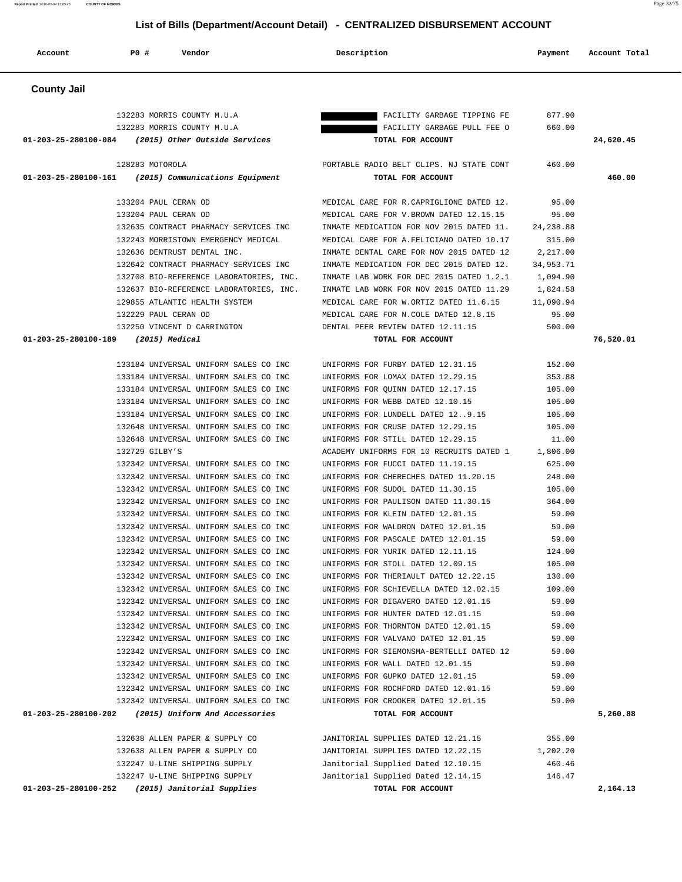## List of Bills (Department/Account Detail) - CENTRALIZED DISBURSEMENT ACCOUNT

| Account | PO # | Vendor | Description | Payment | Account Total |
|---|---|---|---|---|---|

### County Jail

| Account | PO # | Vendor | Description | Payment | Account Total |
|---|---|---|---|---|---|
| | 132283 | MORRIS COUNTY M.U.A | FACILITY GARBAGE TIPPING FE | 877.90 | |
| | 132283 | MORRIS COUNTY M.U.A | FACILITY GARBAGE PULL FEE O | 660.00 | |
| **01-203-25-280100-084** | | ***(2015) Other Outside Services*** | **TOTAL FOR ACCOUNT** | | **24,620.45** |
| | 128283 | MOTOROLA | PORTABLE RADIO BELT CLIPS. NJ STATE CONT | 460.00 | |
| **01-203-25-280100-161** | | ***(2015) Communications Equipment*** | **TOTAL FOR ACCOUNT** | | **460.00** |
| | 133204 | PAUL CERAN OD | MEDICAL CARE FOR R.CAPRIGLIONE DATED 12. | 95.00 | |
| | 133204 | PAUL CERAN OD | MEDICAL CARE FOR V.BROWN DATED 12.15.15 | 95.00 | |
| | 132635 | CONTRACT PHARMACY SERVICES INC | INMATE MEDICATION FOR NOV 2015 DATED 11. | 24,238.88 | |
| | 132243 | MORRISTOWN EMERGENCY MEDICAL | MEDICAL CARE FOR A.FELICIANO DATED 10.17 | 315.00 | |
| | 132636 | DENTRUST DENTAL INC. | INMATE DENTAL CARE FOR NOV 2015 DATED 12 | 2,217.00 | |
| | 132642 | CONTRACT PHARMACY SERVICES INC | INMATE MEDICATION FOR DEC 2015 DATED 12. | 34,953.71 | |
| | 132708 | BIO-REFERENCE LABORATORIES, INC. | INMATE LAB WORK FOR DEC 2015 DATED 1.2.1 | 1,094.90 | |
| | 132637 | BIO-REFERENCE LABORATORIES, INC. | INMATE LAB WORK FOR NOV 2015 DATED 11.29 | 1,824.58 | |
| | 129855 | ATLANTIC HEALTH SYSTEM | MEDICAL CARE FOR W.ORTIZ DATED 11.6.15 | 11,090.94 | |
| | 132229 | PAUL CERAN OD | MEDICAL CARE FOR N.COLE DATED 12.8.15 | 95.00 | |
| | 132250 | VINCENT D CARRINGTON | DENTAL PEER REVIEW DATED 12.11.15 | 500.00 | |
| **01-203-25-280100-189** | | ***(2015) Medical*** | **TOTAL FOR ACCOUNT** | | **76,520.01** |
| | 133184 | UNIVERSAL UNIFORM SALES CO INC | UNIFORMS FOR FURBY DATED 12.31.15 | 152.00 | |
| | 133184 | UNIVERSAL UNIFORM SALES CO INC | UNIFORMS FOR LOMAX DATED 12.29.15 | 353.88 | |
| | 133184 | UNIVERSAL UNIFORM SALES CO INC | UNIFORMS FOR QUINN DATED 12.17.15 | 105.00 | |
| | 133184 | UNIVERSAL UNIFORM SALES CO INC | UNIFORMS FOR WEBB DATED 12.10.15 | 105.00 | |
| | 133184 | UNIVERSAL UNIFORM SALES CO INC | UNIFORMS FOR LUNDELL DATED 12..9.15 | 105.00 | |
| | 132648 | UNIVERSAL UNIFORM SALES CO INC | UNIFORMS FOR CRUSE DATED 12.29.15 | 105.00 | |
| | 132648 | UNIVERSAL UNIFORM SALES CO INC | UNIFORMS FOR STILL DATED 12.29.15 | 11.00 | |
| | 132729 | GILBY'S | ACADEMY UNIFORMS FOR 10 RECRUITS DATED 1 | 1,806.00 | |
| | 132342 | UNIVERSAL UNIFORM SALES CO INC | UNIFORMS FOR FUCCI DATED 11.19.15 | 625.00 | |
| | 132342 | UNIVERSAL UNIFORM SALES CO INC | UNIFORMS FOR CHERECHES DATED 11.20.15 | 248.00 | |
| | 132342 | UNIVERSAL UNIFORM SALES CO INC | UNIFORMS FOR SUDOL DATED 11.30.15 | 105.00 | |
| | 132342 | UNIVERSAL UNIFORM SALES CO INC | UNIFORMS FOR PAULISON DATED 11.30.15 | 364.00 | |
| | 132342 | UNIVERSAL UNIFORM SALES CO INC | UNIFORMS FOR KLEIN DATED 12.01.15 | 59.00 | |
| | 132342 | UNIVERSAL UNIFORM SALES CO INC | UNIFORMS FOR WALDRON DATED 12.01.15 | 59.00 | |
| | 132342 | UNIVERSAL UNIFORM SALES CO INC | UNIFORMS FOR PASCALE DATED 12.01.15 | 59.00 | |
| | 132342 | UNIVERSAL UNIFORM SALES CO INC | UNIFORMS FOR YURIK DATED 12.11.15 | 124.00 | |
| | 132342 | UNIVERSAL UNIFORM SALES CO INC | UNIFORMS FOR STOLL DATED 12.09.15 | 105.00 | |
| | 132342 | UNIVERSAL UNIFORM SALES CO INC | UNIFORMS FOR THERIAULT DATED 12.22.15 | 130.00 | |
| | 132342 | UNIVERSAL UNIFORM SALES CO INC | UNIFORMS FOR SCHIEVELLA DATED 12.02.15 | 109.00 | |
| | 132342 | UNIVERSAL UNIFORM SALES CO INC | UNIFORMS FOR DIGAVERO DATED 12.01.15 | 59.00 | |
| | 132342 | UNIVERSAL UNIFORM SALES CO INC | UNIFORMS FOR HUNTER DATED 12.01.15 | 59.00 | |
| | 132342 | UNIVERSAL UNIFORM SALES CO INC | UNIFORMS FOR THORNTON DATED 12.01.15 | 59.00 | |
| | 132342 | UNIVERSAL UNIFORM SALES CO INC | UNIFORMS FOR VALVANO DATED 12.01.15 | 59.00 | |
| | 132342 | UNIVERSAL UNIFORM SALES CO INC | UNIFORMS FOR SIEMONSMA-BERTELLI DATED 12 | 59.00 | |
| | 132342 | UNIVERSAL UNIFORM SALES CO INC | UNIFORMS FOR WALL DATED 12.01.15 | 59.00 | |
| | 132342 | UNIVERSAL UNIFORM SALES CO INC | UNIFORMS FOR GUPKO DATED 12.01.15 | 59.00 | |
| | 132342 | UNIVERSAL UNIFORM SALES CO INC | UNIFORMS FOR ROCHFORD DATED 12.01.15 | 59.00 | |
| | 132342 | UNIVERSAL UNIFORM SALES CO INC | UNIFORMS FOR CROOKER DATED 12.01.15 | 59.00 | |
| **01-203-25-280100-202** | | ***(2015) Uniform And Accessories*** | **TOTAL FOR ACCOUNT** | | **5,260.88** |
| | 132638 | ALLEN PAPER & SUPPLY CO | JANITORIAL SUPPLIES DATED 12.21.15 | 355.00 | |
| | 132638 | ALLEN PAPER & SUPPLY CO | JANITORIAL SUPPLIES DATED 12.22.15 | 1,202.20 | |
| | 132247 | U-LINE SHIPPING SUPPLY | Janitorial Supplied Dated 12.10.15 | 460.46 | |
| | 132247 | U-LINE SHIPPING SUPPLY | Janitorial Supplied Dated 12.14.15 | 146.47 | |
| **01-203-25-280100-252** | | ***(2015) Janitorial Supplies*** | **TOTAL FOR ACCOUNT** | | **2,164.13** |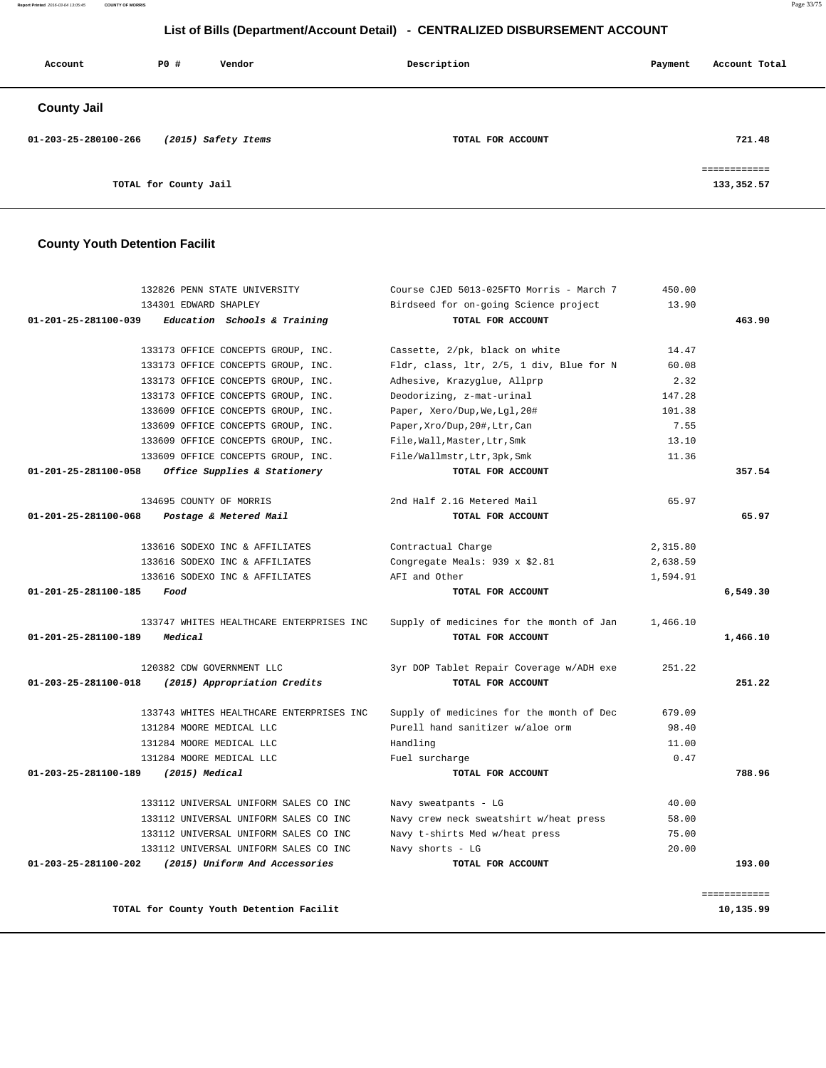# List of Bills (Department/Account Detail) - CENTRALIZED DISBURSEMENT ACCOUNT

| Account | PO # | Vendor | Description | Payment | Account Total |
|---|---|---|---|---|---|

## County Jail

| Account | PO # | Vendor | Description | Payment | Account Total |
|---|---|---|---|---|---|
| 01-203-25-280100-266 | | *(2015) Safety Items* | TOTAL FOR ACCOUNT | | 721.48 |
| | | | | | ============ |
| | | TOTAL for County Jail | | | 133,352.57 |

## County Youth Detention Facilit

| Account | PO # | Vendor | Description | Payment | Account Total |
|---|---|---|---|---|---|
| | 132826 | PENN STATE UNIVERSITY | Course CJED 5013-025FTO Morris - March 7 | 450.00 | |
| | 134301 | EDWARD SHAPLEY | Birdseed for on-going Science project | 13.90 | |
| 01-201-25-281100-039 | | *Education Schools & Training* | TOTAL FOR ACCOUNT | | 463.90 |
| | 133173 | OFFICE CONCEPTS GROUP, INC. | Cassette, 2/pk, black on white | 14.47 | |
| | 133173 | OFFICE CONCEPTS GROUP, INC. | Fldr, class, ltr, 2/5, 1 div, Blue for N | 60.08 | |
| | 133173 | OFFICE CONCEPTS GROUP, INC. | Adhesive, Krazyglue, Allprp | 2.32 | |
| | 133173 | OFFICE CONCEPTS GROUP, INC. | Deodorizing, z-mat-urinal | 147.28 | |
| | 133609 | OFFICE CONCEPTS GROUP, INC. | Paper, Xero/Dup,We,Lgl,20# | 101.38 | |
| | 133609 | OFFICE CONCEPTS GROUP, INC. | Paper,Xro/Dup,20#,Ltr,Can | 7.55 | |
| | 133609 | OFFICE CONCEPTS GROUP, INC. | File,Wall,Master,Ltr,Smk | 13.10 | |
| | 133609 | OFFICE CONCEPTS GROUP, INC. | File/Wallmstr,Ltr,3pk,Smk | 11.36 | |
| 01-201-25-281100-058 | | *Office Supplies & Stationery* | TOTAL FOR ACCOUNT | | 357.54 |
| | 134695 | COUNTY OF MORRIS | 2nd Half 2.16 Metered Mail | 65.97 | |
| 01-201-25-281100-068 | | *Postage & Metered Mail* | TOTAL FOR ACCOUNT | | 65.97 |
| | 133616 | SODEXO INC & AFFILIATES | Contractual Charge | 2,315.80 | |
| | 133616 | SODEXO INC & AFFILIATES | Congregate Meals: 939 x $2.81 | 2,638.59 | |
| | 133616 | SODEXO INC & AFFILIATES | AFI and Other | 1,594.91 | |
| 01-201-25-281100-185 | | *Food* | TOTAL FOR ACCOUNT | | 6,549.30 |
| | 133747 | WHITES HEALTHCARE ENTERPRISES INC | Supply of medicines for the month of Jan | 1,466.10 | |
| 01-201-25-281100-189 | | *Medical* | TOTAL FOR ACCOUNT | | 1,466.10 |
| | 120382 | CDW GOVERNMENT LLC | 3yr DOP Tablet Repair Coverage w/ADH exe | 251.22 | |
| 01-203-25-281100-018 | | *(2015) Appropriation Credits* | TOTAL FOR ACCOUNT | | 251.22 |
| | 133743 | WHITES HEALTHCARE ENTERPRISES INC | Supply of medicines for the month of Dec | 679.09 | |
| | 131284 | MOORE MEDICAL LLC | Purell hand sanitizer w/aloe orm | 98.40 | |
| | 131284 | MOORE MEDICAL LLC | Handling | 11.00 | |
| | 131284 | MOORE MEDICAL LLC | Fuel surcharge | 0.47 | |
| 01-203-25-281100-189 | | *(2015) Medical* | TOTAL FOR ACCOUNT | | 788.96 |
| | 133112 | UNIVERSAL UNIFORM SALES CO INC | Navy sweatpants - LG | 40.00 | |
| | 133112 | UNIVERSAL UNIFORM SALES CO INC | Navy crew neck sweatshirt w/heat press | 58.00 | |
| | 133112 | UNIVERSAL UNIFORM SALES CO INC | Navy t-shirts Med w/heat press | 75.00 | |
| | 133112 | UNIVERSAL UNIFORM SALES CO INC | Navy shorts - LG | 20.00 | |
| 01-203-25-281100-202 | | *(2015) Uniform And Accessories* | TOTAL FOR ACCOUNT | | 193.00 |
| | | | | | ============ |
| | | TOTAL for County Youth Detention Facilit | | | 10,135.99 |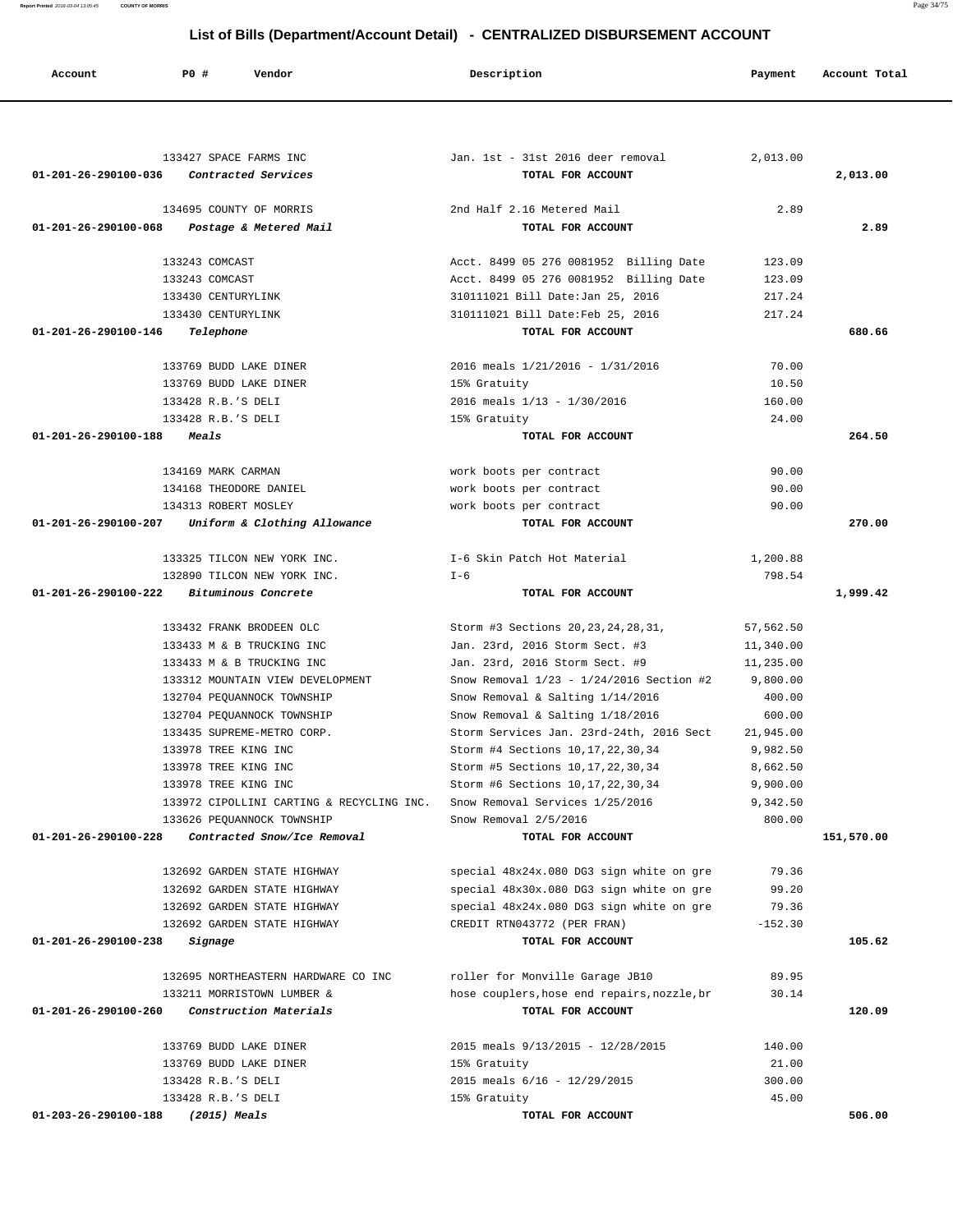## List of Bills (Department/Account Detail) - CENTRALIZED DISBURSEMENT ACCOUNT

| Account | PO # | Vendor | Description | Payment | Account Total |
|---|---|---|---|---|---|
| | 133427 | SPACE FARMS INC | Jan. 1st - 31st 2016 deer removal | 2,013.00 | |
| 01-201-26-290100-036 | | *Contracted Services* | TOTAL FOR ACCOUNT | | 2,013.00 |
| | 134695 | COUNTY OF MORRIS | 2nd Half 2.16 Metered Mail | 2.89 | |
| 01-201-26-290100-068 | | *Postage & Metered Mail* | TOTAL FOR ACCOUNT | | 2.89 |
| | 133243 | COMCAST | Acct. 8499 05 276 0081952 Billing Date | 123.09 | |
| | 133243 | COMCAST | Acct. 8499 05 276 0081952 Billing Date | 123.09 | |
| | 133430 | CENTURYLINK | 310111021 Bill Date:Jan 25, 2016 | 217.24 | |
| | 133430 | CENTURYLINK | 310111021 Bill Date:Feb 25, 2016 | 217.24 | |
| 01-201-26-290100-146 | | *Telephone* | TOTAL FOR ACCOUNT | | 680.66 |
| | 133769 | BUDD LAKE DINER | 2016 meals 1/21/2016 - 1/31/2016 | 70.00 | |
| | 133769 | BUDD LAKE DINER | 15% Gratuity | 10.50 | |
| | 133428 | R.B.'S DELI | 2016 meals 1/13 - 1/30/2016 | 160.00 | |
| | 133428 | R.B.'S DELI | 15% Gratuity | 24.00 | |
| 01-201-26-290100-188 | | *Meals* | TOTAL FOR ACCOUNT | | 264.50 |
| | 134169 | MARK CARMAN | work boots per contract | 90.00 | |
| | 134168 | THEODORE DANIEL | work boots per contract | 90.00 | |
| | 134313 | ROBERT MOSLEY | work boots per contract | 90.00 | |
| 01-201-26-290100-207 | | *Uniform & Clothing Allowance* | TOTAL FOR ACCOUNT | | 270.00 |
| | 133325 | TILCON NEW YORK INC. | I-6 Skin Patch Hot Material | 1,200.88 | |
| | 132890 | TILCON NEW YORK INC. | I-6 | 798.54 | |
| 01-201-26-290100-222 | | *Bituminous Concrete* | TOTAL FOR ACCOUNT | | 1,999.42 |
| | 133432 | FRANK BRODEEN OLC | Storm #3 Sections 20,23,24,28,31, | 57,562.50 | |
| | 133433 | M & B TRUCKING INC | Jan. 23rd, 2016 Storm Sect. #3 | 11,340.00 | |
| | 133433 | M & B TRUCKING INC | Jan. 23rd, 2016 Storm Sect. #9 | 11,235.00 | |
| | 133312 | MOUNTAIN VIEW DEVELOPMENT | Snow Removal 1/23 - 1/24/2016 Section #2 | 9,800.00 | |
| | 132704 | PEQUANNOCK TOWNSHIP | Snow Removal & Salting 1/14/2016 | 400.00 | |
| | 132704 | PEQUANNOCK TOWNSHIP | Snow Removal & Salting 1/18/2016 | 600.00 | |
| | 133435 | SUPREME-METRO CORP. | Storm Services Jan. 23rd-24th, 2016 Sect | 21,945.00 | |
| | 133978 | TREE KING INC | Storm #4 Sections 10,17,22,30,34 | 9,982.50 | |
| | 133978 | TREE KING INC | Storm #5 Sections 10,17,22,30,34 | 8,662.50 | |
| | 133978 | TREE KING INC | Storm #6 Sections 10,17,22,30,34 | 9,900.00 | |
| | 133972 | CIPOLLINI CARTING & RECYCLING INC. | Snow Removal Services 1/25/2016 | 9,342.50 | |
| | 133626 | PEQUANNOCK TOWNSHIP | Snow Removal 2/5/2016 | 800.00 | |
| 01-201-26-290100-228 | | *Contracted Snow/Ice Removal* | TOTAL FOR ACCOUNT | | 151,570.00 |
| | 132692 | GARDEN STATE HIGHWAY | special 48x24x.080 DG3 sign white on gre | 79.36 | |
| | 132692 | GARDEN STATE HIGHWAY | special 48x30x.080 DG3 sign white on gre | 99.20 | |
| | 132692 | GARDEN STATE HIGHWAY | special 48x24x.080 DG3 sign white on gre | 79.36 | |
| | 132692 | GARDEN STATE HIGHWAY | CREDIT RTN043772 (PER FRAN) | -152.30 | |
| 01-201-26-290100-238 | | *Signage* | TOTAL FOR ACCOUNT | | 105.62 |
| | 132695 | NORTHEASTERN HARDWARE CO INC | roller for Monville Garage JB10 | 89.95 | |
| | 133211 | MORRISTOWN LUMBER & | hose couplers,hose end repairs,nozzle,br | 30.14 | |
| 01-201-26-290100-260 | | *Construction Materials* | TOTAL FOR ACCOUNT | | 120.09 |
| | 133769 | BUDD LAKE DINER | 2015 meals 9/13/2015 - 12/28/2015 | 140.00 | |
| | 133769 | BUDD LAKE DINER | 15% Gratuity | 21.00 | |
| | 133428 | R.B.'S DELI | 2015 meals 6/16 - 12/29/2015 | 300.00 | |
| | 133428 | R.B.'S DELI | 15% Gratuity | 45.00 | |
| 01-203-26-290100-188 | | *(2015) Meals* | TOTAL FOR ACCOUNT | | 506.00 |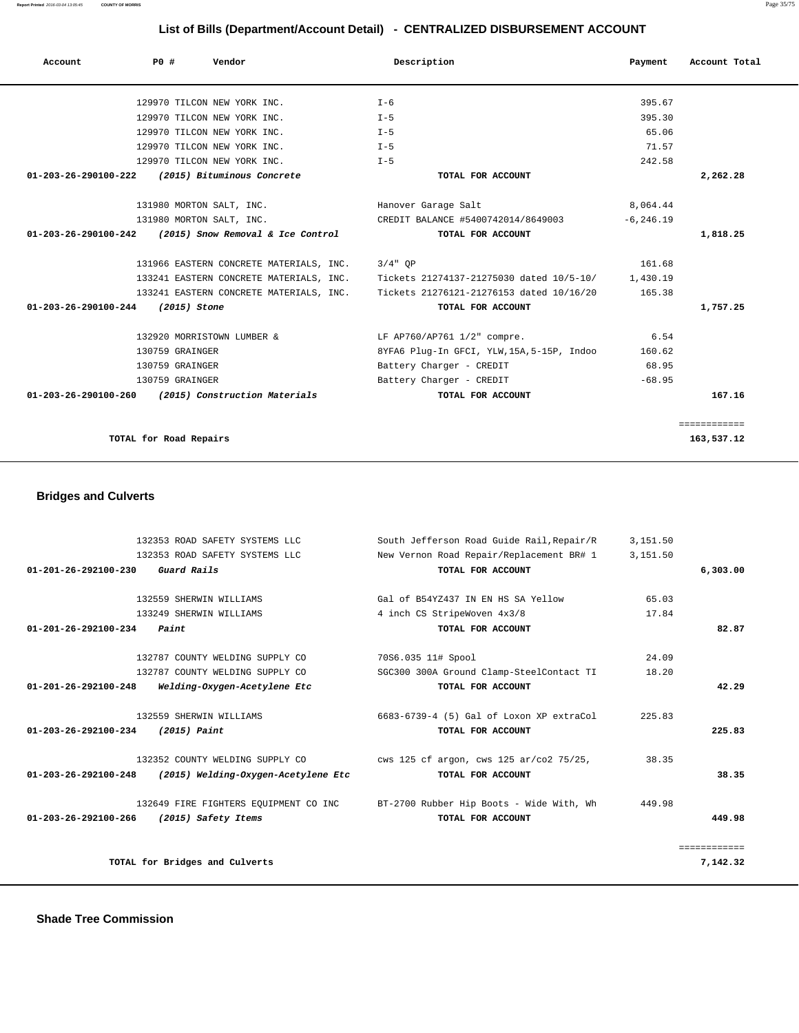## List of Bills (Department/Account Detail) - CENTRALIZED DISBURSEMENT ACCOUNT

| Account | PO # | Vendor | Description | Payment | Account Total |
|---|---|---|---|---|---|
| | 129970 | TILCON NEW YORK INC. | I-6 | 395.67 | |
| | 129970 | TILCON NEW YORK INC. | I-5 | 395.30 | |
| | 129970 | TILCON NEW YORK INC. | I-5 | 65.06 | |
| | 129970 | TILCON NEW YORK INC. | I-5 | 71.57 | |
| | 129970 | TILCON NEW YORK INC. | I-5 | 242.58 | |
| **01-203-26-290100-222** | | ***(2015) Bituminous Concrete*** | **TOTAL FOR ACCOUNT** | | **2,262.28** |
| | 131980 | MORTON SALT, INC. | Hanover Garage Salt | 8,064.44 | |
| | 131980 | MORTON SALT, INC. | CREDIT BALANCE #5400742014/8649003 | -6,246.19 | |
| **01-203-26-290100-242** | | ***(2015) Snow Removal & Ice Control*** | **TOTAL FOR ACCOUNT** | | **1,818.25** |
| | 131966 | EASTERN CONCRETE MATERIALS, INC. | 3/4" QP | 161.68 | |
| | 133241 | EASTERN CONCRETE MATERIALS, INC. | Tickets 21274137-21275030 dated 10/5-10/ | 1,430.19 | |
| | 133241 | EASTERN CONCRETE MATERIALS, INC. | Tickets 21276121-21276153 dated 10/16/20 | 165.38 | |
| **01-203-26-290100-244** | | ***(2015) Stone*** | **TOTAL FOR ACCOUNT** | | **1,757.25** |
| | 132920 | MORRISTOWN LUMBER & | LF AP760/AP761 1/2" compre. | 6.54 | |
| | 130759 | GRAINGER | 8YFA6 Plug-In GFCI, YLW,15A,5-15P, Indoo | 160.62 | |
| | 130759 | GRAINGER | Battery Charger - CREDIT | 68.95 | |
| | 130759 | GRAINGER | Battery Charger - CREDIT | -68.95 | |
| **01-203-26-290100-260** | | ***(2015) Construction Materials*** | **TOTAL FOR ACCOUNT** | | **167.16** |
| | | | | | ============ |
| | | **TOTAL for Road Repairs** | | | **163,537.12** |

### Bridges and Culverts

| Account | PO # | Vendor | Description | Payment | Account Total |
|---|---|---|---|---|---|
| | 132353 | ROAD SAFETY SYSTEMS LLC | South Jefferson Road Guide Rail,Repair/R | 3,151.50 | |
| | 132353 | ROAD SAFETY SYSTEMS LLC | New Vernon Road Repair/Replacement BR# 1 | 3,151.50 | |
| **01-201-26-292100-230** | | ***Guard Rails*** | **TOTAL FOR ACCOUNT** | | **6,303.00** |
| | 132559 | SHERWIN WILLIAMS | Gal of B54YZ437 IN EN HS SA Yellow | 65.03 | |
| | 133249 | SHERWIN WILLIAMS | 4 inch CS StripeWoven 4x3/8 | 17.84 | |
| **01-201-26-292100-234** | | ***Paint*** | **TOTAL FOR ACCOUNT** | | **82.87** |
| | 132787 | COUNTY WELDING SUPPLY CO | 70S6.035 11# Spool | 24.09 | |
| | 132787 | COUNTY WELDING SUPPLY CO | SGC300 300A Ground Clamp-SteelContact TI | 18.20 | |
| **01-201-26-292100-248** | | ***Welding-Oxygen-Acetylene Etc*** | **TOTAL FOR ACCOUNT** | | **42.29** |
| | 132559 | SHERWIN WILLIAMS | 6683-6739-4 (5) Gal of Loxon XP extraCol | 225.83 | |
| **01-203-26-292100-234** | | ***(2015) Paint*** | **TOTAL FOR ACCOUNT** | | **225.83** |
| | 132352 | COUNTY WELDING SUPPLY CO | cws 125 cf argon, cws 125 ar/co2 75/25, | 38.35 | |
| **01-203-26-292100-248** | | ***(2015) Welding-Oxygen-Acetylene Etc*** | **TOTAL FOR ACCOUNT** | | **38.35** |
| | 132649 | FIRE FIGHTERS EQUIPMENT CO INC | BT-2700 Rubber Hip Boots - Wide With, Wh | 449.98 | |
| **01-203-26-292100-266** | | ***(2015) Safety Items*** | **TOTAL FOR ACCOUNT** | | **449.98** |
| | | | | | ============ |
| | | **TOTAL for Bridges and Culverts** | | | **7,142.32** |

### Shade Tree Commission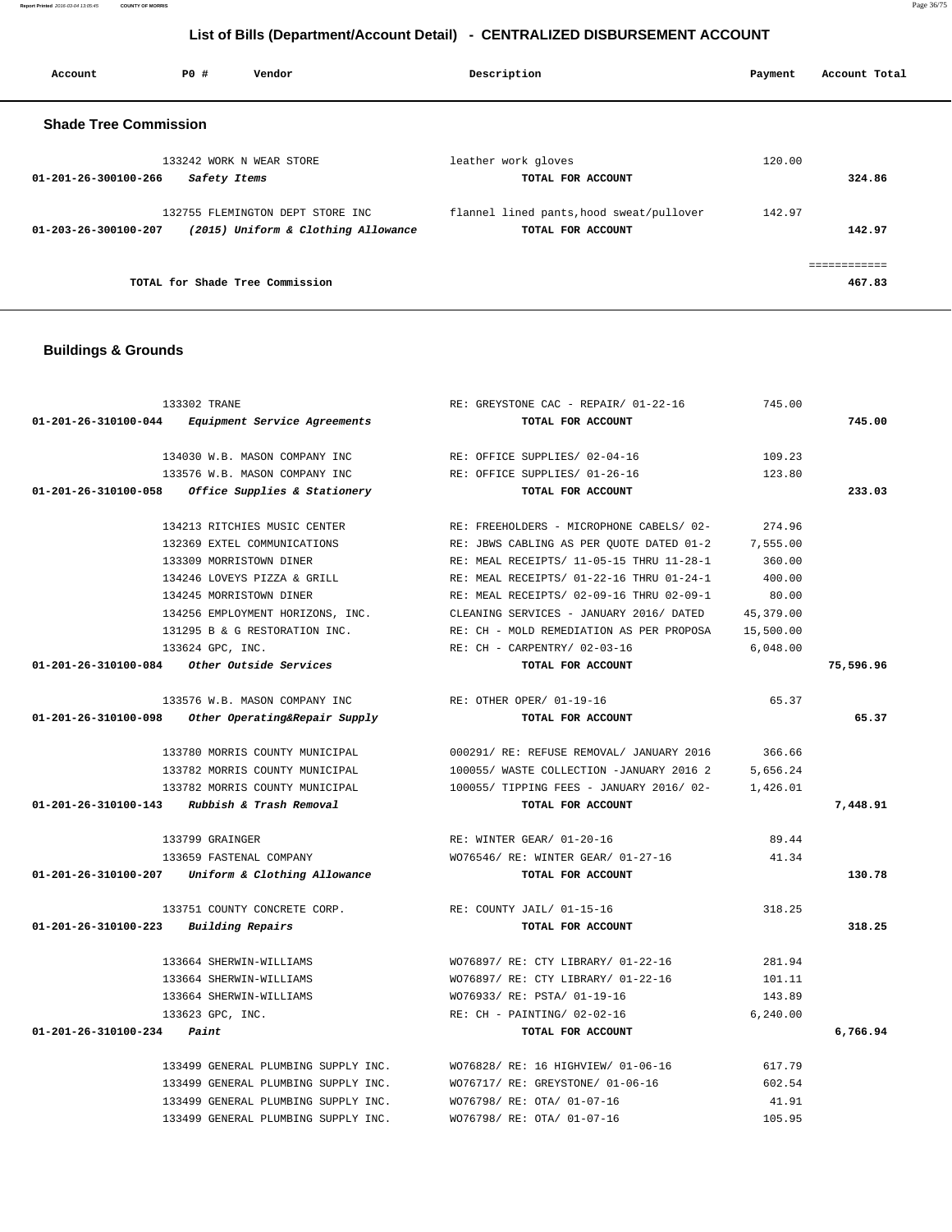# List of Bills (Department/Account Detail) - CENTRALIZED DISBURSEMENT ACCOUNT

| Account | PO # | Vendor | Description | Payment | Account Total |
|---|---|---|---|---|---|

## Shade Tree Commission

| Account | PO # | Vendor | Description | Payment | Account Total |
|---|---|---|---|---|---|
| | 133242 | WORK N WEAR STORE | leather work gloves | 120.00 | |
| 01-201-26-300100-266 | | *Safety Items* | TOTAL FOR ACCOUNT | | 324.86 |
| | 132755 | FLEMINGTON DEPT STORE INC | flannel lined pants,hood sweat/pullover | 142.97 | |
| 01-203-26-300100-207 | | *(2015) Uniform & Clothing Allowance* | TOTAL FOR ACCOUNT | | 142.97 |
| | | | | | ============ |
| | | TOTAL for Shade Tree Commission | | | 467.83 |

## Buildings & Grounds

| Account | PO # | Vendor | Description | Payment | Account Total |
|---|---|---|---|---|---|
| | 133302 | TRANE | RE: GREYSTONE CAC - REPAIR/ 01-22-16 | 745.00 | |
| 01-201-26-310100-044 | | *Equipment Service Agreements* | TOTAL FOR ACCOUNT | | 745.00 |
| | 134030 | W.B. MASON COMPANY INC | RE: OFFICE SUPPLIES/ 02-04-16 | 109.23 | |
| | 133576 | W.B. MASON COMPANY INC | RE: OFFICE SUPPLIES/ 01-26-16 | 123.80 | |
| 01-201-26-310100-058 | | *Office Supplies & Stationery* | TOTAL FOR ACCOUNT | | 233.03 |
| | 134213 | RITCHIES MUSIC CENTER | RE: FREEHOLDERS - MICROPHONE CABELS/ 02- | 274.96 | |
| | 132369 | EXTEL COMMUNICATIONS | RE: JBWS CABLING AS PER QUOTE DATED 01-2 | 7,555.00 | |
| | 133309 | MORRISTOWN DINER | RE: MEAL RECEIPTS/ 11-05-15 THRU 11-28-1 | 360.00 | |
| | 134246 | LOVEYS PIZZA & GRILL | RE: MEAL RECEIPTS/ 01-22-16 THRU 01-24-1 | 400.00 | |
| | 134245 | MORRISTOWN DINER | RE: MEAL RECEIPTS/ 02-09-16 THRU 02-09-1 | 80.00 | |
| | 134256 | EMPLOYMENT HORIZONS, INC. | CLEANING SERVICES - JANUARY 2016/ DATED | 45,379.00 | |
| | 131295 | B & G RESTORATION INC. | RE: CH - MOLD REMEDIATION AS PER PROPOSA | 15,500.00 | |
| | 133624 | GPC, INC. | RE: CH - CARPENTRY/ 02-03-16 | 6,048.00 | |
| 01-201-26-310100-084 | | *Other Outside Services* | TOTAL FOR ACCOUNT | | 75,596.96 |
| | 133576 | W.B. MASON COMPANY INC | RE: OTHER OPER/ 01-19-16 | 65.37 | |
| 01-201-26-310100-098 | | *Other Operating&Repair Supply* | TOTAL FOR ACCOUNT | | 65.37 |
| | 133780 | MORRIS COUNTY MUNICIPAL | 000291/ RE: REFUSE REMOVAL/ JANUARY 2016 | 366.66 | |
| | 133782 | MORRIS COUNTY MUNICIPAL | 100055/ WASTE COLLECTION -JANUARY 2016 2 | 5,656.24 | |
| | 133782 | MORRIS COUNTY MUNICIPAL | 100055/ TIPPING FEES - JANUARY 2016/ 02- | 1,426.01 | |
| 01-201-26-310100-143 | | *Rubbish & Trash Removal* | TOTAL FOR ACCOUNT | | 7,448.91 |
| | 133799 | GRAINGER | RE: WINTER GEAR/ 01-20-16 | 89.44 | |
| | 133659 | FASTENAL COMPANY | WO76546/ RE: WINTER GEAR/ 01-27-16 | 41.34 | |
| 01-201-26-310100-207 | | *Uniform & Clothing Allowance* | TOTAL FOR ACCOUNT | | 130.78 |
| | 133751 | COUNTY CONCRETE CORP. | RE: COUNTY JAIL/ 01-15-16 | 318.25 | |
| 01-201-26-310100-223 | | *Building Repairs* | TOTAL FOR ACCOUNT | | 318.25 |
| | 133664 | SHERWIN-WILLIAMS | WO76897/ RE: CTY LIBRARY/ 01-22-16 | 281.94 | |
| | 133664 | SHERWIN-WILLIAMS | WO76897/ RE: CTY LIBRARY/ 01-22-16 | 101.11 | |
| | 133664 | SHERWIN-WILLIAMS | WO76933/ RE: PSTA/ 01-19-16 | 143.89 | |
| | 133623 | GPC, INC. | RE: CH - PAINTING/ 02-02-16 | 6,240.00 | |
| 01-201-26-310100-234 | | *Paint* | TOTAL FOR ACCOUNT | | 6,766.94 |
| | 133499 | GENERAL PLUMBING SUPPLY INC. | WO76828/ RE: 16 HIGHVIEW/ 01-06-16 | 617.79 | |
| | 133499 | GENERAL PLUMBING SUPPLY INC. | WO76717/ RE: GREYSTONE/ 01-06-16 | 602.54 | |
| | 133499 | GENERAL PLUMBING SUPPLY INC. | WO76798/ RE: OTA/ 01-07-16 | 41.91 | |
| | 133499 | GENERAL PLUMBING SUPPLY INC. | WO76798/ RE: OTA/ 01-07-16 | 105.95 | |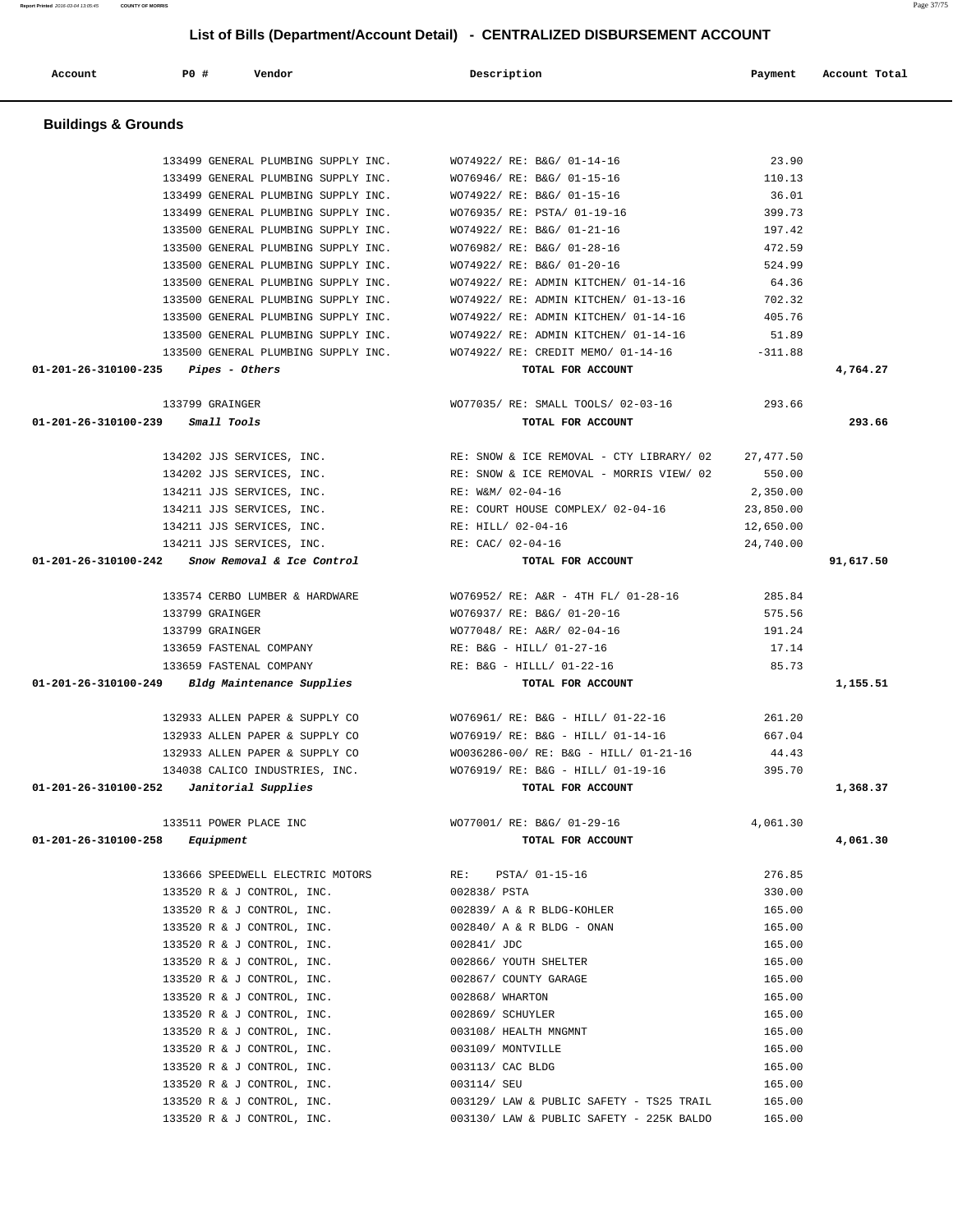## List of Bills (Department/Account Detail) - CENTRALIZED DISBURSEMENT ACCOUNT

| Account | PO # | Vendor | Description | Payment | Account Total |
|---|---|---|---|---|---|

### Buildings & Grounds

| Account | PO # | Vendor | Description | Payment | Account Total |
|---|---|---|---|---|---|
| | 133499 | GENERAL PLUMBING SUPPLY INC. | WO74922/ RE: B&G/ 01-14-16 | 23.90 | |
| | 133499 | GENERAL PLUMBING SUPPLY INC. | WO76946/ RE: B&G/ 01-15-16 | 110.13 | |
| | 133499 | GENERAL PLUMBING SUPPLY INC. | WO74922/ RE: B&G/ 01-15-16 | 36.01 | |
| | 133499 | GENERAL PLUMBING SUPPLY INC. | WO76935/ RE: PSTA/ 01-19-16 | 399.73 | |
| | 133500 | GENERAL PLUMBING SUPPLY INC. | WO74922/ RE: B&G/ 01-21-16 | 197.42 | |
| | 133500 | GENERAL PLUMBING SUPPLY INC. | WO76982/ RE: B&G/ 01-28-16 | 472.59 | |
| | 133500 | GENERAL PLUMBING SUPPLY INC. | WO74922/ RE: B&G/ 01-20-16 | 524.99 | |
| | 133500 | GENERAL PLUMBING SUPPLY INC. | WO74922/ RE: ADMIN KITCHEN/ 01-14-16 | 64.36 | |
| | 133500 | GENERAL PLUMBING SUPPLY INC. | WO74922/ RE: ADMIN KITCHEN/ 01-13-16 | 702.32 | |
| | 133500 | GENERAL PLUMBING SUPPLY INC. | WO74922/ RE: ADMIN KITCHEN/ 01-14-16 | 405.76 | |
| | 133500 | GENERAL PLUMBING SUPPLY INC. | WO74922/ RE: ADMIN KITCHEN/ 01-14-16 | 51.89 | |
| | 133500 | GENERAL PLUMBING SUPPLY INC. | WO74922/ RE: CREDIT MEMO/ 01-14-16 | -311.88 | |
| **01-201-26-310100-235** | | ***Pipes - Others*** | **TOTAL FOR ACCOUNT** | | **4,764.27** |
| | 133799 | GRAINGER | WO77035/ RE: SMALL TOOLS/ 02-03-16 | 293.66 | |
| **01-201-26-310100-239** | | ***Small Tools*** | **TOTAL FOR ACCOUNT** | | **293.66** |
| | 134202 | JJS SERVICES, INC. | RE: SNOW & ICE REMOVAL - CTY LIBRARY/ 02 | 27,477.50 | |
| | 134202 | JJS SERVICES, INC. | RE: SNOW & ICE REMOVAL - MORRIS VIEW/ 02 | 550.00 | |
| | 134211 | JJS SERVICES, INC. | RE: W&M/ 02-04-16 | 2,350.00 | |
| | 134211 | JJS SERVICES, INC. | RE: COURT HOUSE COMPLEX/ 02-04-16 | 23,850.00 | |
| | 134211 | JJS SERVICES, INC. | RE: HILL/ 02-04-16 | 12,650.00 | |
| | 134211 | JJS SERVICES, INC. | RE: CAC/ 02-04-16 | 24,740.00 | |
| **01-201-26-310100-242** | | ***Snow Removal & Ice Control*** | **TOTAL FOR ACCOUNT** | | **91,617.50** |
| | 133574 | CERBO LUMBER & HARDWARE | WO76952/ RE: A&R - 4TH FL/ 01-28-16 | 285.84 | |
| | 133799 | GRAINGER | WO76937/ RE: B&G/ 01-20-16 | 575.56 | |
| | 133799 | GRAINGER | WO77048/ RE: A&R/ 02-04-16 | 191.24 | |
| | 133659 | FASTENAL COMPANY | RE: B&G - HILL/ 01-27-16 | 17.14 | |
| | 133659 | FASTENAL COMPANY | RE: B&G - HILLL/ 01-22-16 | 85.73 | |
| **01-201-26-310100-249** | | ***Bldg Maintenance Supplies*** | **TOTAL FOR ACCOUNT** | | **1,155.51** |
| | 132933 | ALLEN PAPER & SUPPLY CO | WO76961/ RE: B&G - HILL/ 01-22-16 | 261.20 | |
| | 132933 | ALLEN PAPER & SUPPLY CO | WO76919/ RE: B&G - HILL/ 01-14-16 | 667.04 | |
| | 132933 | ALLEN PAPER & SUPPLY CO | WO036286-00/ RE: B&G - HILL/ 01-21-16 | 44.43 | |
| | 134038 | CALICO INDUSTRIES, INC. | WO76919/ RE: B&G - HILL/ 01-19-16 | 395.70 | |
| **01-201-26-310100-252** | | ***Janitorial Supplies*** | **TOTAL FOR ACCOUNT** | | **1,368.37** |
| | 133511 | POWER PLACE INC | WO77001/ RE: B&G/ 01-29-16 | 4,061.30 | |
| **01-201-26-310100-258** | | ***Equipment*** | **TOTAL FOR ACCOUNT** | | **4,061.30** |
| | 133666 | SPEEDWELL ELECTRIC MOTORS | RE: PSTA/ 01-15-16 | 276.85 | |
| | 133520 | R & J CONTROL, INC. | 002838/ PSTA | 330.00 | |
| | 133520 | R & J CONTROL, INC. | 002839/ A & R BLDG-KOHLER | 165.00 | |
| | 133520 | R & J CONTROL, INC. | 002840/ A & R BLDG - ONAN | 165.00 | |
| | 133520 | R & J CONTROL, INC. | 002841/ JDC | 165.00 | |
| | 133520 | R & J CONTROL, INC. | 002866/ YOUTH SHELTER | 165.00 | |
| | 133520 | R & J CONTROL, INC. | 002867/ COUNTY GARAGE | 165.00 | |
| | 133520 | R & J CONTROL, INC. | 002868/ WHARTON | 165.00 | |
| | 133520 | R & J CONTROL, INC. | 002869/ SCHUYLER | 165.00 | |
| | 133520 | R & J CONTROL, INC. | 003108/ HEALTH MNGMNT | 165.00 | |
| | 133520 | R & J CONTROL, INC. | 003109/ MONTVILLE | 165.00 | |
| | 133520 | R & J CONTROL, INC. | 003113/ CAC BLDG | 165.00 | |
| | 133520 | R & J CONTROL, INC. | 003114/ SEU | 165.00 | |
| | 133520 | R & J CONTROL, INC. | 003129/ LAW & PUBLIC SAFETY - TS25 TRAIL | 165.00 | |
| | 133520 | R & J CONTROL, INC. | 003130/ LAW & PUBLIC SAFETY - 225K BALDO | 165.00 | |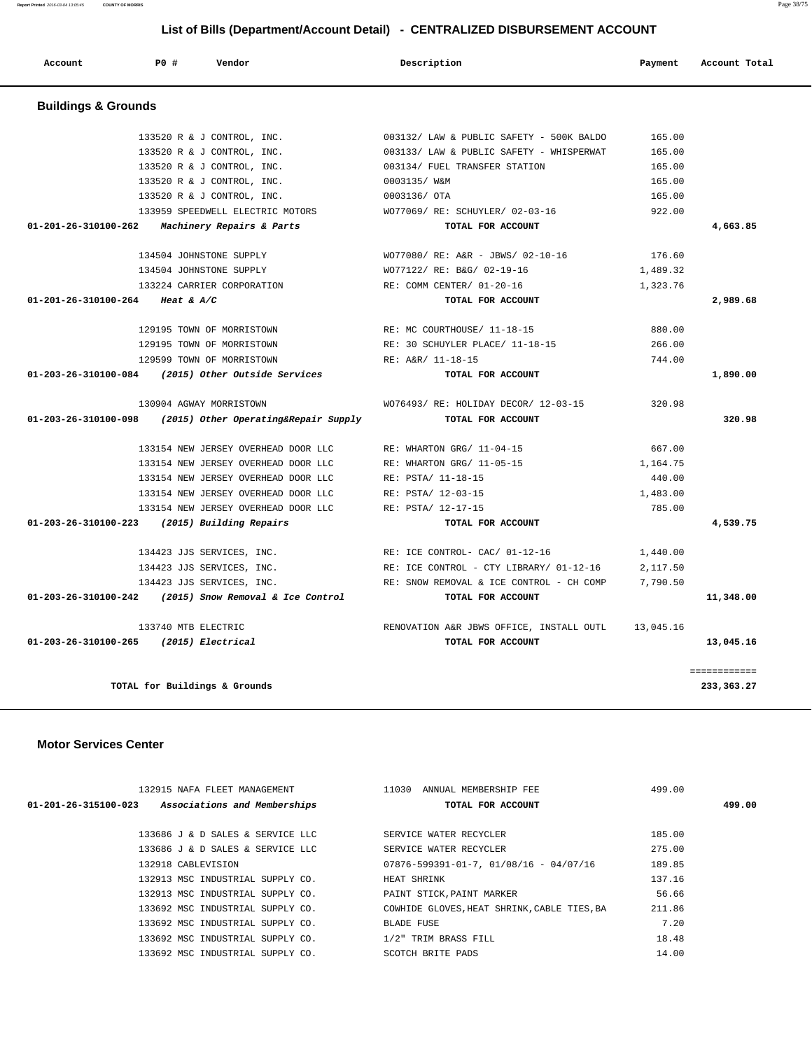## List of Bills (Department/Account Detail) - CENTRALIZED DISBURSEMENT ACCOUNT

| Account | PO # | Vendor | Description | Payment | Account Total |
|---|---|---|---|---|---|

### Buildings & Grounds

| Account | PO # | Vendor | Description | Payment | Account Total |
|---|---|---|---|---|---|
| | 133520 | R & J CONTROL, INC. | 003132/ LAW & PUBLIC SAFETY - 500K BALDO | 165.00 | |
| | 133520 | R & J CONTROL, INC. | 003133/ LAW & PUBLIC SAFETY - WHISPERWAT | 165.00 | |
| | 133520 | R & J CONTROL, INC. | 003134/ FUEL TRANSFER STATION | 165.00 | |
| | 133520 | R & J CONTROL, INC. | 0003135/ W&M | 165.00 | |
| | 133520 | R & J CONTROL, INC. | 0003136/ OTA | 165.00 | |
| | 133959 | SPEEDWELL ELECTRIC MOTORS | WO77069/ RE: SCHUYLER/ 02-03-16 | 922.00 | |
| **01-201-26-310100-262** | | ***Machinery Repairs & Parts*** | **TOTAL FOR ACCOUNT** | | **4,663.85** |
| | 134504 | JOHNSTONE SUPPLY | WO77080/ RE: A&R - JBWS/ 02-10-16 | 176.60 | |
| | 134504 | JOHNSTONE SUPPLY | WO77122/ RE: B&G/ 02-19-16 | 1,489.32 | |
| | 133224 | CARRIER CORPORATION | RE: COMM CENTER/ 01-20-16 | 1,323.76 | |
| **01-201-26-310100-264** | | ***Heat & A/C*** | **TOTAL FOR ACCOUNT** | | **2,989.68** |
| | 129195 | TOWN OF MORRISTOWN | RE: MC COURTHOUSE/ 11-18-15 | 880.00 | |
| | 129195 | TOWN OF MORRISTOWN | RE: 30 SCHUYLER PLACE/ 11-18-15 | 266.00 | |
| | 129599 | TOWN OF MORRISTOWN | RE: A&R/ 11-18-15 | 744.00 | |
| **01-203-26-310100-084** | | ***(2015) Other Outside Services*** | **TOTAL FOR ACCOUNT** | | **1,890.00** |
| | 130904 | AGWAY MORRISTOWN | WO76493/ RE: HOLIDAY DECOR/ 12-03-15 | 320.98 | |
| **01-203-26-310100-098** | | ***(2015) Other Operating&Repair Supply*** | **TOTAL FOR ACCOUNT** | | **320.98** |
| | 133154 | NEW JERSEY OVERHEAD DOOR LLC | RE: WHARTON GRG/ 11-04-15 | 667.00 | |
| | 133154 | NEW JERSEY OVERHEAD DOOR LLC | RE: WHARTON GRG/ 11-05-15 | 1,164.75 | |
| | 133154 | NEW JERSEY OVERHEAD DOOR LLC | RE: PSTA/ 11-18-15 | 440.00 | |
| | 133154 | NEW JERSEY OVERHEAD DOOR LLC | RE: PSTA/ 12-03-15 | 1,483.00 | |
| | 133154 | NEW JERSEY OVERHEAD DOOR LLC | RE: PSTA/ 12-17-15 | 785.00 | |
| **01-203-26-310100-223** | | ***(2015) Building Repairs*** | **TOTAL FOR ACCOUNT** | | **4,539.75** |
| | 134423 | JJS SERVICES, INC. | RE: ICE CONTROL- CAC/ 01-12-16 | 1,440.00 | |
| | 134423 | JJS SERVICES, INC. | RE: ICE CONTROL - CTY LIBRARY/ 01-12-16 | 2,117.50 | |
| | 134423 | JJS SERVICES, INC. | RE: SNOW REMOVAL & ICE CONTROL - CH COMP | 7,790.50 | |
| **01-203-26-310100-242** | | ***(2015) Snow Removal & Ice Control*** | **TOTAL FOR ACCOUNT** | | **11,348.00** |
| | 133740 | MTB ELECTRIC | RENOVATION A&R JBWS OFFICE, INSTALL OUTL | 13,045.16 | |
| **01-203-26-310100-265** | | ***(2015) Electrical*** | **TOTAL FOR ACCOUNT** | | **13,045.16** |
| | | | | | ============ |
| | | **TOTAL for Buildings & Grounds** | | | **233,363.27** |

### Motor Services Center

| Account | PO # | Vendor | Description | Payment | Account Total |
|---|---|---|---|---|---|
| | 132915 | NAFA FLEET MANAGEMENT | 11030 ANNUAL MEMBERSHIP FEE | 499.00 | |
| **01-201-26-315100-023** | | ***Associations and Memberships*** | **TOTAL FOR ACCOUNT** | | **499.00** |
| | 133686 | J & D SALES & SERVICE LLC | SERVICE WATER RECYCLER | 185.00 | |
| | 133686 | J & D SALES & SERVICE LLC | SERVICE WATER RECYCLER | 275.00 | |
| | 132918 | CABLEVISION | 07876-599391-01-7, 01/08/16 - 04/07/16 | 189.85 | |
| | 132913 | MSC INDUSTRIAL SUPPLY CO. | HEAT SHRINK | 137.16 | |
| | 132913 | MSC INDUSTRIAL SUPPLY CO. | PAINT STICK,PAINT MARKER | 56.66 | |
| | 133692 | MSC INDUSTRIAL SUPPLY CO. | COWHIDE GLOVES,HEAT SHRINK,CABLE TIES,BA | 211.86 | |
| | 133692 | MSC INDUSTRIAL SUPPLY CO. | BLADE FUSE | 7.20 | |
| | 133692 | MSC INDUSTRIAL SUPPLY CO. | 1/2" TRIM BRASS FILL | 18.48 | |
| | 133692 | MSC INDUSTRIAL SUPPLY CO. | SCOTCH BRITE PADS | 14.00 | |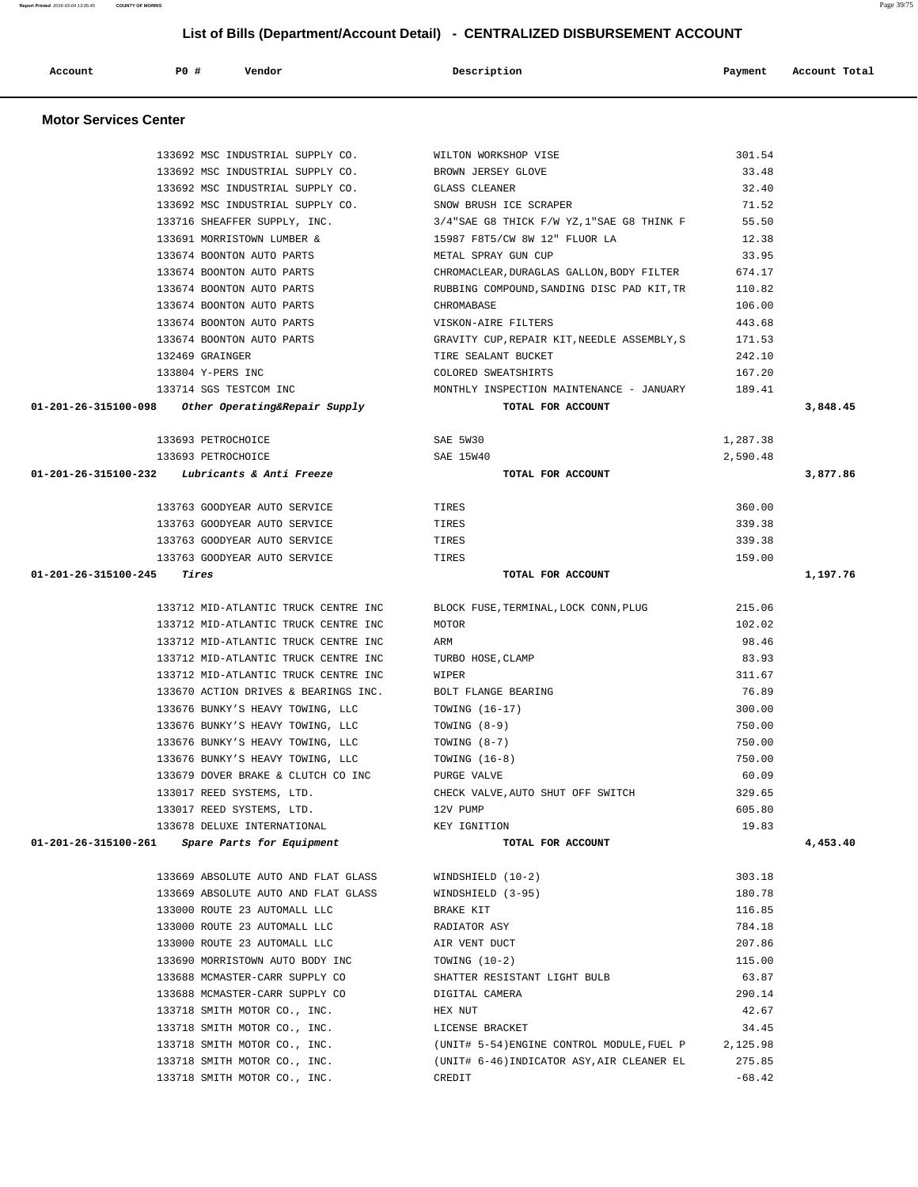## List of Bills (Department/Account Detail) - CENTRALIZED DISBURSEMENT ACCOUNT

| Account | PO # | Vendor | Description | Payment | Account Total |
|---|---|---|---|---|---|

### Motor Services Center

| Account | PO # | Vendor | Description | Payment | Account Total |
|---|---|---|---|---|---|
| | 133692 | MSC INDUSTRIAL SUPPLY CO. | WILTON WORKSHOP VISE | 301.54 | |
| | 133692 | MSC INDUSTRIAL SUPPLY CO. | BROWN JERSEY GLOVE | 33.48 | |
| | 133692 | MSC INDUSTRIAL SUPPLY CO. | GLASS CLEANER | 32.40 | |
| | 133692 | MSC INDUSTRIAL SUPPLY CO. | SNOW BRUSH ICE SCRAPER | 71.52 | |
| | 133716 | SHEAFFER SUPPLY, INC. | 3/4"SAE G8 THICK F/W YZ,1"SAE G8 THINK F | 55.50 | |
| | 133691 | MORRISTOWN LUMBER & | 15987 F8T5/CW 8W 12" FLUOR LA | 12.38 | |
| | 133674 | BOONTON AUTO PARTS | METAL SPRAY GUN CUP | 33.95 | |
| | 133674 | BOONTON AUTO PARTS | CHROMACLEAR,DURAGLAS GALLON,BODY FILTER | 674.17 | |
| | 133674 | BOONTON AUTO PARTS | RUBBING COMPOUND,SANDING DISC PAD KIT,TR | 110.82 | |
| | 133674 | BOONTON AUTO PARTS | CHROMABASE | 106.00 | |
| | 133674 | BOONTON AUTO PARTS | VISKON-AIRE FILTERS | 443.68 | |
| | 133674 | BOONTON AUTO PARTS | GRAVITY CUP,REPAIR KIT,NEEDLE ASSEMBLY,S | 171.53 | |
| | 132469 | GRAINGER | TIRE SEALANT BUCKET | 242.10 | |
| | 133804 | Y-PERS INC | COLORED SWEATSHIRTS | 167.20 | |
| | 133714 | SGS TESTCOM INC | MONTHLY INSPECTION MAINTENANCE - JANUARY | 189.41 | |
| **01-201-26-315100-098** | | ***Other Operating&Repair Supply*** | **TOTAL FOR ACCOUNT** | | **3,848.45** |
| | 133693 | PETROCHOICE | SAE 5W30 | 1,287.38 | |
| | 133693 | PETROCHOICE | SAE 15W40 | 2,590.48 | |
| **01-201-26-315100-232** | | ***Lubricants & Anti Freeze*** | **TOTAL FOR ACCOUNT** | | **3,877.86** |
| | 133763 | GOODYEAR AUTO SERVICE | TIRES | 360.00 | |
| | 133763 | GOODYEAR AUTO SERVICE | TIRES | 339.38 | |
| | 133763 | GOODYEAR AUTO SERVICE | TIRES | 339.38 | |
| | 133763 | GOODYEAR AUTO SERVICE | TIRES | 159.00 | |
| **01-201-26-315100-245** | | ***Tires*** | **TOTAL FOR ACCOUNT** | | **1,197.76** |
| | 133712 | MID-ATLANTIC TRUCK CENTRE INC | BLOCK FUSE,TERMINAL,LOCK CONN,PLUG | 215.06 | |
| | 133712 | MID-ATLANTIC TRUCK CENTRE INC | MOTOR | 102.02 | |
| | 133712 | MID-ATLANTIC TRUCK CENTRE INC | ARM | 98.46 | |
| | 133712 | MID-ATLANTIC TRUCK CENTRE INC | TURBO HOSE,CLAMP | 83.93 | |
| | 133712 | MID-ATLANTIC TRUCK CENTRE INC | WIPER | 311.67 | |
| | 133670 | ACTION DRIVES & BEARINGS INC. | BOLT FLANGE BEARING | 76.89 | |
| | 133676 | BUNKY'S HEAVY TOWING, LLC | TOWING (16-17) | 300.00 | |
| | 133676 | BUNKY'S HEAVY TOWING, LLC | TOWING (8-9) | 750.00 | |
| | 133676 | BUNKY'S HEAVY TOWING, LLC | TOWING (8-7) | 750.00 | |
| | 133676 | BUNKY'S HEAVY TOWING, LLC | TOWING (16-8) | 750.00 | |
| | 133679 | DOVER BRAKE & CLUTCH CO INC | PURGE VALVE | 60.09 | |
| | 133017 | REED SYSTEMS, LTD. | CHECK VALVE,AUTO SHUT OFF SWITCH | 329.65 | |
| | 133017 | REED SYSTEMS, LTD. | 12V PUMP | 605.80 | |
| | 133678 | DELUXE INTERNATIONAL | KEY IGNITION | 19.83 | |
| **01-201-26-315100-261** | | ***Spare Parts for Equipment*** | **TOTAL FOR ACCOUNT** | | **4,453.40** |
| | 133669 | ABSOLUTE AUTO AND FLAT GLASS | WINDSHIELD (10-2) | 303.18 | |
| | 133669 | ABSOLUTE AUTO AND FLAT GLASS | WINDSHIELD (3-95) | 180.78 | |
| | 133000 | ROUTE 23 AUTOMALL LLC | BRAKE KIT | 116.85 | |
| | 133000 | ROUTE 23 AUTOMALL LLC | RADIATOR ASY | 784.18 | |
| | 133000 | ROUTE 23 AUTOMALL LLC | AIR VENT DUCT | 207.86 | |
| | 133690 | MORRISTOWN AUTO BODY INC | TOWING (10-2) | 115.00 | |
| | 133688 | MCMASTER-CARR SUPPLY CO | SHATTER RESISTANT LIGHT BULB | 63.87 | |
| | 133688 | MCMASTER-CARR SUPPLY CO | DIGITAL CAMERA | 290.14 | |
| | 133718 | SMITH MOTOR CO., INC. | HEX NUT | 42.67 | |
| | 133718 | SMITH MOTOR CO., INC. | LICENSE BRACKET | 34.45 | |
| | 133718 | SMITH MOTOR CO., INC. | (UNIT# 5-54)ENGINE CONTROL MODULE,FUEL P | 2,125.98 | |
| | 133718 | SMITH MOTOR CO., INC. | (UNIT# 6-46)INDICATOR ASY,AIR CLEANER EL | 275.85 | |
| | 133718 | SMITH MOTOR CO., INC. | CREDIT | -68.42 | |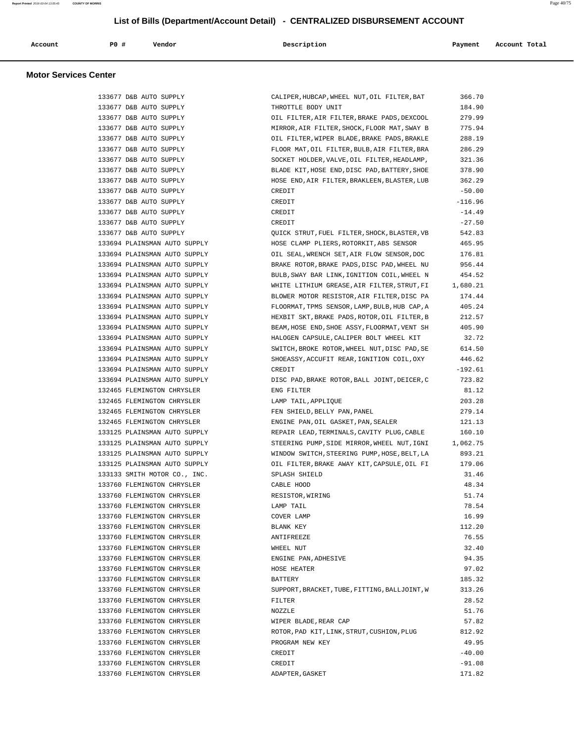## List of Bills (Department/Account Detail) - CENTRALIZED DISBURSEMENT ACCOUNT

### Motor Services Center

| Account | PO # | Vendor | Description | Payment | Account Total |
|---|---|---|---|---|---|
| | 133677 | D&B AUTO SUPPLY | CALIPER,HUBCAP,WHEEL NUT,OIL FILTER,BAT | 366.70 | |
| | 133677 | D&B AUTO SUPPLY | THROTTLE BODY UNIT | 184.90 | |
| | 133677 | D&B AUTO SUPPLY | OIL FILTER,AIR FILTER,BRAKE PADS,DEXCOOL | 279.99 | |
| | 133677 | D&B AUTO SUPPLY | MIRROR,AIR FILTER,SHOCK,FLOOR MAT,SWAY B | 775.94 | |
| | 133677 | D&B AUTO SUPPLY | OIL FILTER,WIPER BLADE,BRAKE PADS,BRAKLE | 288.19 | |
| | 133677 | D&B AUTO SUPPLY | FLOOR MAT,OIL FILTER,BULB,AIR FILTER,BRA | 286.29 | |
| | 133677 | D&B AUTO SUPPLY | SOCKET HOLDER,VALVE,OIL FILTER,HEADLAMP, | 321.36 | |
| | 133677 | D&B AUTO SUPPLY | BLADE KIT,HOSE END,DISC PAD,BATTERY,SHOE | 378.90 | |
| | 133677 | D&B AUTO SUPPLY | HOSE END,AIR FILTER,BRAKLEEN,BLASTER,LUB | 362.29 | |
| | 133677 | D&B AUTO SUPPLY | CREDIT | -50.00 | |
| | 133677 | D&B AUTO SUPPLY | CREDIT | -116.96 | |
| | 133677 | D&B AUTO SUPPLY | CREDIT | -14.49 | |
| | 133677 | D&B AUTO SUPPLY | CREDIT | -27.50 | |
| | 133677 | D&B AUTO SUPPLY | QUICK STRUT,FUEL FILTER,SHOCK,BLASTER,VB | 542.83 | |
| | 133694 | PLAINSMAN AUTO SUPPLY | HOSE CLAMP PLIERS,ROTORKIT,ABS SENSOR | 465.95 | |
| | 133694 | PLAINSMAN AUTO SUPPLY | OIL SEAL,WRENCH SET,AIR FLOW SENSOR,DOC | 176.81 | |
| | 133694 | PLAINSMAN AUTO SUPPLY | BRAKE ROTOR,BRAKE PADS,DISC PAD,WHEEL NU | 956.44 | |
| | 133694 | PLAINSMAN AUTO SUPPLY | BULB,SWAY BAR LINK,IGNITION COIL,WHEEL N | 454.52 | |
| | 133694 | PLAINSMAN AUTO SUPPLY | WHITE LITHIUM GREASE,AIR FILTER,STRUT,FI | 1,680.21 | |
| | 133694 | PLAINSMAN AUTO SUPPLY | BLOWER MOTOR RESISTOR,AIR FILTER,DISC PA | 174.44 | |
| | 133694 | PLAINSMAN AUTO SUPPLY | FLOORMAT,TPMS SENSOR,LAMP,BULB,HUB CAP,A | 405.24 | |
| | 133694 | PLAINSMAN AUTO SUPPLY | HEXBIT SKT,BRAKE PADS,ROTOR,OIL FILTER,B | 212.57 | |
| | 133694 | PLAINSMAN AUTO SUPPLY | BEAM,HOSE END,SHOE ASSY,FLOORMAT,VENT SH | 405.90 | |
| | 133694 | PLAINSMAN AUTO SUPPLY | HALOGEN CAPSULE,CALIPER BOLT WHEEL KIT | 32.72 | |
| | 133694 | PLAINSMAN AUTO SUPPLY | SWITCH,BROKE ROTOR,WHEEL NUT,DISC PAD,SE | 614.50 | |
| | 133694 | PLAINSMAN AUTO SUPPLY | SHOEASSY,ACCUFIT REAR,IGNITION COIL,OXY | 446.62 | |
| | 133694 | PLAINSMAN AUTO SUPPLY | CREDIT | -192.61 | |
| | 133694 | PLAINSMAN AUTO SUPPLY | DISC PAD,BRAKE ROTOR,BALL JOINT,DEICER,C | 723.82 | |
| | 132465 | FLEMINGTON CHRYSLER | ENG FILTER | 81.12 | |
| | 132465 | FLEMINGTON CHRYSLER | LAMP TAIL,APPLIQUE | 203.28 | |
| | 132465 | FLEMINGTON CHRYSLER | FEN SHIELD,BELLY PAN,PANEL | 279.14 | |
| | 132465 | FLEMINGTON CHRYSLER | ENGINE PAN,OIL GASKET,PAN,SEALER | 121.13 | |
| | 133125 | PLAINSMAN AUTO SUPPLY | REPAIR LEAD,TERMINALS,CAVITY PLUG,CABLE | 160.10 | |
| | 133125 | PLAINSMAN AUTO SUPPLY | STEERING PUMP,SIDE MIRROR,WHEEL NUT,IGNI | 1,062.75 | |
| | 133125 | PLAINSMAN AUTO SUPPLY | WINDOW SWITCH,STEERING PUMP,HOSE,BELT,LA | 893.21 | |
| | 133125 | PLAINSMAN AUTO SUPPLY | OIL FILTER,BRAKE AWAY KIT,CAPSULE,OIL FI | 179.06 | |
| | 133133 | SMITH MOTOR CO., INC. | SPLASH SHIELD | 31.46 | |
| | 133760 | FLEMINGTON CHRYSLER | CABLE HOOD | 48.34 | |
| | 133760 | FLEMINGTON CHRYSLER | RESISTOR,WIRING | 51.74 | |
| | 133760 | FLEMINGTON CHRYSLER | LAMP TAIL | 78.54 | |
| | 133760 | FLEMINGTON CHRYSLER | COVER LAMP | 16.99 | |
| | 133760 | FLEMINGTON CHRYSLER | BLANK KEY | 112.20 | |
| | 133760 | FLEMINGTON CHRYSLER | ANTIFREEZE | 76.55 | |
| | 133760 | FLEMINGTON CHRYSLER | WHEEL NUT | 32.40 | |
| | 133760 | FLEMINGTON CHRYSLER | ENGINE PAN,ADHESIVE | 94.35 | |
| | 133760 | FLEMINGTON CHRYSLER | HOSE HEATER | 97.02 | |
| | 133760 | FLEMINGTON CHRYSLER | BATTERY | 185.32 | |
| | 133760 | FLEMINGTON CHRYSLER | SUPPORT,BRACKET,TUBE,FITTING,BALLJOINT,W | 313.26 | |
| | 133760 | FLEMINGTON CHRYSLER | FILTER | 28.52 | |
| | 133760 | FLEMINGTON CHRYSLER | NOZZLE | 51.76 | |
| | 133760 | FLEMINGTON CHRYSLER | WIPER BLADE,REAR CAP | 57.82 | |
| | 133760 | FLEMINGTON CHRYSLER | ROTOR,PAD KIT,LINK,STRUT,CUSHION,PLUG | 812.92 | |
| | 133760 | FLEMINGTON CHRYSLER | PROGRAM NEW KEY | 49.95 | |
| | 133760 | FLEMINGTON CHRYSLER | CREDIT | -40.00 | |
| | 133760 | FLEMINGTON CHRYSLER | CREDIT | -91.08 | |
| | 133760 | FLEMINGTON CHRYSLER | ADAPTER,GASKET | 171.82 | |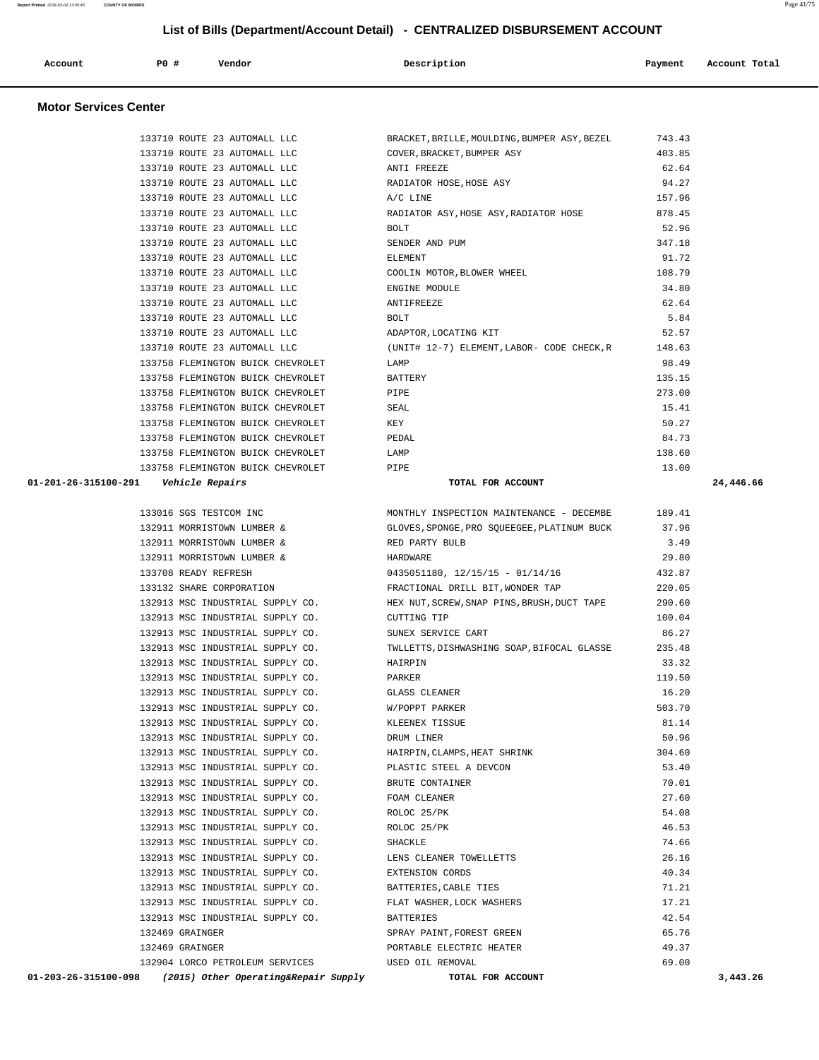## List of Bills (Department/Account Detail) - CENTRALIZED DISBURSEMENT ACCOUNT

| Account | PO # | Vendor | Description | Payment | Account Total |
|---|---|---|---|---|---|

### Motor Services Center

| Account | PO # | Vendor | Description | Payment | Account Total |
|---|---|---|---|---|---|
| | 133710 | ROUTE 23 AUTOMALL LLC | BRACKET,BRILLE,MOULDING,BUMPER ASY,BEZEL | 743.43 | |
| | 133710 | ROUTE 23 AUTOMALL LLC | COVER,BRACKET,BUMPER ASY | 403.85 | |
| | 133710 | ROUTE 23 AUTOMALL LLC | ANTI FREEZE | 62.64 | |
| | 133710 | ROUTE 23 AUTOMALL LLC | RADIATOR HOSE,HOSE ASY | 94.27 | |
| | 133710 | ROUTE 23 AUTOMALL LLC | A/C LINE | 157.96 | |
| | 133710 | ROUTE 23 AUTOMALL LLC | RADIATOR ASY,HOSE ASY,RADIATOR HOSE | 878.45 | |
| | 133710 | ROUTE 23 AUTOMALL LLC | BOLT | 52.96 | |
| | 133710 | ROUTE 23 AUTOMALL LLC | SENDER AND PUM | 347.18 | |
| | 133710 | ROUTE 23 AUTOMALL LLC | ELEMENT | 91.72 | |
| | 133710 | ROUTE 23 AUTOMALL LLC | COOLIN MOTOR,BLOWER WHEEL | 108.79 | |
| | 133710 | ROUTE 23 AUTOMALL LLC | ENGINE MODULE | 34.80 | |
| | 133710 | ROUTE 23 AUTOMALL LLC | ANTIFREEZE | 62.64 | |
| | 133710 | ROUTE 23 AUTOMALL LLC | BOLT | 5.84 | |
| | 133710 | ROUTE 23 AUTOMALL LLC | ADAPTOR,LOCATING KIT | 52.57 | |
| | 133710 | ROUTE 23 AUTOMALL LLC | (UNIT# 12-7) ELEMENT,LABOR- CODE CHECK,R | 148.63 | |
| | 133758 | FLEMINGTON BUICK CHEVROLET | LAMP | 98.49 | |
| | 133758 | FLEMINGTON BUICK CHEVROLET | BATTERY | 135.15 | |
| | 133758 | FLEMINGTON BUICK CHEVROLET | PIPE | 273.00 | |
| | 133758 | FLEMINGTON BUICK CHEVROLET | SEAL | 15.41 | |
| | 133758 | FLEMINGTON BUICK CHEVROLET | KEY | 50.27 | |
| | 133758 | FLEMINGTON BUICK CHEVROLET | PEDAL | 84.73 | |
| | 133758 | FLEMINGTON BUICK CHEVROLET | LAMP | 138.60 | |
| | 133758 | FLEMINGTON BUICK CHEVROLET | PIPE | 13.00 | |
| **01-201-26-315100-291** | | *Vehicle Repairs* | **TOTAL FOR ACCOUNT** | | **24,446.66** |
| | 133016 | SGS TESTCOM INC | MONTHLY INSPECTION MAINTENANCE - DECEMBE | 189.41 | |
| | 132911 | MORRISTOWN LUMBER & | GLOVES,SPONGE,PRO SQUEEGEE,PLATINUM BUCK | 37.96 | |
| | 132911 | MORRISTOWN LUMBER & | RED PARTY BULB | 3.49 | |
| | 132911 | MORRISTOWN LUMBER & | HARDWARE | 29.80 | |
| | 133708 | READY REFRESH | 0435051180, 12/15/15 - 01/14/16 | 432.87 | |
| | 133132 | SHARE CORPORATION | FRACTIONAL DRILL BIT,WONDER TAP | 220.05 | |
| | 132913 | MSC INDUSTRIAL SUPPLY CO. | HEX NUT,SCREW,SNAP PINS,BRUSH,DUCT TAPE | 290.60 | |
| | 132913 | MSC INDUSTRIAL SUPPLY CO. | CUTTING TIP | 100.04 | |
| | 132913 | MSC INDUSTRIAL SUPPLY CO. | SUNEX SERVICE CART | 86.27 | |
| | 132913 | MSC INDUSTRIAL SUPPLY CO. | TWLLETTS,DISHWASHING SOAP,BIFOCAL GLASSE | 235.48 | |
| | 132913 | MSC INDUSTRIAL SUPPLY CO. | HAIRPIN | 33.32 | |
| | 132913 | MSC INDUSTRIAL SUPPLY CO. | PARKER | 119.50 | |
| | 132913 | MSC INDUSTRIAL SUPPLY CO. | GLASS CLEANER | 16.20 | |
| | 132913 | MSC INDUSTRIAL SUPPLY CO. | W/POPPT PARKER | 503.70 | |
| | 132913 | MSC INDUSTRIAL SUPPLY CO. | KLEENEX TISSUE | 81.14 | |
| | 132913 | MSC INDUSTRIAL SUPPLY CO. | DRUM LINER | 50.96 | |
| | 132913 | MSC INDUSTRIAL SUPPLY CO. | HAIRPIN,CLAMPS,HEAT SHRINK | 304.60 | |
| | 132913 | MSC INDUSTRIAL SUPPLY CO. | PLASTIC STEEL A DEVCON | 53.40 | |
| | 132913 | MSC INDUSTRIAL SUPPLY CO. | BRUTE CONTAINER | 70.01 | |
| | 132913 | MSC INDUSTRIAL SUPPLY CO. | FOAM CLEANER | 27.60 | |
| | 132913 | MSC INDUSTRIAL SUPPLY CO. | ROLOC 25/PK | 54.08 | |
| | 132913 | MSC INDUSTRIAL SUPPLY CO. | ROLOC 25/PK | 46.53 | |
| | 132913 | MSC INDUSTRIAL SUPPLY CO. | SHACKLE | 74.66 | |
| | 132913 | MSC INDUSTRIAL SUPPLY CO. | LENS CLEANER TOWELLETTS | 26.16 | |
| | 132913 | MSC INDUSTRIAL SUPPLY CO. | EXTENSION CORDS | 40.34 | |
| | 132913 | MSC INDUSTRIAL SUPPLY CO. | BATTERIES,CABLE TIES | 71.21 | |
| | 132913 | MSC INDUSTRIAL SUPPLY CO. | FLAT WASHER,LOCK WASHERS | 17.21 | |
| | 132913 | MSC INDUSTRIAL SUPPLY CO. | BATTERIES | 42.54 | |
| | 132469 | GRAINGER | SPRAY PAINT,FOREST GREEN | 65.76 | |
| | 132469 | GRAINGER | PORTABLE ELECTRIC HEATER | 49.37 | |
| | 132904 | LORCO PETROLEUM SERVICES | USED OIL REMOVAL | 69.00 | |
| **01-203-26-315100-098** | | *(2015) Other Operating&Repair Supply* | **TOTAL FOR ACCOUNT** | | **3,443.26** |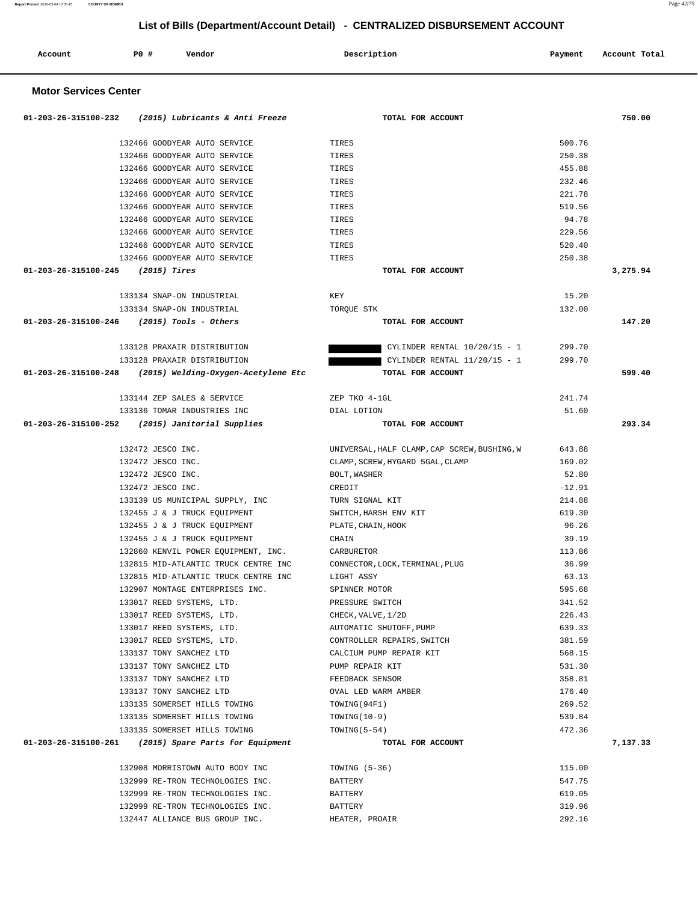## List of Bills (Department/Account Detail) - CENTRALIZED DISBURSEMENT ACCOUNT

| Account | PO # | Vendor | Description | Payment | Account Total |
|---|---|---|---|---|---|

### Motor Services Center

| Account | PO # | Vendor | Description | Payment | Account Total |
|---|---|---|---|---|---|
| **01-203-26-315100-232** | | ***(2015) Lubricants & Anti Freeze*** | **TOTAL FOR ACCOUNT** | | **750.00** |
| | 132466 | GOODYEAR AUTO SERVICE | TIRES | 500.76 | |
| | 132466 | GOODYEAR AUTO SERVICE | TIRES | 250.38 | |
| | 132466 | GOODYEAR AUTO SERVICE | TIRES | 455.88 | |
| | 132466 | GOODYEAR AUTO SERVICE | TIRES | 232.46 | |
| | 132466 | GOODYEAR AUTO SERVICE | TIRES | 221.78 | |
| | 132466 | GOODYEAR AUTO SERVICE | TIRES | 519.56 | |
| | 132466 | GOODYEAR AUTO SERVICE | TIRES | 94.78 | |
| | 132466 | GOODYEAR AUTO SERVICE | TIRES | 229.56 | |
| | 132466 | GOODYEAR AUTO SERVICE | TIRES | 520.40 | |
| | 132466 | GOODYEAR AUTO SERVICE | TIRES | 250.38 | |
| **01-203-26-315100-245** | | ***(2015) Tires*** | **TOTAL FOR ACCOUNT** | | **3,275.94** |
| | 133134 | SNAP-ON INDUSTRIAL | KEY | 15.20 | |
| | 133134 | SNAP-ON INDUSTRIAL | TORQUE STK | 132.00 | |
| **01-203-26-315100-246** | | ***(2015) Tools - Others*** | **TOTAL FOR ACCOUNT** | | **147.20** |
| | 133128 | PRAXAIR DISTRIBUTION | CYLINDER RENTAL 10/20/15 - 1 | 299.70 | |
| | 133128 | PRAXAIR DISTRIBUTION | CYLINDER RENTAL 11/20/15 - 1 | 299.70 | |
| **01-203-26-315100-248** | | ***(2015) Welding-Oxygen-Acetylene Etc*** | **TOTAL FOR ACCOUNT** | | **599.40** |
| | 133144 | ZEP SALES & SERVICE | ZEP TKO 4-1GL | 241.74 | |
| | 133136 | TOMAR INDUSTRIES INC | DIAL LOTION | 51.60 | |
| **01-203-26-315100-252** | | ***(2015) Janitorial Supplies*** | **TOTAL FOR ACCOUNT** | | **293.34** |
| | 132472 | JESCO INC. | UNIVERSAL,HALF CLAMP,CAP SCREW,BUSHING,W | 643.88 | |
| | 132472 | JESCO INC. | CLAMP,SCREW,HYGARD 5GAL,CLAMP | 169.02 | |
| | 132472 | JESCO INC. | BOLT,WASHER | 52.80 | |
| | 132472 | JESCO INC. | CREDIT | -12.91 | |
| | 133139 | US MUNICIPAL SUPPLY, INC | TURN SIGNAL KIT | 214.88 | |
| | 132455 | J & J TRUCK EQUIPMENT | SWITCH,HARSH ENV KIT | 619.30 | |
| | 132455 | J & J TRUCK EQUIPMENT | PLATE,CHAIN,HOOK | 96.26 | |
| | 132455 | J & J TRUCK EQUIPMENT | CHAIN | 39.19 | |
| | 132860 | KENVIL POWER EQUIPMENT, INC. | CARBURETOR | 113.86 | |
| | 132815 | MID-ATLANTIC TRUCK CENTRE INC | CONNECTOR,LOCK,TERMINAL,PLUG | 36.99 | |
| | 132815 | MID-ATLANTIC TRUCK CENTRE INC | LIGHT ASSY | 63.13 | |
| | 132907 | MONTAGE ENTERPRISES INC. | SPINNER MOTOR | 595.68 | |
| | 133017 | REED SYSTEMS, LTD. | PRESSURE SWITCH | 341.52 | |
| | 133017 | REED SYSTEMS, LTD. | CHECK,VALVE,1/2D | 226.43 | |
| | 133017 | REED SYSTEMS, LTD. | AUTOMATIC SHUTOFF,PUMP | 639.33 | |
| | 133017 | REED SYSTEMS, LTD. | CONTROLLER REPAIRS,SWITCH | 381.59 | |
| | 133137 | TONY SANCHEZ LTD | CALCIUM PUMP REPAIR KIT | 568.15 | |
| | 133137 | TONY SANCHEZ LTD | PUMP REPAIR KIT | 531.30 | |
| | 133137 | TONY SANCHEZ LTD | FEEDBACK SENSOR | 358.81 | |
| | 133137 | TONY SANCHEZ LTD | OVAL LED WARM AMBER | 176.40 | |
| | 133135 | SOMERSET HILLS TOWING | TOWING(94F1) | 269.52 | |
| | 133135 | SOMERSET HILLS TOWING | TOWING(10-9) | 539.84 | |
| | 133135 | SOMERSET HILLS TOWING | TOWING(5-54) | 472.36 | |
| **01-203-26-315100-261** | | ***(2015) Spare Parts for Equipment*** | **TOTAL FOR ACCOUNT** | | **7,137.33** |
| | 132908 | MORRISTOWN AUTO BODY INC | TOWING (5-36) | 115.00 | |
| | 132999 | RE-TRON TECHNOLOGIES INC. | BATTERY | 547.75 | |
| | 132999 | RE-TRON TECHNOLOGIES INC. | BATTERY | 619.05 | |
| | 132999 | RE-TRON TECHNOLOGIES INC. | BATTERY | 319.96 | |
| | 132447 | ALLIANCE BUS GROUP INC. | HEATER, PROAIR | 292.16 | |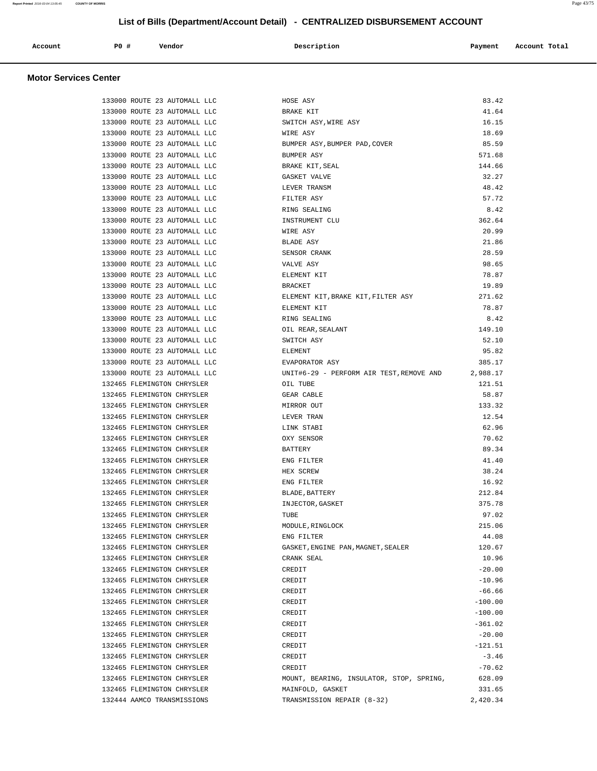## List of Bills (Department/Account Detail) - CENTRALIZED DISBURSEMENT ACCOUNT

| Account | PO # | Vendor | Description | Payment | Account Total |
|---|---|---|---|---|---|

### Motor Services Center

| Account | PO # | Vendor | Description | Payment | Account Total |
|---|---|---|---|---|---|
| | 133000 | ROUTE 23 AUTOMALL LLC | HOSE ASY | 83.42 | |
| | 133000 | ROUTE 23 AUTOMALL LLC | BRAKE KIT | 41.64 | |
| | 133000 | ROUTE 23 AUTOMALL LLC | SWITCH ASY,WIRE ASY | 16.15 | |
| | 133000 | ROUTE 23 AUTOMALL LLC | WIRE ASY | 18.69 | |
| | 133000 | ROUTE 23 AUTOMALL LLC | BUMPER ASY,BUMPER PAD,COVER | 85.59 | |
| | 133000 | ROUTE 23 AUTOMALL LLC | BUMPER ASY | 571.68 | |
| | 133000 | ROUTE 23 AUTOMALL LLC | BRAKE KIT,SEAL | 144.66 | |
| | 133000 | ROUTE 23 AUTOMALL LLC | GASKET VALVE | 32.27 | |
| | 133000 | ROUTE 23 AUTOMALL LLC | LEVER TRANSM | 48.42 | |
| | 133000 | ROUTE 23 AUTOMALL LLC | FILTER ASY | 57.72 | |
| | 133000 | ROUTE 23 AUTOMALL LLC | RING SEALING | 8.42 | |
| | 133000 | ROUTE 23 AUTOMALL LLC | INSTRUMENT CLU | 362.64 | |
| | 133000 | ROUTE 23 AUTOMALL LLC | WIRE ASY | 20.99 | |
| | 133000 | ROUTE 23 AUTOMALL LLC | BLADE ASY | 21.86 | |
| | 133000 | ROUTE 23 AUTOMALL LLC | SENSOR CRANK | 28.59 | |
| | 133000 | ROUTE 23 AUTOMALL LLC | VALVE ASY | 98.65 | |
| | 133000 | ROUTE 23 AUTOMALL LLC | ELEMENT KIT | 78.87 | |
| | 133000 | ROUTE 23 AUTOMALL LLC | BRACKET | 19.89 | |
| | 133000 | ROUTE 23 AUTOMALL LLC | ELEMENT KIT,BRAKE KIT,FILTER ASY | 271.62 | |
| | 133000 | ROUTE 23 AUTOMALL LLC | ELEMENT KIT | 78.87 | |
| | 133000 | ROUTE 23 AUTOMALL LLC | RING SEALING | 8.42 | |
| | 133000 | ROUTE 23 AUTOMALL LLC | OIL REAR,SEALANT | 149.10 | |
| | 133000 | ROUTE 23 AUTOMALL LLC | SWITCH ASY | 52.10 | |
| | 133000 | ROUTE 23 AUTOMALL LLC | ELEMENT | 95.82 | |
| | 133000 | ROUTE 23 AUTOMALL LLC | EVAPORATOR ASY | 385.17 | |
| | 133000 | ROUTE 23 AUTOMALL LLC | UNIT#6-29 - PERFORM AIR TEST,REMOVE AND | 2,988.17 | |
| | 132465 | FLEMINGTON CHRYSLER | OIL TUBE | 121.51 | |
| | 132465 | FLEMINGTON CHRYSLER | GEAR CABLE | 58.87 | |
| | 132465 | FLEMINGTON CHRYSLER | MIRROR OUT | 133.32 | |
| | 132465 | FLEMINGTON CHRYSLER | LEVER TRAN | 12.54 | |
| | 132465 | FLEMINGTON CHRYSLER | LINK STABI | 62.96 | |
| | 132465 | FLEMINGTON CHRYSLER | OXY SENSOR | 70.62 | |
| | 132465 | FLEMINGTON CHRYSLER | BATTERY | 89.34 | |
| | 132465 | FLEMINGTON CHRYSLER | ENG FILTER | 41.40 | |
| | 132465 | FLEMINGTON CHRYSLER | HEX SCREW | 38.24 | |
| | 132465 | FLEMINGTON CHRYSLER | ENG FILTER | 16.92 | |
| | 132465 | FLEMINGTON CHRYSLER | BLADE,BATTERY | 212.84 | |
| | 132465 | FLEMINGTON CHRYSLER | INJECTOR,GASKET | 375.78 | |
| | 132465 | FLEMINGTON CHRYSLER | TUBE | 97.02 | |
| | 132465 | FLEMINGTON CHRYSLER | MODULE,RINGLOCK | 215.06 | |
| | 132465 | FLEMINGTON CHRYSLER | ENG FILTER | 44.08 | |
| | 132465 | FLEMINGTON CHRYSLER | GASKET,ENGINE PAN,MAGNET,SEALER | 120.67 | |
| | 132465 | FLEMINGTON CHRYSLER | CRANK SEAL | 10.96 | |
| | 132465 | FLEMINGTON CHRYSLER | CREDIT | -20.00 | |
| | 132465 | FLEMINGTON CHRYSLER | CREDIT | -10.96 | |
| | 132465 | FLEMINGTON CHRYSLER | CREDIT | -66.66 | |
| | 132465 | FLEMINGTON CHRYSLER | CREDIT | -100.00 | |
| | 132465 | FLEMINGTON CHRYSLER | CREDIT | -100.00 | |
| | 132465 | FLEMINGTON CHRYSLER | CREDIT | -361.02 | |
| | 132465 | FLEMINGTON CHRYSLER | CREDIT | -20.00 | |
| | 132465 | FLEMINGTON CHRYSLER | CREDIT | -121.51 | |
| | 132465 | FLEMINGTON CHRYSLER | CREDIT | -3.46 | |
| | 132465 | FLEMINGTON CHRYSLER | CREDIT | -70.62 | |
| | 132465 | FLEMINGTON CHRYSLER | MOUNT, BEARING, INSULATOR, STOP, SPRING, | 628.09 | |
| | 132465 | FLEMINGTON CHRYSLER | MAINFOLD, GASKET | 331.65 | |
| | 132444 | AAMCO TRANSMISSIONS | TRANSMISSION REPAIR (8-32) | 2,420.34 | |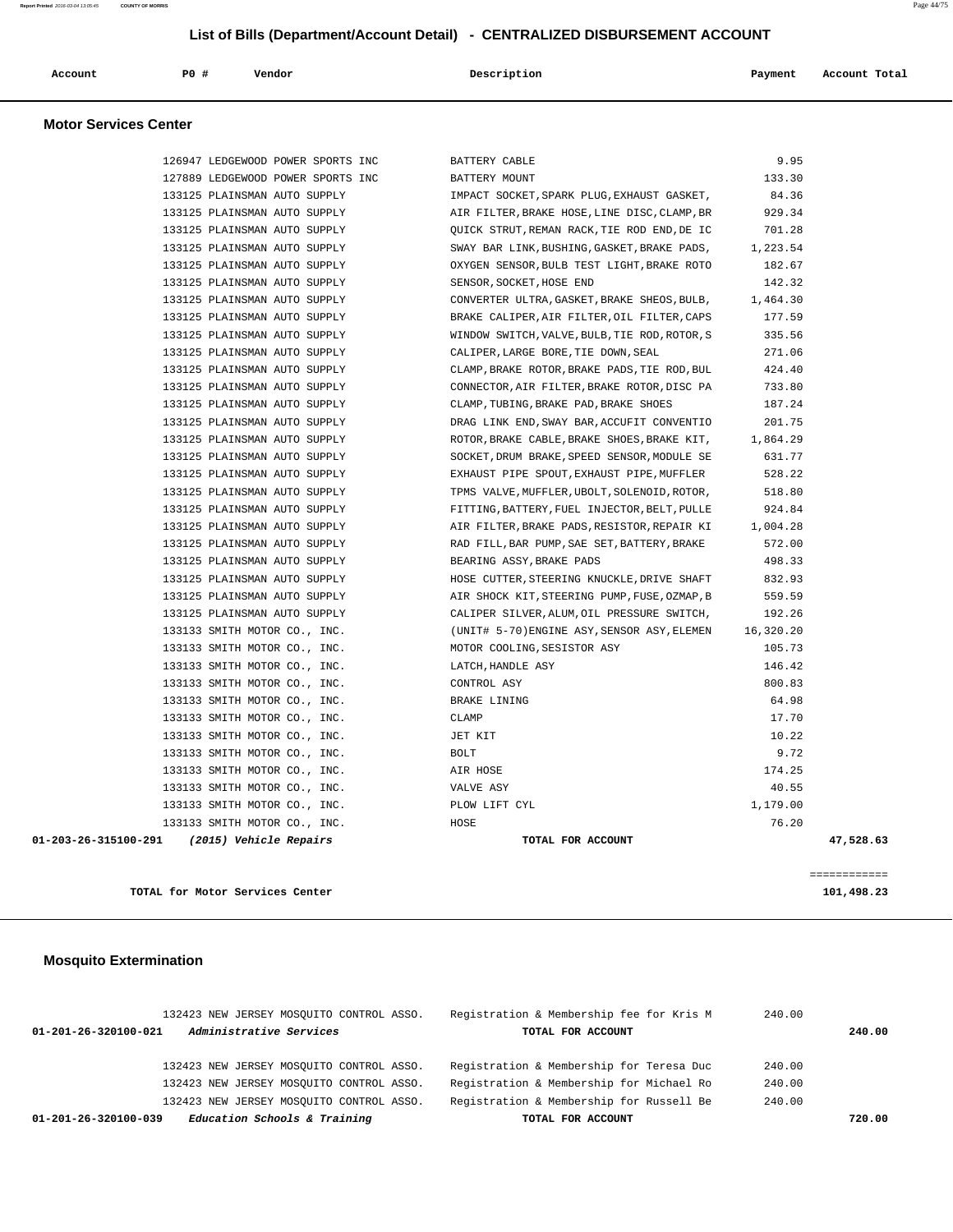## List of Bills (Department/Account Detail) - CENTRALIZED DISBURSEMENT ACCOUNT

| Account | PO # | Vendor | Description | Payment | Account Total |
|---|---|---|---|---|---|

### Motor Services Center

| Account | PO # | Vendor | Description | Payment | Account Total |
|---|---|---|---|---|---|
| | 126947 | LEDGEWOOD POWER SPORTS INC | BATTERY CABLE | 9.95 | |
| | 127889 | LEDGEWOOD POWER SPORTS INC | BATTERY MOUNT | 133.30 | |
| | 133125 | PLAINSMAN AUTO SUPPLY | IMPACT SOCKET,SPARK PLUG,EXHAUST GASKET, | 84.36 | |
| | 133125 | PLAINSMAN AUTO SUPPLY | AIR FILTER,BRAKE HOSE,LINE DISC,CLAMP,BR | 929.34 | |
| | 133125 | PLAINSMAN AUTO SUPPLY | QUICK STRUT,REMAN RACK,TIE ROD END,DE IC | 701.28 | |
| | 133125 | PLAINSMAN AUTO SUPPLY | SWAY BAR LINK,BUSHING,GASKET,BRAKE PADS, | 1,223.54 | |
| | 133125 | PLAINSMAN AUTO SUPPLY | OXYGEN SENSOR,BULB TEST LIGHT,BRAKE ROTO | 182.67 | |
| | 133125 | PLAINSMAN AUTO SUPPLY | SENSOR,SOCKET,HOSE END | 142.32 | |
| | 133125 | PLAINSMAN AUTO SUPPLY | CONVERTER ULTRA,GASKET,BRAKE SHEOS,BULB, | 1,464.30 | |
| | 133125 | PLAINSMAN AUTO SUPPLY | BRAKE CALIPER,AIR FILTER,OIL FILTER,CAPS | 177.59 | |
| | 133125 | PLAINSMAN AUTO SUPPLY | WINDOW SWITCH,VALVE,BULB,TIE ROD,ROTOR,S | 335.56 | |
| | 133125 | PLAINSMAN AUTO SUPPLY | CALIPER,LARGE BORE,TIE DOWN,SEAL | 271.06 | |
| | 133125 | PLAINSMAN AUTO SUPPLY | CLAMP,BRAKE ROTOR,BRAKE PADS,TIE ROD,BUL | 424.40 | |
| | 133125 | PLAINSMAN AUTO SUPPLY | CONNECTOR,AIR FILTER,BRAKE ROTOR,DISC PA | 733.80 | |
| | 133125 | PLAINSMAN AUTO SUPPLY | CLAMP,TUBING,BRAKE PAD,BRAKE SHOES | 187.24 | |
| | 133125 | PLAINSMAN AUTO SUPPLY | DRAG LINK END,SWAY BAR,ACCUFIT CONVENTIO | 201.75 | |
| | 133125 | PLAINSMAN AUTO SUPPLY | ROTOR,BRAKE CABLE,BRAKE SHOES,BRAKE KIT, | 1,864.29 | |
| | 133125 | PLAINSMAN AUTO SUPPLY | SOCKET,DRUM BRAKE,SPEED SENSOR,MODULE SE | 631.77 | |
| | 133125 | PLAINSMAN AUTO SUPPLY | EXHAUST PIPE SPOUT,EXHAUST PIPE,MUFFLER | 528.22 | |
| | 133125 | PLAINSMAN AUTO SUPPLY | TPMS VALVE,MUFFLER,UBOLT,SOLENOID,ROTOR, | 518.80 | |
| | 133125 | PLAINSMAN AUTO SUPPLY | FITTING,BATTERY,FUEL INJECTOR,BELT,PULLE | 924.84 | |
| | 133125 | PLAINSMAN AUTO SUPPLY | AIR FILTER,BRAKE PADS,RESISTOR,REPAIR KI | 1,004.28 | |
| | 133125 | PLAINSMAN AUTO SUPPLY | RAD FILL,BAR PUMP,SAE SET,BATTERY,BRAKE | 572.00 | |
| | 133125 | PLAINSMAN AUTO SUPPLY | BEARING ASSY,BRAKE PADS | 498.33 | |
| | 133125 | PLAINSMAN AUTO SUPPLY | HOSE CUTTER,STEERING KNUCKLE,DRIVE SHAFT | 832.93 | |
| | 133125 | PLAINSMAN AUTO SUPPLY | AIR SHOCK KIT,STEERING PUMP,FUSE,OZMAP,B | 559.59 | |
| | 133125 | PLAINSMAN AUTO SUPPLY | CALIPER SILVER,ALUM,OIL PRESSURE SWITCH, | 192.26 | |
| | 133133 | SMITH MOTOR CO., INC. | (UNIT# 5-70)ENGINE ASY,SENSOR ASY,ELEMEN | 16,320.20 | |
| | 133133 | SMITH MOTOR CO., INC. | MOTOR COOLING,SESISTOR ASY | 105.73 | |
| | 133133 | SMITH MOTOR CO., INC. | LATCH,HANDLE ASY | 146.42 | |
| | 133133 | SMITH MOTOR CO., INC. | CONTROL ASY | 800.83 | |
| | 133133 | SMITH MOTOR CO., INC. | BRAKE LINING | 64.98 | |
| | 133133 | SMITH MOTOR CO., INC. | CLAMP | 17.70 | |
| | 133133 | SMITH MOTOR CO., INC. | JET KIT | 10.22 | |
| | 133133 | SMITH MOTOR CO., INC. | BOLT | 9.72 | |
| | 133133 | SMITH MOTOR CO., INC. | AIR HOSE | 174.25 | |
| | 133133 | SMITH MOTOR CO., INC. | VALVE ASY | 40.55 | |
| | 133133 | SMITH MOTOR CO., INC. | PLOW LIFT CYL | 1,179.00 | |
| | 133133 | SMITH MOTOR CO., INC. | HOSE | 76.20 | |
| **01-203-26-315100-291** | | ***(2015) Vehicle Repairs*** | **TOTAL FOR ACCOUNT** | | **47,528.63** |

============

**TOTAL for Motor Services Center** **101,498.23**

### Mosquito Extermination

| Account | PO # | Vendor | Description | Payment | Account Total |
|---|---|---|---|---|---|
| | 132423 | NEW JERSEY MOSQUITO CONTROL ASSO. | Registration & Membership fee for Kris M | 240.00 | |
| **01-201-26-320100-021** | | ***Administrative Services*** | **TOTAL FOR ACCOUNT** | | **240.00** |
| | 132423 | NEW JERSEY MOSQUITO CONTROL ASSO. | Registration & Membership for Teresa Duc | 240.00 | |
| | 132423 | NEW JERSEY MOSQUITO CONTROL ASSO. | Registration & Membership for Michael Ro | 240.00 | |
| | 132423 | NEW JERSEY MOSQUITO CONTROL ASSO. | Registration & Membership for Russell Be | 240.00 | |
| **01-201-26-320100-039** | | ***Education Schools & Training*** | **TOTAL FOR ACCOUNT** | | **720.00** |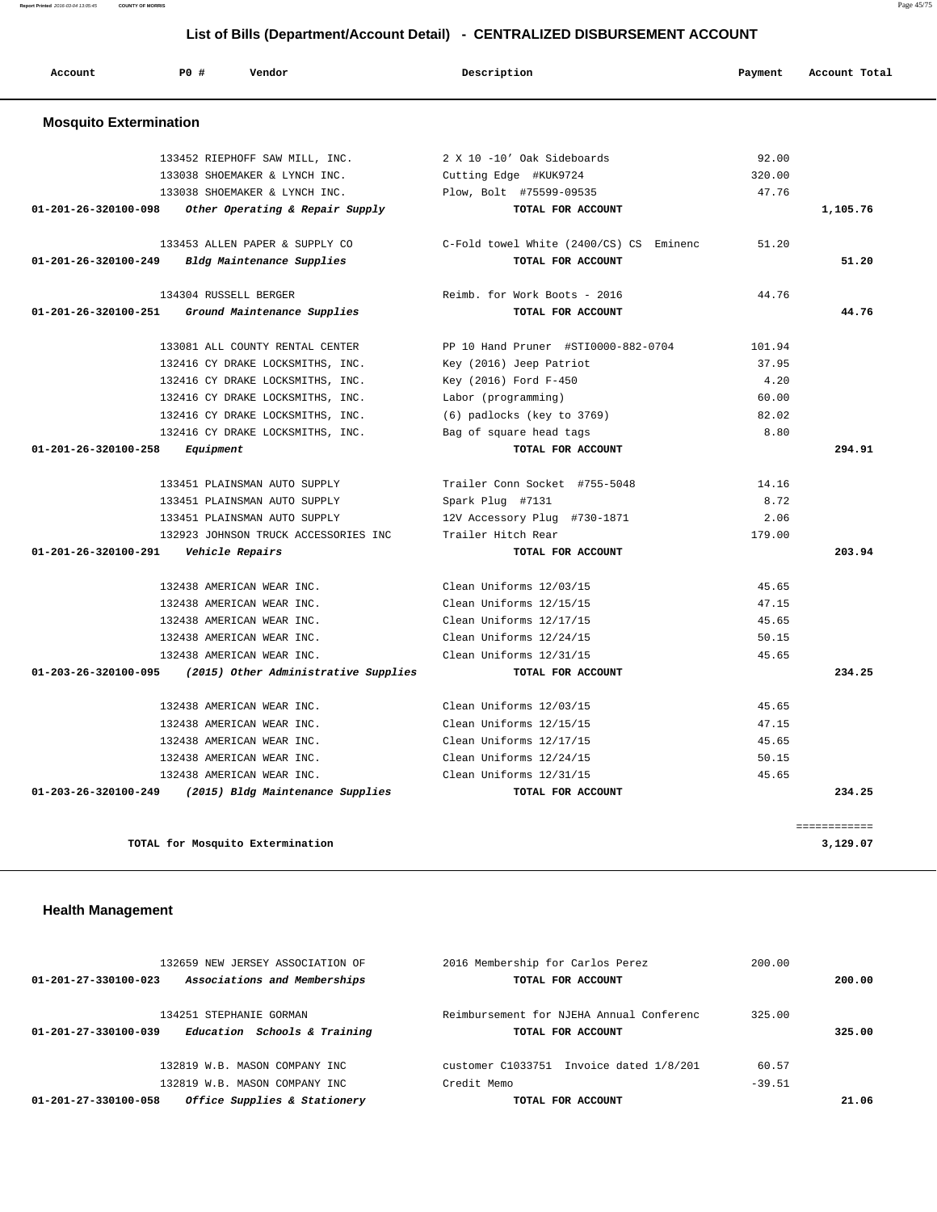## List of Bills (Department/Account Detail) - CENTRALIZED DISBURSEMENT ACCOUNT

| Account | PO # | Vendor | Description | Payment | Account Total |
|---|---|---|---|---|---|

### Mosquito Extermination

| Account | PO # | Vendor | Description | Payment | Account Total |
|---|---|---|---|---|---|
| | 133452 | RIEPHOFF SAW MILL, INC. | 2 X 10 -10' Oak Sideboards | 92.00 | |
| | 133038 | SHOEMAKER & LYNCH INC. | Cutting Edge #KUK9724 | 320.00 | |
| | 133038 | SHOEMAKER & LYNCH INC. | Plow, Bolt #75599-09535 | 47.76 | |
| **01-201-26-320100-098** | | ***Other Operating & Repair Supply*** | **TOTAL FOR ACCOUNT** | | **1,105.76** |
| | 133453 | ALLEN PAPER & SUPPLY CO | C-Fold towel White (2400/CS) CS Eminenc | 51.20 | |
| **01-201-26-320100-249** | | ***Bldg Maintenance Supplies*** | **TOTAL FOR ACCOUNT** | | **51.20** |
| | 134304 | RUSSELL BERGER | Reimb. for Work Boots - 2016 | 44.76 | |
| **01-201-26-320100-251** | | ***Ground Maintenance Supplies*** | **TOTAL FOR ACCOUNT** | | **44.76** |
| | 133081 | ALL COUNTY RENTAL CENTER | PP 10 Hand Pruner #STI0000-882-0704 | 101.94 | |
| | 132416 | CY DRAKE LOCKSMITHS, INC. | Key (2016) Jeep Patriot | 37.95 | |
| | 132416 | CY DRAKE LOCKSMITHS, INC. | Key (2016) Ford F-450 | 4.20 | |
| | 132416 | CY DRAKE LOCKSMITHS, INC. | Labor (programming) | 60.00 | |
| | 132416 | CY DRAKE LOCKSMITHS, INC. | (6) padlocks (key to 3769) | 82.02 | |
| | 132416 | CY DRAKE LOCKSMITHS, INC. | Bag of square head tags | 8.80 | |
| **01-201-26-320100-258** | | ***Equipment*** | **TOTAL FOR ACCOUNT** | | **294.91** |
| | 133451 | PLAINSMAN AUTO SUPPLY | Trailer Conn Socket #755-5048 | 14.16 | |
| | 133451 | PLAINSMAN AUTO SUPPLY | Spark Plug #7131 | 8.72 | |
| | 133451 | PLAINSMAN AUTO SUPPLY | 12V Accessory Plug #730-1871 | 2.06 | |
| | 132923 | JOHNSON TRUCK ACCESSORIES INC | Trailer Hitch Rear | 179.00 | |
| **01-201-26-320100-291** | | ***Vehicle Repairs*** | **TOTAL FOR ACCOUNT** | | **203.94** |
| | 132438 | AMERICAN WEAR INC. | Clean Uniforms 12/03/15 | 45.65 | |
| | 132438 | AMERICAN WEAR INC. | Clean Uniforms 12/15/15 | 47.15 | |
| | 132438 | AMERICAN WEAR INC. | Clean Uniforms 12/17/15 | 45.65 | |
| | 132438 | AMERICAN WEAR INC. | Clean Uniforms 12/24/15 | 50.15 | |
| | 132438 | AMERICAN WEAR INC. | Clean Uniforms 12/31/15 | 45.65 | |
| **01-203-26-320100-095** | | ***(2015) Other Administrative Supplies*** | **TOTAL FOR ACCOUNT** | | **234.25** |
| | 132438 | AMERICAN WEAR INC. | Clean Uniforms 12/03/15 | 45.65 | |
| | 132438 | AMERICAN WEAR INC. | Clean Uniforms 12/15/15 | 47.15 | |
| | 132438 | AMERICAN WEAR INC. | Clean Uniforms 12/17/15 | 45.65 | |
| | 132438 | AMERICAN WEAR INC. | Clean Uniforms 12/24/15 | 50.15 | |
| | 132438 | AMERICAN WEAR INC. | Clean Uniforms 12/31/15 | 45.65 | |
| **01-203-26-320100-249** | | ***(2015) Bldg Maintenance Supplies*** | **TOTAL FOR ACCOUNT** | | **234.25** |
| | | | | | ============ |
| | | **TOTAL for Mosquito Extermination** | | | **3,129.07** |

### Health Management

| Account | PO # | Vendor | Description | Payment | Account Total |
|---|---|---|---|---|---|
| | 132659 | NEW JERSEY ASSOCIATION OF | 2016 Membership for Carlos Perez | 200.00 | |
| **01-201-27-330100-023** | | ***Associations and Memberships*** | **TOTAL FOR ACCOUNT** | | **200.00** |
| | 134251 | STEPHANIE GORMAN | Reimbursement for NJEHA Annual Conferenc | 325.00 | |
| **01-201-27-330100-039** | | ***Education Schools & Training*** | **TOTAL FOR ACCOUNT** | | **325.00** |
| | 132819 | W.B. MASON COMPANY INC | customer C1033751 Invoice dated 1/8/201 | 60.57 | |
| | 132819 | W.B. MASON COMPANY INC | Credit Memo | -39.51 | |
| **01-201-27-330100-058** | | ***Office Supplies & Stationery*** | **TOTAL FOR ACCOUNT** | | **21.06** |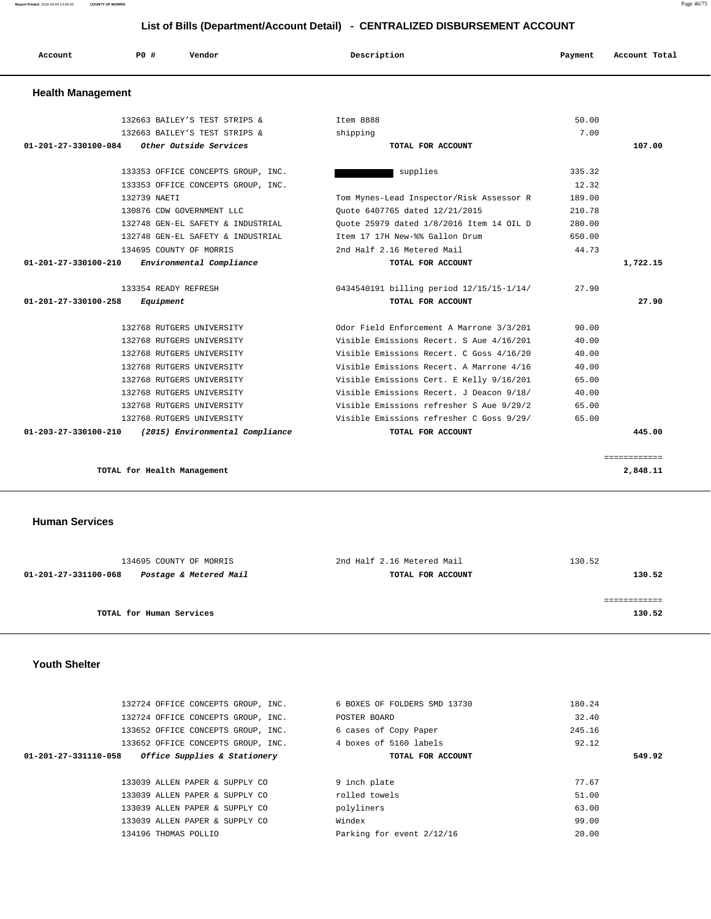# List of Bills (Department/Account Detail) - CENTRALIZED DISBURSEMENT ACCOUNT

| Account | P0 # | Vendor | Description | Payment | Account Total |
|---|---|---|---|---|---|

## Health Management

| Account | P0 # | Vendor | Description | Payment | Account Total |
|---|---|---|---|---|---|
| | 132663 | BAILEY'S TEST STRIPS & | Item 8888 | 50.00 | |
| | 132663 | BAILEY'S TEST STRIPS & | shipping | 7.00 | |
| 01-201-27-330100-084 | | *Other Outside Services* | TOTAL FOR ACCOUNT | | 107.00 |
| | 133353 | OFFICE CONCEPTS GROUP, INC. | supplies | 335.32 | |
| | 133353 | OFFICE CONCEPTS GROUP, INC. | | 12.32 | |
| | 132739 | NAETI | Tom Mynes-Lead Inspector/Risk Assessor R | 189.00 | |
| | 130876 | CDW GOVERNMENT LLC | Quote 6407765 dated 12/21/2015 | 210.78 | |
| | 132748 | GEN-EL SAFETY & INDUSTRIAL | Quote 25979 dated 1/8/2016 Item 14 OIL D | 280.00 | |
| | 132748 | GEN-EL SAFETY & INDUSTRIAL | Item 17 17H New-%% Gallon Drum | 650.00 | |
| | 134695 | COUNTY OF MORRIS | 2nd Half 2.16 Metered Mail | 44.73 | |
| 01-201-27-330100-210 | | *Environmental Compliance* | TOTAL FOR ACCOUNT | | 1,722.15 |
| | 133354 | READY REFRESH | 0434540191 billing period 12/15/15-1/14/ | 27.90 | |
| 01-201-27-330100-258 | | *Equipment* | TOTAL FOR ACCOUNT | | 27.90 |
| | 132768 | RUTGERS UNIVERSITY | Odor Field Enforcement A Marrone 3/3/201 | 90.00 | |
| | 132768 | RUTGERS UNIVERSITY | Visible Emissions Recert. S Aue 4/16/201 | 40.00 | |
| | 132768 | RUTGERS UNIVERSITY | Visible Emissions Recert. C Goss 4/16/20 | 40.00 | |
| | 132768 | RUTGERS UNIVERSITY | Visible Emissions Recert. A Marrone 4/16 | 40.00 | |
| | 132768 | RUTGERS UNIVERSITY | Visible Emissions Cert. E Kelly 9/16/201 | 65.00 | |
| | 132768 | RUTGERS UNIVERSITY | Visible Emissions Recert. J Deacon 9/18/ | 40.00 | |
| | 132768 | RUTGERS UNIVERSITY | Visible Emissions refresher S Aue 9/29/2 | 65.00 | |
| | 132768 | RUTGERS UNIVERSITY | Visible Emissions refresher C Goss 9/29/ | 65.00 | |
| 01-203-27-330100-210 | | *(2015) Environmental Compliance* | TOTAL FOR ACCOUNT | | 445.00 |
| | | **TOTAL for Health Management** | | | **2,848.11** |

## Human Services

| Account | P0 # | Vendor | Description | Payment | Account Total |
|---|---|---|---|---|---|
| | 134695 | COUNTY OF MORRIS | 2nd Half 2.16 Metered Mail | 130.52 | |
| 01-201-27-331100-068 | | *Postage & Metered Mail* | TOTAL FOR ACCOUNT | | 130.52 |
| | | **TOTAL for Human Services** | | | **130.52** |

## Youth Shelter

| Account | P0 # | Vendor | Description | Payment | Account Total |
|---|---|---|---|---|---|
| | 132724 | OFFICE CONCEPTS GROUP, INC. | 6 BOXES OF FOLDERS SMD 13730 | 180.24 | |
| | 132724 | OFFICE CONCEPTS GROUP, INC. | POSTER BOARD | 32.40 | |
| | 133652 | OFFICE CONCEPTS GROUP, INC. | 6 cases of Copy Paper | 245.16 | |
| | 133652 | OFFICE CONCEPTS GROUP, INC. | 4 boxes of 5160 labels | 92.12 | |
| 01-201-27-331110-058 | | *Office Supplies & Stationery* | TOTAL FOR ACCOUNT | | 549.92 |
| | 133039 | ALLEN PAPER & SUPPLY CO | 9 inch plate | 77.67 | |
| | 133039 | ALLEN PAPER & SUPPLY CO | rolled towels | 51.00 | |
| | 133039 | ALLEN PAPER & SUPPLY CO | polyliners | 63.00 | |
| | 133039 | ALLEN PAPER & SUPPLY CO | Windex | 99.00 | |
| | 134196 | THOMAS POLLIO | Parking for event 2/12/16 | 20.00 | |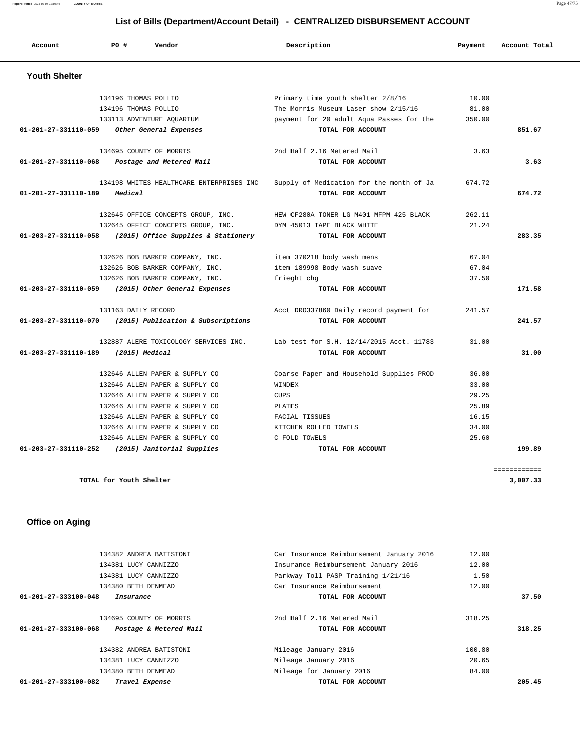## List of Bills (Department/Account Detail) - CENTRALIZED DISBURSEMENT ACCOUNT

| Account | PO # | Vendor | Description | Payment | Account Total |
|---|---|---|---|---|---|

### Youth Shelter

| Account | PO # | Vendor | Description | Payment | Account Total |
|---|---|---|---|---|---|
| | 134196 | THOMAS POLLIO | Primary time youth shelter 2/8/16 | 10.00 | |
| | 134196 | THOMAS POLLIO | The Morris Museum Laser show 2/15/16 | 81.00 | |
| | 133113 | ADVENTURE AQUARIUM | payment for 20 adult Aqua Passes for the | 350.00 | |
| **01-201-27-331110-059** | | ***Other General Expenses*** | **TOTAL FOR ACCOUNT** | | **851.67** |
| | 134695 | COUNTY OF MORRIS | 2nd Half 2.16 Metered Mail | 3.63 | |
| **01-201-27-331110-068** | | ***Postage and Metered Mail*** | **TOTAL FOR ACCOUNT** | | **3.63** |
| | 134198 | WHITES HEALTHCARE ENTERPRISES INC | Supply of Medication for the month of Ja | 674.72 | |
| **01-201-27-331110-189** | | ***Medical*** | **TOTAL FOR ACCOUNT** | | **674.72** |
| | 132645 | OFFICE CONCEPTS GROUP, INC. | HEW CF280A TONER LG M401 MFPM 425 BLACK | 262.11 | |
| | 132645 | OFFICE CONCEPTS GROUP, INC. | DYM 45013 TAPE BLACK WHITE | 21.24 | |
| **01-203-27-331110-058** | | ***(2015) Office Supplies & Stationery*** | **TOTAL FOR ACCOUNT** | | **283.35** |
| | 132626 | BOB BARKER COMPANY, INC. | item 370218 body wash mens | 67.04 | |
| | 132626 | BOB BARKER COMPANY, INC. | item 189998 Body wash suave | 67.04 | |
| | 132626 | BOB BARKER COMPANY, INC. | frieght chg | 37.50 | |
| **01-203-27-331110-059** | | ***(2015) Other General Expenses*** | **TOTAL FOR ACCOUNT** | | **171.58** |
| | 131163 | DAILY RECORD | Acct DRO337860 Daily record payment for | 241.57 | |
| **01-203-27-331110-070** | | ***(2015) Publication & Subscriptions*** | **TOTAL FOR ACCOUNT** | | **241.57** |
| | 132887 | ALERE TOXICOLOGY SERVICES INC. | Lab test for S.H. 12/14/2015 Acct. 11783 | 31.00 | |
| **01-203-27-331110-189** | | ***(2015) Medical*** | **TOTAL FOR ACCOUNT** | | **31.00** |
| | 132646 | ALLEN PAPER & SUPPLY CO | Coarse Paper and Household Supplies PROD | 36.00 | |
| | 132646 | ALLEN PAPER & SUPPLY CO | WINDEX | 33.00 | |
| | 132646 | ALLEN PAPER & SUPPLY CO | CUPS | 29.25 | |
| | 132646 | ALLEN PAPER & SUPPLY CO | PLATES | 25.89 | |
| | 132646 | ALLEN PAPER & SUPPLY CO | FACIAL TISSUES | 16.15 | |
| | 132646 | ALLEN PAPER & SUPPLY CO | KITCHEN ROLLED TOWELS | 34.00 | |
| | 132646 | ALLEN PAPER & SUPPLY CO | C FOLD TOWELS | 25.60 | |
| **01-203-27-331110-252** | | ***(2015) Janitorial Supplies*** | **TOTAL FOR ACCOUNT** | | **199.89** |
| | | | | | ============ |
| | | **TOTAL for Youth Shelter** | | | **3,007.33** |

### Office on Aging

| Account | PO # | Vendor | Description | Payment | Account Total |
|---|---|---|---|---|---|
| | 134382 | ANDREA BATISTONI | Car Insurance Reimbursement January 2016 | 12.00 | |
| | 134381 | LUCY CANNIZZO | Insurance Reimbursement January 2016 | 12.00 | |
| | 134381 | LUCY CANNIZZO | Parkway Toll PASP Training 1/21/16 | 1.50 | |
| | 134380 | BETH DENMEAD | Car Insurance Reimbursement | 12.00 | |
| **01-201-27-333100-048** | | ***Insurance*** | **TOTAL FOR ACCOUNT** | | **37.50** |
| | 134695 | COUNTY OF MORRIS | 2nd Half 2.16 Metered Mail | 318.25 | |
| **01-201-27-333100-068** | | ***Postage & Metered Mail*** | **TOTAL FOR ACCOUNT** | | **318.25** |
| | 134382 | ANDREA BATISTONI | Mileage January 2016 | 100.80 | |
| | 134381 | LUCY CANNIZZO | Mileage January 2016 | 20.65 | |
| | 134380 | BETH DENMEAD | Mileage for January 2016 | 84.00 | |
| **01-201-27-333100-082** | | ***Travel Expense*** | **TOTAL FOR ACCOUNT** | | **205.45** |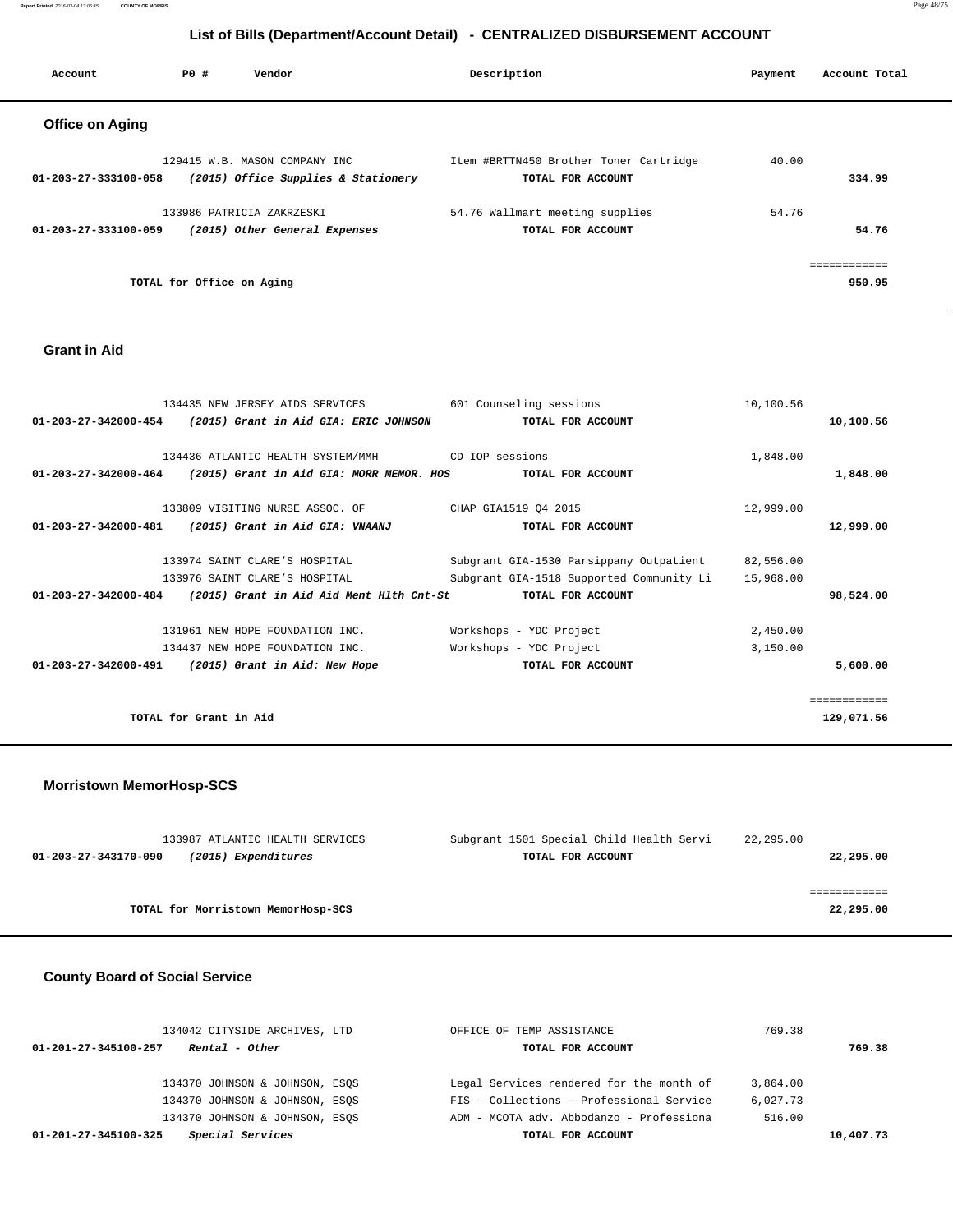## List of Bills (Department/Account Detail) - CENTRALIZED DISBURSEMENT ACCOUNT

| Account | PO # | Vendor | Description | Payment | Account Total |
|---|---|---|---|---|---|

### Office on Aging

| Account | PO # | Vendor | Description | Payment | Account Total |
|---|---|---|---|---|---|
| | 129415 | W.B. MASON COMPANY INC | Item #BRTTN450 Brother Toner Cartridge | 40.00 | |
| **01-203-27-333100-058** | | ***(2015) Office Supplies & Stationery*** | **TOTAL FOR ACCOUNT** | | **334.99** |
| | 133986 | PATRICIA ZAKRZESKI | 54.76 Wallmart meeting supplies | 54.76 | |
| **01-203-27-333100-059** | | ***(2015) Other General Expenses*** | **TOTAL FOR ACCOUNT** | | **54.76** |
| | | **TOTAL for Office on Aging** | | | **950.95** |

### Grant in Aid

| Account | PO # | Vendor | Description | Payment | Account Total |
|---|---|---|---|---|---|
| | 134435 | NEW JERSEY AIDS SERVICES | 601 Counseling sessions | 10,100.56 | |
| **01-203-27-342000-454** | | ***(2015) Grant in Aid GIA: ERIC JOHNSON*** | **TOTAL FOR ACCOUNT** | | **10,100.56** |
| | 134436 | ATLANTIC HEALTH SYSTEM/MMH | CD IOP sessions | 1,848.00 | |
| **01-203-27-342000-464** | | ***(2015) Grant in Aid GIA: MORR MEMOR. HOS*** | **TOTAL FOR ACCOUNT** | | **1,848.00** |
| | 133809 | VISITING NURSE ASSOC. OF | CHAP GIA1519 Q4 2015 | 12,999.00 | |
| **01-203-27-342000-481** | | ***(2015) Grant in Aid GIA: VNAANJ*** | **TOTAL FOR ACCOUNT** | | **12,999.00** |
| | 133974 | SAINT CLARE'S HOSPITAL | Subgrant GIA-1530 Parsippany Outpatient | 82,556.00 | |
| | 133976 | SAINT CLARE'S HOSPITAL | Subgrant GIA-1518 Supported Community Li | 15,968.00 | |
| **01-203-27-342000-484** | | ***(2015) Grant in Aid Aid Ment Hlth Cnt-St*** | **TOTAL FOR ACCOUNT** | | **98,524.00** |
| | 131961 | NEW HOPE FOUNDATION INC. | Workshops - YDC Project | 2,450.00 | |
| | 134437 | NEW HOPE FOUNDATION INC. | Workshops - YDC Project | 3,150.00 | |
| **01-203-27-342000-491** | | ***(2015) Grant in Aid: New Hope*** | **TOTAL FOR ACCOUNT** | | **5,600.00** |
| | | **TOTAL for Grant in Aid** | | | **129,071.56** |

### Morristown MemorHosp-SCS

| Account | PO # | Vendor | Description | Payment | Account Total |
|---|---|---|---|---|---|
| | 133987 | ATLANTIC HEALTH SERVICES | Subgrant 1501 Special Child Health Servi | 22,295.00 | |
| **01-203-27-343170-090** | | ***(2015) Expenditures*** | **TOTAL FOR ACCOUNT** | | **22,295.00** |
| | | **TOTAL for Morristown MemorHosp-SCS** | | | **22,295.00** |

### County Board of Social Service

| Account | PO # | Vendor | Description | Payment | Account Total |
|---|---|---|---|---|---|
| | 134042 | CITYSIDE ARCHIVES, LTD | OFFICE OF TEMP ASSISTANCE | 769.38 | |
| **01-201-27-345100-257** | | ***Rental - Other*** | **TOTAL FOR ACCOUNT** | | **769.38** |
| | 134370 | JOHNSON & JOHNSON, ESQS | Legal Services rendered for the month of | 3,864.00 | |
| | 134370 | JOHNSON & JOHNSON, ESQS | FIS - Collections - Professional Service | 6,027.73 | |
| | 134370 | JOHNSON & JOHNSON, ESQS | ADM - MCOTA adv. Abbodanzo - Professiona | 516.00 | |
| **01-201-27-345100-325** | | ***Special Services*** | **TOTAL FOR ACCOUNT** | | **10,407.73** |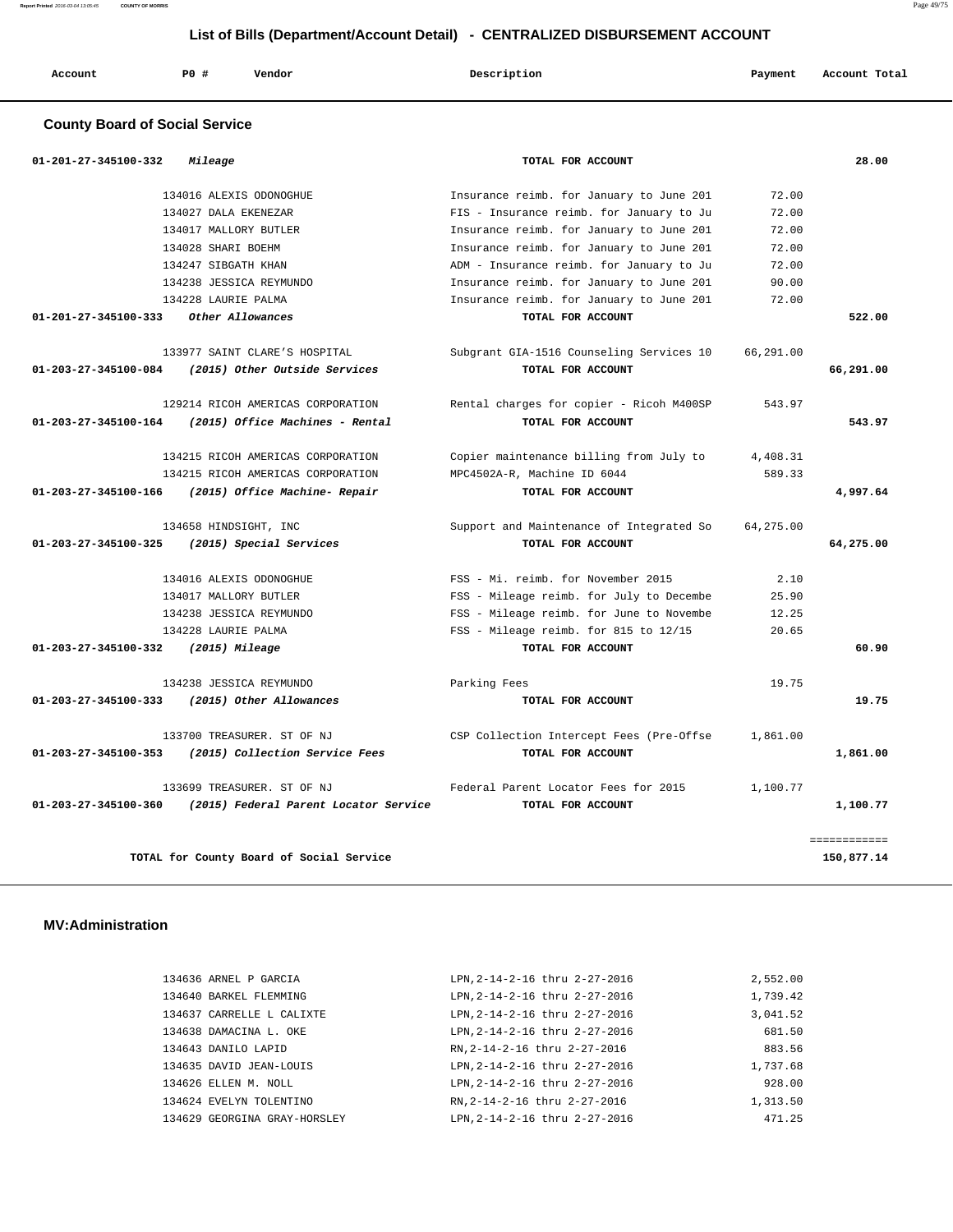## List of Bills (Department/Account Detail) - CENTRALIZED DISBURSEMENT ACCOUNT

| Account | PO # | Vendor | Description | Payment | Account Total |
|---|---|---|---|---|---|

### County Board of Social Service

| Account | PO # | Vendor | Description | Payment | Account Total |
|---|---|---|---|---|---|
| 01-201-27-345100-332 | | *Mileage* | TOTAL FOR ACCOUNT | | 28.00 |
| | 134016 | ALEXIS ODONOGHUE | Insurance reimb. for January to June 201 | 72.00 | |
| | 134027 | DALA EKENEZAR | FIS - Insurance reimb. for January to Ju | 72.00 | |
| | 134017 | MALLORY BUTLER | Insurance reimb. for January to June 201 | 72.00 | |
| | 134028 | SHARI BOEHM | Insurance reimb. for January to June 201 | 72.00 | |
| | 134247 | SIBGATH KHAN | ADM - Insurance reimb. for January to Ju | 72.00 | |
| | 134238 | JESSICA REYMUNDO | Insurance reimb. for January to June 201 | 90.00 | |
| | 134228 | LAURIE PALMA | Insurance reimb. for January to June 201 | 72.00 | |
| 01-201-27-345100-333 | | *Other Allowances* | TOTAL FOR ACCOUNT | | 522.00 |
| | 133977 | SAINT CLARE'S HOSPITAL | Subgrant GIA-1516 Counseling Services 10 | 66,291.00 | |
| 01-203-27-345100-084 | | *(2015) Other Outside Services* | TOTAL FOR ACCOUNT | | 66,291.00 |
| | 129214 | RICOH AMERICAS CORPORATION | Rental charges for copier - Ricoh M400SP | 543.97 | |
| 01-203-27-345100-164 | | *(2015) Office Machines - Rental* | TOTAL FOR ACCOUNT | | 543.97 |
| | 134215 | RICOH AMERICAS CORPORATION | Copier maintenance billing from July to | 4,408.31 | |
| | 134215 | RICOH AMERICAS CORPORATION | MPC4502A-R, Machine ID 6044 | 589.33 | |
| 01-203-27-345100-166 | | *(2015) Office Machine- Repair* | TOTAL FOR ACCOUNT | | 4,997.64 |
| | 134658 | HINDSIGHT, INC | Support and Maintenance of Integrated So | 64,275.00 | |
| 01-203-27-345100-325 | | *(2015) Special Services* | TOTAL FOR ACCOUNT | | 64,275.00 |
| | 134016 | ALEXIS ODONOGHUE | FSS - Mi. reimb. for November 2015 | 2.10 | |
| | 134017 | MALLORY BUTLER | FSS - Mileage reimb. for July to Decembe | 25.90 | |
| | 134238 | JESSICA REYMUNDO | FSS - Mileage reimb. for June to Novembe | 12.25 | |
| | 134228 | LAURIE PALMA | FSS - Mileage reimb. for 815 to 12/15 | 20.65 | |
| 01-203-27-345100-332 | | *(2015) Mileage* | TOTAL FOR ACCOUNT | | 60.90 |
| | 134238 | JESSICA REYMUNDO | Parking Fees | 19.75 | |
| 01-203-27-345100-333 | | *(2015) Other Allowances* | TOTAL FOR ACCOUNT | | 19.75 |
| | 133700 | TREASURER. ST OF NJ | CSP Collection Intercept Fees (Pre-Offse | 1,861.00 | |
| 01-203-27-345100-353 | | *(2015) Collection Service Fees* | TOTAL FOR ACCOUNT | | 1,861.00 |
| | 133699 | TREASURER. ST OF NJ | Federal Parent Locator Fees for 2015 | 1,100.77 | |
| 01-203-27-345100-360 | | *(2015) Federal Parent Locator Service* | TOTAL FOR ACCOUNT | | 1,100.77 |
| | | | | | ============ |
| | | TOTAL for County Board of Social Service | | | 150,877.14 |

### MV:Administration

| Account | PO # | Vendor | Description | Payment | Account Total |
|---|---|---|---|---|---|
| | 134636 | ARNEL P GARCIA | LPN,2-14-2-16 thru 2-27-2016 | 2,552.00 | |
| | 134640 | BARKEL FLEMMING | LPN,2-14-2-16 thru 2-27-2016 | 1,739.42 | |
| | 134637 | CARRELLE L CALIXTE | LPN,2-14-2-16 thru 2-27-2016 | 3,041.52 | |
| | 134638 | DAMACINA L. OKE | LPN,2-14-2-16 thru 2-27-2016 | 681.50 | |
| | 134643 | DANILO LAPID | RN,2-14-2-16 thru 2-27-2016 | 883.56 | |
| | 134635 | DAVID JEAN-LOUIS | LPN,2-14-2-16 thru 2-27-2016 | 1,737.68 | |
| | 134626 | ELLEN M. NOLL | LPN,2-14-2-16 thru 2-27-2016 | 928.00 | |
| | 134624 | EVELYN TOLENTINO | RN,2-14-2-16 thru 2-27-2016 | 1,313.50 | |
| | 134629 | GEORGINA GRAY-HORSLEY | LPN,2-14-2-16 thru 2-27-2016 | 471.25 | |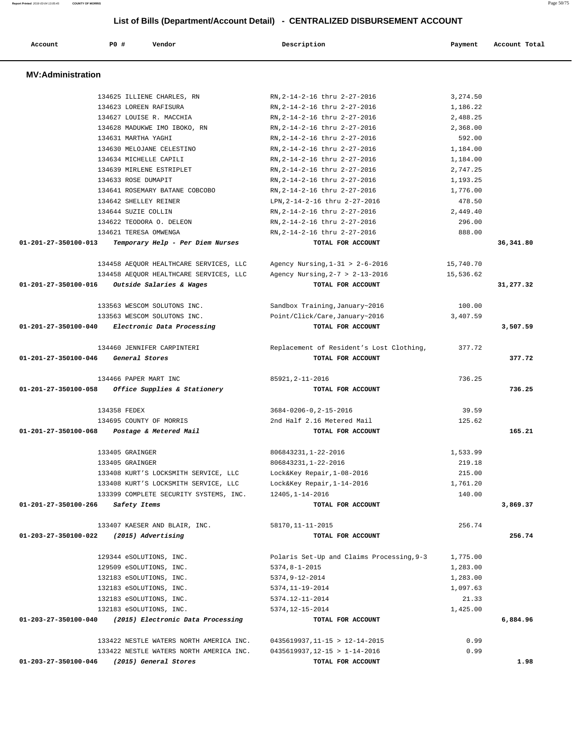## List of Bills (Department/Account Detail) - CENTRALIZED DISBURSEMENT ACCOUNT

| Account | PO # | Vendor | Description | Payment | Account Total |
|---|---|---|---|---|---|

### MV:Administration

| Account | PO # | Vendor | Description | Payment | Account Total |
|---|---|---|---|---|---|
| | 134625 | ILLIENE CHARLES, RN | RN,2-14-2-16 thru 2-27-2016 | 3,274.50 | |
| | 134623 | LOREEN RAFISURA | RN,2-14-2-16 thru 2-27-2016 | 1,186.22 | |
| | 134627 | LOUISE R. MACCHIA | RN,2-14-2-16 thru 2-27-2016 | 2,488.25 | |
| | 134628 | MADUKWE IMO IBOKO, RN | RN,2-14-2-16 thru 2-27-2016 | 2,368.00 | |
| | 134631 | MARTHA YAGHI | RN,2-14-2-16 thru 2-27-2016 | 592.00 | |
| | 134630 | MELOJANE CELESTINO | RN,2-14-2-16 thru 2-27-2016 | 1,184.00 | |
| | 134634 | MICHELLE CAPILI | RN,2-14-2-16 thru 2-27-2016 | 1,184.00 | |
| | 134639 | MIRLENE ESTRIPLET | RN,2-14-2-16 thru 2-27-2016 | 2,747.25 | |
| | 134633 | ROSE DUMAPIT | RN,2-14-2-16 thru 2-27-2016 | 1,193.25 | |
| | 134641 | ROSEMARY BATANE COBCOBO | RN,2-14-2-16 thru 2-27-2016 | 1,776.00 | |
| | 134642 | SHELLEY REINER | LPN,2-14-2-16 thru 2-27-2016 | 478.50 | |
| | 134644 | SUZIE COLLIN | RN,2-14-2-16 thru 2-27-2016 | 2,449.40 | |
| | 134622 | TEODORA O. DELEON | RN,2-14-2-16 thru 2-27-2016 | 296.00 | |
| | 134621 | TERESA OMWENGA | RN,2-14-2-16 thru 2-27-2016 | 888.00 | |
| **01-201-27-350100-013** | | ***Temporary Help - Per Diem Nurses*** | **TOTAL FOR ACCOUNT** | | **36,341.80** |
| | 134458 | AEQUOR HEALTHCARE SERVICES, LLC | Agency Nursing,1-31 > 2-6-2016 | 15,740.70 | |
| | 134458 | AEQUOR HEALTHCARE SERVICES, LLC | Agency Nursing,2-7 > 2-13-2016 | 15,536.62 | |
| **01-201-27-350100-016** | | ***Outside Salaries & Wages*** | **TOTAL FOR ACCOUNT** | | **31,277.32** |
| | 133563 | WESCOM SOLUTONS INC. | Sandbox Training,January~2016 | 100.00 | |
| | 133563 | WESCOM SOLUTONS INC. | Point/Click/Care,January~2016 | 3,407.59 | |
| **01-201-27-350100-040** | | ***Electronic Data Processing*** | **TOTAL FOR ACCOUNT** | | **3,507.59** |
| | 134460 | JENNIFER CARPINTERI | Replacement of Resident's Lost Clothing, | 377.72 | |
| **01-201-27-350100-046** | | ***General Stores*** | **TOTAL FOR ACCOUNT** | | **377.72** |
| | 134466 | PAPER MART INC | 85921,2-11-2016 | 736.25 | |
| **01-201-27-350100-058** | | ***Office Supplies & Stationery*** | **TOTAL FOR ACCOUNT** | | **736.25** |
| | 134358 | FEDEX | 3684-0206-0,2-15-2016 | 39.59 | |
| | 134695 | COUNTY OF MORRIS | 2nd Half 2.16 Metered Mail | 125.62 | |
| **01-201-27-350100-068** | | ***Postage & Metered Mail*** | **TOTAL FOR ACCOUNT** | | **165.21** |
| | 133405 | GRAINGER | 806843231,1-22-2016 | 1,533.99 | |
| | 133405 | GRAINGER | 806843231,1-22-2016 | 219.18 | |
| | 133408 | KURT'S LOCKSMITH SERVICE, LLC | Lock&Key Repair,1-08-2016 | 215.00 | |
| | 133408 | KURT'S LOCKSMITH SERVICE, LLC | Lock&Key Repair,1-14-2016 | 1,761.20 | |
| | 133399 | COMPLETE SECURITY SYSTEMS, INC. | 12405,1-14-2016 | 140.00 | |
| **01-201-27-350100-266** | | ***Safety Items*** | **TOTAL FOR ACCOUNT** | | **3,869.37** |
| | 133407 | KAESER AND BLAIR, INC. | 58170,11-11-2015 | 256.74 | |
| **01-203-27-350100-022** | | ***(2015) Advertising*** | **TOTAL FOR ACCOUNT** | | **256.74** |
| | 129344 | eSOLUTIONS, INC. | Polaris Set-Up and Claims Processing,9-3 | 1,775.00 | |
| | 129509 | eSOLUTIONS, INC. | 5374,8-1-2015 | 1,283.00 | |
| | 132183 | eSOLUTIONS, INC. | 5374,9-12-2014 | 1,283.00 | |
| | 132183 | eSOLUTIONS, INC. | 5374,11-19-2014 | 1,097.63 | |
| | 132183 | eSOLUTIONS, INC. | 5374.12-11-2014 | 21.33 | |
| | 132183 | eSOLUTIONS, INC. | 5374,12-15-2014 | 1,425.00 | |
| **01-203-27-350100-040** | | ***(2015) Electronic Data Processing*** | **TOTAL FOR ACCOUNT** | | **6,884.96** |
| | 133422 | NESTLE WATERS NORTH AMERICA INC. | 0435619937,11-15 > 12-14-2015 | 0.99 | |
| | 133422 | NESTLE WATERS NORTH AMERICA INC. | 0435619937,12-15 > 1-14-2016 | 0.99 | |
| **01-203-27-350100-046** | | ***(2015) General Stores*** | **TOTAL FOR ACCOUNT** | | **1.98** |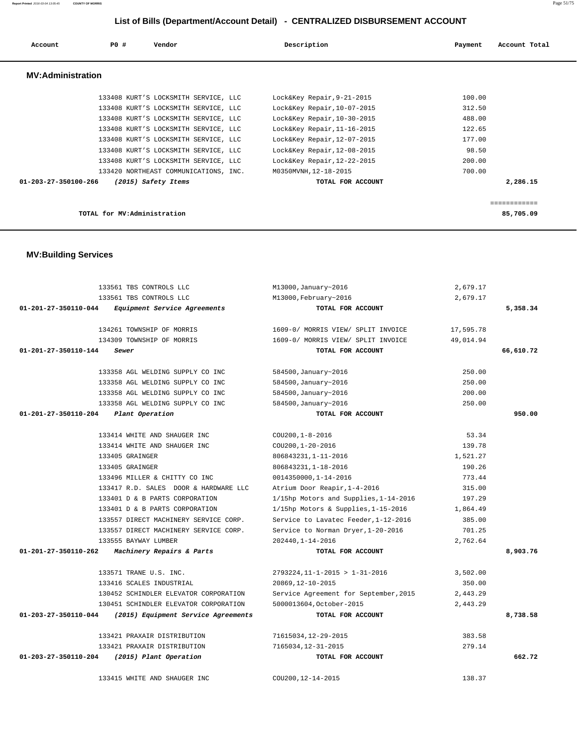## List of Bills (Department/Account Detail) - CENTRALIZED DISBURSEMENT ACCOUNT

| Account | P0 # | Vendor | Description | Payment | Account Total |
|---|---|---|---|---|---|

### MV:Administration

| Account | P0 # | Vendor | Description | Payment | Account Total |
|---|---|---|---|---|---|
| | 133408 | KURT'S LOCKSMITH SERVICE, LLC | Lock&Key Repair,9-21-2015 | 100.00 | |
| | 133408 | KURT'S LOCKSMITH SERVICE, LLC | Lock&Key Repair,10-07-2015 | 312.50 | |
| | 133408 | KURT'S LOCKSMITH SERVICE, LLC | Lock&Key Repair,10-30-2015 | 488.00 | |
| | 133408 | KURT'S LOCKSMITH SERVICE, LLC | Lock&Key Repair,11-16-2015 | 122.65 | |
| | 133408 | KURT'S LOCKSMITH SERVICE, LLC | Lock&Key Repair,12-07-2015 | 177.00 | |
| | 133408 | KURT'S LOCKSMITH SERVICE, LLC | Lock&Key Repair,12-08-2015 | 98.50 | |
| | 133408 | KURT'S LOCKSMITH SERVICE, LLC | Lock&Key Repair,12-22-2015 | 200.00 | |
| | 133420 | NORTHEAST COMMUNICATIONS, INC. | M0350MVNH,12-18-2015 | 700.00 | |
| **01-203-27-350100-266** | | *(2015) Safety Items* | **TOTAL FOR ACCOUNT** | | **2,286.15** |
| | | | | | ============ |
| | | **TOTAL for MV:Administration** | | | **85,705.09** |

### MV:Building Services

| Account | P0 # | Vendor | Description | Payment | Account Total |
|---|---|---|---|---|---|
| | 133561 | TBS CONTROLS LLC | M13000,January~2016 | 2,679.17 | |
| | 133561 | TBS CONTROLS LLC | M13000,February~2016 | 2,679.17 | |
| **01-201-27-350110-044** | | *Equipment Service Agreements* | **TOTAL FOR ACCOUNT** | | **5,358.34** |
| | 134261 | TOWNSHIP OF MORRIS | 1609-0/ MORRIS VIEW/ SPLIT INVOICE | 17,595.78 | |
| | 134309 | TOWNSHIP OF MORRIS | 1609-0/ MORRIS VIEW/ SPLIT INVOICE | 49,014.94 | |
| **01-201-27-350110-144** | | *Sewer* | **TOTAL FOR ACCOUNT** | | **66,610.72** |
| | 133358 | AGL WELDING SUPPLY CO INC | 584500,January~2016 | 250.00 | |
| | 133358 | AGL WELDING SUPPLY CO INC | 584500,January~2016 | 250.00 | |
| | 133358 | AGL WELDING SUPPLY CO INC | 584500,January~2016 | 200.00 | |
| | 133358 | AGL WELDING SUPPLY CO INC | 584500,January~2016 | 250.00 | |
| **01-201-27-350110-204** | | *Plant Operation* | **TOTAL FOR ACCOUNT** | | **950.00** |
| | 133414 | WHITE AND SHAUGER INC | COU200,1-8-2016 | 53.34 | |
| | 133414 | WHITE AND SHAUGER INC | COU200,1-20-2016 | 139.78 | |
| | 133405 | GRAINGER | 806843231,1-11-2016 | 1,521.27 | |
| | 133405 | GRAINGER | 806843231,1-18-2016 | 190.26 | |
| | 133496 | MILLER & CHITTY CO INC | 0014350000,1-14-2016 | 773.44 | |
| | 133417 | R.D. SALES DOOR & HARDWARE LLC | Atrium Door Reapir,1-4-2016 | 315.00 | |
| | 133401 | D & B PARTS CORPORATION | 1/15hp Motors and Supplies,1-14-2016 | 197.29 | |
| | 133401 | D & B PARTS CORPORATION | 1/15hp Motors & Supplies,1-15-2016 | 1,864.49 | |
| | 133557 | DIRECT MACHINERY SERVICE CORP. | Service to Lavatec Feeder,1-12-2016 | 385.00 | |
| | 133557 | DIRECT MACHINERY SERVICE CORP. | Service to Norman Dryer,1-20-2016 | 701.25 | |
| | 133555 | BAYWAY LUMBER | 202440,1-14-2016 | 2,762.64 | |
| **01-201-27-350110-262** | | *Machinery Repairs & Parts* | **TOTAL FOR ACCOUNT** | | **8,903.76** |
| | 133571 | TRANE U.S. INC. | 2793224,11-1-2015 > 1-31-2016 | 3,502.00 | |
| | 133416 | SCALES INDUSTRIAL | 20869,12-10-2015 | 350.00 | |
| | 130452 | SCHINDLER ELEVATOR CORPORATION | Service Agreement for September,2015 | 2,443.29 | |
| | 130451 | SCHINDLER ELEVATOR CORPORATION | 5000013604,October-2015 | 2,443.29 | |
| **01-203-27-350110-044** | | *(2015) Equipment Service Agreements* | **TOTAL FOR ACCOUNT** | | **8,738.58** |
| | 133421 | PRAXAIR DISTRIBUTION | 71615034,12-29-2015 | 383.58 | |
| | 133421 | PRAXAIR DISTRIBUTION | 7165034,12-31-2015 | 279.14 | |
| **01-203-27-350110-204** | | *(2015) Plant Operation* | **TOTAL FOR ACCOUNT** | | **662.72** |
| | 133415 | WHITE AND SHAUGER INC | COU200,12-14-2015 | 138.37 | |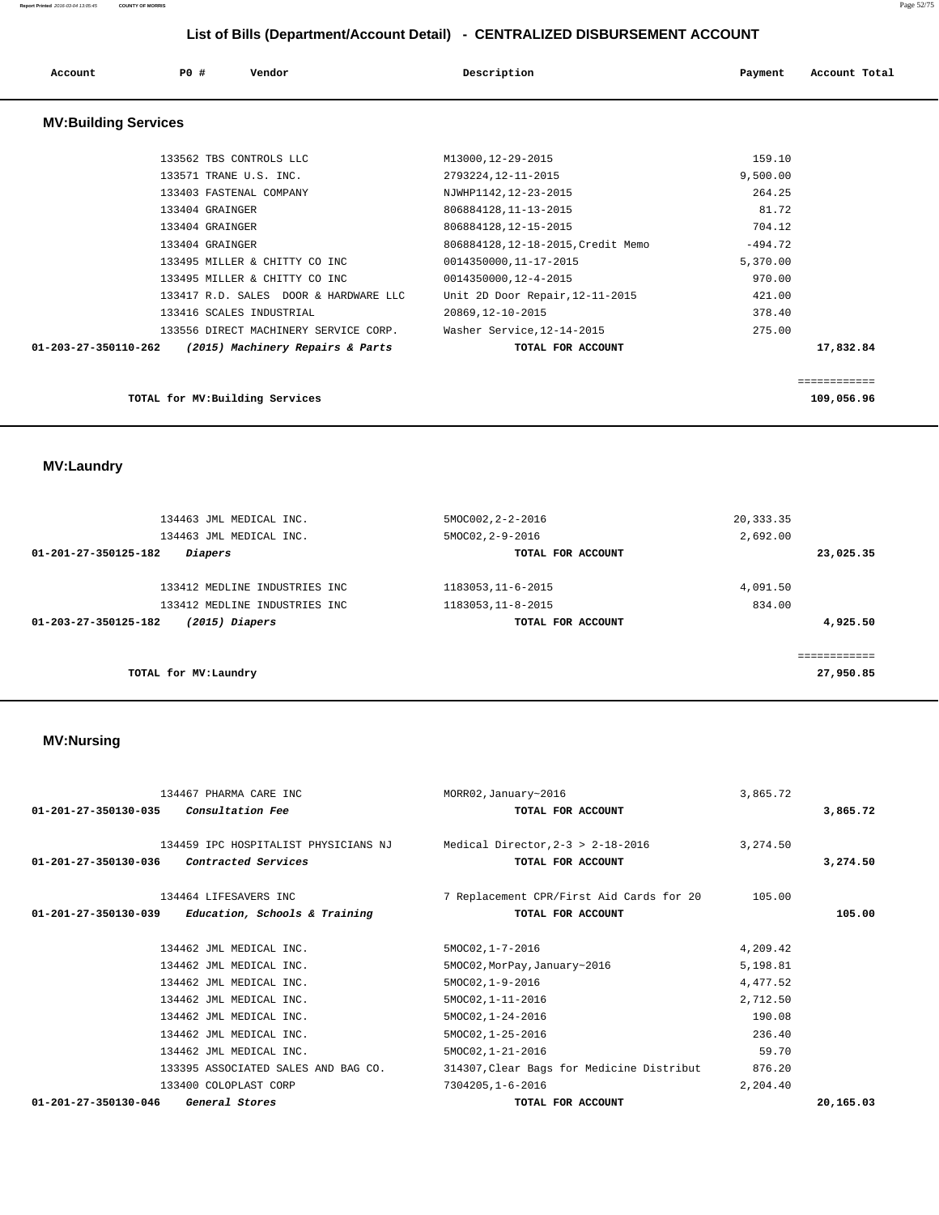## List of Bills (Department/Account Detail) - CENTRALIZED DISBURSEMENT ACCOUNT

| Account | PO # | Vendor | Description | Payment | Account Total |
|---|---|---|---|---|---|

### MV:Building Services

| Account | PO # | Vendor | Description | Payment | Account Total |
|---|---|---|---|---|---|
| | 133562 | TBS CONTROLS LLC | M13000,12-29-2015 | 159.10 | |
| | 133571 | TRANE U.S. INC. | 2793224,12-11-2015 | 9,500.00 | |
| | 133403 | FASTENAL COMPANY | NJWHP1142,12-23-2015 | 264.25 | |
| | 133404 | GRAINGER | 806884128,11-13-2015 | 81.72 | |
| | 133404 | GRAINGER | 806884128,12-15-2015 | 704.12 | |
| | 133404 | GRAINGER | 806884128,12-18-2015,Credit Memo | -494.72 | |
| | 133495 | MILLER & CHITTY CO INC | 0014350000,11-17-2015 | 5,370.00 | |
| | 133495 | MILLER & CHITTY CO INC | 0014350000,12-4-2015 | 970.00 | |
| | 133417 | R.D. SALES DOOR & HARDWARE LLC | Unit 2D Door Repair,12-11-2015 | 421.00 | |
| | 133416 | SCALES INDUSTRIAL | 20869,12-10-2015 | 378.40 | |
| | 133556 | DIRECT MACHINERY SERVICE CORP. | Washer Service,12-14-2015 | 275.00 | |
| **01-203-27-350110-262** | | ***(2015) Machinery Repairs & Parts*** | **TOTAL FOR ACCOUNT** | | **17,832.84** |
| | | | | | ============ |
| | | **TOTAL for MV:Building Services** | | | **109,056.96** |

### MV:Laundry

| Account | PO # | Vendor | Description | Payment | Account Total |
|---|---|---|---|---|---|
| | 134463 | JML MEDICAL INC. | 5MOC002,2-2-2016 | 20,333.35 | |
| | 134463 | JML MEDICAL INC. | 5MOC02,2-9-2016 | 2,692.00 | |
| **01-201-27-350125-182** | | ***Diapers*** | **TOTAL FOR ACCOUNT** | | **23,025.35** |
| | 133412 | MEDLINE INDUSTRIES INC | 1183053,11-6-2015 | 4,091.50 | |
| | 133412 | MEDLINE INDUSTRIES INC | 1183053,11-8-2015 | 834.00 | |
| **01-203-27-350125-182** | | ***(2015) Diapers*** | **TOTAL FOR ACCOUNT** | | **4,925.50** |
| | | | | | ============ |
| | | **TOTAL for MV:Laundry** | | | **27,950.85** |

### MV:Nursing

| Account | PO # | Vendor | Description | Payment | Account Total |
|---|---|---|---|---|---|
| | 134467 | PHARMA CARE INC | MORR02,January~2016 | 3,865.72 | |
| **01-201-27-350130-035** | | ***Consultation Fee*** | **TOTAL FOR ACCOUNT** | | **3,865.72** |
| | 134459 | IPC HOSPITALIST PHYSICIANS NJ | Medical Director,2-3 > 2-18-2016 | 3,274.50 | |
| **01-201-27-350130-036** | | ***Contracted Services*** | **TOTAL FOR ACCOUNT** | | **3,274.50** |
| | 134464 | LIFESAVERS INC | 7 Replacement CPR/First Aid Cards for 20 | 105.00 | |
| **01-201-27-350130-039** | | ***Education, Schools & Training*** | **TOTAL FOR ACCOUNT** | | **105.00** |
| | 134462 | JML MEDICAL INC. | 5MOC02,1-7-2016 | 4,209.42 | |
| | 134462 | JML MEDICAL INC. | 5MOC02,MorPay,January~2016 | 5,198.81 | |
| | 134462 | JML MEDICAL INC. | 5MOC02,1-9-2016 | 4,477.52 | |
| | 134462 | JML MEDICAL INC. | 5MOC02,1-11-2016 | 2,712.50 | |
| | 134462 | JML MEDICAL INC. | 5MOC02,1-24-2016 | 190.08 | |
| | 134462 | JML MEDICAL INC. | 5MOC02,1-25-2016 | 236.40 | |
| | 134462 | JML MEDICAL INC. | 5MOC02,1-21-2016 | 59.70 | |
| | 133395 | ASSOCIATED SALES AND BAG CO. | 314307,Clear Bags for Medicine Distribut | 876.20 | |
| | 133400 | COLOPLAST CORP | 7304205,1-6-2016 | 2,204.40 | |
| **01-201-27-350130-046** | | ***General Stores*** | **TOTAL FOR ACCOUNT** | | **20,165.03** |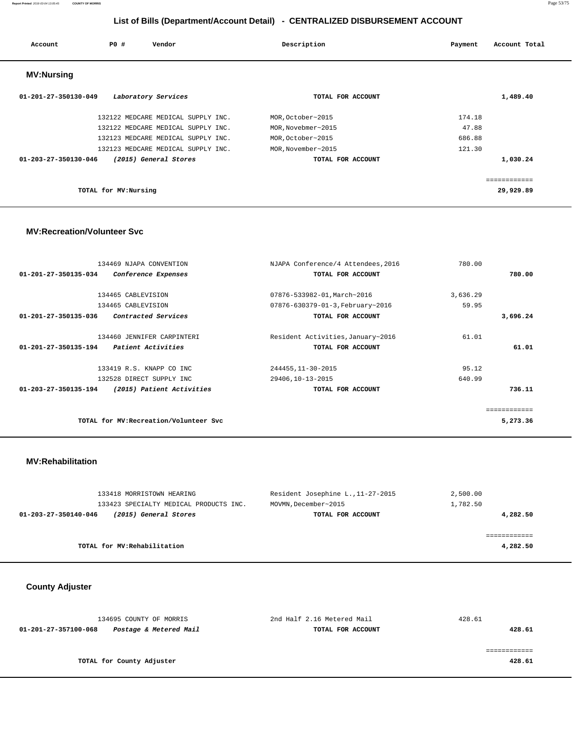## List of Bills (Department/Account Detail) - CENTRALIZED DISBURSEMENT ACCOUNT

| Account | PO # | Vendor | Description | Payment | Account Total |
|---|---|---|---|---|---|

### MV:Nursing

| Account | PO # | Vendor | Description | Payment | Account Total |
|---|---|---|---|---|---|
| 01-201-27-350130-049 | | *Laboratory Services* | TOTAL FOR ACCOUNT | | 1,489.40 |
| | 132122 | MEDCARE MEDICAL SUPPLY INC. | MOR,October~2015 | 174.18 | |
| | 132122 | MEDCARE MEDICAL SUPPLY INC. | MOR,Novebmer~2015 | 47.88 | |
| | 132123 | MEDCARE MEDICAL SUPPLY INC. | MOR,October~2015 | 686.88 | |
| | 132123 | MEDCARE MEDICAL SUPPLY INC. | MOR,November~2015 | 121.30 | |
| 01-203-27-350130-046 | | *(2015) General Stores* | TOTAL FOR ACCOUNT | | 1,030.24 |
| | | TOTAL for MV:Nursing | | | 29,929.89 |

### MV:Recreation/Volunteer Svc

| Account | PO # | Vendor | Description | Payment | Account Total |
|---|---|---|---|---|---|
| | 134469 | NJAPA CONVENTION | NJAPA Conference/4 Attendees,2016 | 780.00 | |
| 01-201-27-350135-034 | | *Conference Expenses* | TOTAL FOR ACCOUNT | | 780.00 |
| | 134465 | CABLEVISION | 07876-533982-01,March~2016 | 3,636.29 | |
| | 134465 | CABLEVISION | 07876-630379-01-3,February~2016 | 59.95 | |
| 01-201-27-350135-036 | | *Contracted Services* | TOTAL FOR ACCOUNT | | 3,696.24 |
| | 134460 | JENNIFER CARPINTERI | Resident Activities,January~2016 | 61.01 | |
| 01-201-27-350135-194 | | *Patient Activities* | TOTAL FOR ACCOUNT | | 61.01 |
| | 133419 | R.S. KNAPP CO INC | 244455,11-30-2015 | 95.12 | |
| | 132528 | DIRECT SUPPLY INC | 29406,10-13-2015 | 640.99 | |
| 01-203-27-350135-194 | | *(2015) Patient Activities* | TOTAL FOR ACCOUNT | | 736.11 |
| | | TOTAL for MV:Recreation/Volunteer Svc | | | 5,273.36 |

### MV:Rehabilitation

| Account | PO # | Vendor | Description | Payment | Account Total |
|---|---|---|---|---|---|
| | 133418 | MORRISTOWN HEARING | Resident Josephine L.,11-27-2015 | 2,500.00 | |
| | 133423 | SPECIALTY MEDICAL PRODUCTS INC. | MOVMN,December~2015 | 1,782.50 | |
| 01-203-27-350140-046 | | *(2015) General Stores* | TOTAL FOR ACCOUNT | | 4,282.50 |
| | | TOTAL for MV:Rehabilitation | | | 4,282.50 |

### County Adjuster

| Account | PO # | Vendor | Description | Payment | Account Total |
|---|---|---|---|---|---|
| | 134695 | COUNTY OF MORRIS | 2nd Half 2.16 Metered Mail | 428.61 | |
| 01-201-27-357100-068 | | *Postage & Metered Mail* | TOTAL FOR ACCOUNT | | 428.61 |
| | | TOTAL for County Adjuster | | | 428.61 |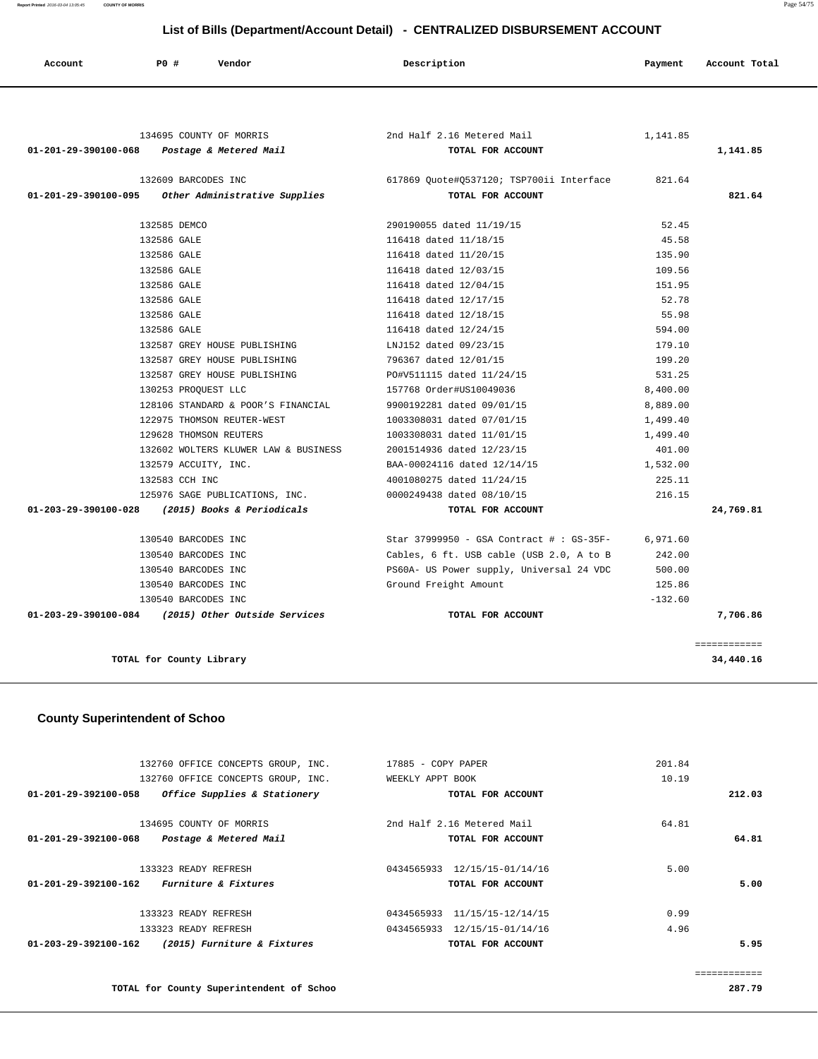## List of Bills (Department/Account Detail) - CENTRALIZED DISBURSEMENT ACCOUNT

| Account | PO # | Vendor | Description | Payment | Account Total |
|---|---|---|---|---|---|
| | 134695 | COUNTY OF MORRIS | 2nd Half 2.16 Metered Mail | 1,141.85 | |
| 01-201-29-390100-068 | | *Postage & Metered Mail* | TOTAL FOR ACCOUNT | | 1,141.85 |
| | 132609 | BARCODES INC | 617869 Quote#Q537120; TSP700ii Interface | 821.64 | |
| 01-201-29-390100-095 | | *Other Administrative Supplies* | TOTAL FOR ACCOUNT | | 821.64 |
| | 132585 | DEMCO | 290190055 dated 11/19/15 | 52.45 | |
| | 132586 | GALE | 116418 dated 11/18/15 | 45.58 | |
| | 132586 | GALE | 116418 dated 11/20/15 | 135.90 | |
| | 132586 | GALE | 116418 dated 12/03/15 | 109.56 | |
| | 132586 | GALE | 116418 dated 12/04/15 | 151.95 | |
| | 132586 | GALE | 116418 dated 12/17/15 | 52.78 | |
| | 132586 | GALE | 116418 dated 12/18/15 | 55.98 | |
| | 132586 | GALE | 116418 dated 12/24/15 | 594.00 | |
| | 132587 | GREY HOUSE PUBLISHING | LNJ152 dated 09/23/15 | 179.10 | |
| | 132587 | GREY HOUSE PUBLISHING | 796367 dated 12/01/15 | 199.20 | |
| | 132587 | GREY HOUSE PUBLISHING | PO#V511115 dated 11/24/15 | 531.25 | |
| | 130253 | PROQUEST LLC | 157768 Order#US10049036 | 8,400.00 | |
| | 128106 | STANDARD & POOR'S FINANCIAL | 9900192281 dated 09/01/15 | 8,889.00 | |
| | 122975 | THOMSON REUTER-WEST | 1003308031 dated 07/01/15 | 1,499.40 | |
| | 129628 | THOMSON REUTERS | 1003308031 dated 11/01/15 | 1,499.40 | |
| | 132602 | WOLTERS KLUWER LAW & BUSINESS | 2001514936 dated 12/23/15 | 401.00 | |
| | 132579 | ACCUITY, INC. | BAA-00024116 dated 12/14/15 | 1,532.00 | |
| | 132583 | CCH INC | 4001080275 dated 11/24/15 | 225.11 | |
| | 125976 | SAGE PUBLICATIONS, INC. | 0000249438 dated 08/10/15 | 216.15 | |
| 01-203-29-390100-028 | | *(2015) Books & Periodicals* | TOTAL FOR ACCOUNT | | 24,769.81 |
| | 130540 | BARCODES INC | Star 37999950 - GSA Contract # : GS-35F- | 6,971.60 | |
| | 130540 | BARCODES INC | Cables, 6 ft. USB cable (USB 2.0, A to B | 242.00 | |
| | 130540 | BARCODES INC | PS60A- US Power supply, Universal 24 VDC | 500.00 | |
| | 130540 | BARCODES INC | Ground Freight Amount | 125.86 | |
| | 130540 | BARCODES INC | | -132.60 | |
| 01-203-29-390100-084 | | *(2015) Other Outside Services* | TOTAL FOR ACCOUNT | | 7,706.86 |
| | | | | | ============ |
| | | TOTAL for County Library | | | 34,440.16 |

### County Superintendent of Schoo

| Account | PO # | Vendor | Description | Payment | Account Total |
|---|---|---|---|---|---|
| | 132760 | OFFICE CONCEPTS GROUP, INC. | 17885 - COPY PAPER | 201.84 | |
| | 132760 | OFFICE CONCEPTS GROUP, INC. | WEEKLY APPT BOOK | 10.19 | |
| 01-201-29-392100-058 | | *Office Supplies & Stationery* | TOTAL FOR ACCOUNT | | 212.03 |
| | 134695 | COUNTY OF MORRIS | 2nd Half 2.16 Metered Mail | 64.81 | |
| 01-201-29-392100-068 | | *Postage & Metered Mail* | TOTAL FOR ACCOUNT | | 64.81 |
| | 133323 | READY REFRESH | 0434565933 12/15/15-01/14/16 | 5.00 | |
| 01-201-29-392100-162 | | *Furniture & Fixtures* | TOTAL FOR ACCOUNT | | 5.00 |
| | 133323 | READY REFRESH | 0434565933 11/15/15-12/14/15 | 0.99 | |
| | 133323 | READY REFRESH | 0434565933 12/15/15-01/14/16 | 4.96 | |
| 01-203-29-392100-162 | | *(2015) Furniture & Fixtures* | TOTAL FOR ACCOUNT | | 5.95 |
| | | | | | ============ |
| | | TOTAL for County Superintendent of Schoo | | | 287.79 |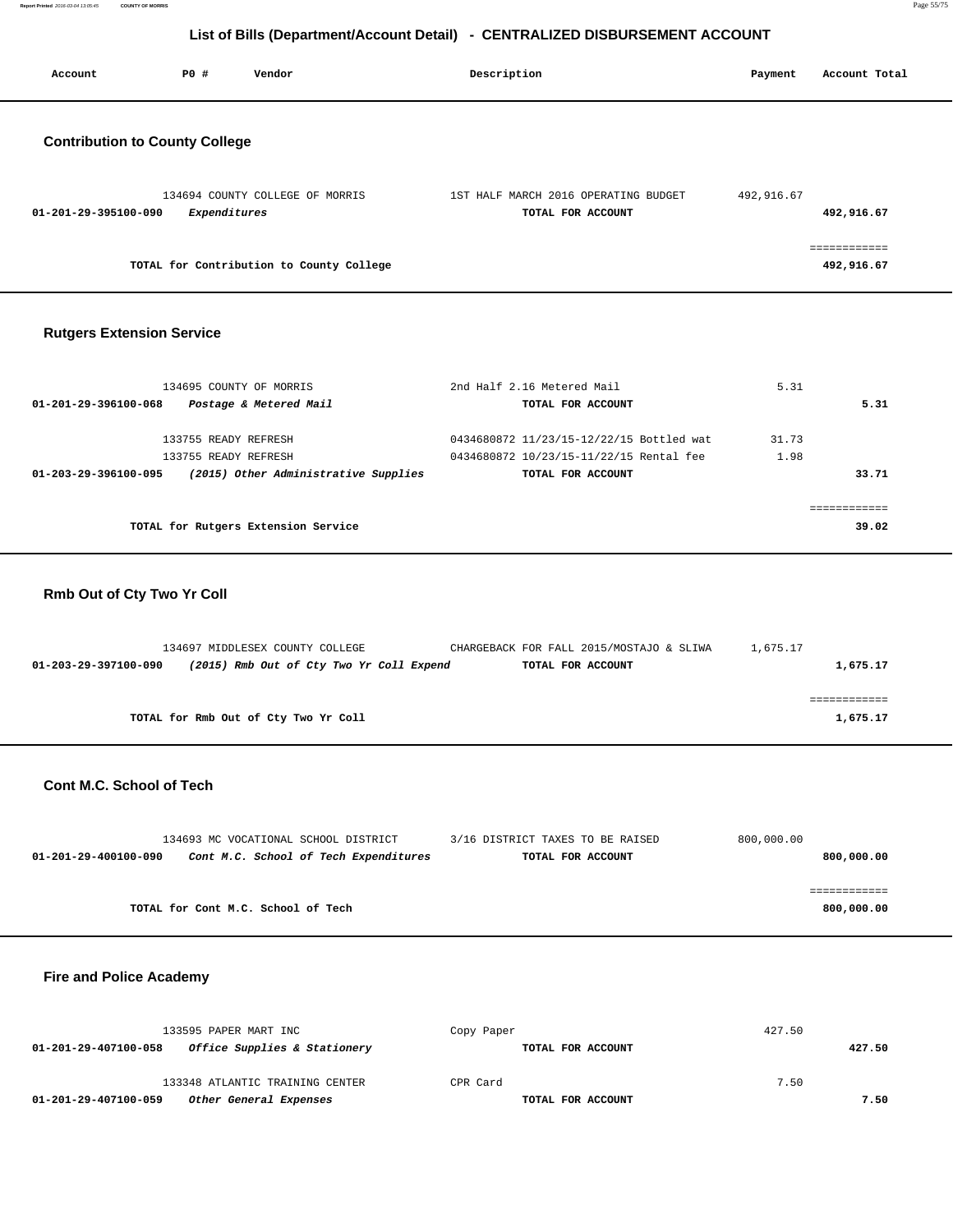## List of Bills (Department/Account Detail) - CENTRALIZED DISBURSEMENT ACCOUNT

| Account | PO # | Vendor | Description | Payment | Account Total |
|---|---|---|---|---|---|

### Contribution to County College

| Account | PO # | Vendor | Description | Payment | Account Total |
|---|---|---|---|---|---|
| | 134694 | COUNTY COLLEGE OF MORRIS | 1ST HALF MARCH 2016 OPERATING BUDGET | 492,916.67 | |
| **01-201-29-395100-090** | | *Expenditures* | **TOTAL FOR ACCOUNT** | | **492,916.67** |
| | | | | | ============ |
| | | **TOTAL for Contribution to County College** | | | **492,916.67** |

### Rutgers Extension Service

| Account | PO # | Vendor | Description | Payment | Account Total |
|---|---|---|---|---|---|
| | 134695 | COUNTY OF MORRIS | 2nd Half 2.16 Metered Mail | 5.31 | |
| **01-201-29-396100-068** | | *Postage & Metered Mail* | **TOTAL FOR ACCOUNT** | | **5.31** |
| | 133755 | READY REFRESH | 0434680872 11/23/15-12/22/15 Bottled wat | 31.73 | |
| | 133755 | READY REFRESH | 0434680872 10/23/15-11/22/15 Rental fee | 1.98 | |
| **01-203-29-396100-095** | | *(2015) Other Administrative Supplies* | **TOTAL FOR ACCOUNT** | | **33.71** |
| | | | | | ============ |
| | | **TOTAL for Rutgers Extension Service** | | | **39.02** |

### Rmb Out of Cty Two Yr Coll

| Account | PO # | Vendor | Description | Payment | Account Total |
|---|---|---|---|---|---|
| | 134697 | MIDDLESEX COUNTY COLLEGE | CHARGEBACK FOR FALL 2015/MOSTAJO & SLIWA | 1,675.17 | |
| **01-203-29-397100-090** | | *(2015) Rmb Out of Cty Two Yr Coll Expend* | **TOTAL FOR ACCOUNT** | | **1,675.17** |
| | | | | | ============ |
| | | **TOTAL for Rmb Out of Cty Two Yr Coll** | | | **1,675.17** |

### Cont M.C. School of Tech

| Account | PO # | Vendor | Description | Payment | Account Total |
|---|---|---|---|---|---|
| | 134693 | MC VOCATIONAL SCHOOL DISTRICT | 3/16 DISTRICT TAXES TO BE RAISED | 800,000.00 | |
| **01-201-29-400100-090** | | *Cont M.C. School of Tech Expenditures* | **TOTAL FOR ACCOUNT** | | **800,000.00** |
| | | | | | ============ |
| | | **TOTAL for Cont M.C. School of Tech** | | | **800,000.00** |

### Fire and Police Academy

| Account | PO # | Vendor | Description | Payment | Account Total |
|---|---|---|---|---|---|
| | 133595 | PAPER MART INC | Copy Paper | 427.50 | |
| **01-201-29-407100-058** | | *Office Supplies & Stationery* | **TOTAL FOR ACCOUNT** | | **427.50** |
| | 133348 | ATLANTIC TRAINING CENTER | CPR Card | 7.50 | |
| **01-201-29-407100-059** | | *Other General Expenses* | **TOTAL FOR ACCOUNT** | | **7.50** |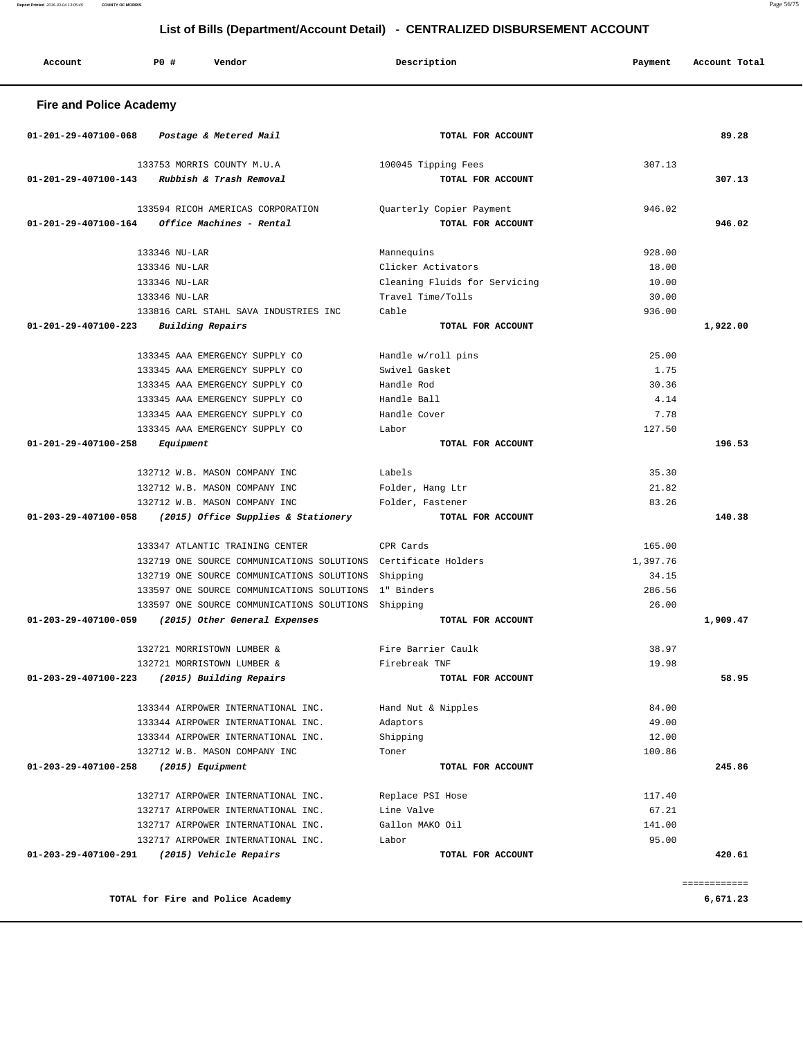## List of Bills (Department/Account Detail) - CENTRALIZED DISBURSEMENT ACCOUNT

| Account | PO # | Vendor | Description | Payment | Account Total |
|---|---|---|---|---|---|

### Fire and Police Academy

| Account | PO # | Vendor | Description | Payment | Account Total |
|---|---|---|---|---|---|
| 01-201-29-407100-068 | | *Postage & Metered Mail* | TOTAL FOR ACCOUNT | | 89.28 |
| | 133753 | MORRIS COUNTY M.U.A | 100045 Tipping Fees | 307.13 | |
| 01-201-29-407100-143 | | *Rubbish & Trash Removal* | TOTAL FOR ACCOUNT | | 307.13 |
| | 133594 | RICOH AMERICAS CORPORATION | Quarterly Copier Payment | 946.02 | |
| 01-201-29-407100-164 | | *Office Machines - Rental* | TOTAL FOR ACCOUNT | | 946.02 |
| | 133346 | NU-LAR | Mannequins | 928.00 | |
| | 133346 | NU-LAR | Clicker Activators | 18.00 | |
| | 133346 | NU-LAR | Cleaning Fluids for Servicing | 10.00 | |
| | 133346 | NU-LAR | Travel Time/Tolls | 30.00 | |
| | 133816 | CARL STAHL SAVA INDUSTRIES INC | Cable | 936.00 | |
| 01-201-29-407100-223 | | *Building Repairs* | TOTAL FOR ACCOUNT | | 1,922.00 |
| | 133345 | AAA EMERGENCY SUPPLY CO | Handle w/roll pins | 25.00 | |
| | 133345 | AAA EMERGENCY SUPPLY CO | Swivel Gasket | 1.75 | |
| | 133345 | AAA EMERGENCY SUPPLY CO | Handle Rod | 30.36 | |
| | 133345 | AAA EMERGENCY SUPPLY CO | Handle Ball | 4.14 | |
| | 133345 | AAA EMERGENCY SUPPLY CO | Handle Cover | 7.78 | |
| | 133345 | AAA EMERGENCY SUPPLY CO | Labor | 127.50 | |
| 01-201-29-407100-258 | | *Equipment* | TOTAL FOR ACCOUNT | | 196.53 |
| | 132712 | W.B. MASON COMPANY INC | Labels | 35.30 | |
| | 132712 | W.B. MASON COMPANY INC | Folder, Hang Ltr | 21.82 | |
| | 132712 | W.B. MASON COMPANY INC | Folder, Fastener | 83.26 | |
| 01-203-29-407100-058 | | *(2015) Office Supplies & Stationery* | TOTAL FOR ACCOUNT | | 140.38 |
| | 133347 | ATLANTIC TRAINING CENTER | CPR Cards | 165.00 | |
| | 132719 | ONE SOURCE COMMUNICATIONS SOLUTIONS | Certificate Holders | 1,397.76 | |
| | 132719 | ONE SOURCE COMMUNICATIONS SOLUTIONS | Shipping | 34.15 | |
| | 133597 | ONE SOURCE COMMUNICATIONS SOLUTIONS | 1" Binders | 286.56 | |
| | 133597 | ONE SOURCE COMMUNICATIONS SOLUTIONS | Shipping | 26.00 | |
| 01-203-29-407100-059 | | *(2015) Other General Expenses* | TOTAL FOR ACCOUNT | | 1,909.47 |
| | 132721 | MORRISTOWN LUMBER & | Fire Barrier Caulk | 38.97 | |
| | 132721 | MORRISTOWN LUMBER & | Firebreak TNF | 19.98 | |
| 01-203-29-407100-223 | | *(2015) Building Repairs* | TOTAL FOR ACCOUNT | | 58.95 |
| | 133344 | AIRPOWER INTERNATIONAL INC. | Hand Nut & Nipples | 84.00 | |
| | 133344 | AIRPOWER INTERNATIONAL INC. | Adaptors | 49.00 | |
| | 133344 | AIRPOWER INTERNATIONAL INC. | Shipping | 12.00 | |
| | 132712 | W.B. MASON COMPANY INC | Toner | 100.86 | |
| 01-203-29-407100-258 | | *(2015) Equipment* | TOTAL FOR ACCOUNT | | 245.86 |
| | 132717 | AIRPOWER INTERNATIONAL INC. | Replace PSI Hose | 117.40 | |
| | 132717 | AIRPOWER INTERNATIONAL INC. | Line Valve | 67.21 | |
| | 132717 | AIRPOWER INTERNATIONAL INC. | Gallon MAKO Oil | 141.00 | |
| | 132717 | AIRPOWER INTERNATIONAL INC. | Labor | 95.00 | |
| 01-203-29-407100-291 | | *(2015) Vehicle Repairs* | TOTAL FOR ACCOUNT | | 420.61 |

**TOTAL for Fire and Police Academy** — 6,671.23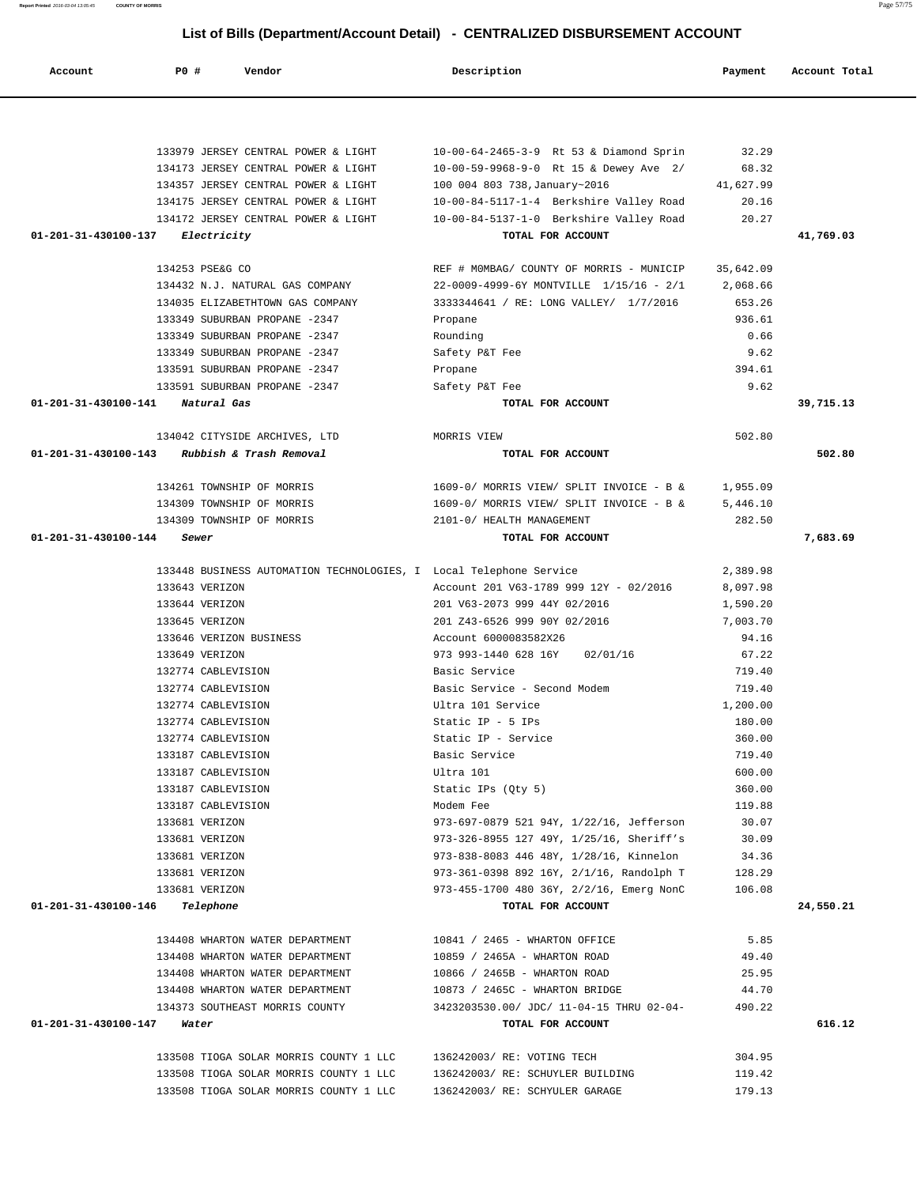## List of Bills (Department/Account Detail) - CENTRALIZED DISBURSEMENT ACCOUNT

| Account | PO # | Vendor | Description | Payment | Account Total |
|---|---|---|---|---|---|
| | 133979 | JERSEY CENTRAL POWER & LIGHT | 10-00-64-2465-3-9 Rt 53 & Diamond Sprin | 32.29 | |
| | 134173 | JERSEY CENTRAL POWER & LIGHT | 10-00-59-9968-9-0 Rt 15 & Dewey Ave 2/ | 68.32 | |
| | 134357 | JERSEY CENTRAL POWER & LIGHT | 100 004 803 738,January~2016 | 41,627.99 | |
| | 134175 | JERSEY CENTRAL POWER & LIGHT | 10-00-84-5117-1-4 Berkshire Valley Road | 20.16 | |
| | 134172 | JERSEY CENTRAL POWER & LIGHT | 10-00-84-5137-1-0 Berkshire Valley Road | 20.27 | |
| **01-201-31-430100-137** | | ***Electricity*** | **TOTAL FOR ACCOUNT** | | **41,769.03** |
| | 134253 | PSE&G CO | REF # M0MBAG/ COUNTY OF MORRIS - MUNICIP | 35,642.09 | |
| | 134432 | N.J. NATURAL GAS COMPANY | 22-0009-4999-6Y MONTVILLE 1/15/16 - 2/1 | 2,068.66 | |
| | 134035 | ELIZABETHTOWN GAS COMPANY | 3333344641 / RE: LONG VALLEY/ 1/7/2016 | 653.26 | |
| | 133349 | SUBURBAN PROPANE -2347 | Propane | 936.61 | |
| | 133349 | SUBURBAN PROPANE -2347 | Rounding | 0.66 | |
| | 133349 | SUBURBAN PROPANE -2347 | Safety P&T Fee | 9.62 | |
| | 133591 | SUBURBAN PROPANE -2347 | Propane | 394.61 | |
| | 133591 | SUBURBAN PROPANE -2347 | Safety P&T Fee | 9.62 | |
| **01-201-31-430100-141** | | ***Natural Gas*** | **TOTAL FOR ACCOUNT** | | **39,715.13** |
| | 134042 | CITYSIDE ARCHIVES, LTD | MORRIS VIEW | 502.80 | |
| **01-201-31-430100-143** | | ***Rubbish & Trash Removal*** | **TOTAL FOR ACCOUNT** | | **502.80** |
| | 134261 | TOWNSHIP OF MORRIS | 1609-0/ MORRIS VIEW/ SPLIT INVOICE - B & | 1,955.09 | |
| | 134309 | TOWNSHIP OF MORRIS | 1609-0/ MORRIS VIEW/ SPLIT INVOICE - B & | 5,446.10 | |
| | 134309 | TOWNSHIP OF MORRIS | 2101-0/ HEALTH MANAGEMENT | 282.50 | |
| **01-201-31-430100-144** | | ***Sewer*** | **TOTAL FOR ACCOUNT** | | **7,683.69** |
| | 133448 | BUSINESS AUTOMATION TECHNOLOGIES, I | Local Telephone Service | 2,389.98 | |
| | 133643 | VERIZON | Account 201 V63-1789 999 12Y - 02/2016 | 8,097.98 | |
| | 133644 | VERIZON | 201 V63-2073 999 44Y 02/2016 | 1,590.20 | |
| | 133645 | VERIZON | 201 Z43-6526 999 90Y 02/2016 | 7,003.70 | |
| | 133646 | VERIZON BUSINESS | Account 6000083582X26 | 94.16 | |
| | 133649 | VERIZON | 973 993-1440 628 16Y 02/01/16 | 67.22 | |
| | 132774 | CABLEVISION | Basic Service | 719.40 | |
| | 132774 | CABLEVISION | Basic Service - Second Modem | 719.40 | |
| | 132774 | CABLEVISION | Ultra 101 Service | 1,200.00 | |
| | 132774 | CABLEVISION | Static IP - 5 IPs | 180.00 | |
| | 132774 | CABLEVISION | Static IP - Service | 360.00 | |
| | 133187 | CABLEVISION | Basic Service | 719.40 | |
| | 133187 | CABLEVISION | Ultra 101 | 600.00 | |
| | 133187 | CABLEVISION | Static IPs (Qty 5) | 360.00 | |
| | 133187 | CABLEVISION | Modem Fee | 119.88 | |
| | 133681 | VERIZON | 973-697-0879 521 94Y, 1/22/16, Jefferson | 30.07 | |
| | 133681 | VERIZON | 973-326-8955 127 49Y, 1/25/16, Sheriff's | 30.09 | |
| | 133681 | VERIZON | 973-838-8083 446 48Y, 1/28/16, Kinnelon | 34.36 | |
| | 133681 | VERIZON | 973-361-0398 892 16Y, 2/1/16, Randolph T | 128.29 | |
| | 133681 | VERIZON | 973-455-1700 480 36Y, 2/2/16, Emerg NonC | 106.08 | |
| **01-201-31-430100-146** | | ***Telephone*** | **TOTAL FOR ACCOUNT** | | **24,550.21** |
| | 134408 | WHARTON WATER DEPARTMENT | 10841 / 2465 - WHARTON OFFICE | 5.85 | |
| | 134408 | WHARTON WATER DEPARTMENT | 10859 / 2465A - WHARTON ROAD | 49.40 | |
| | 134408 | WHARTON WATER DEPARTMENT | 10866 / 2465B - WHARTON ROAD | 25.95 | |
| | 134408 | WHARTON WATER DEPARTMENT | 10873 / 2465C - WHARTON BRIDGE | 44.70 | |
| | 134373 | SOUTHEAST MORRIS COUNTY | 3423203530.00/ JDC/ 11-04-15 THRU 02-04- | 490.22 | |
| **01-201-31-430100-147** | | ***Water*** | **TOTAL FOR ACCOUNT** | | **616.12** |
| | 133508 | TIOGA SOLAR MORRIS COUNTY 1 LLC | 136242003/ RE: VOTING TECH | 304.95 | |
| | 133508 | TIOGA SOLAR MORRIS COUNTY 1 LLC | 136242003/ RE: SCHUYLER BUILDING | 119.42 | |
| | 133508 | TIOGA SOLAR MORRIS COUNTY 1 LLC | 136242003/ RE: SCHYULER GARAGE | 179.13 | |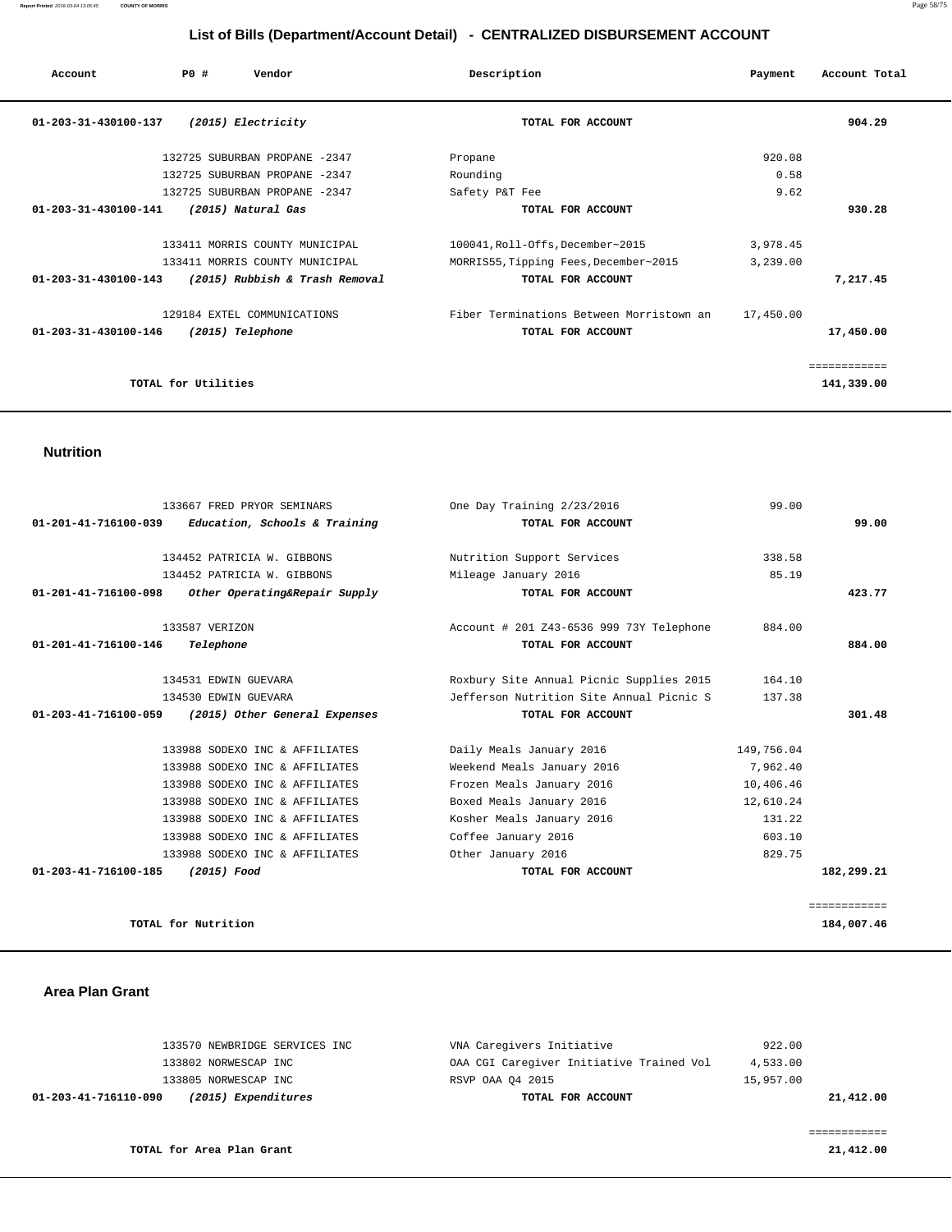# List of Bills (Department/Account Detail) - CENTRALIZED DISBURSEMENT ACCOUNT

| Account | PO # | Vendor | Description | Payment | Account Total |
|---|---|---|---|---|---|
| 01-203-31-430100-137 | | *(2015) Electricity* | TOTAL FOR ACCOUNT | | 904.29 |
| | 132725 | SUBURBAN PROPANE -2347 | Propane | 920.08 | |
| | 132725 | SUBURBAN PROPANE -2347 | Rounding | 0.58 | |
| | 132725 | SUBURBAN PROPANE -2347 | Safety P&T Fee | 9.62 | |
| 01-203-31-430100-141 | | *(2015) Natural Gas* | TOTAL FOR ACCOUNT | | 930.28 |
| | 133411 | MORRIS COUNTY MUNICIPAL | 100041,Roll-Offs,December~2015 | 3,978.45 | |
| | 133411 | MORRIS COUNTY MUNICIPAL | MORRIS55,Tipping Fees,December~2015 | 3,239.00 | |
| 01-203-31-430100-143 | | *(2015) Rubbish & Trash Removal* | TOTAL FOR ACCOUNT | | 7,217.45 |
| | 129184 | EXTEL COMMUNICATIONS | Fiber Terminations Between Morristown an | 17,450.00 | |
| 01-203-31-430100-146 | | *(2015) Telephone* | TOTAL FOR ACCOUNT | | 17,450.00 |
| | | TOTAL for Utilities | | | 141,339.00 |

## Nutrition

| Account | PO # | Vendor | Description | Payment | Account Total |
|---|---|---|---|---|---|
| | 133667 | FRED PRYOR SEMINARS | One Day Training 2/23/2016 | 99.00 | |
| 01-201-41-716100-039 | | *Education, Schools & Training* | TOTAL FOR ACCOUNT | | 99.00 |
| | 134452 | PATRICIA W. GIBBONS | Nutrition Support Services | 338.58 | |
| | 134452 | PATRICIA W. GIBBONS | Mileage January 2016 | 85.19 | |
| 01-201-41-716100-098 | | *Other Operating&Repair Supply* | TOTAL FOR ACCOUNT | | 423.77 |
| | 133587 | VERIZON | Account # 201 Z43-6536 999 73Y Telephone | 884.00 | |
| 01-201-41-716100-146 | | *Telephone* | TOTAL FOR ACCOUNT | | 884.00 |
| | 134531 | EDWIN GUEVARA | Roxbury Site Annual Picnic Supplies 2015 | 164.10 | |
| | 134530 | EDWIN GUEVARA | Jefferson Nutrition Site Annual Picnic S | 137.38 | |
| 01-203-41-716100-059 | | *(2015) Other General Expenses* | TOTAL FOR ACCOUNT | | 301.48 |
| | 133988 | SODEXO INC & AFFILIATES | Daily Meals January 2016 | 149,756.04 | |
| | 133988 | SODEXO INC & AFFILIATES | Weekend Meals January 2016 | 7,962.40 | |
| | 133988 | SODEXO INC & AFFILIATES | Frozen Meals January 2016 | 10,406.46 | |
| | 133988 | SODEXO INC & AFFILIATES | Boxed Meals January 2016 | 12,610.24 | |
| | 133988 | SODEXO INC & AFFILIATES | Kosher Meals January 2016 | 131.22 | |
| | 133988 | SODEXO INC & AFFILIATES | Coffee January 2016 | 603.10 | |
| | 133988 | SODEXO INC & AFFILIATES | Other January 2016 | 829.75 | |
| 01-203-41-716100-185 | | *(2015) Food* | TOTAL FOR ACCOUNT | | 182,299.21 |
| | | TOTAL for Nutrition | | | 184,007.46 |

## Area Plan Grant

| Account | PO # | Vendor | Description | Payment | Account Total |
|---|---|---|---|---|---|
| | 133570 | NEWBRIDGE SERVICES INC | VNA Caregivers Initiative | 922.00 | |
| | 133802 | NORWESCAP INC | OAA CGI Caregiver Initiative Trained Vol | 4,533.00 | |
| | 133805 | NORWESCAP INC | RSVP OAA Q4 2015 | 15,957.00 | |
| 01-203-41-716110-090 | | *(2015) Expenditures* | TOTAL FOR ACCOUNT | | 21,412.00 |
| | | TOTAL for Area Plan Grant | | | 21,412.00 |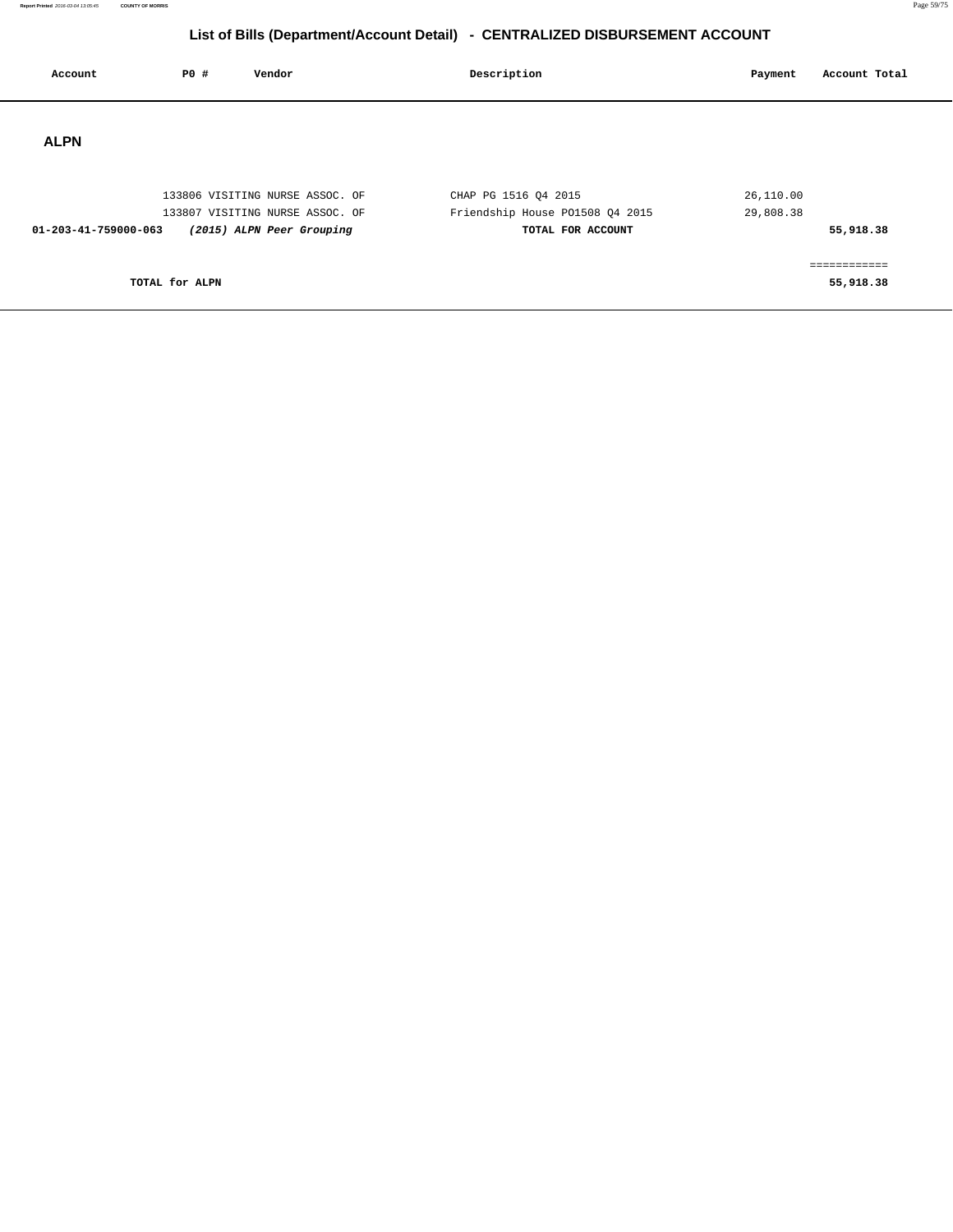# List of Bills (Department/Account Detail) - CENTRALIZED DISBURSEMENT ACCOUNT

| Account | PO # | Vendor | Description | Payment | Account Total |
|---|---|---|---|---|---|

## ALPN

| Account | PO # | Vendor | Description | Payment | Account Total |
|---|---|---|---|---|---|
| | 133806 | VISITING NURSE ASSOC. OF | CHAP PG 1516 Q4 2015 | 26,110.00 | |
| | 133807 | VISITING NURSE ASSOC. OF | Friendship House PO1508 Q4 2015 | 29,808.38 | |
| **01-203-41-759000-063** | | ***(2015) ALPN Peer Grouping*** | **TOTAL FOR ACCOUNT** | | **55,918.38** |
| | | | | | ============ |
| **TOTAL for ALPN** | | | | | **55,918.38** |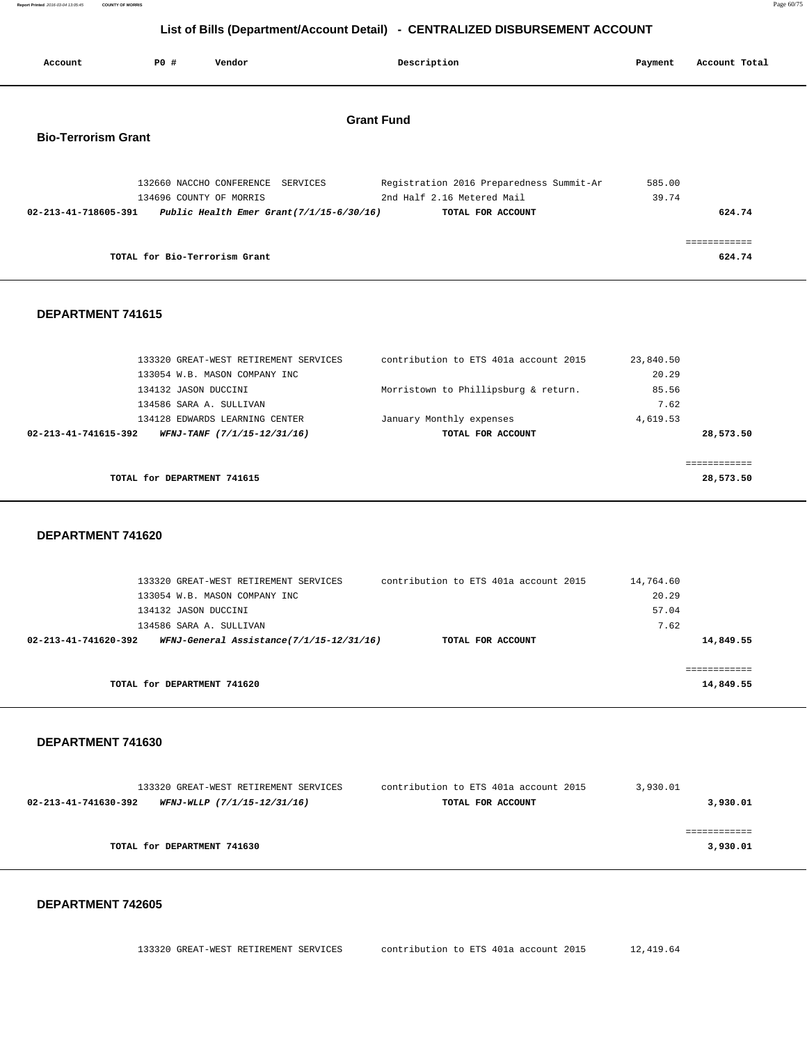# List of Bills (Department/Account Detail) - CENTRALIZED DISBURSEMENT ACCOUNT

| Account | PO # | Vendor | Description | Payment | Account Total |
|---|---|---|---|---|---|

## Grant Fund

### Bio-Terrorism Grant

| Account | PO # | Vendor | Description | Payment | Account Total |
|---|---|---|---|---|---|
| | 132660 | NACCHO CONFERENCE SERVICES | Registration 2016 Preparedness Summit-Ar | 585.00 | |
| | 134696 | COUNTY OF MORRIS | 2nd Half 2.16 Metered Mail | 39.74 | |
| **02-213-41-718605-391** | | ***Public Health Emer Grant(7/1/15-6/30/16)*** | **TOTAL FOR ACCOUNT** | | **624.74** |

**TOTAL for Bio-Terrorism Grant** — **624.74**

### DEPARTMENT 741615

| Account | PO # | Vendor | Description | Payment | Account Total |
|---|---|---|---|---|---|
| | 133320 | GREAT-WEST RETIREMENT SERVICES | contribution to ETS 401a account 2015 | 23,840.50 | |
| | 133054 | W.B. MASON COMPANY INC | | 20.29 | |
| | 134132 | JASON DUCCINI | Morristown to Phillipsburg & return. | 85.56 | |
| | 134586 | SARA A. SULLIVAN | | 7.62 | |
| | 134128 | EDWARDS LEARNING CENTER | January Monthly expenses | 4,619.53 | |
| **02-213-41-741615-392** | | ***WFNJ-TANF (7/1/15-12/31/16)*** | **TOTAL FOR ACCOUNT** | | **28,573.50** |

**TOTAL for DEPARTMENT 741615** — **28,573.50**

### DEPARTMENT 741620

| Account | PO # | Vendor | Description | Payment | Account Total |
|---|---|---|---|---|---|
| | 133320 | GREAT-WEST RETIREMENT SERVICES | contribution to ETS 401a account 2015 | 14,764.60 | |
| | 133054 | W.B. MASON COMPANY INC | | 20.29 | |
| | 134132 | JASON DUCCINI | | 57.04 | |
| | 134586 | SARA A. SULLIVAN | | 7.62 | |
| **02-213-41-741620-392** | | ***WFNJ-General Assistance(7/1/15-12/31/16)*** | **TOTAL FOR ACCOUNT** | | **14,849.55** |

**TOTAL for DEPARTMENT 741620** — **14,849.55**

### DEPARTMENT 741630

| Account | PO # | Vendor | Description | Payment | Account Total |
|---|---|---|---|---|---|
| | 133320 | GREAT-WEST RETIREMENT SERVICES | contribution to ETS 401a account 2015 | 3,930.01 | |
| **02-213-41-741630-392** | | ***WFNJ-WLLP (7/1/15-12/31/16)*** | **TOTAL FOR ACCOUNT** | | **3,930.01** |

**TOTAL for DEPARTMENT 741630** — **3,930.01**

### DEPARTMENT 742605

| Account | PO # | Vendor | Description | Payment | Account Total |
|---|---|---|---|---|---|
| | 133320 | GREAT-WEST RETIREMENT SERVICES | contribution to ETS 401a account 2015 | 12,419.64 | |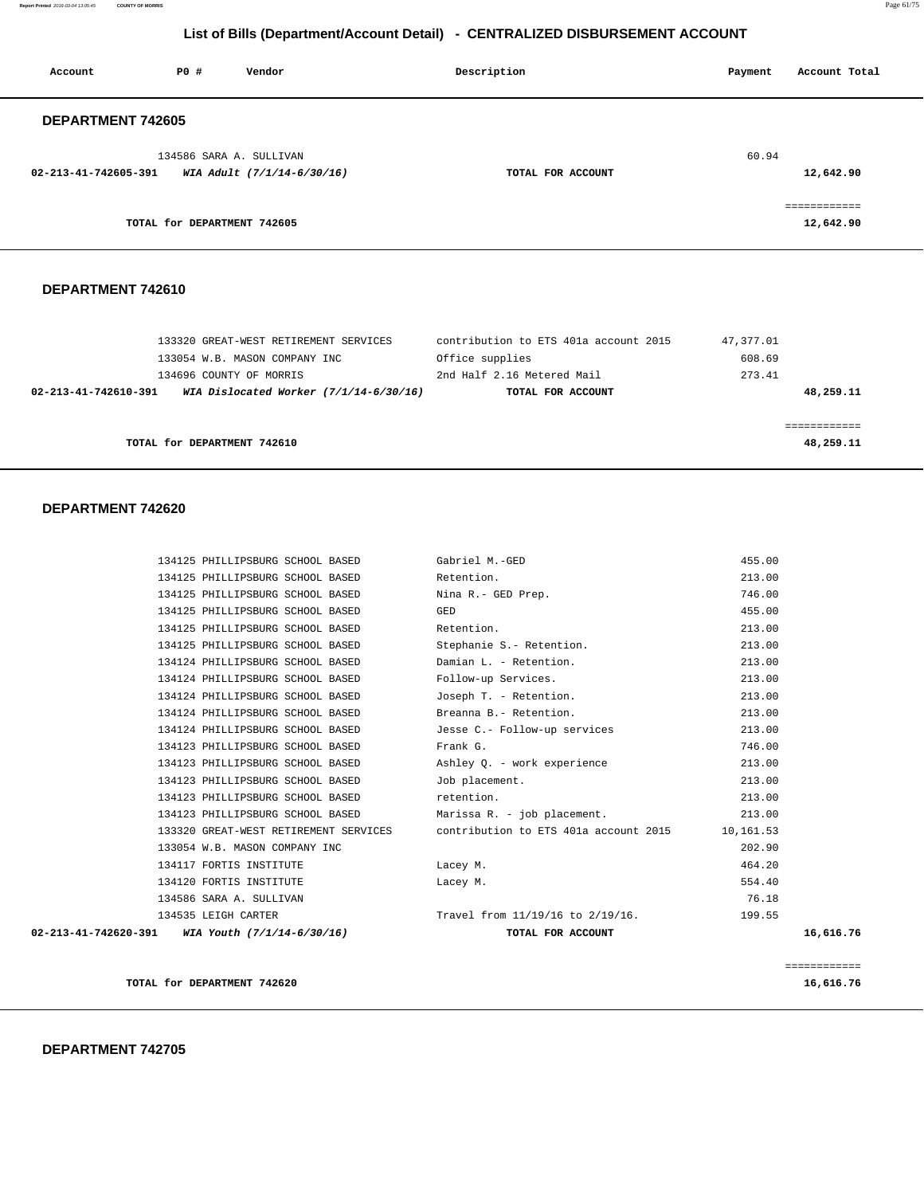## List of Bills (Department/Account Detail) - CENTRALIZED DISBURSEMENT ACCOUNT

| Account | PO # | Vendor | Description | Payment | Account Total |
|---|---|---|---|---|---|

### DEPARTMENT 742605

| Account | PO # | Vendor | Description | Payment | Account Total |
|---|---|---|---|---|---|
| | 134586 | SARA A. SULLIVAN | | 60.94 | |
| **02-213-41-742605-391** | | ***WIA Adult (7/1/14-6/30/16)*** | **TOTAL FOR ACCOUNT** | | **12,642.90** |
| | | | | | ============ |
| | | **TOTAL for DEPARTMENT 742605** | | | **12,642.90** |

### DEPARTMENT 742610

| Account | PO # | Vendor | Description | Payment | Account Total |
|---|---|---|---|---|---|
| | 133320 | GREAT-WEST RETIREMENT SERVICES | contribution to ETS 401a account 2015 | 47,377.01 | |
| | 133054 | W.B. MASON COMPANY INC | Office supplies | 608.69 | |
| | 134696 | COUNTY OF MORRIS | 2nd Half 2.16 Metered Mail | 273.41 | |
| **02-213-41-742610-391** | | ***WIA Dislocated Worker (7/1/14-6/30/16)*** | **TOTAL FOR ACCOUNT** | | **48,259.11** |
| | | | | | ============ |
| | | **TOTAL for DEPARTMENT 742610** | | | **48,259.11** |

### DEPARTMENT 742620

| Account | PO # | Vendor | Description | Payment | Account Total |
|---|---|---|---|---|---|
| | 134125 | PHILLIPSBURG SCHOOL BASED | Gabriel M.-GED | 455.00 | |
| | 134125 | PHILLIPSBURG SCHOOL BASED | Retention. | 213.00 | |
| | 134125 | PHILLIPSBURG SCHOOL BASED | Nina R.- GED Prep. | 746.00 | |
| | 134125 | PHILLIPSBURG SCHOOL BASED | GED | 455.00 | |
| | 134125 | PHILLIPSBURG SCHOOL BASED | Retention. | 213.00 | |
| | 134125 | PHILLIPSBURG SCHOOL BASED | Stephanie S.- Retention. | 213.00 | |
| | 134124 | PHILLIPSBURG SCHOOL BASED | Damian L. - Retention. | 213.00 | |
| | 134124 | PHILLIPSBURG SCHOOL BASED | Follow-up Services. | 213.00 | |
| | 134124 | PHILLIPSBURG SCHOOL BASED | Joseph T. - Retention. | 213.00 | |
| | 134124 | PHILLIPSBURG SCHOOL BASED | Breanna B.- Retention. | 213.00 | |
| | 134124 | PHILLIPSBURG SCHOOL BASED | Jesse C.- Follow-up services | 213.00 | |
| | 134123 | PHILLIPSBURG SCHOOL BASED | Frank G. | 746.00 | |
| | 134123 | PHILLIPSBURG SCHOOL BASED | Ashley Q. - work experience | 213.00 | |
| | 134123 | PHILLIPSBURG SCHOOL BASED | Job placement. | 213.00 | |
| | 134123 | PHILLIPSBURG SCHOOL BASED | retention. | 213.00 | |
| | 134123 | PHILLIPSBURG SCHOOL BASED | Marissa R. - job placement. | 213.00 | |
| | 133320 | GREAT-WEST RETIREMENT SERVICES | contribution to ETS 401a account 2015 | 10,161.53 | |
| | 133054 | W.B. MASON COMPANY INC | | 202.90 | |
| | 134117 | FORTIS INSTITUTE | Lacey M. | 464.20 | |
| | 134120 | FORTIS INSTITUTE | Lacey M. | 554.40 | |
| | 134586 | SARA A. SULLIVAN | | 76.18 | |
| | 134535 | LEIGH CARTER | Travel from 11/19/16 to 2/19/16. | 199.55 | |
| **02-213-41-742620-391** | | ***WIA Youth (7/1/14-6/30/16)*** | **TOTAL FOR ACCOUNT** | | **16,616.76** |
| | | | | | ============ |
| | | **TOTAL for DEPARTMENT 742620** | | | **16,616.76** |

### DEPARTMENT 742705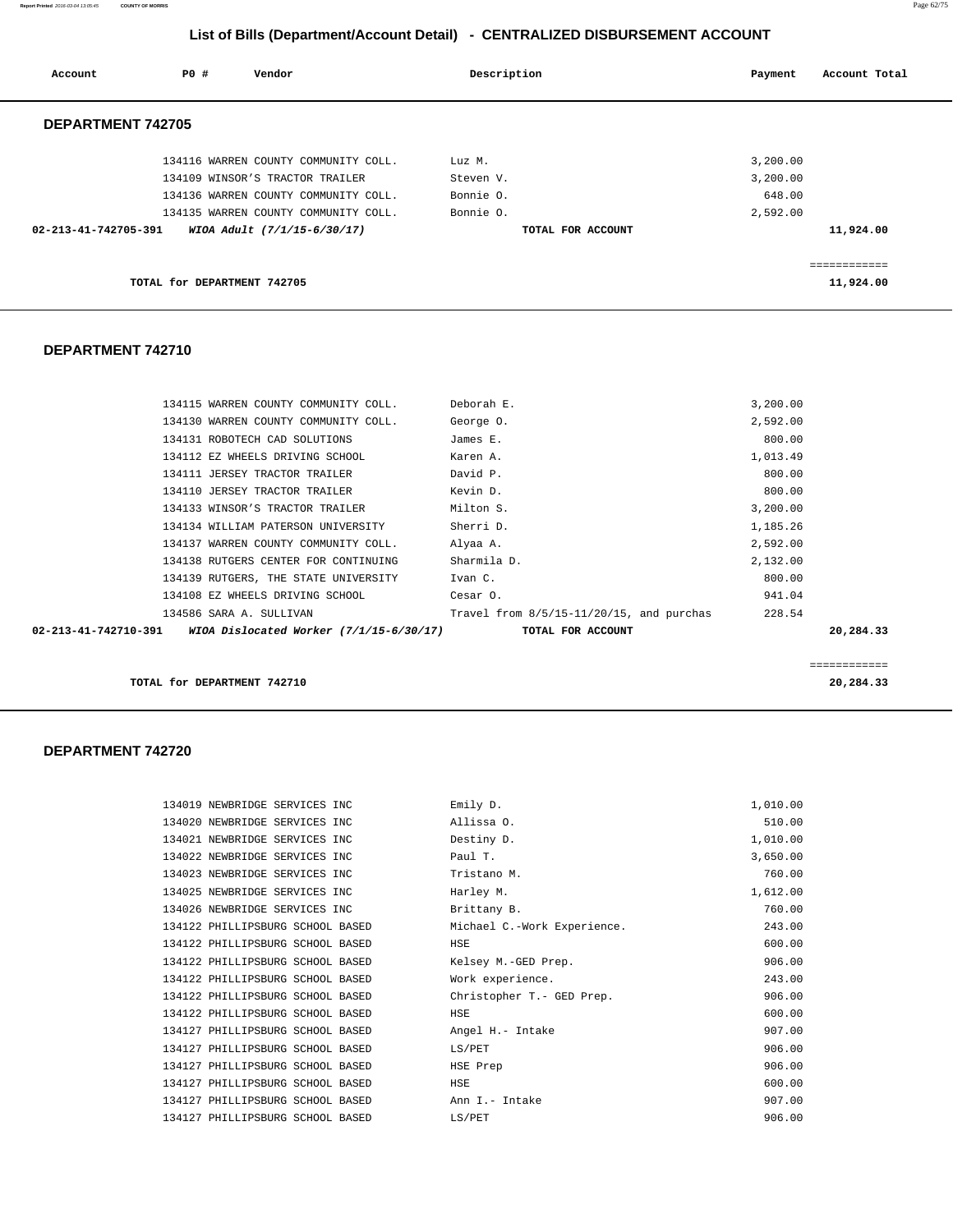## List of Bills (Department/Account Detail) - CENTRALIZED DISBURSEMENT ACCOUNT

| Account | PO # | Vendor | Description | Payment | Account Total |
|---|---|---|---|---|---|

### DEPARTMENT 742705

| Account | PO # | Vendor | Description | Payment | Account Total |
|---|---|---|---|---|---|
| | 134116 | WARREN COUNTY COMMUNITY COLL. | Luz M. | 3,200.00 | |
| | 134109 | WINSOR'S TRACTOR TRAILER | Steven V. | 3,200.00 | |
| | 134136 | WARREN COUNTY COMMUNITY COLL. | Bonnie O. | 648.00 | |
| | 134135 | WARREN COUNTY COMMUNITY COLL. | Bonnie O. | 2,592.00 | |
| 02-213-41-742705-391 | | *WIOA Adult (7/1/15-6/30/17)* | TOTAL FOR ACCOUNT | | 11,924.00 |

**TOTAL for DEPARTMENT 742705** ============ **11,924.00**

### DEPARTMENT 742710

| Account | PO # | Vendor | Description | Payment | Account Total |
|---|---|---|---|---|---|
| | 134115 | WARREN COUNTY COMMUNITY COLL. | Deborah E. | 3,200.00 | |
| | 134130 | WARREN COUNTY COMMUNITY COLL. | George O. | 2,592.00 | |
| | 134131 | ROBOTECH CAD SOLUTIONS | James E. | 800.00 | |
| | 134112 | EZ WHEELS DRIVING SCHOOL | Karen A. | 1,013.49 | |
| | 134111 | JERSEY TRACTOR TRAILER | David P. | 800.00 | |
| | 134110 | JERSEY TRACTOR TRAILER | Kevin D. | 800.00 | |
| | 134133 | WINSOR'S TRACTOR TRAILER | Milton S. | 3,200.00 | |
| | 134134 | WILLIAM PATERSON UNIVERSITY | Sherri D. | 1,185.26 | |
| | 134137 | WARREN COUNTY COMMUNITY COLL. | Alyaa A. | 2,592.00 | |
| | 134138 | RUTGERS CENTER FOR CONTINUING | Sharmila D. | 2,132.00 | |
| | 134139 | RUTGERS, THE STATE UNIVERSITY | Ivan C. | 800.00 | |
| | 134108 | EZ WHEELS DRIVING SCHOOL | Cesar O. | 941.04 | |
| | 134586 | SARA A. SULLIVAN | Travel from 8/5/15-11/20/15, and purchas | 228.54 | |
| 02-213-41-742710-391 | | *WIOA Dislocated Worker (7/1/15-6/30/17)* | TOTAL FOR ACCOUNT | | 20,284.33 |

**TOTAL for DEPARTMENT 742710** ============ **20,284.33**

### DEPARTMENT 742720

| Account | PO # | Vendor | Description | Payment | Account Total |
|---|---|---|---|---|---|
| | 134019 | NEWBRIDGE SERVICES INC | Emily D. | 1,010.00 | |
| | 134020 | NEWBRIDGE SERVICES INC | Allissa O. | 510.00 | |
| | 134021 | NEWBRIDGE SERVICES INC | Destiny D. | 1,010.00 | |
| | 134022 | NEWBRIDGE SERVICES INC | Paul T. | 3,650.00 | |
| | 134023 | NEWBRIDGE SERVICES INC | Tristano M. | 760.00 | |
| | 134025 | NEWBRIDGE SERVICES INC | Harley M. | 1,612.00 | |
| | 134026 | NEWBRIDGE SERVICES INC | Brittany B. | 760.00 | |
| | 134122 | PHILLIPSBURG SCHOOL BASED | Michael C.-Work Experience. | 243.00 | |
| | 134122 | PHILLIPSBURG SCHOOL BASED | HSE | 600.00 | |
| | 134122 | PHILLIPSBURG SCHOOL BASED | Kelsey M.-GED Prep. | 906.00 | |
| | 134122 | PHILLIPSBURG SCHOOL BASED | Work experience. | 243.00 | |
| | 134122 | PHILLIPSBURG SCHOOL BASED | Christopher T.- GED Prep. | 906.00 | |
| | 134122 | PHILLIPSBURG SCHOOL BASED | HSE | 600.00 | |
| | 134127 | PHILLIPSBURG SCHOOL BASED | Angel H.- Intake | 907.00 | |
| | 134127 | PHILLIPSBURG SCHOOL BASED | LS/PET | 906.00 | |
| | 134127 | PHILLIPSBURG SCHOOL BASED | HSE Prep | 906.00 | |
| | 134127 | PHILLIPSBURG SCHOOL BASED | HSE | 600.00 | |
| | 134127 | PHILLIPSBURG SCHOOL BASED | Ann I.- Intake | 907.00 | |
| | 134127 | PHILLIPSBURG SCHOOL BASED | LS/PET | 906.00 | |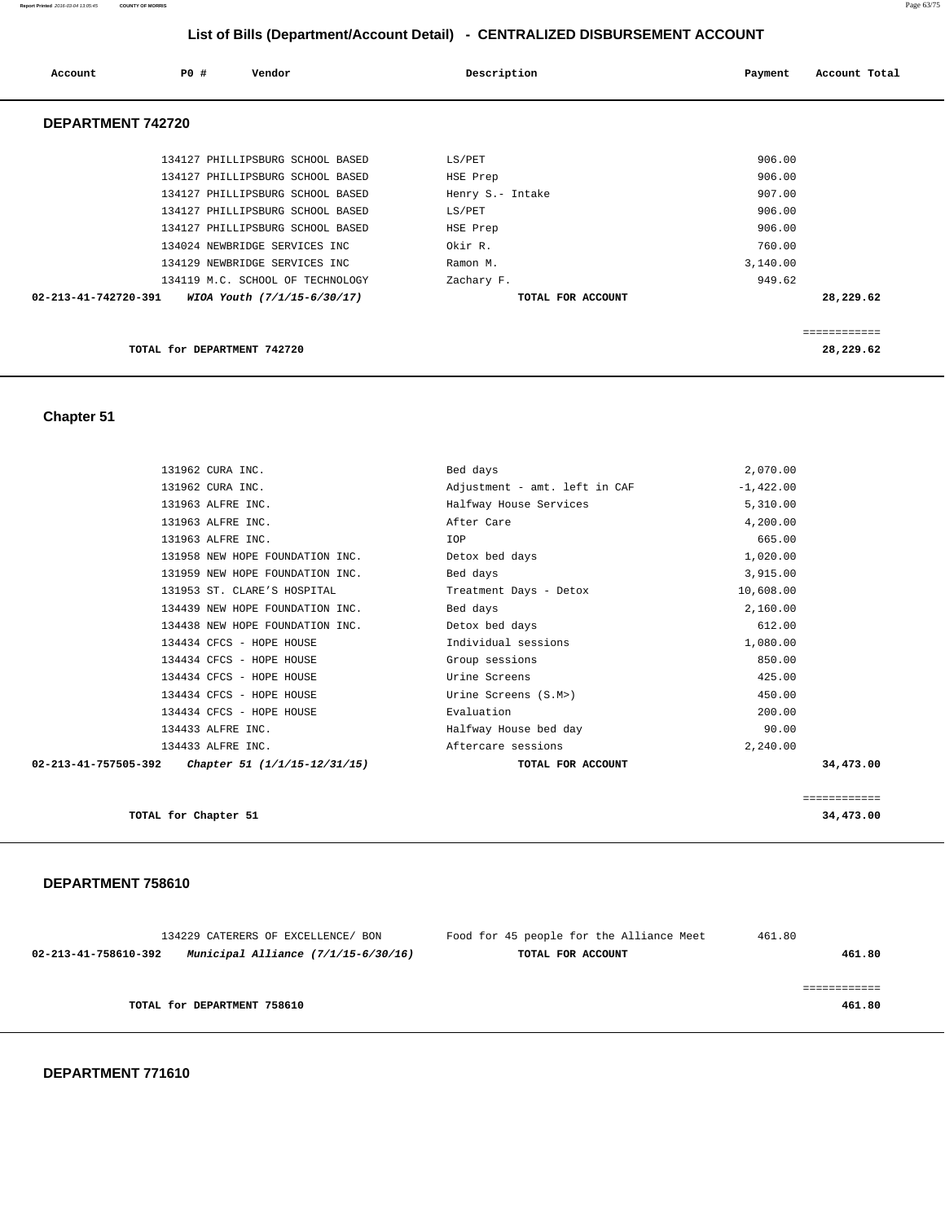## List of Bills (Department/Account Detail) - CENTRALIZED DISBURSEMENT ACCOUNT

| Account | PO # | Vendor | Description | Payment | Account Total |
|---|---|---|---|---|---|

### DEPARTMENT 742720

| Account | PO # | Vendor | Description | Payment | Account Total |
|---|---|---|---|---|---|
| | 134127 | PHILLIPSBURG SCHOOL BASED | LS/PET | 906.00 | |
| | 134127 | PHILLIPSBURG SCHOOL BASED | HSE Prep | 906.00 | |
| | 134127 | PHILLIPSBURG SCHOOL BASED | Henry S.- Intake | 907.00 | |
| | 134127 | PHILLIPSBURG SCHOOL BASED | LS/PET | 906.00 | |
| | 134127 | PHILLIPSBURG SCHOOL BASED | HSE Prep | 906.00 | |
| | 134024 | NEWBRIDGE SERVICES INC | Okir R. | 760.00 | |
| | 134129 | NEWBRIDGE SERVICES INC | Ramon M. | 3,140.00 | |
| | 134119 | M.C. SCHOOL OF TECHNOLOGY | Zachary F. | 949.62 | |
| **02-213-41-742720-391** | | ***WIOA Youth (7/1/15-6/30/17)*** | **TOTAL FOR ACCOUNT** | | **28,229.62** |

**TOTAL for DEPARTMENT 742720** — **28,229.62**

### Chapter 51

| Account | PO # | Vendor | Description | Payment | Account Total |
|---|---|---|---|---|---|
| | 131962 | CURA INC. | Bed days | 2,070.00 | |
| | 131962 | CURA INC. | Adjustment - amt. left in CAF | -1,422.00 | |
| | 131963 | ALFRE INC. | Halfway House Services | 5,310.00 | |
| | 131963 | ALFRE INC. | After Care | 4,200.00 | |
| | 131963 | ALFRE INC. | IOP | 665.00 | |
| | 131958 | NEW HOPE FOUNDATION INC. | Detox bed days | 1,020.00 | |
| | 131959 | NEW HOPE FOUNDATION INC. | Bed days | 3,915.00 | |
| | 131953 | ST. CLARE'S HOSPITAL | Treatment Days - Detox | 10,608.00 | |
| | 134439 | NEW HOPE FOUNDATION INC. | Bed days | 2,160.00 | |
| | 134438 | NEW HOPE FOUNDATION INC. | Detox bed days | 612.00 | |
| | 134434 | CFCS - HOPE HOUSE | Individual sessions | 1,080.00 | |
| | 134434 | CFCS - HOPE HOUSE | Group sessions | 850.00 | |
| | 134434 | CFCS - HOPE HOUSE | Urine Screens | 425.00 | |
| | 134434 | CFCS - HOPE HOUSE | Urine Screens (S.M>) | 450.00 | |
| | 134434 | CFCS - HOPE HOUSE | Evaluation | 200.00 | |
| | 134433 | ALFRE INC. | Halfway House bed day | 90.00 | |
| | 134433 | ALFRE INC. | Aftercare sessions | 2,240.00 | |
| **02-213-41-757505-392** | | ***Chapter 51 (1/1/15-12/31/15)*** | **TOTAL FOR ACCOUNT** | | **34,473.00** |

**TOTAL for Chapter 51** — **34,473.00**

### DEPARTMENT 758610

| Account | PO # | Vendor | Description | Payment | Account Total |
|---|---|---|---|---|---|
| | 134229 | CATERERS OF EXCELLENCE/ BON | Food for 45 people for the Alliance Meet | 461.80 | |
| **02-213-41-758610-392** | | ***Municipal Alliance (7/1/15-6/30/16)*** | **TOTAL FOR ACCOUNT** | | **461.80** |

**TOTAL for DEPARTMENT 758610** — **461.80**

### DEPARTMENT 771610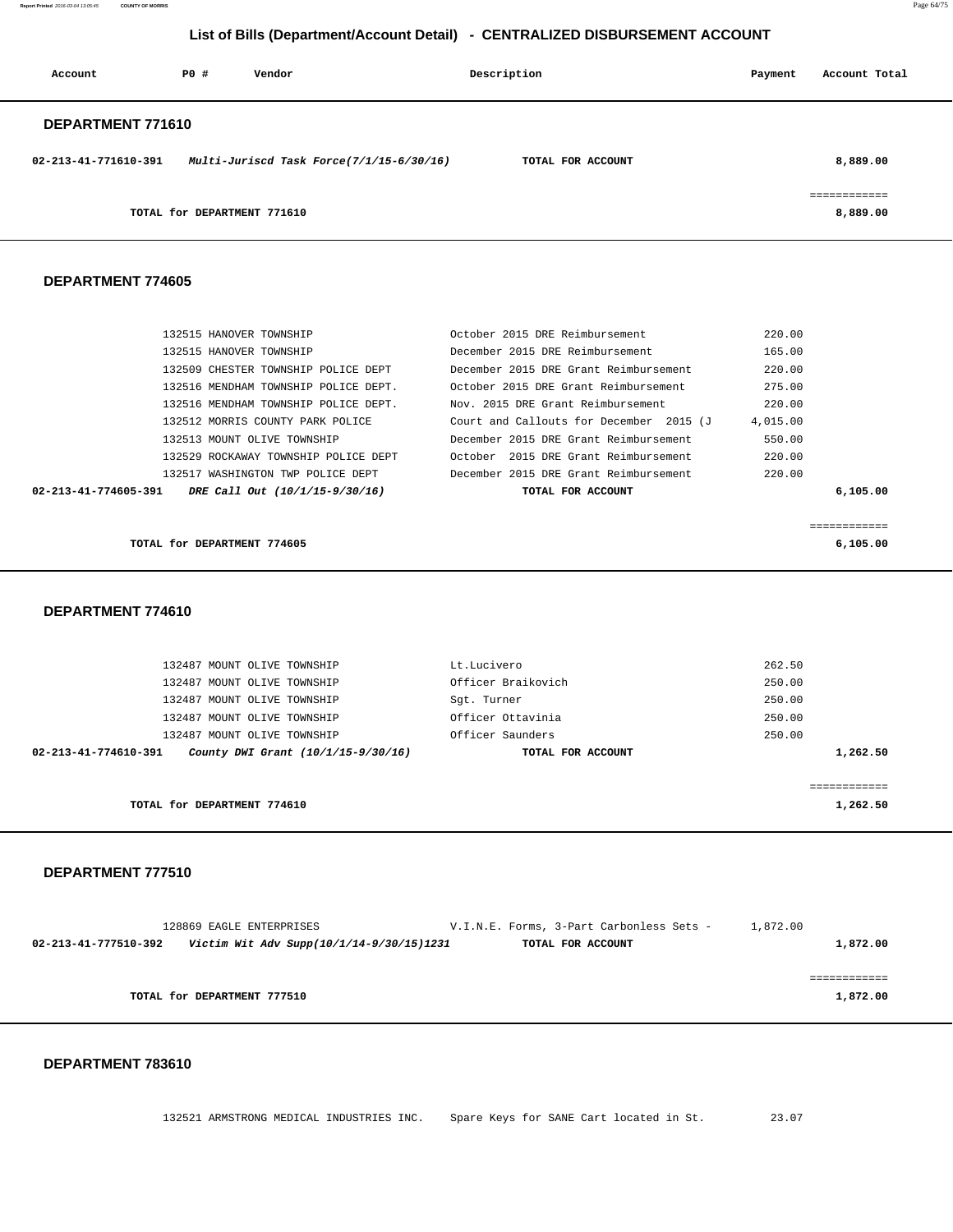# List of Bills (Department/Account Detail) - CENTRALIZED DISBURSEMENT ACCOUNT

| Account | PO # | Vendor | Description | Payment | Account Total |
|---|---|---|---|---|---|

### DEPARTMENT 771610

| Account | PO # | Vendor | Description | Payment | Account Total |
|---|---|---|---|---|---|
| **02-213-41-771610-391** | | ***Multi-Juriscd Task Force(7/1/15-6/30/16)*** | **TOTAL FOR ACCOUNT** | | **8,889.00** |
| | | | | | ============ |
| | | **TOTAL for DEPARTMENT 771610** | | | **8,889.00** |

### DEPARTMENT 774605

| Account | PO # | Vendor | Description | Payment | Account Total |
|---|---|---|---|---|---|
| | 132515 | HANOVER TOWNSHIP | October 2015 DRE Reimbursement | 220.00 | |
| | 132515 | HANOVER TOWNSHIP | December 2015 DRE Reimbursement | 165.00 | |
| | 132509 | CHESTER TOWNSHIP POLICE DEPT | December 2015 DRE Grant Reimbursement | 220.00 | |
| | 132516 | MENDHAM TOWNSHIP POLICE DEPT. | October 2015 DRE Grant Reimbursement | 275.00 | |
| | 132516 | MENDHAM TOWNSHIP POLICE DEPT. | Nov. 2015 DRE Grant Reimbursement | 220.00 | |
| | 132512 | MORRIS COUNTY PARK POLICE | Court and Callouts for December 2015 (J | 4,015.00 | |
| | 132513 | MOUNT OLIVE TOWNSHIP | December 2015 DRE Grant Reimbursement | 550.00 | |
| | 132529 | ROCKAWAY TOWNSHIP POLICE DEPT | October 2015 DRE Grant Reimbursement | 220.00 | |
| | 132517 | WASHINGTON TWP POLICE DEPT | December 2015 DRE Grant Reimbursement | 220.00 | |
| **02-213-41-774605-391** | | ***DRE Call Out (10/1/15-9/30/16)*** | **TOTAL FOR ACCOUNT** | | **6,105.00** |
| | | | | | ============ |
| | | **TOTAL for DEPARTMENT 774605** | | | **6,105.00** |

### DEPARTMENT 774610

| Account | PO # | Vendor | Description | Payment | Account Total |
|---|---|---|---|---|---|
| | 132487 | MOUNT OLIVE TOWNSHIP | Lt.Lucivero | 262.50 | |
| | 132487 | MOUNT OLIVE TOWNSHIP | Officer Braikovich | 250.00 | |
| | 132487 | MOUNT OLIVE TOWNSHIP | Sgt. Turner | 250.00 | |
| | 132487 | MOUNT OLIVE TOWNSHIP | Officer Ottavinia | 250.00 | |
| | 132487 | MOUNT OLIVE TOWNSHIP | Officer Saunders | 250.00 | |
| **02-213-41-774610-391** | | ***County DWI Grant (10/1/15-9/30/16)*** | **TOTAL FOR ACCOUNT** | | **1,262.50** |
| | | | | | ============ |
| | | **TOTAL for DEPARTMENT 774610** | | | **1,262.50** |

### DEPARTMENT 777510

| Account | PO # | Vendor | Description | Payment | Account Total |
|---|---|---|---|---|---|
| | 128869 | EAGLE ENTERPRISES | V.I.N.E. Forms, 3-Part Carbonless Sets - | 1,872.00 | |
| **02-213-41-777510-392** | | ***Victim Wit Adv Supp(10/1/14-9/30/15)1231*** | **TOTAL FOR ACCOUNT** | | **1,872.00** |
| | | | | | ============ |
| | | **TOTAL for DEPARTMENT 777510** | | | **1,872.00** |

### DEPARTMENT 783610

| Account | PO # | Vendor | Description | Payment | Account Total |
|---|---|---|---|---|---|
| | 132521 | ARMSTRONG MEDICAL INDUSTRIES INC. | Spare Keys for SANE Cart located in St. | 23.07 | |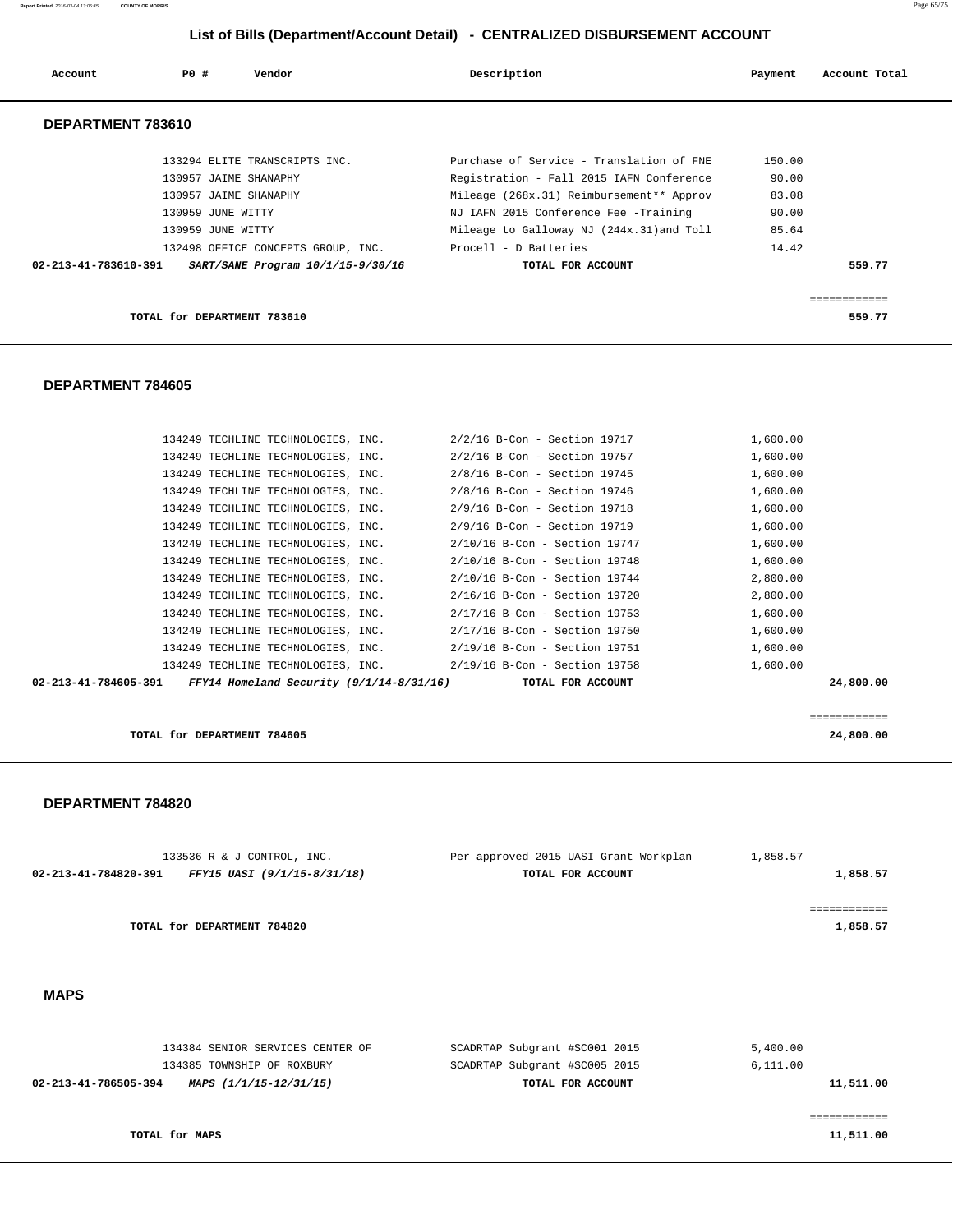# List of Bills (Department/Account Detail) - CENTRALIZED DISBURSEMENT ACCOUNT

| Account | PO # | Vendor | Description | Payment | Account Total |
|---|---|---|---|---|---|

## DEPARTMENT 783610

| Account | PO # | Vendor | Description | Payment | Account Total |
|---|---|---|---|---|---|
| | 133294 | ELITE TRANSCRIPTS INC. | Purchase of Service - Translation of FNE | 150.00 | |
| | 130957 | JAIME SHANAPHY | Registration - Fall 2015 IAFN Conference | 90.00 | |
| | 130957 | JAIME SHANAPHY | Mileage (268x.31) Reimbursement** Approv | 83.08 | |
| | 130959 | JUNE WITTY | NJ IAFN 2015 Conference Fee -Training | 90.00 | |
| | 130959 | JUNE WITTY | Mileage to Galloway NJ (244x.31)and Toll | 85.64 | |
| | 132498 | OFFICE CONCEPTS GROUP, INC. | Procell - D Batteries | 14.42 | |
| **02-213-41-783610-391** | | ***SART/SANE Program 10/1/15-9/30/16*** | **TOTAL FOR ACCOUNT** | | **559.77** |

**TOTAL for DEPARTMENT 783610** ============ **559.77**

## DEPARTMENT 784605

| Account | PO # | Vendor | Description | Payment | Account Total |
|---|---|---|---|---|---|
| | 134249 | TECHLINE TECHNOLOGIES, INC. | 2/2/16 B-Con - Section 19717 | 1,600.00 | |
| | 134249 | TECHLINE TECHNOLOGIES, INC. | 2/2/16 B-Con - Section 19757 | 1,600.00 | |
| | 134249 | TECHLINE TECHNOLOGIES, INC. | 2/8/16 B-Con - Section 19745 | 1,600.00 | |
| | 134249 | TECHLINE TECHNOLOGIES, INC. | 2/8/16 B-Con - Section 19746 | 1,600.00 | |
| | 134249 | TECHLINE TECHNOLOGIES, INC. | 2/9/16 B-Con - Section 19718 | 1,600.00 | |
| | 134249 | TECHLINE TECHNOLOGIES, INC. | 2/9/16 B-Con - Section 19719 | 1,600.00 | |
| | 134249 | TECHLINE TECHNOLOGIES, INC. | 2/10/16 B-Con - Section 19747 | 1,600.00 | |
| | 134249 | TECHLINE TECHNOLOGIES, INC. | 2/10/16 B-Con - Section 19748 | 1,600.00 | |
| | 134249 | TECHLINE TECHNOLOGIES, INC. | 2/10/16 B-Con - Section 19744 | 2,800.00 | |
| | 134249 | TECHLINE TECHNOLOGIES, INC. | 2/16/16 B-Con - Section 19720 | 2,800.00 | |
| | 134249 | TECHLINE TECHNOLOGIES, INC. | 2/17/16 B-Con - Section 19753 | 1,600.00 | |
| | 134249 | TECHLINE TECHNOLOGIES, INC. | 2/17/16 B-Con - Section 19750 | 1,600.00 | |
| | 134249 | TECHLINE TECHNOLOGIES, INC. | 2/19/16 B-Con - Section 19751 | 1,600.00 | |
| | 134249 | TECHLINE TECHNOLOGIES, INC. | 2/19/16 B-Con - Section 19758 | 1,600.00 | |
| **02-213-41-784605-391** | | ***FFY14 Homeland Security (9/1/14-8/31/16)*** | **TOTAL FOR ACCOUNT** | | **24,800.00** |

**TOTAL for DEPARTMENT 784605** ============ **24,800.00**

## DEPARTMENT 784820

| Account | PO # | Vendor | Description | Payment | Account Total |
|---|---|---|---|---|---|
| | 133536 | R & J CONTROL, INC. | Per approved 2015 UASI Grant Workplan | 1,858.57 | |
| **02-213-41-784820-391** | | ***FFY15 UASI (9/1/15-8/31/18)*** | **TOTAL FOR ACCOUNT** | | **1,858.57** |

**TOTAL for DEPARTMENT 784820** ============ **1,858.57**

## MAPS

| Account | PO # | Vendor | Description | Payment | Account Total |
|---|---|---|---|---|---|
| | 134384 | SENIOR SERVICES CENTER OF | SCADRTAP Subgrant #SC001 2015 | 5,400.00 | |
| | 134385 | TOWNSHIP OF ROXBURY | SCADRTAP Subgrant #SC005 2015 | 6,111.00 | |
| **02-213-41-786505-394** | | ***MAPS (1/1/15-12/31/15)*** | **TOTAL FOR ACCOUNT** | | **11,511.00** |

**TOTAL for MAPS** ============ **11,511.00**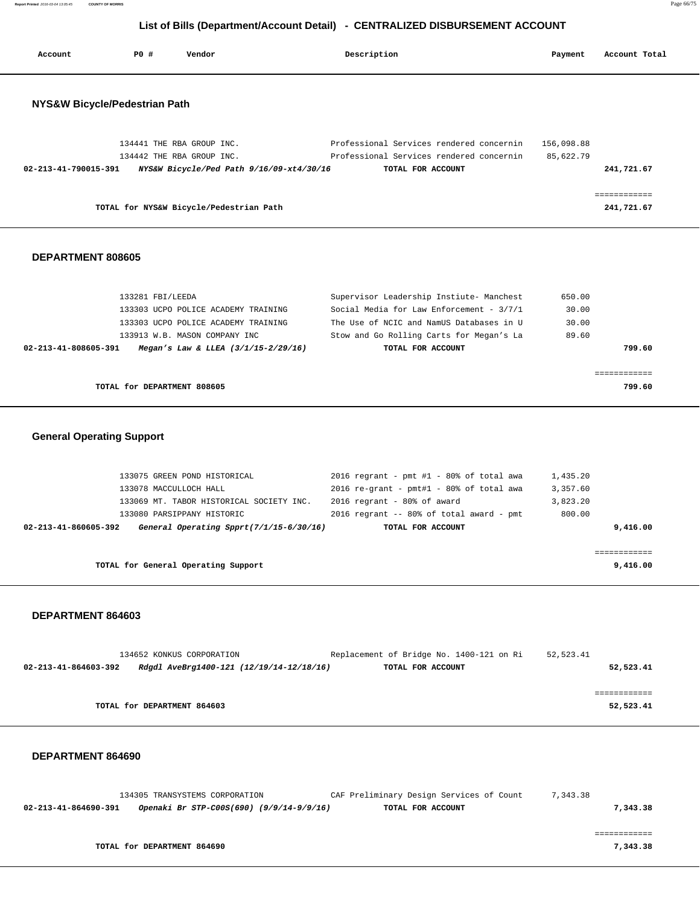## List of Bills (Department/Account Detail) - CENTRALIZED DISBURSEMENT ACCOUNT

| Account | PO # | Vendor | Description | Payment | Account Total |
|---|---|---|---|---|---|

### NYS&W Bicycle/Pedestrian Path

| Account | PO # | Vendor | Description | Payment | Account Total |
|---|---|---|---|---|---|
| | 134441 | THE RBA GROUP INC. | Professional Services rendered concernin | 156,098.88 | |
| | 134442 | THE RBA GROUP INC. | Professional Services rendered concernin | 85,622.79 | |
| **02-213-41-790015-391** | | ***NYS&W Bicycle/Ped Path 9/16/09-xt4/30/16*** | **TOTAL FOR ACCOUNT** | | **241,721.67** |
| | | | | | ============ |
| | | **TOTAL for NYS&W Bicycle/Pedestrian Path** | | | **241,721.67** |

### DEPARTMENT 808605

| Account | PO # | Vendor | Description | Payment | Account Total |
|---|---|---|---|---|---|
| | 133281 | FBI/LEEDA | Supervisor Leadership Instiute- Manchest | 650.00 | |
| | 133303 | UCPO POLICE ACADEMY TRAINING | Social Media for Law Enforcement - 3/7/1 | 30.00 | |
| | 133303 | UCPO POLICE ACADEMY TRAINING | The Use of NCIC and NamUS Databases in U | 30.00 | |
| | 133913 | W.B. MASON COMPANY INC | Stow and Go Rolling Carts for Megan's La | 89.60 | |
| **02-213-41-808605-391** | | ***Megan's Law & LLEA (3/1/15-2/29/16)*** | **TOTAL FOR ACCOUNT** | | **799.60** |
| | | | | | ============ |
| | | **TOTAL for DEPARTMENT 808605** | | | **799.60** |

### General Operating Support

| Account | PO # | Vendor | Description | Payment | Account Total |
|---|---|---|---|---|---|
| | 133075 | GREEN POND HISTORICAL | 2016 regrant - pmt #1 - 80% of total awa | 1,435.20 | |
| | 133078 | MACCULLOCH HALL | 2016 re-grant - pmt#1 - 80% of total awa | 3,357.60 | |
| | 133069 | MT. TABOR HISTORICAL SOCIETY INC. | 2016 regrant - 80% of award | 3,823.20 | |
| | 133080 | PARSIPPANY HISTORIC | 2016 regrant -- 80% of total award - pmt | 800.00 | |
| **02-213-41-860605-392** | | ***General Operating Spprt(7/1/15-6/30/16)*** | **TOTAL FOR ACCOUNT** | | **9,416.00** |
| | | | | | ============ |
| | | **TOTAL for General Operating Support** | | | **9,416.00** |

### DEPARTMENT 864603

| Account | PO # | Vendor | Description | Payment | Account Total |
|---|---|---|---|---|---|
| | 134652 | KONKUS CORPORATION | Replacement of Bridge No. 1400-121 on Ri | 52,523.41 | |
| **02-213-41-864603-392** | | ***Rdgdl AveBrg1400-121 (12/19/14-12/18/16)*** | **TOTAL FOR ACCOUNT** | | **52,523.41** |
| | | | | | ============ |
| | | **TOTAL for DEPARTMENT 864603** | | | **52,523.41** |

### DEPARTMENT 864690

| Account | PO # | Vendor | Description | Payment | Account Total |
|---|---|---|---|---|---|
| | 134305 | TRANSYSTEMS CORPORATION | CAF Preliminary Design Services of Count | 7,343.38 | |
| **02-213-41-864690-391** | | ***Openaki Br STP-C00S(690) (9/9/14-9/9/16)*** | **TOTAL FOR ACCOUNT** | | **7,343.38** |
| | | | | | ============ |
| | | **TOTAL for DEPARTMENT 864690** | | | **7,343.38** |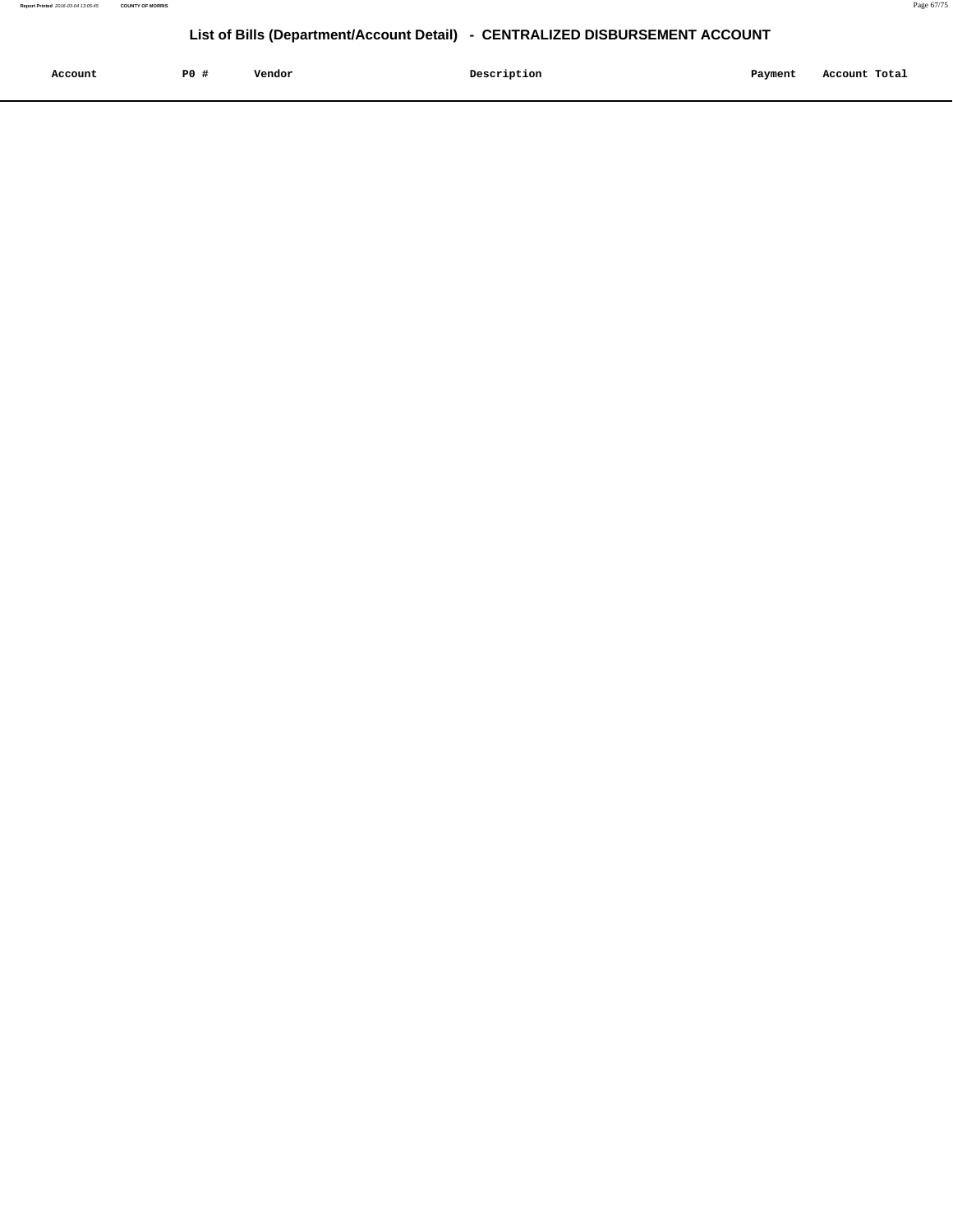## List of Bills (Department/Account Detail) - CENTRALIZED DISBURSEMENT ACCOUNT

| Account | PO # | Vendor | Description | Payment | Account Total |
|---|---|---|---|---|---|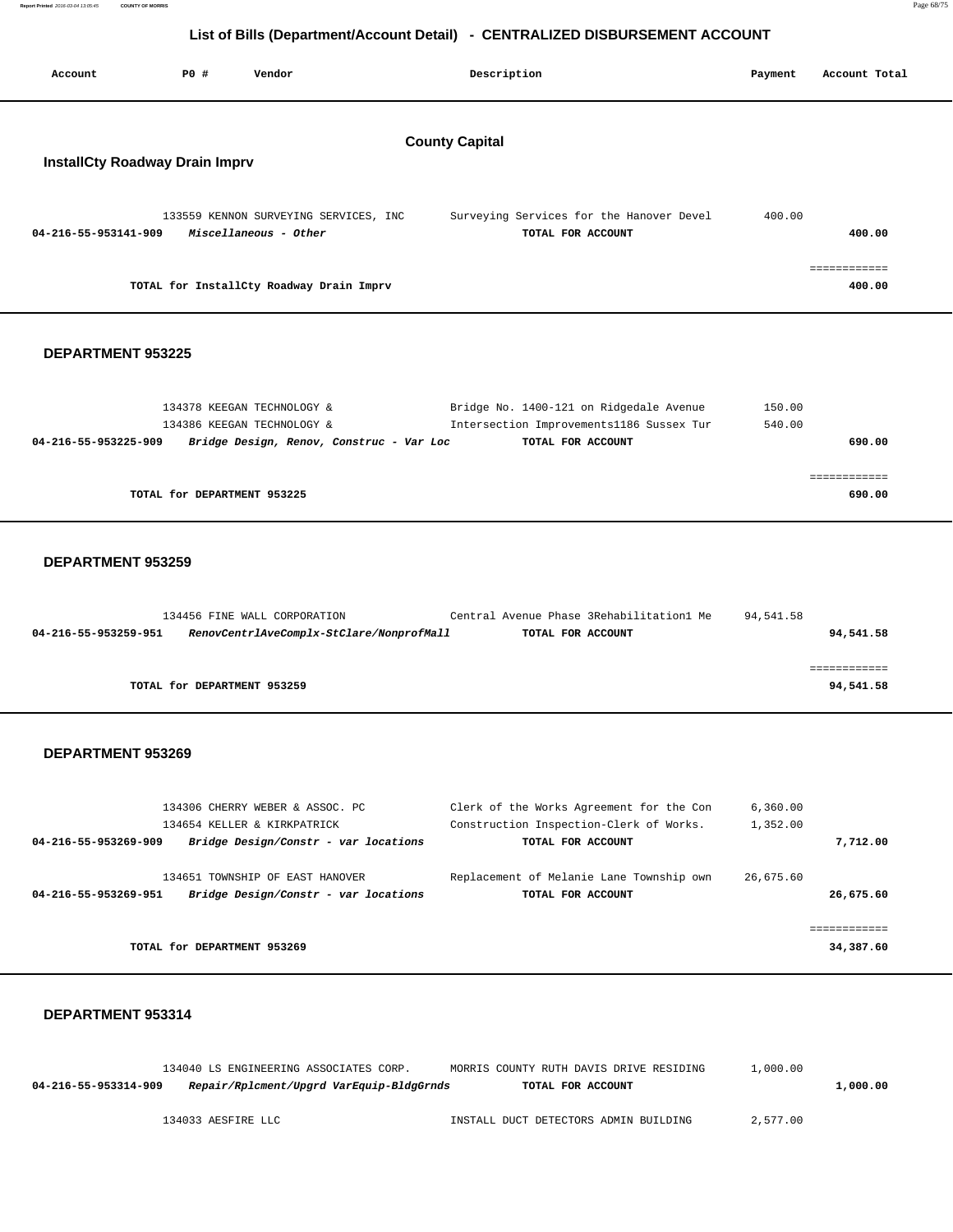## List of Bills (Department/Account Detail) - CENTRALIZED DISBURSEMENT ACCOUNT

| Account | PO # | Vendor | Description | Payment | Account Total |
|---|---|---|---|---|---|

### County Capital

#### InstallCty Roadway Drain Imprv

| Account | PO # | Vendor | Description | Payment | Account Total |
|---|---|---|---|---|---|
| | 133559 | KENNON SURVEYING SERVICES, INC | Surveying Services for the Hanover Devel | 400.00 | |
| **04-216-55-953141-909** | | ***Miscellaneous - Other*** | **TOTAL FOR ACCOUNT** | | **400.00** |
| | | **TOTAL for InstallCty Roadway Drain Imprv** | | | **400.00** |

#### DEPARTMENT 953225

| Account | PO # | Vendor | Description | Payment | Account Total |
|---|---|---|---|---|---|
| | 134378 | KEEGAN TECHNOLOGY & | Bridge No. 1400-121 on Ridgedale Avenue | 150.00 | |
| | 134386 | KEEGAN TECHNOLOGY & | Intersection Improvements1186 Sussex Tur | 540.00 | |
| **04-216-55-953225-909** | | ***Bridge Design, Renov, Construc - Var Loc*** | **TOTAL FOR ACCOUNT** | | **690.00** |
| | | **TOTAL for DEPARTMENT 953225** | | | **690.00** |

#### DEPARTMENT 953259

| Account | PO # | Vendor | Description | Payment | Account Total |
|---|---|---|---|---|---|
| | 134456 | FINE WALL CORPORATION | Central Avenue Phase 3Rehabilitation1 Me | 94,541.58 | |
| **04-216-55-953259-951** | | ***RenovCentrlAveComplx-StClare/NonprofMall*** | **TOTAL FOR ACCOUNT** | | **94,541.58** |
| | | **TOTAL for DEPARTMENT 953259** | | | **94,541.58** |

#### DEPARTMENT 953269

| Account | PO # | Vendor | Description | Payment | Account Total |
|---|---|---|---|---|---|
| | 134306 | CHERRY WEBER & ASSOC. PC | Clerk of the Works Agreement for the Con | 6,360.00 | |
| | 134654 | KELLER & KIRKPATRICK | Construction Inspection-Clerk of Works. | 1,352.00 | |
| **04-216-55-953269-909** | | ***Bridge Design/Constr - var locations*** | **TOTAL FOR ACCOUNT** | | **7,712.00** |
| | 134651 | TOWNSHIP OF EAST HANOVER | Replacement of Melanie Lane Township own | 26,675.60 | |
| **04-216-55-953269-951** | | ***Bridge Design/Constr - var locations*** | **TOTAL FOR ACCOUNT** | | **26,675.60** |
| | | **TOTAL for DEPARTMENT 953269** | | | **34,387.60** |

#### DEPARTMENT 953314

| Account | PO # | Vendor | Description | Payment | Account Total |
|---|---|---|---|---|---|
| | 134040 | LS ENGINEERING ASSOCIATES CORP. | MORRIS COUNTY RUTH DAVIS DRIVE RESIDING | 1,000.00 | |
| **04-216-55-953314-909** | | ***Repair/Rplcment/Upgrd VarEquip-BldgGrnds*** | **TOTAL FOR ACCOUNT** | | **1,000.00** |
| | 134033 | AESFIRE LLC | INSTALL DUCT DETECTORS ADMIN BUILDING | 2,577.00 | |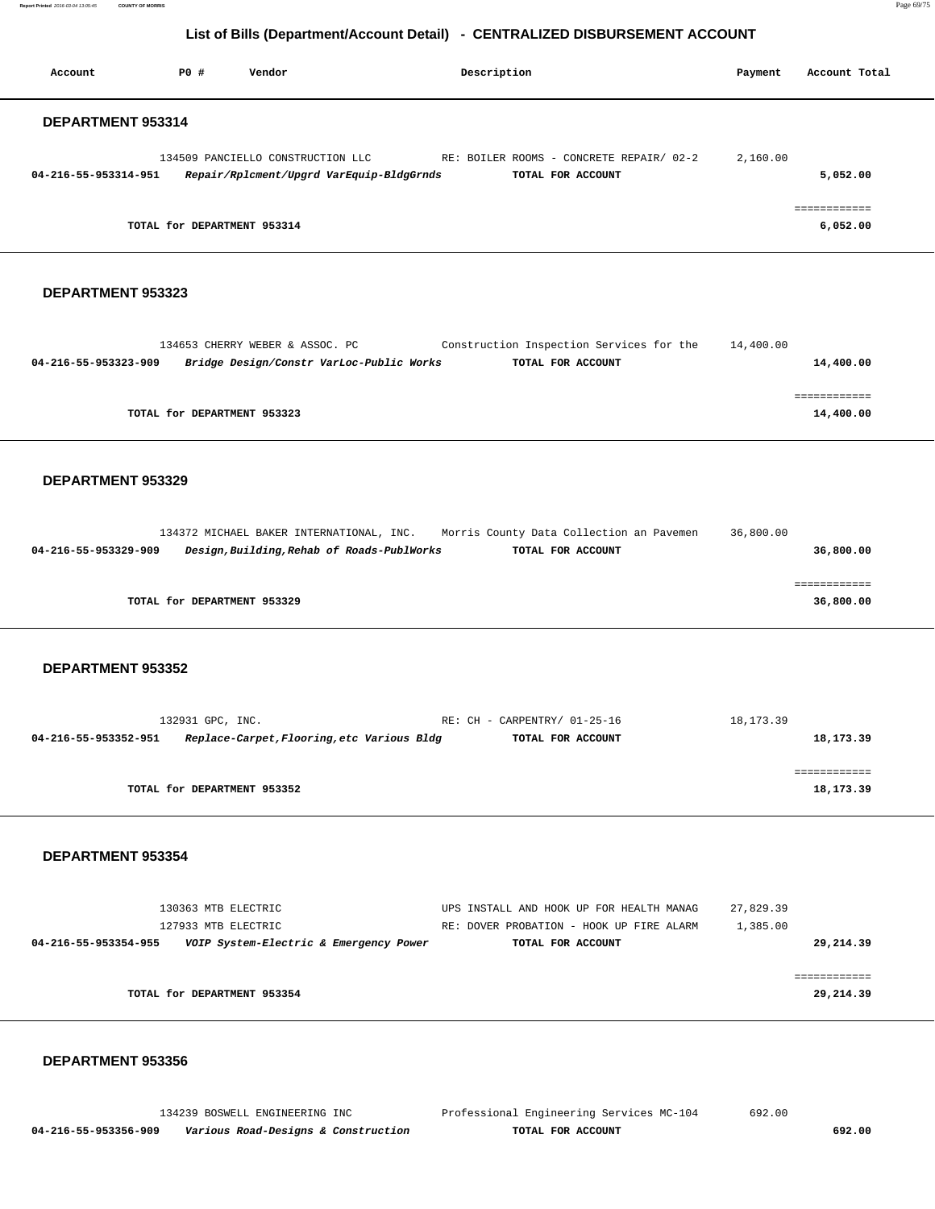## List of Bills (Department/Account Detail) - CENTRALIZED DISBURSEMENT ACCOUNT

| Account | PO # | Vendor | Description | Payment | Account Total |
|---|---|---|---|---|---|

### DEPARTMENT 953314

| Account | PO # | Vendor | Description | Payment | Account Total |
|---|---|---|---|---|---|
| | 134509 | PANCIELLO CONSTRUCTION LLC | RE: BOILER ROOMS - CONCRETE REPAIR/ 02-2 | 2,160.00 | |
| 04-216-55-953314-951 | | *Repair/Rplcment/Upgrd VarEquip-BldgGrnds* | TOTAL FOR ACCOUNT | | 5,052.00 |
| | | | | | ============ |
| | | TOTAL for DEPARTMENT 953314 | | | 6,052.00 |

### DEPARTMENT 953323

| Account | PO # | Vendor | Description | Payment | Account Total |
|---|---|---|---|---|---|
| | 134653 | CHERRY WEBER & ASSOC. PC | Construction Inspection Services for the | 14,400.00 | |
| 04-216-55-953323-909 | | *Bridge Design/Constr VarLoc-Public Works* | TOTAL FOR ACCOUNT | | 14,400.00 |
| | | | | | ============ |
| | | TOTAL for DEPARTMENT 953323 | | | 14,400.00 |

### DEPARTMENT 953329

| Account | PO # | Vendor | Description | Payment | Account Total |
|---|---|---|---|---|---|
| | 134372 | MICHAEL BAKER INTERNATIONAL, INC. | Morris County Data Collection an Pavemen | 36,800.00 | |
| 04-216-55-953329-909 | | *Design,Building,Rehab of Roads-PublWorks* | TOTAL FOR ACCOUNT | | 36,800.00 |
| | | | | | ============ |
| | | TOTAL for DEPARTMENT 953329 | | | 36,800.00 |

### DEPARTMENT 953352

| Account | PO # | Vendor | Description | Payment | Account Total |
|---|---|---|---|---|---|
| | 132931 | GPC, INC. | RE: CH - CARPENTRY/ 01-25-16 | 18,173.39 | |
| 04-216-55-953352-951 | | *Replace-Carpet,Flooring,etc Various Bldg* | TOTAL FOR ACCOUNT | | 18,173.39 |
| | | | | | ============ |
| | | TOTAL for DEPARTMENT 953352 | | | 18,173.39 |

### DEPARTMENT 953354

| Account | PO # | Vendor | Description | Payment | Account Total |
|---|---|---|---|---|---|
| | 130363 | MTB ELECTRIC | UPS INSTALL AND HOOK UP FOR HEALTH MANAG | 27,829.39 | |
| | 127933 | MTB ELECTRIC | RE: DOVER PROBATION - HOOK UP FIRE ALARM | 1,385.00 | |
| 04-216-55-953354-955 | | *VOIP System-Electric & Emergency Power* | TOTAL FOR ACCOUNT | | 29,214.39 |
| | | | | | ============ |
| | | TOTAL for DEPARTMENT 953354 | | | 29,214.39 |

### DEPARTMENT 953356

| Account | PO # | Vendor | Description | Payment | Account Total |
|---|---|---|---|---|---|
| | 134239 | BOSWELL ENGINEERING INC | Professional Engineering Services MC-104 | 692.00 | |
| 04-216-55-953356-909 | | *Various Road-Designs & Construction* | TOTAL FOR ACCOUNT | | 692.00 |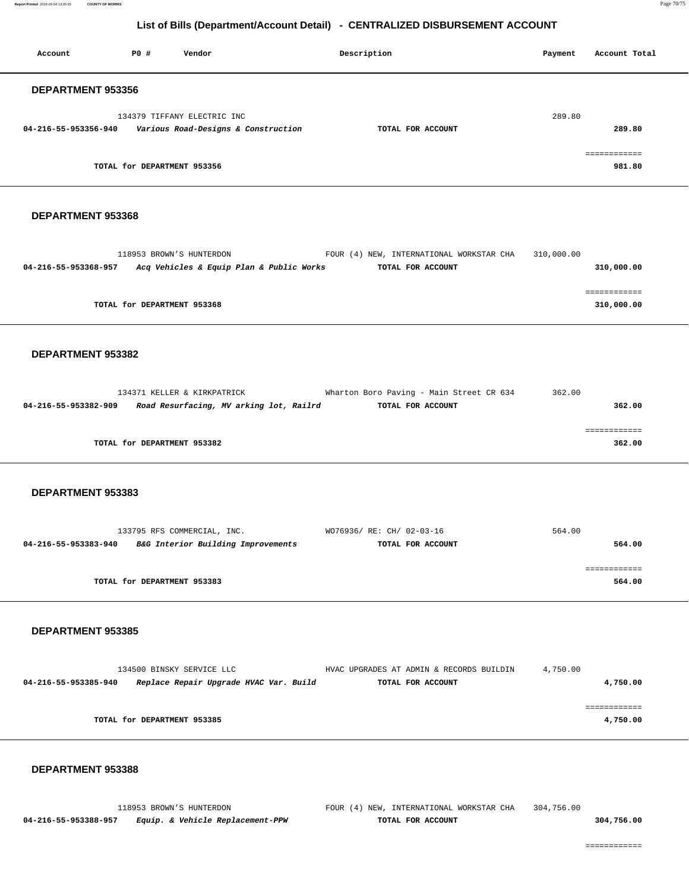## List of Bills (Department/Account Detail) - CENTRALIZED DISBURSEMENT ACCOUNT

| Account | PO # | Vendor | Description | Payment | Account Total |
|---|---|---|---|---|---|

### DEPARTMENT 953356

| Account | PO # | Vendor | Description | Payment | Account Total |
|---|---|---|---|---|---|
| | 134379 | TIFFANY ELECTRIC INC | | 289.80 | |
| 04-216-55-953356-940 | | *Various Road-Designs & Construction* | TOTAL FOR ACCOUNT | | 289.80 |

============

**TOTAL for DEPARTMENT 953356** 981.80

### DEPARTMENT 953368

| Account | PO # | Vendor | Description | Payment | Account Total |
|---|---|---|---|---|---|
| | 118953 | BROWN'S HUNTERDON | FOUR (4) NEW, INTERNATIONAL WORKSTAR CHA | 310,000.00 | |
| 04-216-55-953368-957 | | *Acq Vehicles & Equip Plan & Public Works* | TOTAL FOR ACCOUNT | | 310,000.00 |

============

**TOTAL for DEPARTMENT 953368** 310,000.00

### DEPARTMENT 953382

| Account | PO # | Vendor | Description | Payment | Account Total |
|---|---|---|---|---|---|
| | 134371 | KELLER & KIRKPATRICK | Wharton Boro Paving - Main Street CR 634 | 362.00 | |
| 04-216-55-953382-909 | | *Road Resurfacing, MV arking lot, Railrd* | TOTAL FOR ACCOUNT | | 362.00 |

============

**TOTAL for DEPARTMENT 953382** 362.00

### DEPARTMENT 953383

| Account | PO # | Vendor | Description | Payment | Account Total |
|---|---|---|---|---|---|
| | 133795 | RFS COMMERCIAL, INC. | WO76936/ RE: CH/ 02-03-16 | 564.00 | |
| 04-216-55-953383-940 | | *B&G Interior Building Improvements* | TOTAL FOR ACCOUNT | | 564.00 |

============

**TOTAL for DEPARTMENT 953383** 564.00

### DEPARTMENT 953385

| Account | PO # | Vendor | Description | Payment | Account Total |
|---|---|---|---|---|---|
| | 134500 | BINSKY SERVICE LLC | HVAC UPGRADES AT ADMIN & RECORDS BUILDIN | 4,750.00 | |
| 04-216-55-953385-940 | | *Replace Repair Upgrade HVAC Var. Build* | TOTAL FOR ACCOUNT | | 4,750.00 |

============

**TOTAL for DEPARTMENT 953385** 4,750.00

### DEPARTMENT 953388

| Account | PO # | Vendor | Description | Payment | Account Total |
|---|---|---|---|---|---|
| | 118953 | BROWN'S HUNTERDON | FOUR (4) NEW, INTERNATIONAL WORKSTAR CHA | 304,756.00 | |
| 04-216-55-953388-957 | | *Equip. & Vehicle Replacement-PPW* | TOTAL FOR ACCOUNT | | 304,756.00 |

============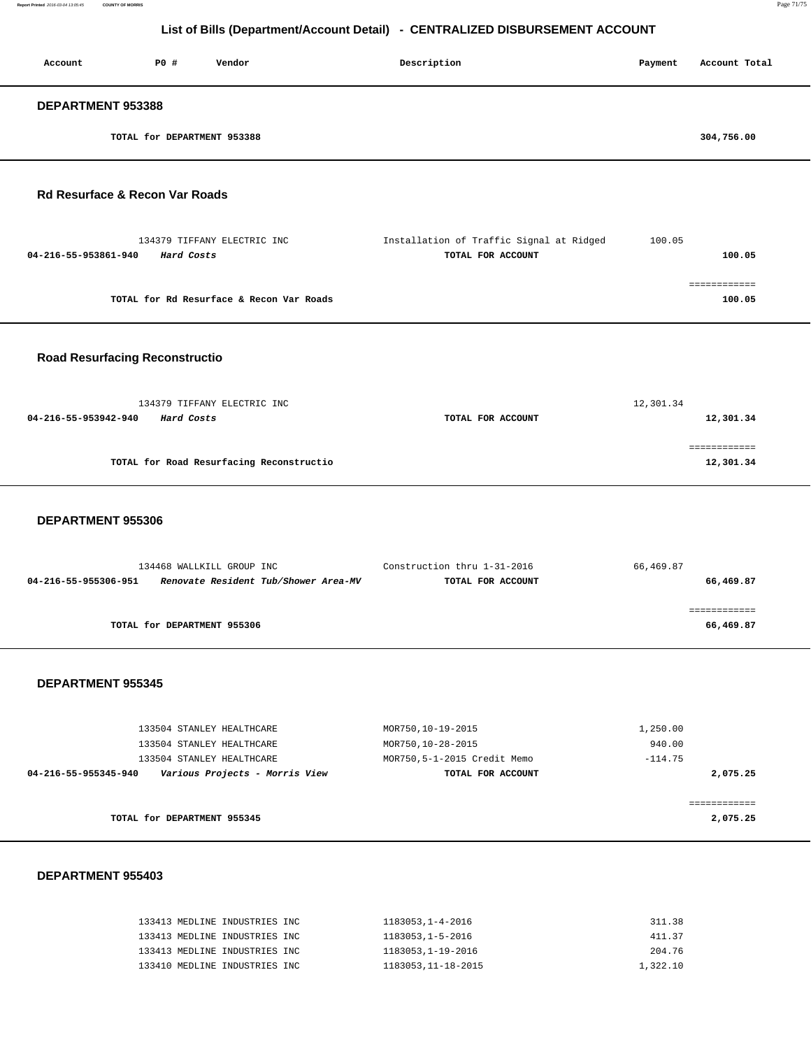## List of Bills (Department/Account Detail) - CENTRALIZED DISBURSEMENT ACCOUNT

| Account | PO # | Vendor | Description | Payment | Account Total |
|---|---|---|---|---|---|

### DEPARTMENT 953388

| | | | | | |
|---|---|---|---|---|---|
| | TOTAL for DEPARTMENT 953388 | | | | 304,756.00 |

### Rd Resurface & Recon Var Roads

| Account | PO # | Vendor | Description | Payment | Account Total |
|---|---|---|---|---|---|
| | 134379 | TIFFANY ELECTRIC INC | Installation of Traffic Signal at Ridged | 100.05 | |
| 04-216-55-953861-940 | *Hard Costs* | | TOTAL FOR ACCOUNT | | 100.05 |
| | | | | | ============ |
| | TOTAL for Rd Resurface & Recon Var Roads | | | | 100.05 |

### Road Resurfacing Reconstructio

| Account | PO # | Vendor | Description | Payment | Account Total |
|---|---|---|---|---|---|
| | 134379 | TIFFANY ELECTRIC INC | | 12,301.34 | |
| 04-216-55-953942-940 | *Hard Costs* | | TOTAL FOR ACCOUNT | | 12,301.34 |
| | | | | | ============ |
| | TOTAL for Road Resurfacing Reconstructio | | | | 12,301.34 |

### DEPARTMENT 955306

| Account | PO # | Vendor | Description | Payment | Account Total |
|---|---|---|---|---|---|
| | 134468 | WALLKILL GROUP INC | Construction thru 1-31-2016 | 66,469.87 | |
| 04-216-55-955306-951 | *Renovate Resident Tub/Shower Area-MV* | | TOTAL FOR ACCOUNT | | 66,469.87 |
| | | | | | ============ |
| | TOTAL for DEPARTMENT 955306 | | | | 66,469.87 |

### DEPARTMENT 955345

| Account | PO # | Vendor | Description | Payment | Account Total |
|---|---|---|---|---|---|
| | 133504 | STANLEY HEALTHCARE | MOR750,10-19-2015 | 1,250.00 | |
| | 133504 | STANLEY HEALTHCARE | MOR750,10-28-2015 | 940.00 | |
| | 133504 | STANLEY HEALTHCARE | MOR750,5-1-2015 Credit Memo | -114.75 | |
| 04-216-55-955345-940 | *Various Projects - Morris View* | | TOTAL FOR ACCOUNT | | 2,075.25 |
| | | | | | ============ |
| | TOTAL for DEPARTMENT 955345 | | | | 2,075.25 |

### DEPARTMENT 955403

| Account | PO # | Vendor | Description | Payment | Account Total |
|---|---|---|---|---|---|
| | 133413 | MEDLINE INDUSTRIES INC | 1183053,1-4-2016 | 311.38 | |
| | 133413 | MEDLINE INDUSTRIES INC | 1183053,1-5-2016 | 411.37 | |
| | 133413 | MEDLINE INDUSTRIES INC | 1183053,1-19-2016 | 204.76 | |
| | 133410 | MEDLINE INDUSTRIES INC | 1183053,11-18-2015 | 1,322.10 | |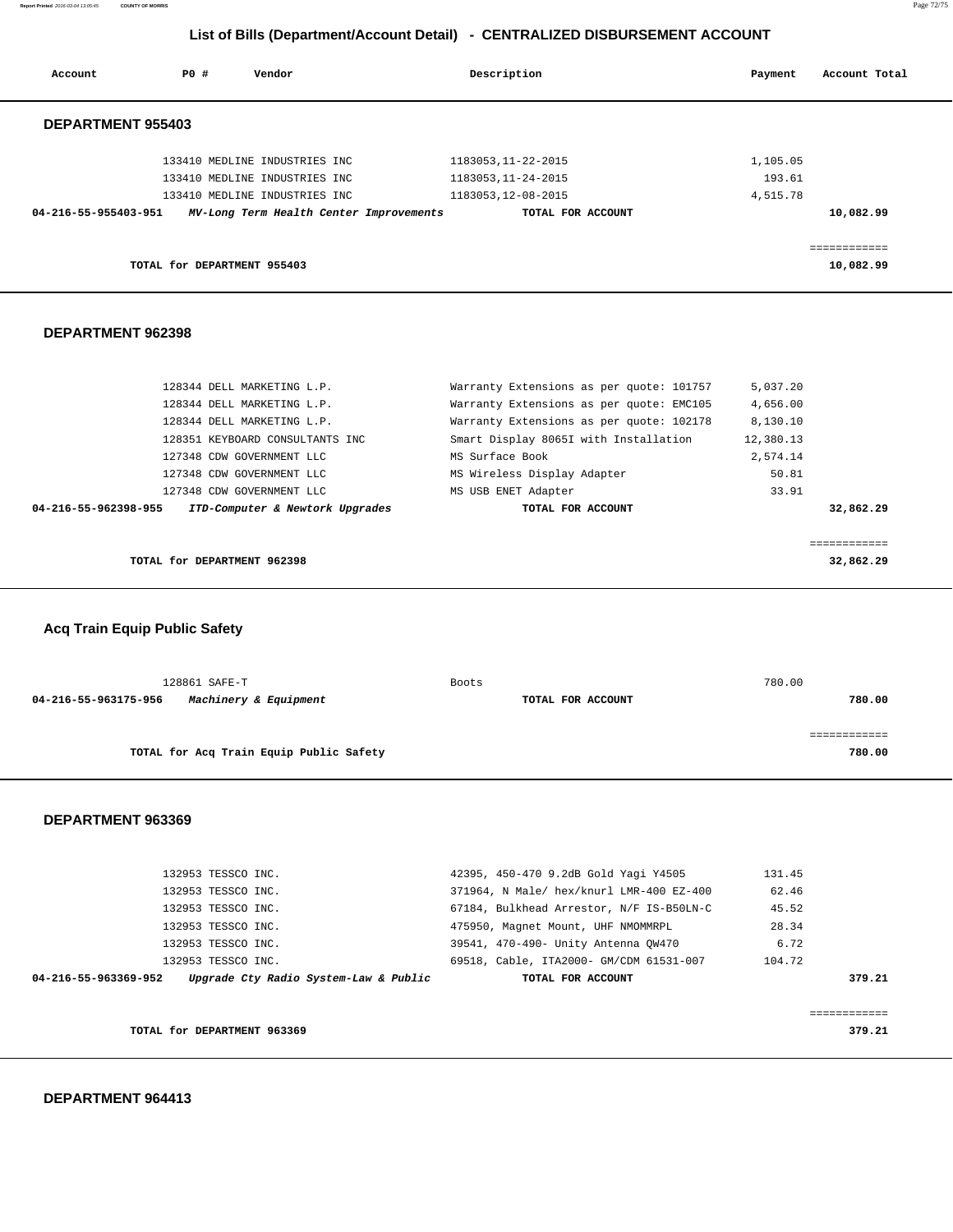## List of Bills (Department/Account Detail) - CENTRALIZED DISBURSEMENT ACCOUNT

| Account | PO # | Vendor | Description | Payment | Account Total |
|---|---|---|---|---|---|

### DEPARTMENT 955403

| Account | PO # | Vendor | Description | Payment | Account Total |
|---|---|---|---|---|---|
| | 133410 | MEDLINE INDUSTRIES INC | 1183053,11-22-2015 | 1,105.05 | |
| | 133410 | MEDLINE INDUSTRIES INC | 1183053,11-24-2015 | 193.61 | |
| | 133410 | MEDLINE INDUSTRIES INC | 1183053,12-08-2015 | 4,515.78 | |
| 04-216-55-955403-951 | | *MV-Long Term Health Center Improvements* | TOTAL FOR ACCOUNT | | 10,082.99 |

TOTAL for DEPARTMENT 955403 — 10,082.99

### DEPARTMENT 962398

| Account | PO # | Vendor | Description | Payment | Account Total |
|---|---|---|---|---|---|
| | 128344 | DELL MARKETING L.P. | Warranty Extensions as per quote: 101757 | 5,037.20 | |
| | 128344 | DELL MARKETING L.P. | Warranty Extensions as per quote: EMC105 | 4,656.00 | |
| | 128344 | DELL MARKETING L.P. | Warranty Extensions as per quote: 102178 | 8,130.10 | |
| | 128351 | KEYBOARD CONSULTANTS INC | Smart Display 8065I with Installation | 12,380.13 | |
| | 127348 | CDW GOVERNMENT LLC | MS Surface Book | 2,574.14 | |
| | 127348 | CDW GOVERNMENT LLC | MS Wireless Display Adapter | 50.81 | |
| | 127348 | CDW GOVERNMENT LLC | MS USB ENET Adapter | 33.91 | |
| 04-216-55-962398-955 | | *ITD-Computer & Newtork Upgrades* | TOTAL FOR ACCOUNT | | 32,862.29 |

TOTAL for DEPARTMENT 962398 — 32,862.29

### Acq Train Equip Public Safety

| Account | PO # | Vendor | Description | Payment | Account Total |
|---|---|---|---|---|---|
| | 128861 | SAFE-T | Boots | 780.00 | |
| 04-216-55-963175-956 | | *Machinery & Equipment* | TOTAL FOR ACCOUNT | | 780.00 |

TOTAL for Acq Train Equip Public Safety — 780.00

### DEPARTMENT 963369

| Account | PO # | Vendor | Description | Payment | Account Total |
|---|---|---|---|---|---|
| | 132953 | TESSCO INC. | 42395, 450-470 9.2dB Gold Yagi Y4505 | 131.45 | |
| | 132953 | TESSCO INC. | 371964, N Male/ hex/knurl LMR-400 EZ-400 | 62.46 | |
| | 132953 | TESSCO INC. | 67184, Bulkhead Arrestor, N/F IS-B50LN-C | 45.52 | |
| | 132953 | TESSCO INC. | 475950, Magnet Mount, UHF NMOMMRPL | 28.34 | |
| | 132953 | TESSCO INC. | 39541, 470-490- Unity Antenna QW470 | 6.72 | |
| | 132953 | TESSCO INC. | 69518, Cable, ITA2000- GM/CDM 61531-007 | 104.72 | |
| 04-216-55-963369-952 | | *Upgrade Cty Radio System-Law & Public* | TOTAL FOR ACCOUNT | | 379.21 |

TOTAL for DEPARTMENT 963369 — 379.21

### DEPARTMENT 964413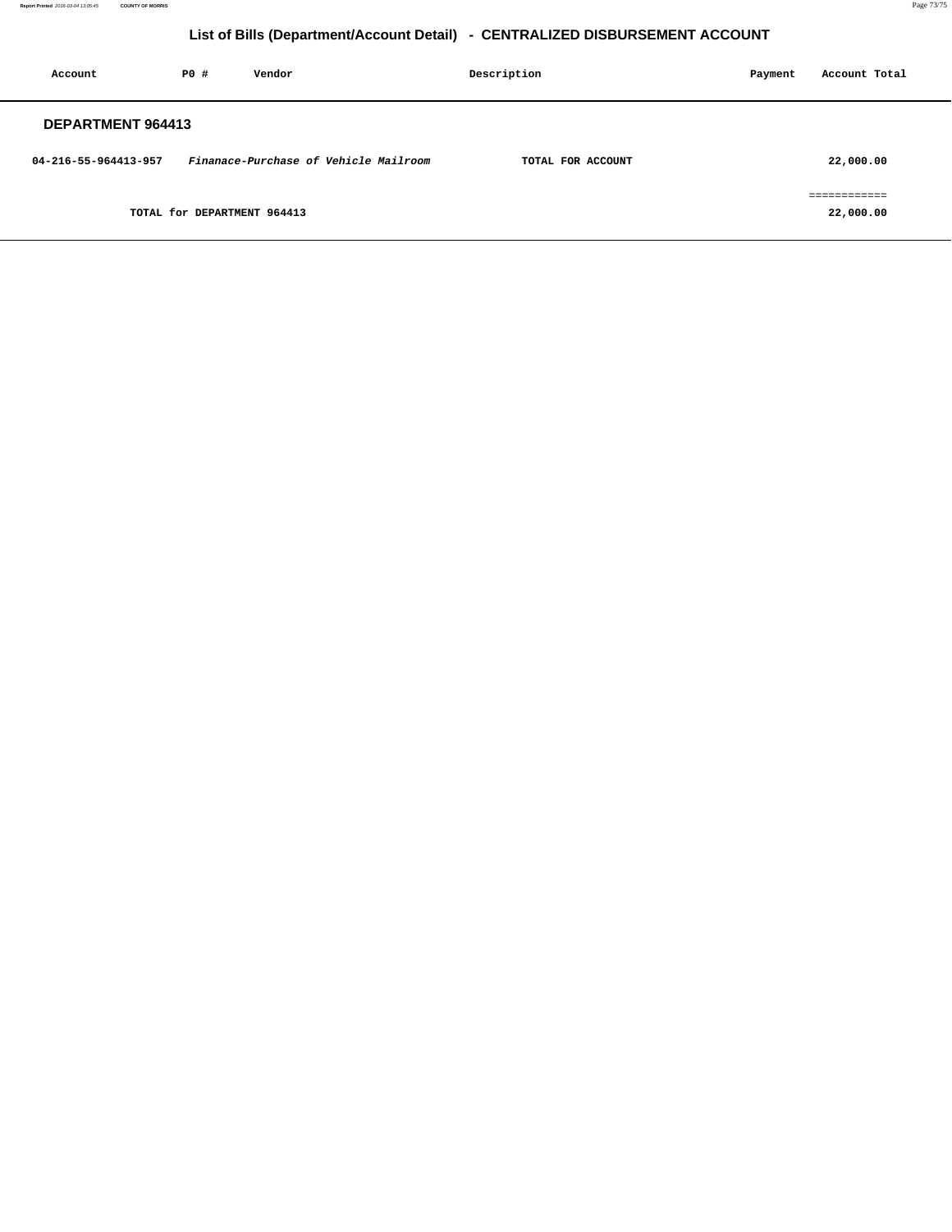# List of Bills (Department/Account Detail) - CENTRALIZED DISBURSEMENT ACCOUNT

| Account | PO # | Vendor | Description | Payment | Account Total |
|---|---|---|---|---|---|

## DEPARTMENT 964413

| Account | PO # | Vendor | Description | Payment | Account Total |
|---|---|---|---|---|---|
| 04-216-55-964413-957 | *Finanace-Purchase of Vehicle Mailroom* | | TOTAL FOR ACCOUNT | | 22,000.00 |
| | | | | | ============ |
| | TOTAL for DEPARTMENT 964413 | | | | 22,000.00 |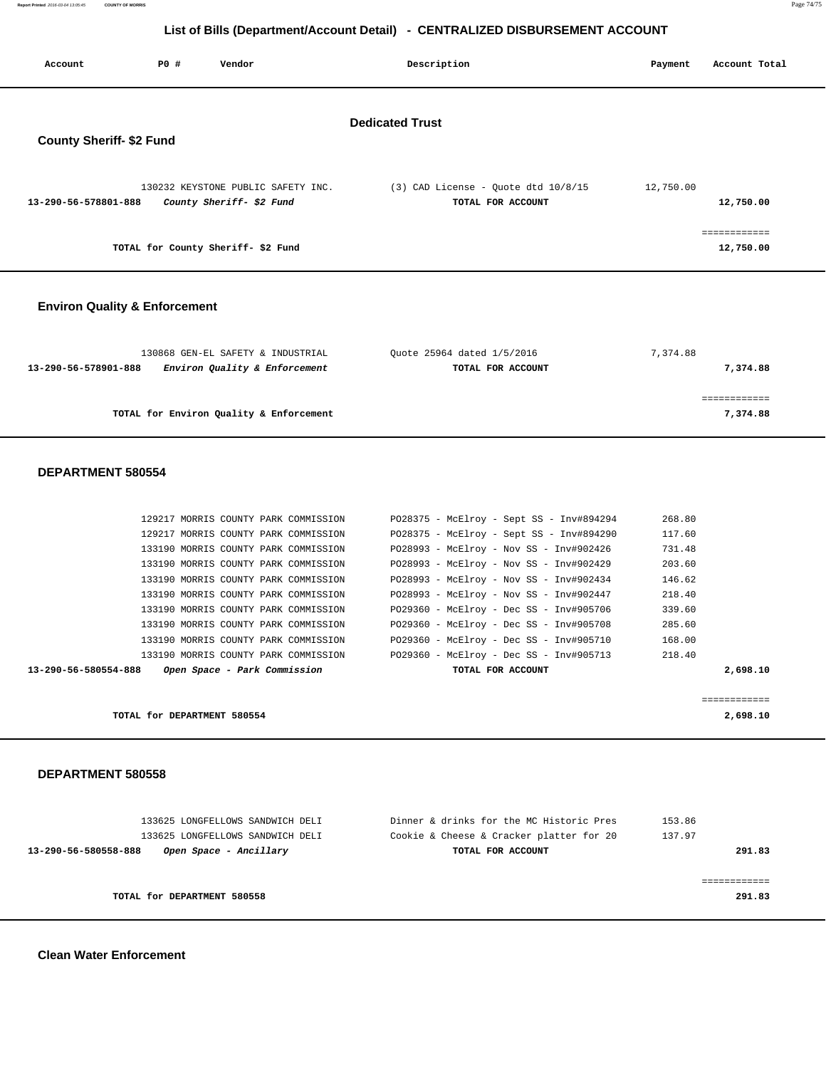## List of Bills (Department/Account Detail) - CENTRALIZED DISBURSEMENT ACCOUNT

| Account | PO # | Vendor | Description | Payment | Account Total |
|---|---|---|---|---|---|

### Dedicated Trust

#### County Sheriff- $2 Fund

| Account | PO # | Vendor | Description | Payment | Account Total |
|---|---|---|---|---|---|
| | 130232 | KEYSTONE PUBLIC SAFETY INC. | (3) CAD License - Quote dtd 10/8/15 | 12,750.00 | |
| 13-290-56-578801-888 | | *County Sheriff- $2 Fund* | TOTAL FOR ACCOUNT | | 12,750.00 |
| | | TOTAL for County Sheriff- $2 Fund | | | 12,750.00 |

#### Environ Quality & Enforcement

| Account | PO # | Vendor | Description | Payment | Account Total |
|---|---|---|---|---|---|
| | 130868 | GEN-EL SAFETY & INDUSTRIAL | Quote 25964 dated 1/5/2016 | 7,374.88 | |
| 13-290-56-578901-888 | | *Environ Quality & Enforcement* | TOTAL FOR ACCOUNT | | 7,374.88 |
| | | TOTAL for Environ Quality & Enforcement | | | 7,374.88 |

#### DEPARTMENT 580554

| Account | PO # | Vendor | Description | Payment | Account Total |
|---|---|---|---|---|---|
| | 129217 | MORRIS COUNTY PARK COMMISSION | PO28375 - McElroy - Sept SS - Inv#894294 | 268.80 | |
| | 129217 | MORRIS COUNTY PARK COMMISSION | PO28375 - McElroy - Sept SS - Inv#894290 | 117.60 | |
| | 133190 | MORRIS COUNTY PARK COMMISSION | PO28993 - McElroy - Nov SS - Inv#902426 | 731.48 | |
| | 133190 | MORRIS COUNTY PARK COMMISSION | PO28993 - McElroy - Nov SS - Inv#902429 | 203.60 | |
| | 133190 | MORRIS COUNTY PARK COMMISSION | PO28993 - McElroy - Nov SS - Inv#902434 | 146.62 | |
| | 133190 | MORRIS COUNTY PARK COMMISSION | PO28993 - McElroy - Nov SS - Inv#902447 | 218.40 | |
| | 133190 | MORRIS COUNTY PARK COMMISSION | PO29360 - McElroy - Dec SS - Inv#905706 | 339.60 | |
| | 133190 | MORRIS COUNTY PARK COMMISSION | PO29360 - McElroy - Dec SS - Inv#905708 | 285.60 | |
| | 133190 | MORRIS COUNTY PARK COMMISSION | PO29360 - McElroy - Dec SS - Inv#905710 | 168.00 | |
| | 133190 | MORRIS COUNTY PARK COMMISSION | PO29360 - McElroy - Dec SS - Inv#905713 | 218.40 | |
| 13-290-56-580554-888 | | *Open Space - Park Commission* | TOTAL FOR ACCOUNT | | 2,698.10 |
| | | TOTAL for DEPARTMENT 580554 | | | 2,698.10 |

#### DEPARTMENT 580558

| Account | PO # | Vendor | Description | Payment | Account Total |
|---|---|---|---|---|---|
| | 133625 | LONGFELLOWS SANDWICH DELI | Dinner & drinks for the MC Historic Pres | 153.86 | |
| | 133625 | LONGFELLOWS SANDWICH DELI | Cookie & Cheese & Cracker platter for 20 | 137.97 | |
| 13-290-56-580558-888 | | *Open Space - Ancillary* | TOTAL FOR ACCOUNT | | 291.83 |
| | | TOTAL for DEPARTMENT 580558 | | | 291.83 |

#### Clean Water Enforcement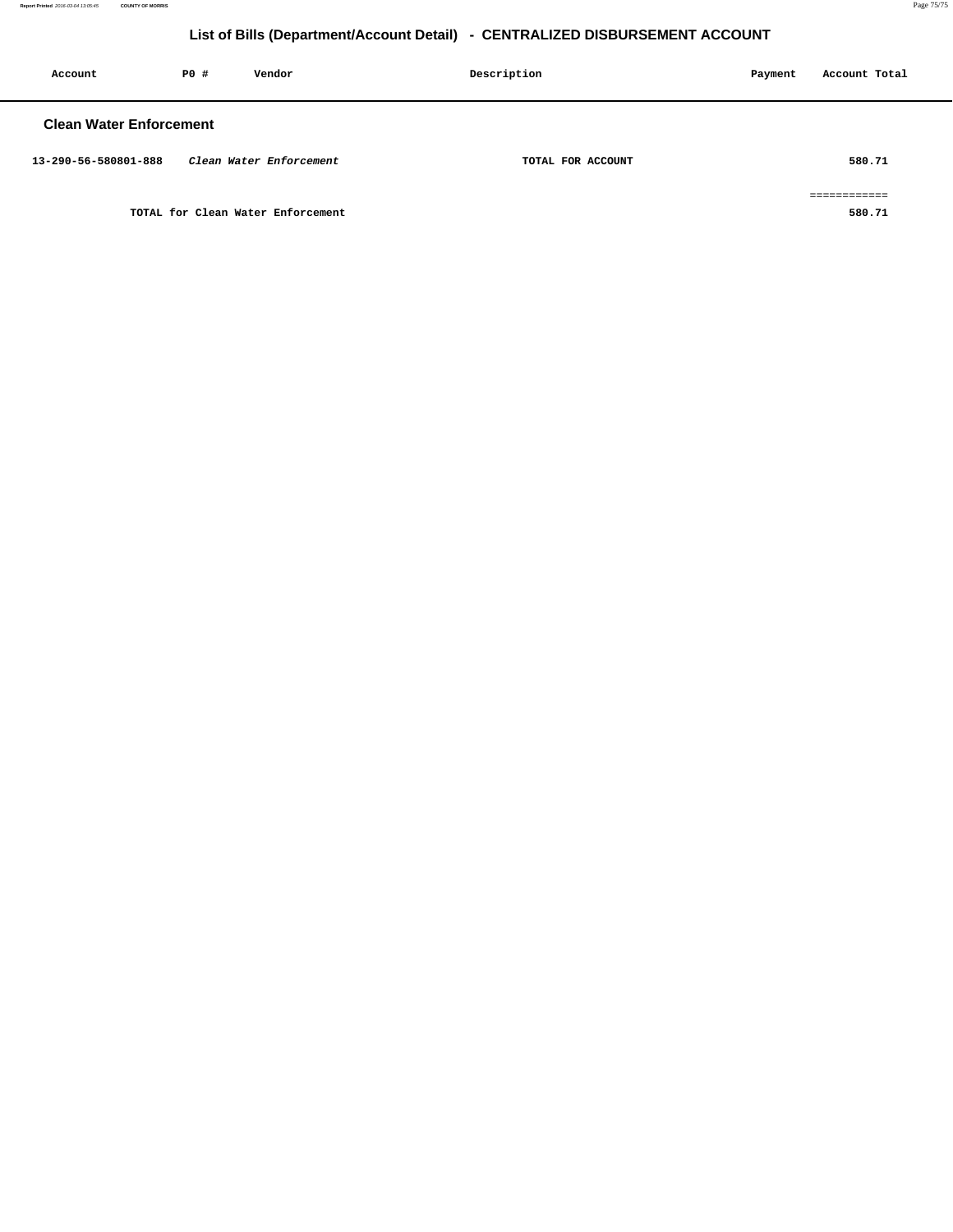# List of Bills (Department/Account Detail) - CENTRALIZED DISBURSEMENT ACCOUNT

| Account | PO # | Vendor | Description | Payment | Account Total |
|---|---|---|---|---|---|

## Clean Water Enforcement

| | | | | | |
|---|---|---|---|---|---|
| 13-290-56-580801-888 | | *Clean Water Enforcement* | TOTAL FOR ACCOUNT | | 580.71 |
| | | | | | ============ |
| | TOTAL for Clean Water Enforcement | | | | 580.71 |